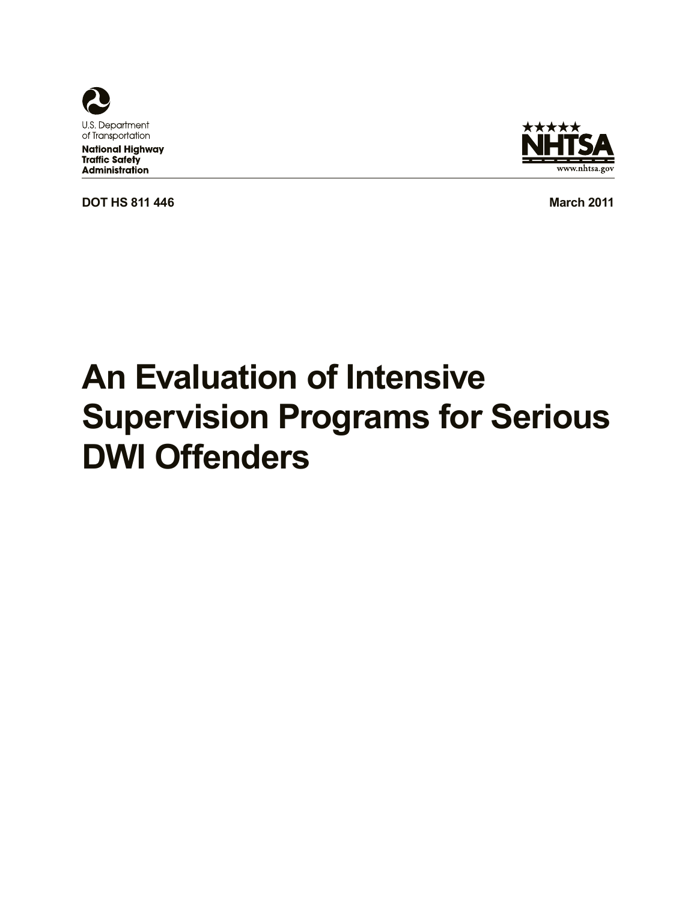U.S. Department of Transportation

**National Highway Traffic Safety Administration**

NHTSA

www.nhtsa.gov

**DOT HS 811 446** **March 2011**

# An Evaluation of Intensive Supervision Programs for Serious DWI Offenders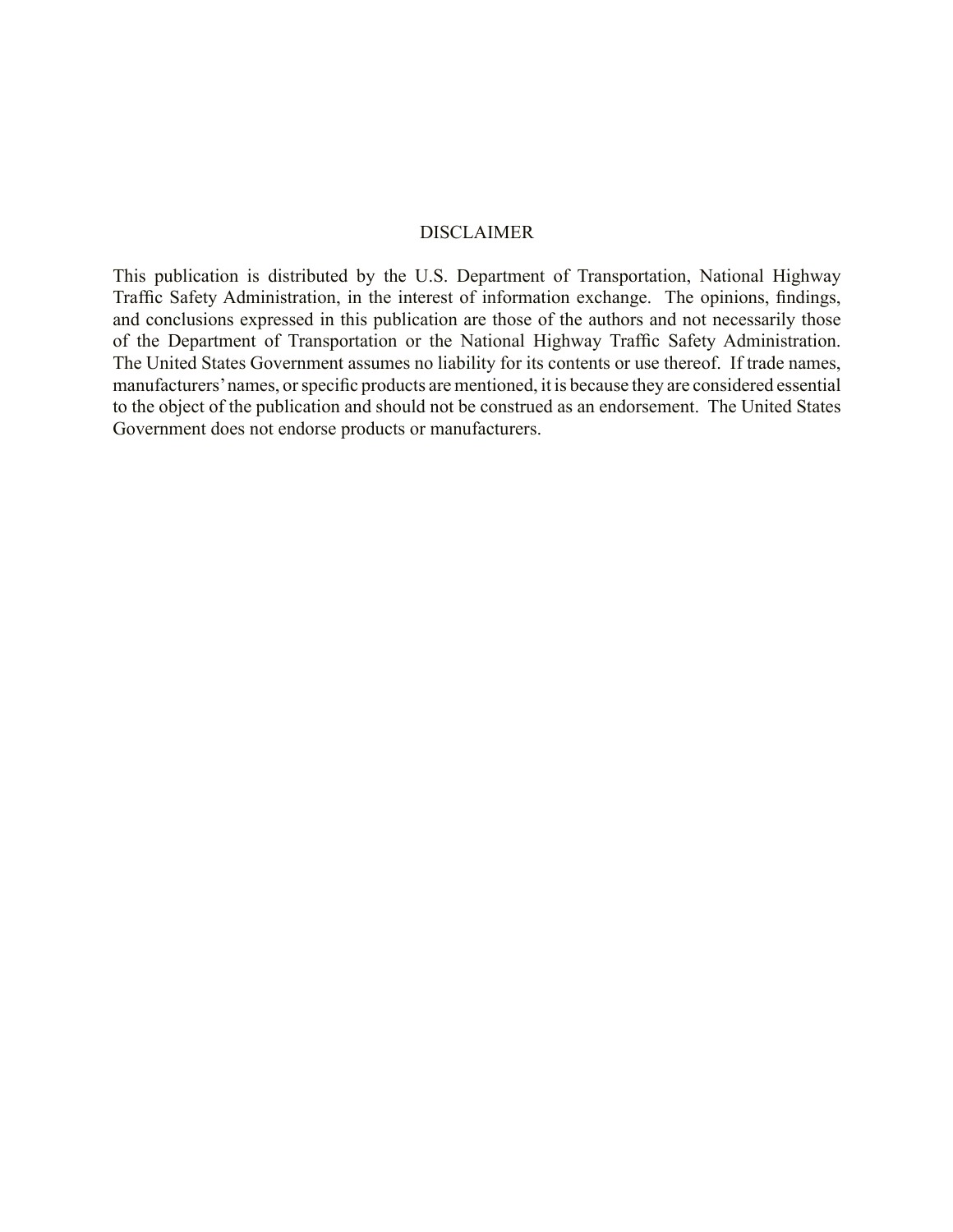# DISCLAIMER

This publication is distributed by the U.S. Department of Transportation, National Highway Traffic Safety Administration, in the interest of information exchange. The opinions, findings, and conclusions expressed in this publication are those of the authors and not necessarily those of the Department of Transportation or the National Highway Traffic Safety Administration. The United States Government assumes no liability for its contents or use thereof. If trade names, manufacturers' names, or specific products are mentioned, it is because they are considered essential to the object of the publication and should not be construed as an endorsement. The United States Government does not endorse products or manufacturers.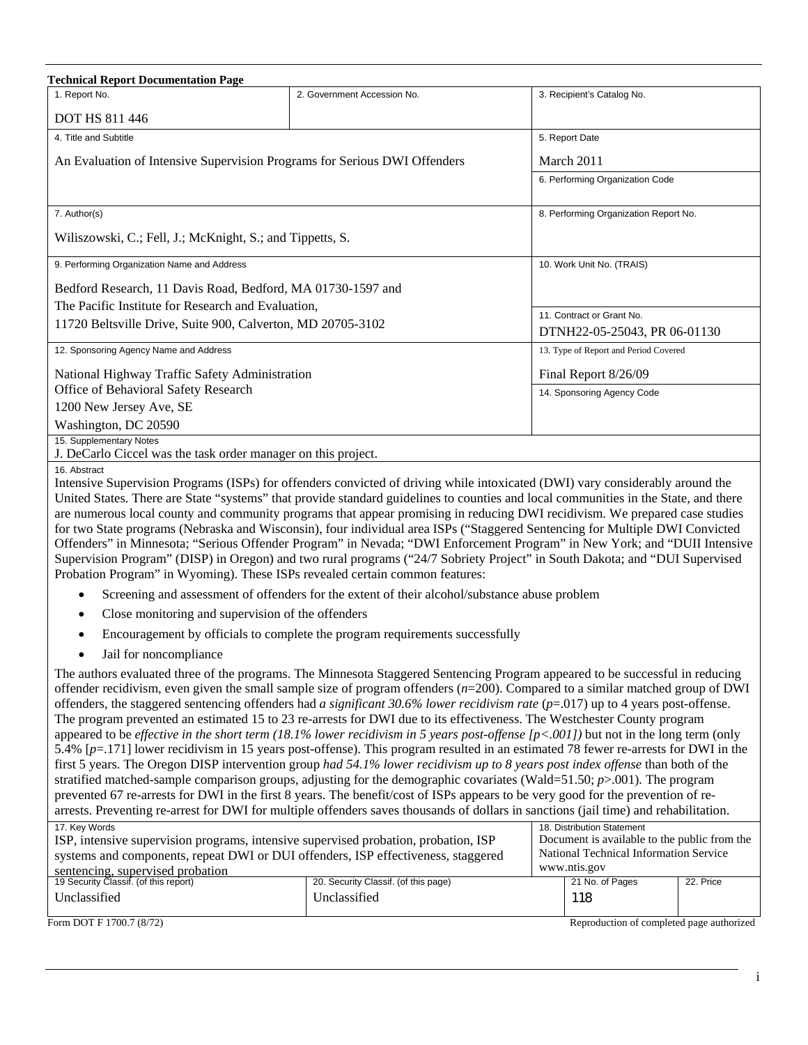**Technical Report Documentation Page**

| 1. Report No. | 2. Government Accession No. | 3. Recipient's Catalog No. |
|---|---|---|
| DOT HS 811 446 | | |
| 4. Title and Subtitle | | 5. Report Date |
| An Evaluation of Intensive Supervision Programs for Serious DWI Offenders | | March 2011 |
| | | 6. Performing Organization Code |
| 7. Author(s) | | 8. Performing Organization Report No. |
| Wiliszowski, C.; Fell, J.; McKnight, S.; and Tippetts, S. | | |
| 9. Performing Organization Name and Address | | 10. Work Unit No. (TRAIS) |
| Bedford Research, 11 Davis Road, Bedford, MA 01730-1597 and The Pacific Institute for Research and Evaluation, 11720 Beltsville Drive, Suite 900, Calverton, MD 20705-3102 | | 11. Contract or Grant No. DTNH22-05-25043, PR 06-01130 |
| 12. Sponsoring Agency Name and Address | | 13. Type of Report and Period Covered |
| National Highway Traffic Safety Administration Office of Behavioral Safety Research 1200 New Jersey Ave, SE Washington, DC 20590 | | Final Report 8/26/09 |
| | | 14. Sponsoring Agency Code |

15. Supplementary Notes

J. DeCarlo Ciccel was the task order manager on this project.

16. Abstract

Intensive Supervision Programs (ISPs) for offenders convicted of driving while intoxicated (DWI) vary considerably around the United States. There are State "systems" that provide standard guidelines to counties and local communities in the State, and there are numerous local county and community programs that appear promising in reducing DWI recidivism. We prepared case studies for two State programs (Nebraska and Wisconsin), four individual area ISPs ("Staggered Sentencing for Multiple DWI Convicted Offenders" in Minnesota; "Serious Offender Program" in Nevada; "DWI Enforcement Program" in New York; and "DUII Intensive Supervision Program" (DISP) in Oregon) and two rural programs ("24/7 Sobriety Project" in South Dakota; and "DUI Supervised Probation Program" in Wyoming). These ISPs revealed certain common features:

- Screening and assessment of offenders for the extent of their alcohol/substance abuse problem
- Close monitoring and supervision of the offenders
- Encouragement by officials to complete the program requirements successfully
- Jail for noncompliance

The authors evaluated three of the programs. The Minnesota Staggered Sentencing Program appeared to be successful in reducing offender recidivism, even given the small sample size of program offenders ($n$=200). Compared to a similar matched group of DWI offenders, the staggered sentencing offenders had *a significant 30.6% lower recidivism rate* ($p$=.017) up to 4 years post-offense. The program prevented an estimated 15 to 23 re-arrests for DWI due to its effectiveness. The Westchester County program appeared to be *effective in the short term (18.1% lower recidivism in 5 years post-offense [$p$<.001])* but not in the long term (only 5.4% [$p$=.171] lower recidivism in 15 years post-offense). This program resulted in an estimated 78 fewer re-arrests for DWI in the first 5 years. The Oregon DISP intervention group *had 54.1% lower recidivism up to 8 years post index offense* than both of the stratified matched-sample comparison groups, adjusting for the demographic covariates (Wald=51.50; $p$>.001). The program prevented 67 re-arrests for DWI in the first 8 years. The benefit/cost of ISPs appears to be very good for the prevention of re-arrests. Preventing re-arrest for DWI for multiple offenders saves thousands of dollars in sanctions (jail time) and rehabilitation.

| 17. Key Words | | 18. Distribution Statement | |
|---|---|---|---|
| ISP, intensive supervision programs, intensive supervised probation, probation, ISP systems and components, repeat DWI or DUI offenders, ISP effectiveness, staggered sentencing, supervised probation | | Document is available to the public from the National Technical Information Service www.ntis.gov | |
| 19 Security Classif. (of this report) | 20. Security Classif. (of this page) | 21 No. of Pages | 22. Price |
| Unclassified | Unclassified | 118 | |

Form DOT F 1700.7 (8/72) Reproduction of completed page authorized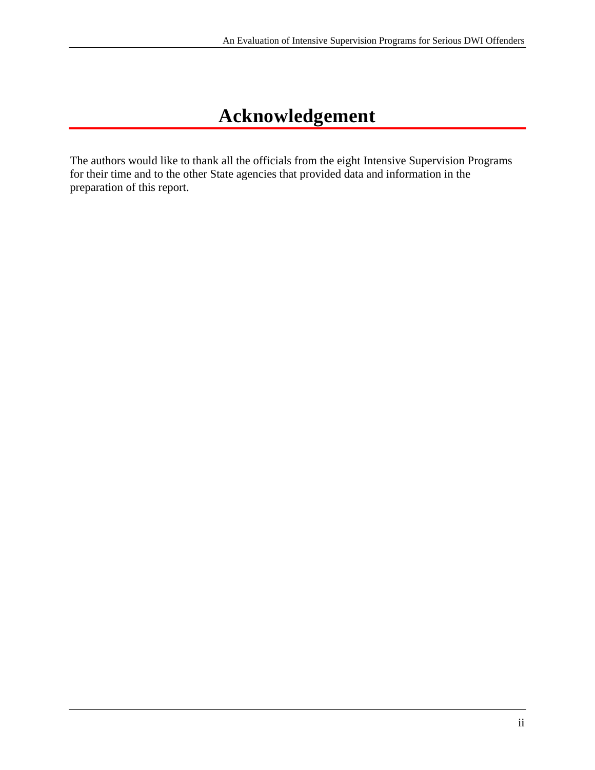# Acknowledgement

The authors would like to thank all the officials from the eight Intensive Supervision Programs for their time and to the other State agencies that provided data and information in the preparation of this report.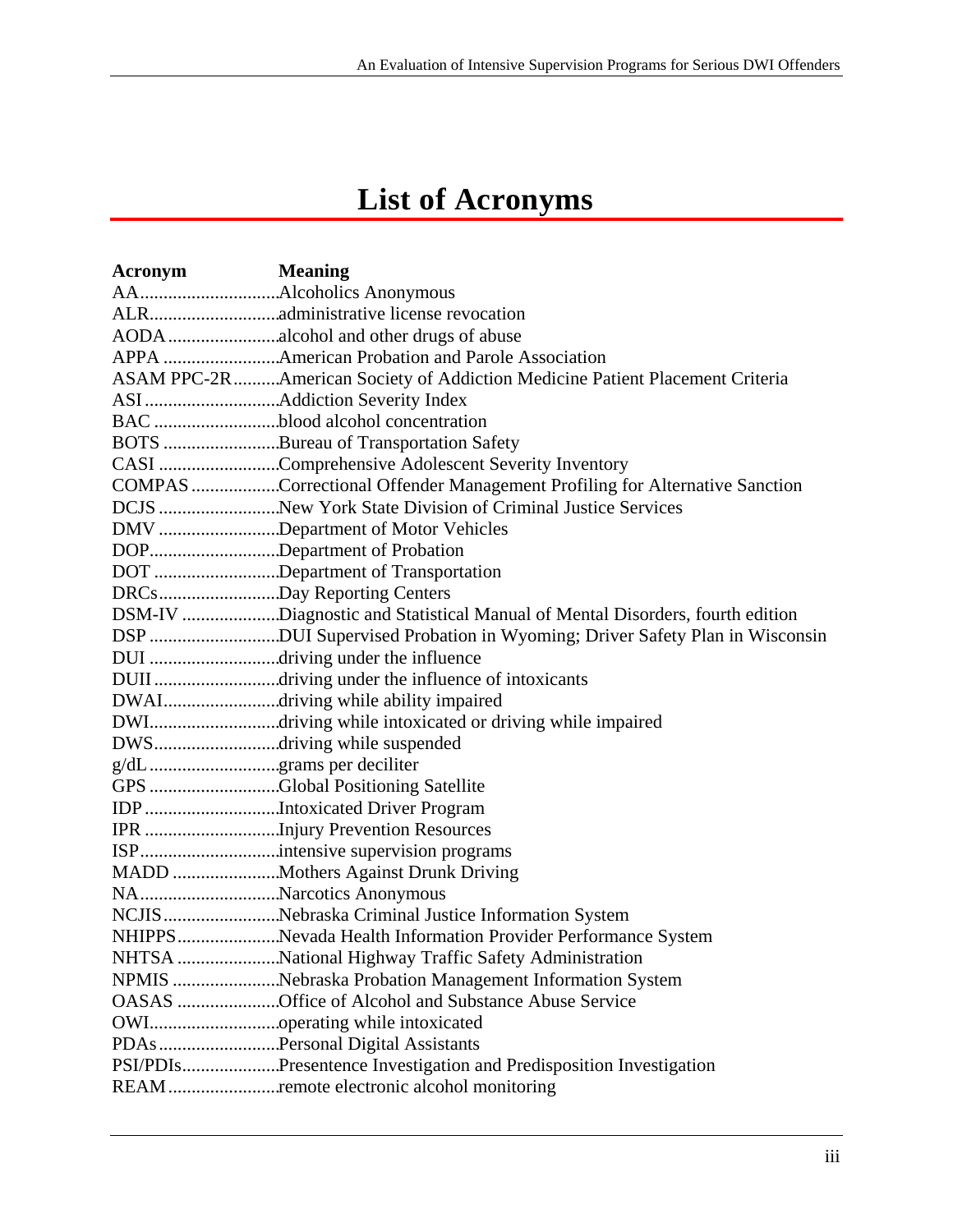# List of Acronyms

| Acronym | Meaning |
|---|---|
| AA | Alcoholics Anonymous |
| ALR | administrative license revocation |
| AODA | alcohol and other drugs of abuse |
| APPA | American Probation and Parole Association |
| ASAM PPC-2R | American Society of Addiction Medicine Patient Placement Criteria |
| ASI | Addiction Severity Index |
| BAC | blood alcohol concentration |
| BOTS | Bureau of Transportation Safety |
| CASI | Comprehensive Adolescent Severity Inventory |
| COMPAS | Correctional Offender Management Profiling for Alternative Sanction |
| DCJS | New York State Division of Criminal Justice Services |
| DMV | Department of Motor Vehicles |
| DOP | Department of Probation |
| DOT | Department of Transportation |
| DRCs | Day Reporting Centers |
| DSM-IV | Diagnostic and Statistical Manual of Mental Disorders, fourth edition |
| DSP | DUI Supervised Probation in Wyoming; Driver Safety Plan in Wisconsin |
| DUI | driving under the influence |
| DUII | driving under the influence of intoxicants |
| DWAI | driving while ability impaired |
| DWI | driving while intoxicated or driving while impaired |
| DWS | driving while suspended |
| g/dL | grams per deciliter |
| GPS | Global Positioning Satellite |
| IDP | Intoxicated Driver Program |
| IPR | Injury Prevention Resources |
| ISP | intensive supervision programs |
| MADD | Mothers Against Drunk Driving |
| NA | Narcotics Anonymous |
| NCJIS | Nebraska Criminal Justice Information System |
| NHIPPS | Nevada Health Information Provider Performance System |
| NHTSA | National Highway Traffic Safety Administration |
| NPMIS | Nebraska Probation Management Information System |
| OASAS | Office of Alcohol and Substance Abuse Service |
| OWI | operating while intoxicated |
| PDAs | Personal Digital Assistants |
| PSI/PDIs | Presentence Investigation and Predisposition Investigation |
| REAM | remote electronic alcohol monitoring |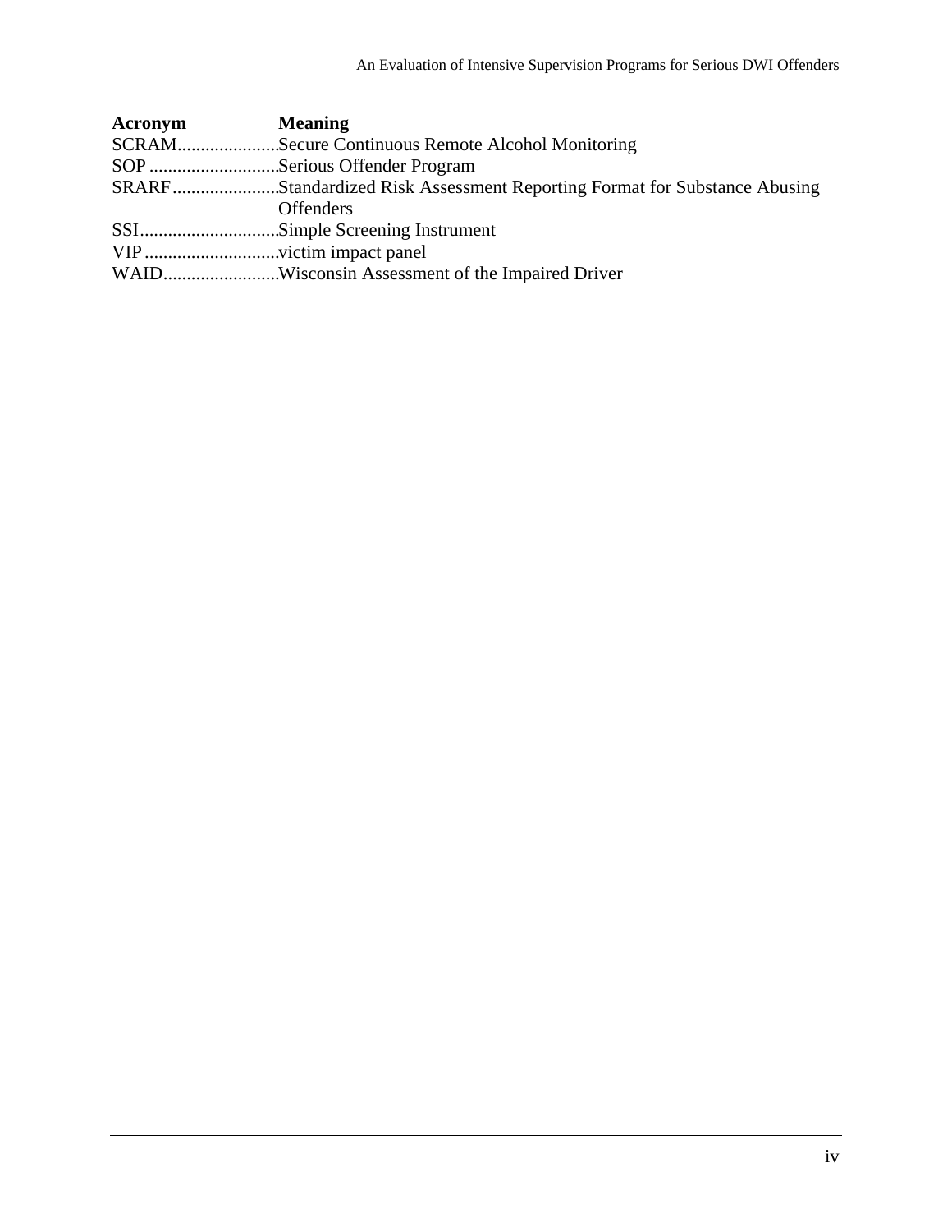| Acronym | Meaning |
|---|---|
| SCRAM | Secure Continuous Remote Alcohol Monitoring |
| SOP | Serious Offender Program |
| SRARF | Standardized Risk Assessment Reporting Format for Substance Abusing Offenders |
| SSI | Simple Screening Instrument |
| VIP | victim impact panel |
| WAID | Wisconsin Assessment of the Impaired Driver |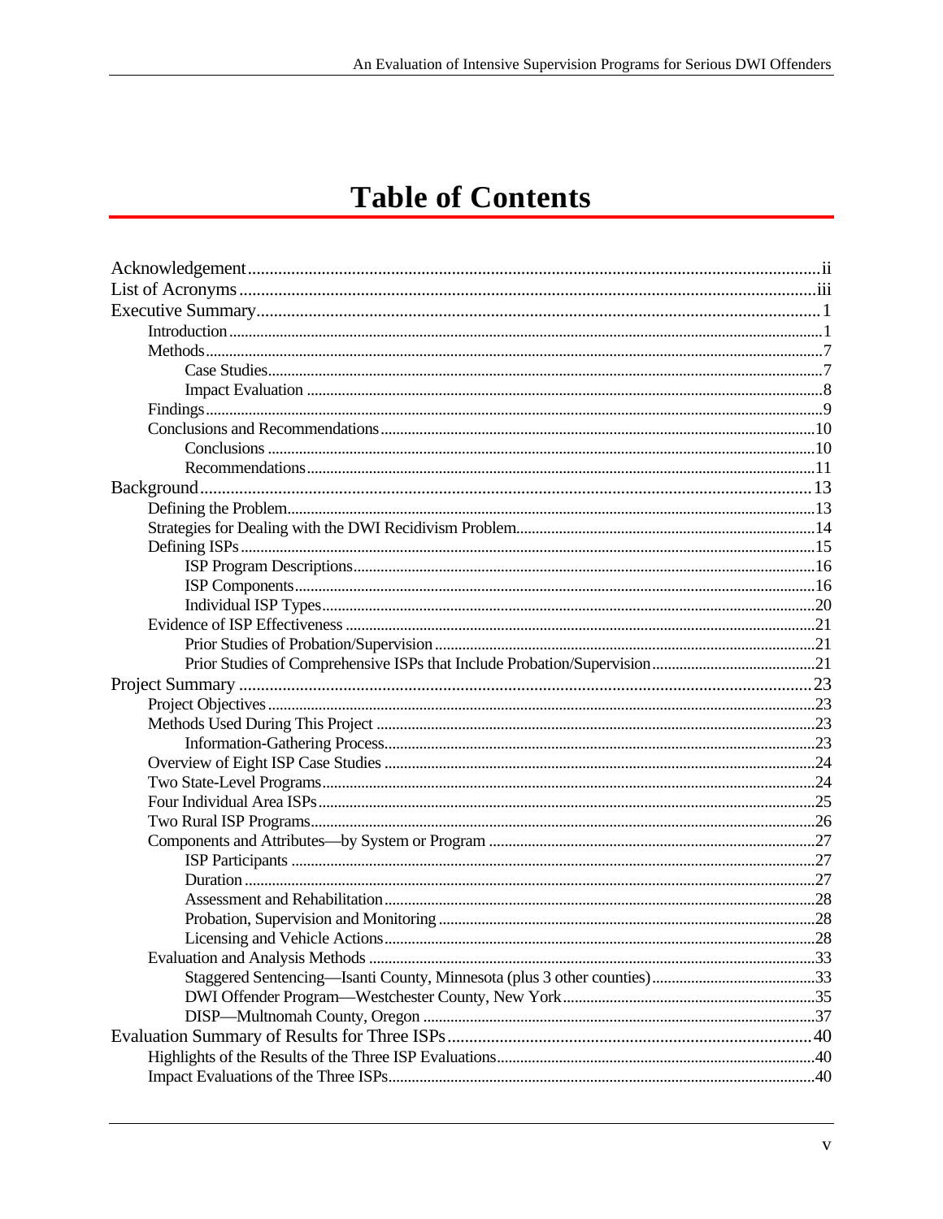# Table of Contents

- Acknowledgement ii
- List of Acronyms iii
- Executive Summary 1
  - Introduction 1
  - Methods 7
    - Case Studies 7
    - Impact Evaluation 8
  - Findings 9
  - Conclusions and Recommendations 10
    - Conclusions 10
    - Recommendations 11
- Background 13
  - Defining the Problem 13
  - Strategies for Dealing with the DWI Recidivism Problem 14
  - Defining ISPs 15
    - ISP Program Descriptions 16
    - ISP Components 16
    - Individual ISP Types 20
  - Evidence of ISP Effectiveness 21
    - Prior Studies of Probation/Supervision 21
    - Prior Studies of Comprehensive ISPs that Include Probation/Supervision 21
- Project Summary 23
  - Project Objectives 23
  - Methods Used During This Project 23
    - Information-Gathering Process 23
  - Overview of Eight ISP Case Studies 24
  - Two State-Level Programs 24
  - Four Individual Area ISPs 25
  - Two Rural ISP Programs 26
  - Components and Attributes—by System or Program 27
    - ISP Participants 27
    - Duration 27
    - Assessment and Rehabilitation 28
    - Probation, Supervision and Monitoring 28
    - Licensing and Vehicle Actions 28
  - Evaluation and Analysis Methods 33
    - Staggered Sentencing—Isanti County, Minnesota (plus 3 other counties) 33
    - DWI Offender Program—Westchester County, New York 35
    - DISP—Multnomah County, Oregon 37
- Evaluation Summary of Results for Three ISPs 40
  - Highlights of the Results of the Three ISP Evaluations 40
  - Impact Evaluations of the Three ISPs 40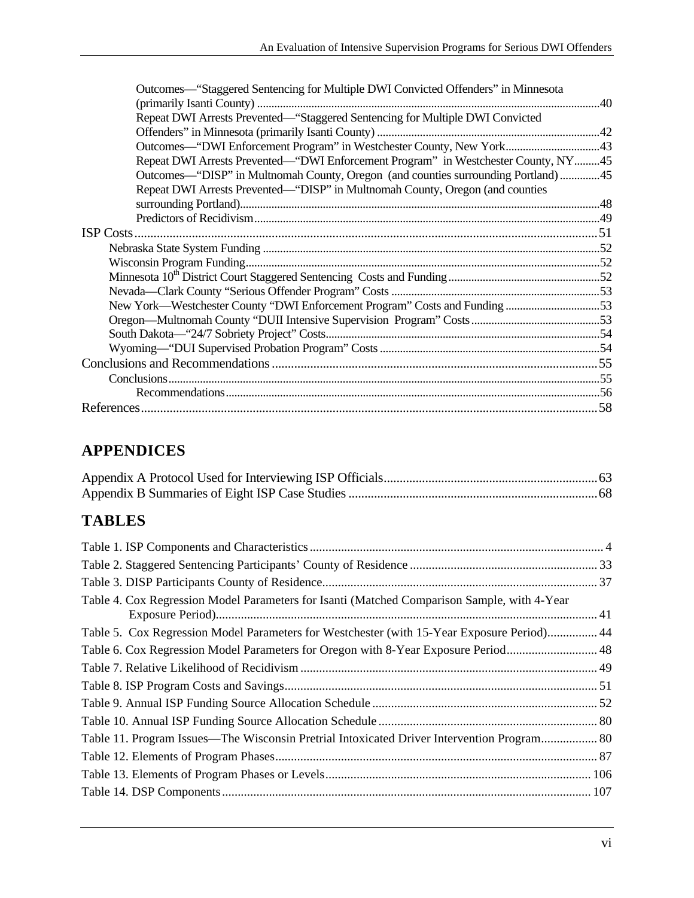Outcomes—"Staggered Sentencing for Multiple DWI Convicted Offenders" in Minnesota (primarily Isanti County) ....................................................................................................40

Repeat DWI Arrests Prevented—"Staggered Sentencing for Multiple DWI Convicted Offenders" in Minnesota (primarily Isanti County) ...........................................................................42

Outcomes—"DWI Enforcement Program" in Westchester County, New York................................43

Repeat DWI Arrests Prevented—"DWI Enforcement Program" in Westchester County, NY.........45

Outcomes—"DISP" in Multnomah County, Oregon (and counties surrounding Portland) .............45

Repeat DWI Arrests Prevented—"DISP" in Multnomah County, Oregon (and counties surrounding Portland)..........................................................................................................................48

Predictors of Recidivism.....................................................................................................................49

ISP Costs................................................................................................................................51

Nebraska State System Funding ..................................................................................................52

Wisconsin Program Funding.........................................................................................................52

Minnesota 10th District Court Staggered Sentencing Costs and Funding...................................................52

Nevada—Clark County "Serious Offender Program" Costs .......................................................................53

New York—Westchester County "DWI Enforcement Program" Costs and Funding ................................53

Oregon—Multnomah County "DUII Intensive Supervision Program" Costs ............................................53

South Dakota—"24/7 Sobriety Project" Costs.............................................................................................54

Wyoming—"DUI Supervised Probation Program" Costs ...........................................................................54

Conclusions and Recommendations .....................................................................................55

Conclusions....................................................................................................................................55

Recommendations................................................................................................................56

References..............................................................................................................................58

## APPENDICES

Appendix A Protocol Used for Interviewing ISP Officials..................................................................63

Appendix B Summaries of Eight ISP Case Studies ............................................................................68

## TABLES

Table 1. ISP Components and Characteristics............................................................................................ 4

Table 2. Staggered Sentencing Participants' County of Residence ........................................................... 33

Table 3. DISP Participants County of Residence....................................................................................... 37

Table 4. Cox Regression Model Parameters for Isanti (Matched Comparison Sample, with 4-Year Exposure Period)........................................................................................................ 41

Table 5. Cox Regression Model Parameters for Westchester (with 15-Year Exposure Period)................ 44

Table 6. Cox Regression Model Parameters for Oregon with 8-Year Exposure Period............................ 48

Table 7. Relative Likelihood of Recidivism ............................................................................................. 49

Table 8. ISP Program Costs and Savings.................................................................................................. 51

Table 9. Annual ISP Funding Source Allocation Schedule ....................................................................... 52

Table 10. Annual ISP Funding Source Allocation Schedule ..................................................................... 80

Table 11. Program Issues—The Wisconsin Pretrial Intoxicated Driver Intervention Program................. 80

Table 12. Elements of Program Phases...................................................................................................... 87

Table 13. Elements of Program Phases or Levels.................................................................................... 106

Table 14. DSP Components..................................................................................................................... 107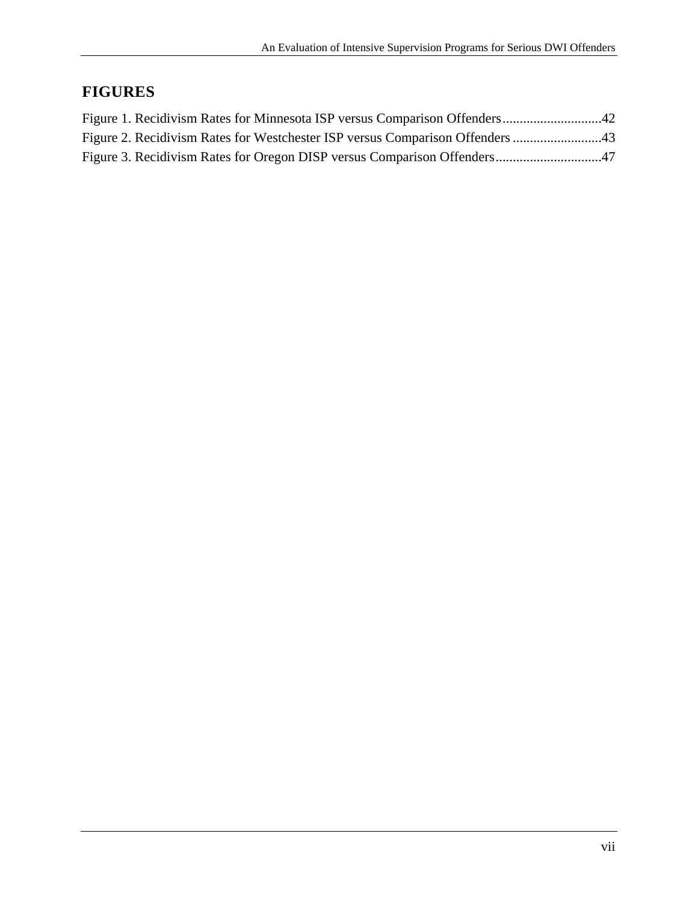## FIGURES

Figure 1. Recidivism Rates for Minnesota ISP versus Comparison Offenders.............................42
Figure 2. Recidivism Rates for Westchester ISP versus Comparison Offenders ..........................43
Figure 3. Recidivism Rates for Oregon DISP versus Comparison Offenders...............................47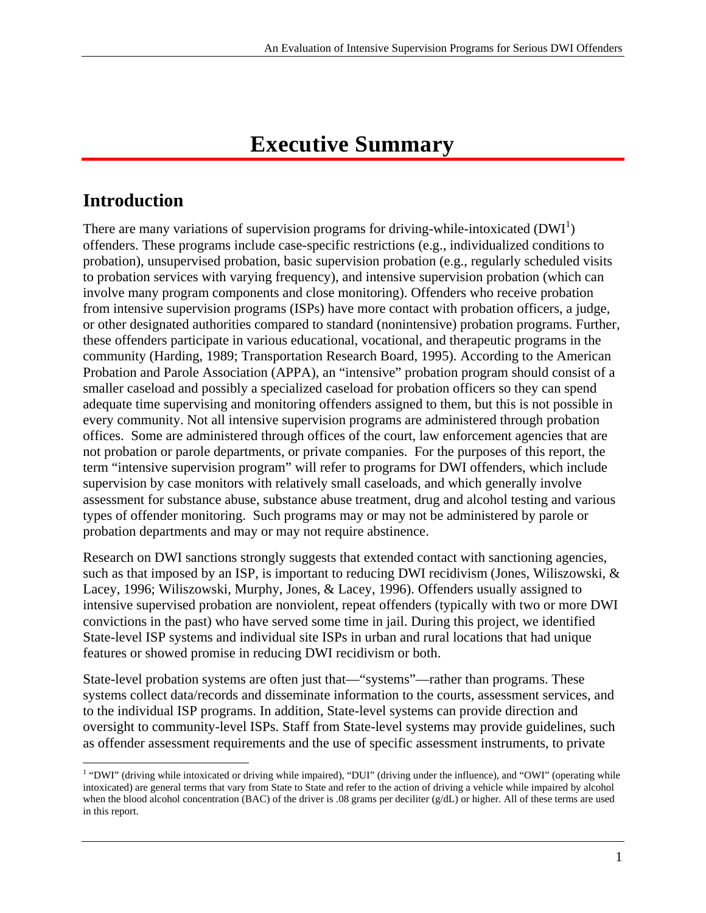# Executive Summary

## Introduction

There are many variations of supervision programs for driving-while-intoxicated (DWI[1]) offenders. These programs include case-specific restrictions (e.g., individualized conditions to probation), unsupervised probation, basic supervision probation (e.g., regularly scheduled visits to probation services with varying frequency), and intensive supervision probation (which can involve many program components and close monitoring). Offenders who receive probation from intensive supervision programs (ISPs) have more contact with probation officers, a judge, or other designated authorities compared to standard (nonintensive) probation programs. Further, these offenders participate in various educational, vocational, and therapeutic programs in the community (Harding, 1989; Transportation Research Board, 1995). According to the American Probation and Parole Association (APPA), an "intensive" probation program should consist of a smaller caseload and possibly a specialized caseload for probation officers so they can spend adequate time supervising and monitoring offenders assigned to them, but this is not possible in every community. Not all intensive supervision programs are administered through probation offices. Some are administered through offices of the court, law enforcement agencies that are not probation or parole departments, or private companies. For the purposes of this report, the term "intensive supervision program" will refer to programs for DWI offenders, which include supervision by case monitors with relatively small caseloads, and which generally involve assessment for substance abuse, substance abuse treatment, drug and alcohol testing and various types of offender monitoring. Such programs may or may not be administered by parole or probation departments and may or may not require abstinence.

Research on DWI sanctions strongly suggests that extended contact with sanctioning agencies, such as that imposed by an ISP, is important to reducing DWI recidivism (Jones, Wiliszowski, & Lacey, 1996; Wiliszowski, Murphy, Jones, & Lacey, 1996). Offenders usually assigned to intensive supervised probation are nonviolent, repeat offenders (typically with two or more DWI convictions in the past) who have served some time in jail. During this project, we identified State-level ISP systems and individual site ISPs in urban and rural locations that had unique features or showed promise in reducing DWI recidivism or both.

State-level probation systems are often just that—"systems"—rather than programs. These systems collect data/records and disseminate information to the courts, assessment services, and to the individual ISP programs. In addition, State-level systems can provide direction and oversight to community-level ISPs. Staff from State-level systems may provide guidelines, such as offender assessment requirements and the use of specific assessment instruments, to private

[1] "DWI" (driving while intoxicated or driving while impaired), "DUI" (driving under the influence), and "OWI" (operating while intoxicated) are general terms that vary from State to State and refer to the action of driving a vehicle while impaired by alcohol when the blood alcohol concentration (BAC) of the driver is .08 grams per deciliter (g/dL) or higher. All of these terms are used in this report.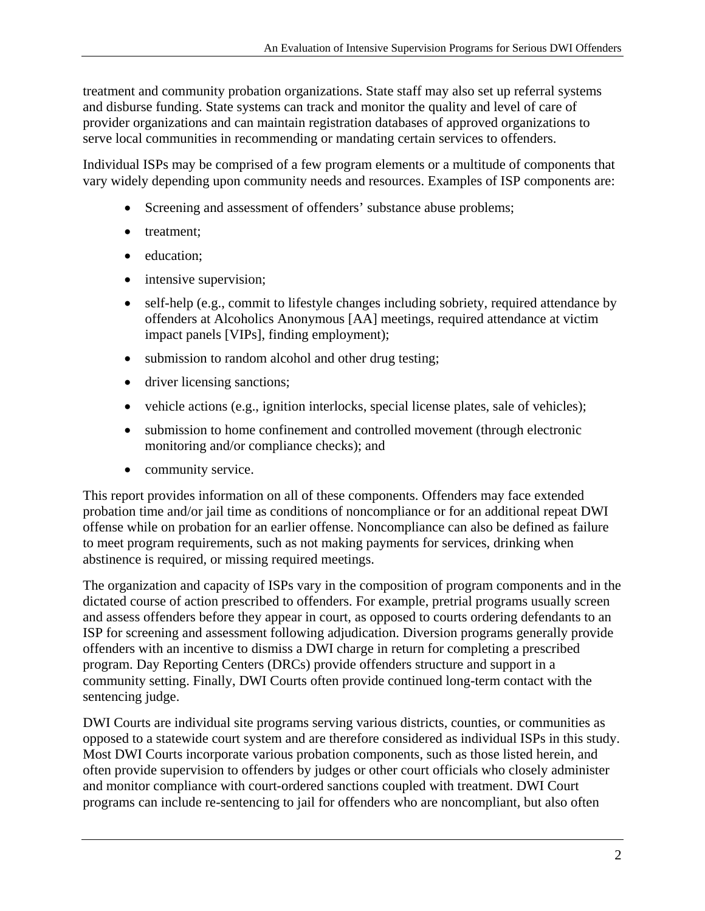treatment and community probation organizations. State staff may also set up referral systems and disburse funding. State systems can track and monitor the quality and level of care of provider organizations and can maintain registration databases of approved organizations to serve local communities in recommending or mandating certain services to offenders.

Individual ISPs may be comprised of a few program elements or a multitude of components that vary widely depending upon community needs and resources. Examples of ISP components are:

- Screening and assessment of offenders' substance abuse problems;
- treatment;
- education;
- intensive supervision;
- self-help (e.g., commit to lifestyle changes including sobriety, required attendance by offenders at Alcoholics Anonymous [AA] meetings, required attendance at victim impact panels [VIPs], finding employment);
- submission to random alcohol and other drug testing;
- driver licensing sanctions;
- vehicle actions (e.g., ignition interlocks, special license plates, sale of vehicles);
- submission to home confinement and controlled movement (through electronic monitoring and/or compliance checks); and
- community service.

This report provides information on all of these components. Offenders may face extended probation time and/or jail time as conditions of noncompliance or for an additional repeat DWI offense while on probation for an earlier offense. Noncompliance can also be defined as failure to meet program requirements, such as not making payments for services, drinking when abstinence is required, or missing required meetings.

The organization and capacity of ISPs vary in the composition of program components and in the dictated course of action prescribed to offenders. For example, pretrial programs usually screen and assess offenders before they appear in court, as opposed to courts ordering defendants to an ISP for screening and assessment following adjudication. Diversion programs generally provide offenders with an incentive to dismiss a DWI charge in return for completing a prescribed program. Day Reporting Centers (DRCs) provide offenders structure and support in a community setting. Finally, DWI Courts often provide continued long-term contact with the sentencing judge.

DWI Courts are individual site programs serving various districts, counties, or communities as opposed to a statewide court system and are therefore considered as individual ISPs in this study. Most DWI Courts incorporate various probation components, such as those listed herein, and often provide supervision to offenders by judges or other court officials who closely administer and monitor compliance with court-ordered sanctions coupled with treatment. DWI Court programs can include re-sentencing to jail for offenders who are noncompliant, but also often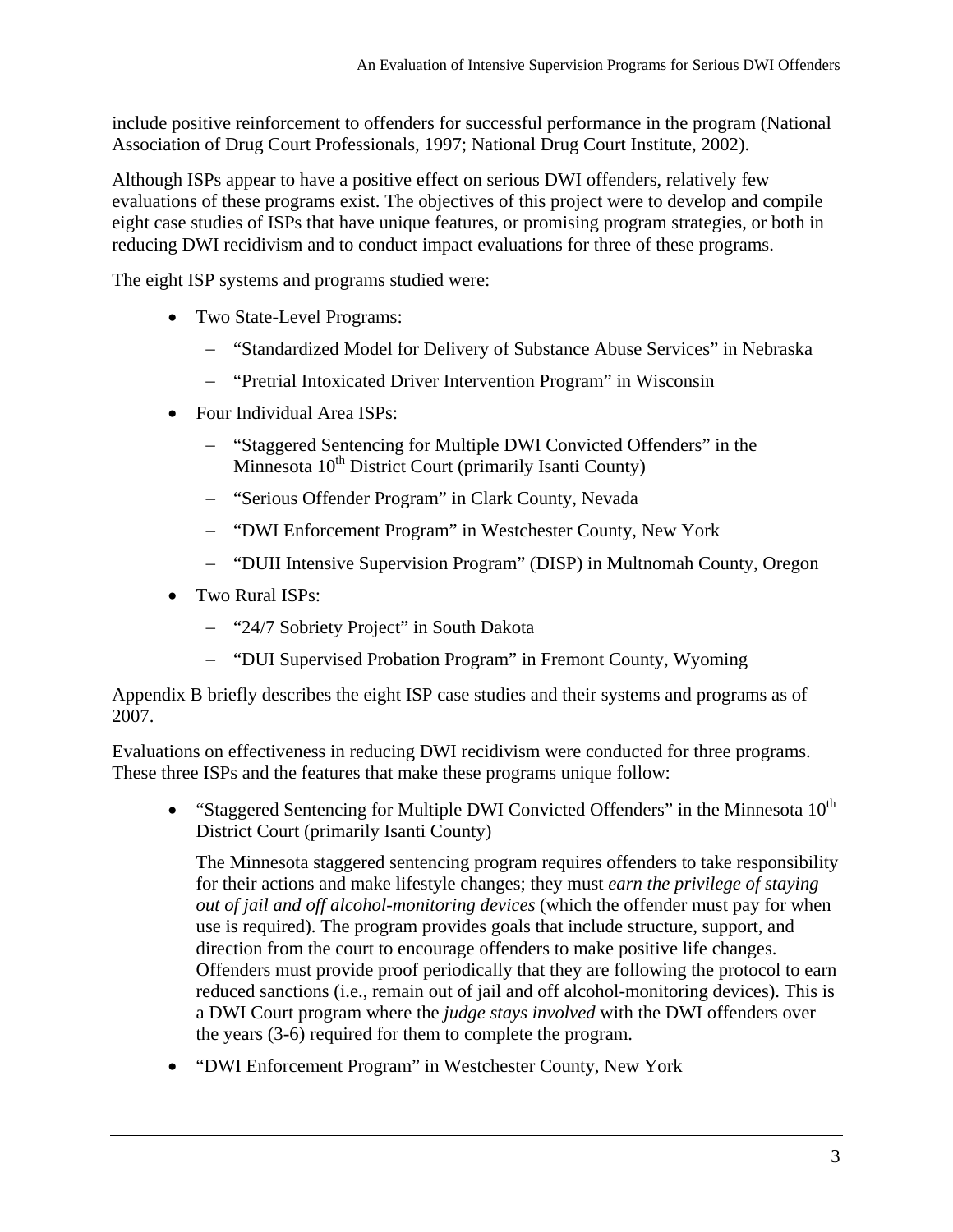include positive reinforcement to offenders for successful performance in the program (National Association of Drug Court Professionals, 1997; National Drug Court Institute, 2002).

Although ISPs appear to have a positive effect on serious DWI offenders, relatively few evaluations of these programs exist. The objectives of this project were to develop and compile eight case studies of ISPs that have unique features, or promising program strategies, or both in reducing DWI recidivism and to conduct impact evaluations for three of these programs.

The eight ISP systems and programs studied were:

- Two State-Level Programs:
  - "Standardized Model for Delivery of Substance Abuse Services" in Nebraska
  - "Pretrial Intoxicated Driver Intervention Program" in Wisconsin
- Four Individual Area ISPs:
  - "Staggered Sentencing for Multiple DWI Convicted Offenders" in the Minnesota 10th District Court (primarily Isanti County)
  - "Serious Offender Program" in Clark County, Nevada
  - "DWI Enforcement Program" in Westchester County, New York
  - "DUII Intensive Supervision Program" (DISP) in Multnomah County, Oregon
- Two Rural ISPs:
  - "24/7 Sobriety Project" in South Dakota
  - "DUI Supervised Probation Program" in Fremont County, Wyoming

Appendix B briefly describes the eight ISP case studies and their systems and programs as of 2007.

Evaluations on effectiveness in reducing DWI recidivism were conducted for three programs. These three ISPs and the features that make these programs unique follow:

- "Staggered Sentencing for Multiple DWI Convicted Offenders" in the Minnesota 10th District Court (primarily Isanti County)

  The Minnesota staggered sentencing program requires offenders to take responsibility for their actions and make lifestyle changes; they must *earn the privilege of staying out of jail and off alcohol-monitoring devices* (which the offender must pay for when use is required). The program provides goals that include structure, support, and direction from the court to encourage offenders to make positive life changes. Offenders must provide proof periodically that they are following the protocol to earn reduced sanctions (i.e., remain out of jail and off alcohol-monitoring devices). This is a DWI Court program where the *judge stays involved* with the DWI offenders over the years (3-6) required for them to complete the program.

- "DWI Enforcement Program" in Westchester County, New York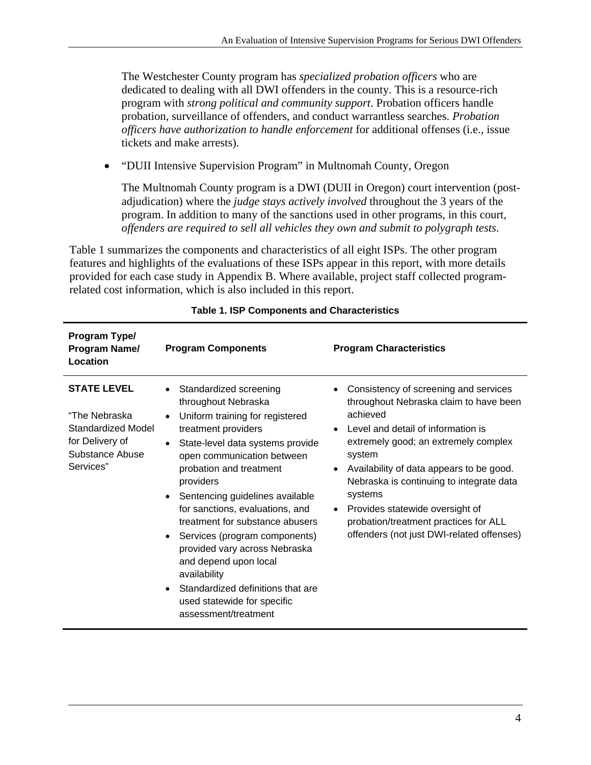The Westchester County program has *specialized probation officers* who are dedicated to dealing with all DWI offenders in the county. This is a resource-rich program with *strong political and community support*. Probation officers handle probation, surveillance of offenders, and conduct warrantless searches. *Probation officers have authorization to handle enforcement* for additional offenses (i.e., issue tickets and make arrests).

- "DUII Intensive Supervision Program" in Multnomah County, Oregon

  The Multnomah County program is a DWI (DUII in Oregon) court intervention (post-adjudication) where the *judge stays actively involved* throughout the 3 years of the program. In addition to many of the sanctions used in other programs, in this court, *offenders are required to sell all vehicles they own and submit to polygraph tests*.

Table 1 summarizes the components and characteristics of all eight ISPs. The other program features and highlights of the evaluations of these ISPs appear in this report, with more details provided for each case study in Appendix B. Where available, project staff collected program-related cost information, which is also included in this report.

**Table 1. ISP Components and Characteristics**

| Program Type/ Program Name/ Location | Program Components | Program Characteristics |
|---|---|---|
| **STATE LEVEL**<br><br>"The Nebraska Standardized Model for Delivery of Substance Abuse Services" | • Standardized screening throughout Nebraska<br>• Uniform training for registered treatment providers<br>• State-level data systems provide open communication between probation and treatment providers<br>• Sentencing guidelines available for sanctions, evaluations, and treatment for substance abusers<br>• Services (program components) provided vary across Nebraska and depend upon local availability<br>• Standardized definitions that are used statewide for specific assessment/treatment | • Consistency of screening and services throughout Nebraska claim to have been achieved<br>• Level and detail of information is extremely good; an extremely complex system<br>• Availability of data appears to be good. Nebraska is continuing to integrate data systems<br>• Provides statewide oversight of probation/treatment practices for ALL offenders (not just DWI-related offenses) |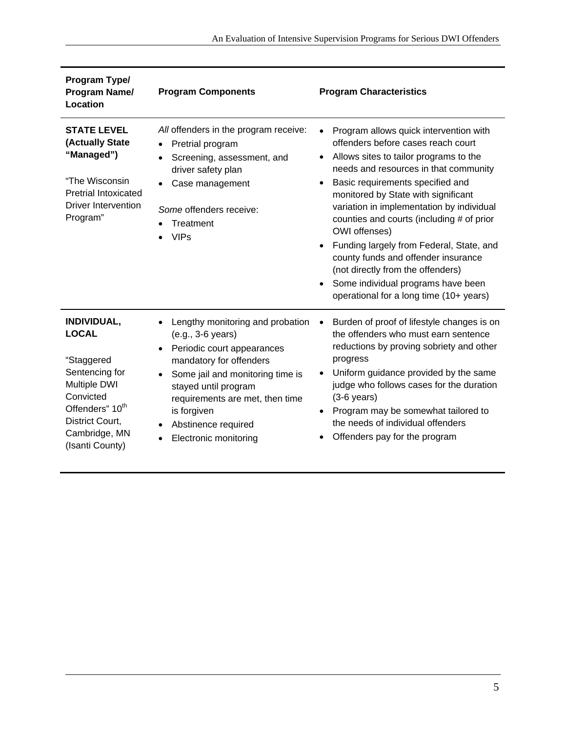| Program Type/ Program Name/ Location | Program Components | Program Characteristics |
|---|---|---|
| **STATE LEVEL (Actually State "Managed")**<br><br>"The Wisconsin Pretrial Intoxicated Driver Intervention Program" | *All* offenders in the program receive:<br>• Pretrial program<br>• Screening, assessment, and driver safety plan<br>• Case management<br><br>*Some* offenders receive:<br>• Treatment<br>• VIPs | • Program allows quick intervention with offenders before cases reach court<br>• Allows sites to tailor programs to the needs and resources in that community<br>• Basic requirements specified and monitored by State with significant variation in implementation by individual counties and courts (including # of prior OWI offenses)<br>• Funding largely from Federal, State, and county funds and offender insurance (not directly from the offenders)<br>• Some individual programs have been operational for a long time (10+ years) |
| **INDIVIDUAL, LOCAL**<br><br>"Staggered Sentencing for Multiple DWI Convicted Offenders" 10th District Court, Cambridge, MN (Isanti County) | • Lengthy monitoring and probation (e.g., 3-6 years)<br>• Periodic court appearances mandatory for offenders<br>• Some jail and monitoring time is stayed until program requirements are met, then time is forgiven<br>• Abstinence required<br>• Electronic monitoring | • Burden of proof of lifestyle changes is on the offenders who must earn sentence reductions by proving sobriety and other progress<br>• Uniform guidance provided by the same judge who follows cases for the duration (3-6 years)<br>• Program may be somewhat tailored to the needs of individual offenders<br>• Offenders pay for the program |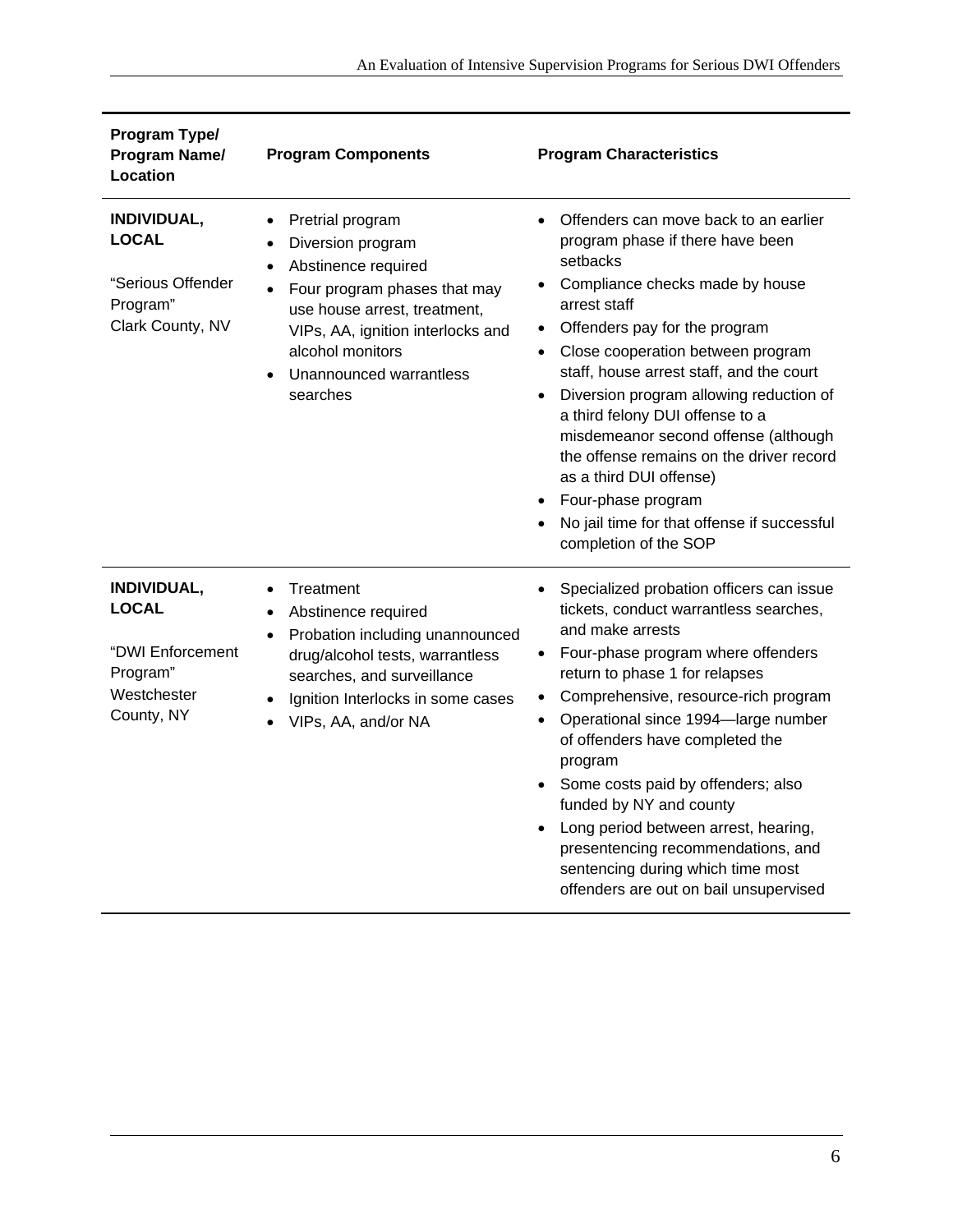| Program Type/ Program Name/ Location | Program Components | Program Characteristics |
|---|---|---|
| **INDIVIDUAL, LOCAL**<br><br>"Serious Offender Program"<br>Clark County, NV | • Pretrial program<br>• Diversion program<br>• Abstinence required<br>• Four program phases that may use house arrest, treatment, VIPs, AA, ignition interlocks and alcohol monitors<br>• Unannounced warrantless searches | • Offenders can move back to an earlier program phase if there have been setbacks<br>• Compliance checks made by house arrest staff<br>• Offenders pay for the program<br>• Close cooperation between program staff, house arrest staff, and the court<br>• Diversion program allowing reduction of a third felony DUI offense to a misdemeanor second offense (although the offense remains on the driver record as a third DUI offense)<br>• Four-phase program<br>• No jail time for that offense if successful completion of the SOP |
| **INDIVIDUAL, LOCAL**<br><br>"DWI Enforcement Program"<br>Westchester County, NY | • Treatment<br>• Abstinence required<br>• Probation including unannounced drug/alcohol tests, warrantless searches, and surveillance<br>• Ignition Interlocks in some cases<br>• VIPs, AA, and/or NA | • Specialized probation officers can issue tickets, conduct warrantless searches, and make arrests<br>• Four-phase program where offenders return to phase 1 for relapses<br>• Comprehensive, resource-rich program<br>• Operational since 1994—large number of offenders have completed the program<br>• Some costs paid by offenders; also funded by NY and county<br>• Long period between arrest, hearing, presentencing recommendations, and sentencing during which time most offenders are out on bail unsupervised |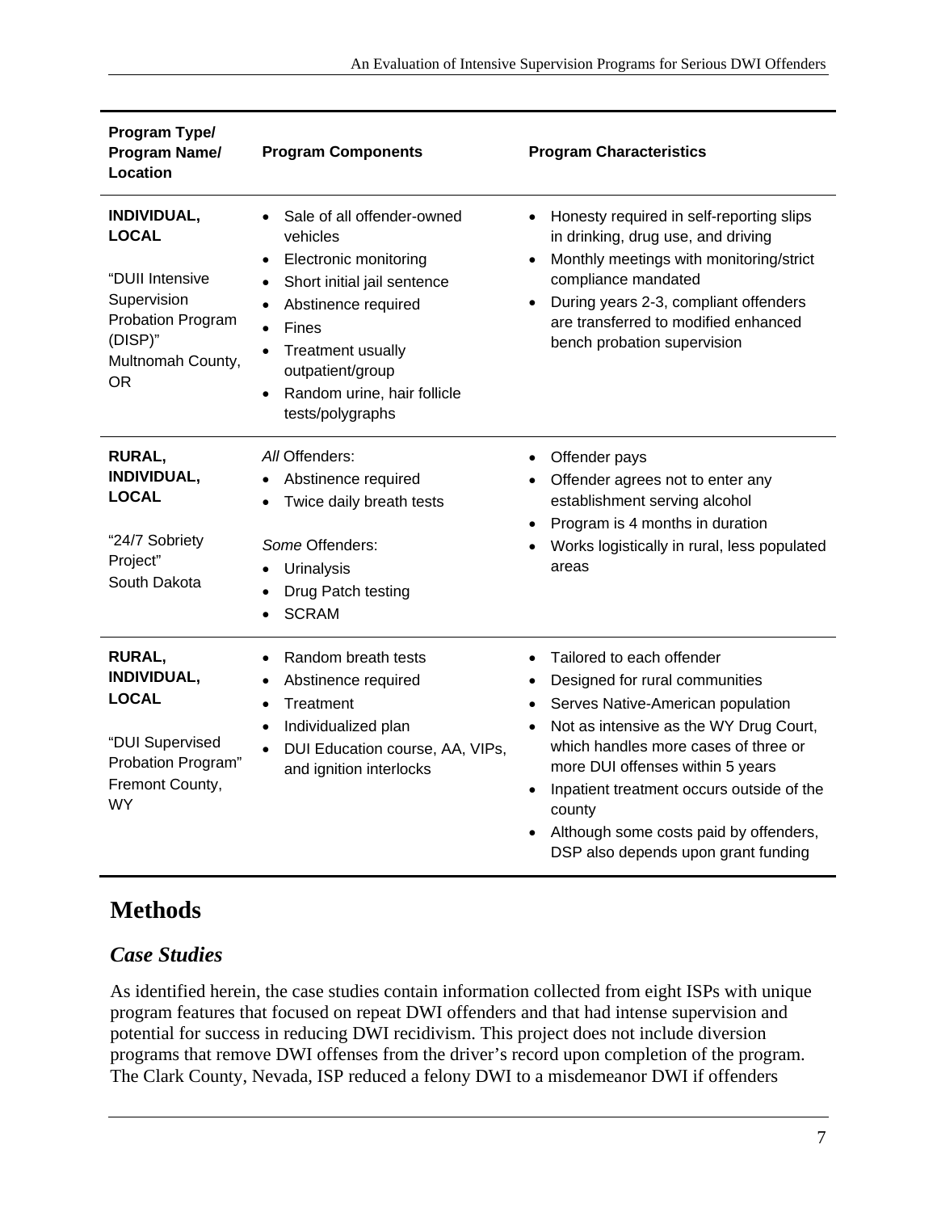| Program Type/ Program Name/ Location | Program Components | Program Characteristics |
|---|---|---|
| **INDIVIDUAL, LOCAL**<br><br>"DUII Intensive Supervision Probation Program (DISP)" Multnomah County, OR | • Sale of all offender-owned vehicles<br>• Electronic monitoring<br>• Short initial jail sentence<br>• Abstinence required<br>• Fines<br>• Treatment usually outpatient/group<br>• Random urine, hair follicle tests/polygraphs | • Honesty required in self-reporting slips in drinking, drug use, and driving<br>• Monthly meetings with monitoring/strict compliance mandated<br>• During years 2-3, compliant offenders are transferred to modified enhanced bench probation supervision |
| **RURAL, INDIVIDUAL, LOCAL**<br><br>"24/7 Sobriety Project" South Dakota | *All* Offenders:<br>• Abstinence required<br>• Twice daily breath tests<br><br>*Some* Offenders:<br>• Urinalysis<br>• Drug Patch testing<br>• SCRAM | • Offender pays<br>• Offender agrees not to enter any establishment serving alcohol<br>• Program is 4 months in duration<br>• Works logistically in rural, less populated areas |
| **RURAL, INDIVIDUAL, LOCAL**<br><br>"DUI Supervised Probation Program" Fremont County, WY | • Random breath tests<br>• Abstinence required<br>• Treatment<br>• Individualized plan<br>• DUI Education course, AA, VIPs, and ignition interlocks | • Tailored to each offender<br>• Designed for rural communities<br>• Serves Native-American population<br>• Not as intensive as the WY Drug Court, which handles more cases of three or more DUI offenses within 5 years<br>• Inpatient treatment occurs outside of the county<br>• Although some costs paid by offenders, DSP also depends upon grant funding |

# Methods

## *Case Studies*

As identified herein, the case studies contain information collected from eight ISPs with unique program features that focused on repeat DWI offenders and that had intense supervision and potential for success in reducing DWI recidivism. This project does not include diversion programs that remove DWI offenses from the driver's record upon completion of the program. The Clark County, Nevada, ISP reduced a felony DWI to a misdemeanor DWI if offenders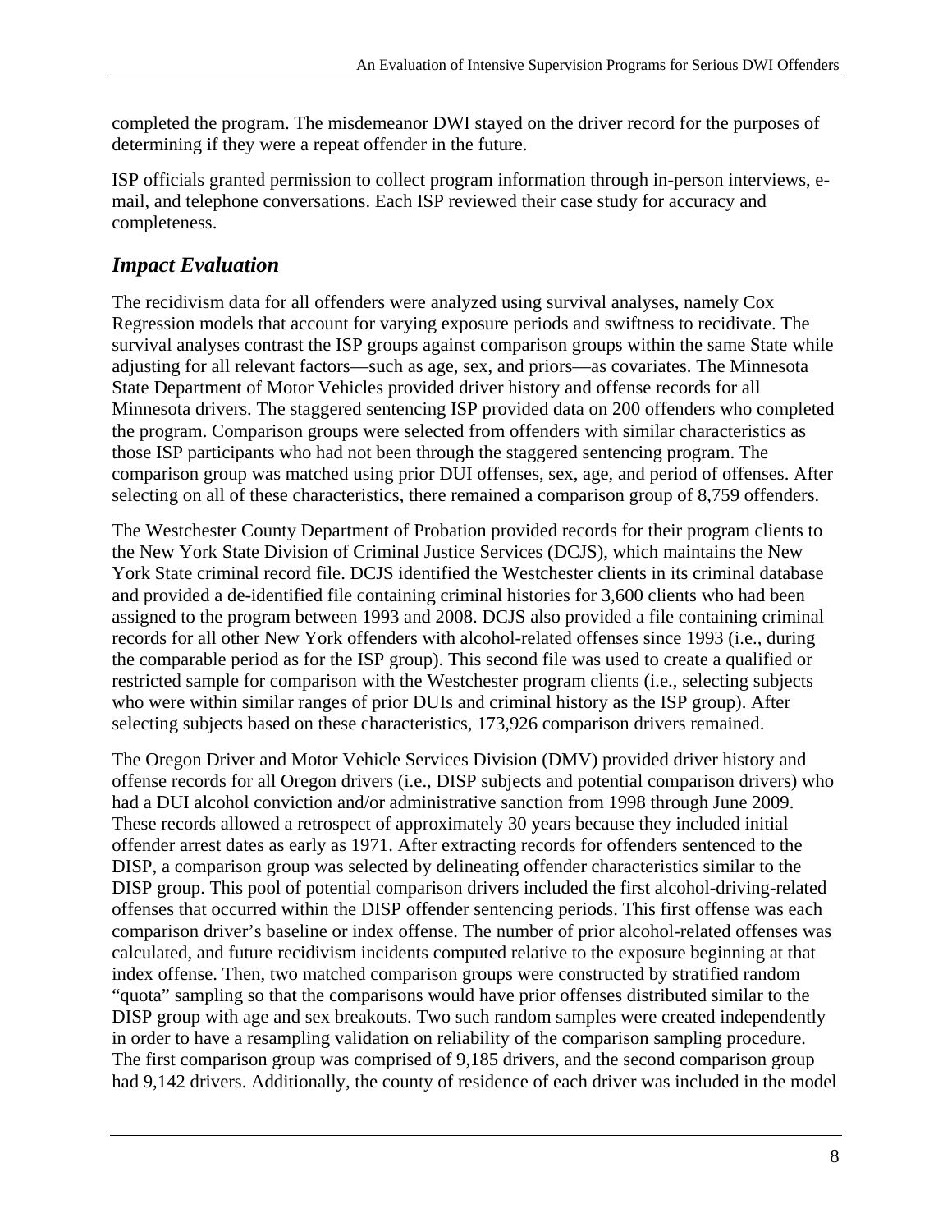completed the program. The misdemeanor DWI stayed on the driver record for the purposes of determining if they were a repeat offender in the future.

ISP officials granted permission to collect program information through in-person interviews, e-mail, and telephone conversations. Each ISP reviewed their case study for accuracy and completeness.

## *Impact Evaluation*

The recidivism data for all offenders were analyzed using survival analyses, namely Cox Regression models that account for varying exposure periods and swiftness to recidivate. The survival analyses contrast the ISP groups against comparison groups within the same State while adjusting for all relevant factors—such as age, sex, and priors—as covariates. The Minnesota State Department of Motor Vehicles provided driver history and offense records for all Minnesota drivers. The staggered sentencing ISP provided data on 200 offenders who completed the program. Comparison groups were selected from offenders with similar characteristics as those ISP participants who had not been through the staggered sentencing program. The comparison group was matched using prior DUI offenses, sex, age, and period of offenses. After selecting on all of these characteristics, there remained a comparison group of 8,759 offenders.

The Westchester County Department of Probation provided records for their program clients to the New York State Division of Criminal Justice Services (DCJS), which maintains the New York State criminal record file. DCJS identified the Westchester clients in its criminal database and provided a de-identified file containing criminal histories for 3,600 clients who had been assigned to the program between 1993 and 2008. DCJS also provided a file containing criminal records for all other New York offenders with alcohol-related offenses since 1993 (i.e., during the comparable period as for the ISP group). This second file was used to create a qualified or restricted sample for comparison with the Westchester program clients (i.e., selecting subjects who were within similar ranges of prior DUIs and criminal history as the ISP group). After selecting subjects based on these characteristics, 173,926 comparison drivers remained.

The Oregon Driver and Motor Vehicle Services Division (DMV) provided driver history and offense records for all Oregon drivers (i.e., DISP subjects and potential comparison drivers) who had a DUI alcohol conviction and/or administrative sanction from 1998 through June 2009. These records allowed a retrospect of approximately 30 years because they included initial offender arrest dates as early as 1971. After extracting records for offenders sentenced to the DISP, a comparison group was selected by delineating offender characteristics similar to the DISP group. This pool of potential comparison drivers included the first alcohol-driving-related offenses that occurred within the DISP offender sentencing periods. This first offense was each comparison driver's baseline or index offense. The number of prior alcohol-related offenses was calculated, and future recidivism incidents computed relative to the exposure beginning at that index offense. Then, two matched comparison groups were constructed by stratified random "quota" sampling so that the comparisons would have prior offenses distributed similar to the DISP group with age and sex breakouts. Two such random samples were created independently in order to have a resampling validation on reliability of the comparison sampling procedure. The first comparison group was comprised of 9,185 drivers, and the second comparison group had 9,142 drivers. Additionally, the county of residence of each driver was included in the model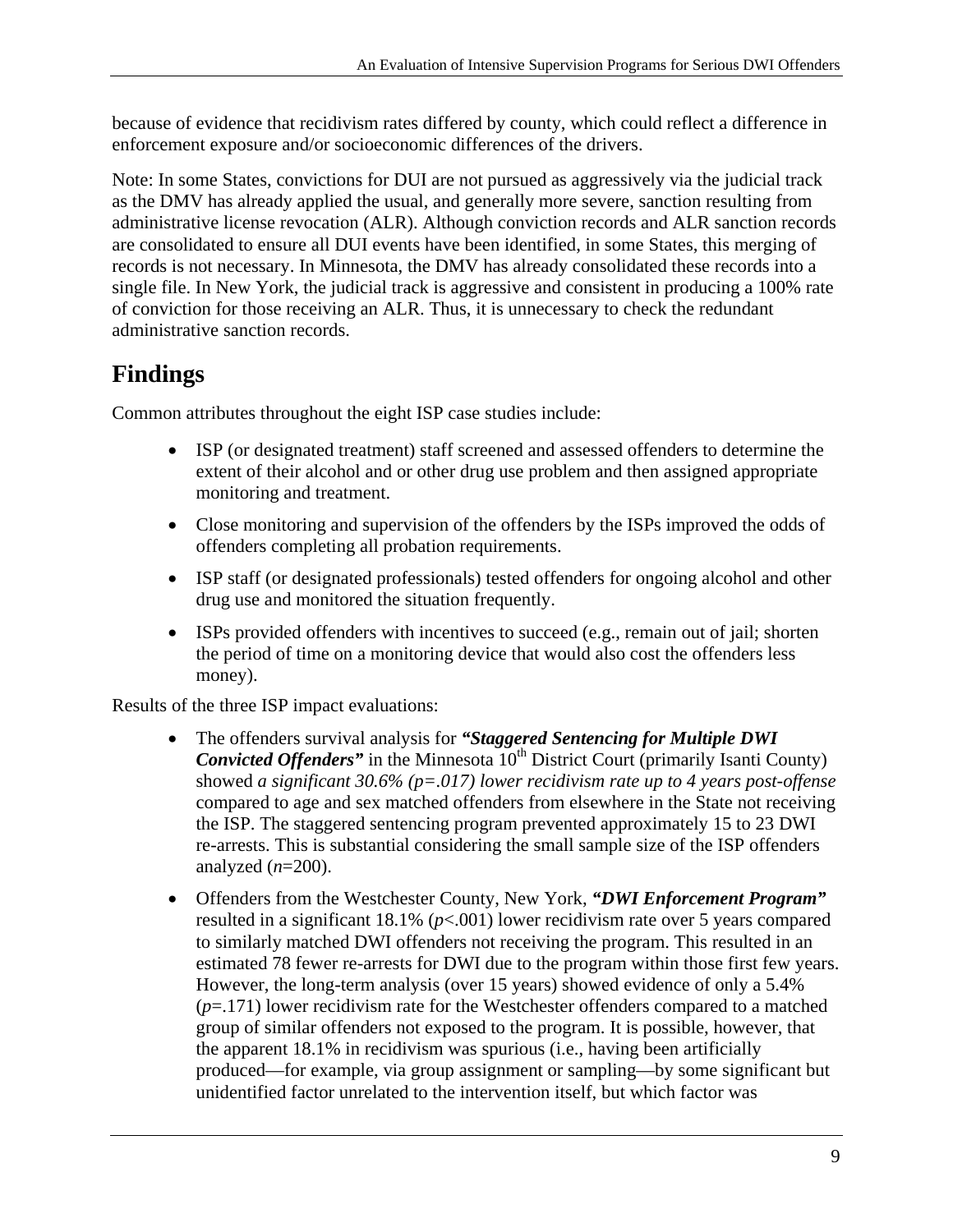because of evidence that recidivism rates differed by county, which could reflect a difference in enforcement exposure and/or socioeconomic differences of the drivers.

Note: In some States, convictions for DUI are not pursued as aggressively via the judicial track as the DMV has already applied the usual, and generally more severe, sanction resulting from administrative license revocation (ALR). Although conviction records and ALR sanction records are consolidated to ensure all DUI events have been identified, in some States, this merging of records is not necessary. In Minnesota, the DMV has already consolidated these records into a single file. In New York, the judicial track is aggressive and consistent in producing a 100% rate of conviction for those receiving an ALR. Thus, it is unnecessary to check the redundant administrative sanction records.

## Findings

Common attributes throughout the eight ISP case studies include:

- ISP (or designated treatment) staff screened and assessed offenders to determine the extent of their alcohol and or other drug use problem and then assigned appropriate monitoring and treatment.
- Close monitoring and supervision of the offenders by the ISPs improved the odds of offenders completing all probation requirements.
- ISP staff (or designated professionals) tested offenders for ongoing alcohol and other drug use and monitored the situation frequently.
- ISPs provided offenders with incentives to succeed (e.g., remain out of jail; shorten the period of time on a monitoring device that would also cost the offenders less money).

Results of the three ISP impact evaluations:

- The offenders survival analysis for ***"Staggered Sentencing for Multiple DWI Convicted Offenders"*** in the Minnesota 10th District Court (primarily Isanti County) showed *a significant 30.6% (p=.017) lower recidivism rate up to 4 years post-offense* compared to age and sex matched offenders from elsewhere in the State not receiving the ISP. The staggered sentencing program prevented approximately 15 to 23 DWI re-arrests. This is substantial considering the small sample size of the ISP offenders analyzed (*n*=200).
- Offenders from the Westchester County, New York, ***"DWI Enforcement Program"*** resulted in a significant 18.1% (*p*<.001) lower recidivism rate over 5 years compared to similarly matched DWI offenders not receiving the program. This resulted in an estimated 78 fewer re-arrests for DWI due to the program within those first few years. However, the long-term analysis (over 15 years) showed evidence of only a 5.4% (*p*=.171) lower recidivism rate for the Westchester offenders compared to a matched group of similar offenders not exposed to the program. It is possible, however, that the apparent 18.1% in recidivism was spurious (i.e., having been artificially produced—for example, via group assignment or sampling—by some significant but unidentified factor unrelated to the intervention itself, but which factor was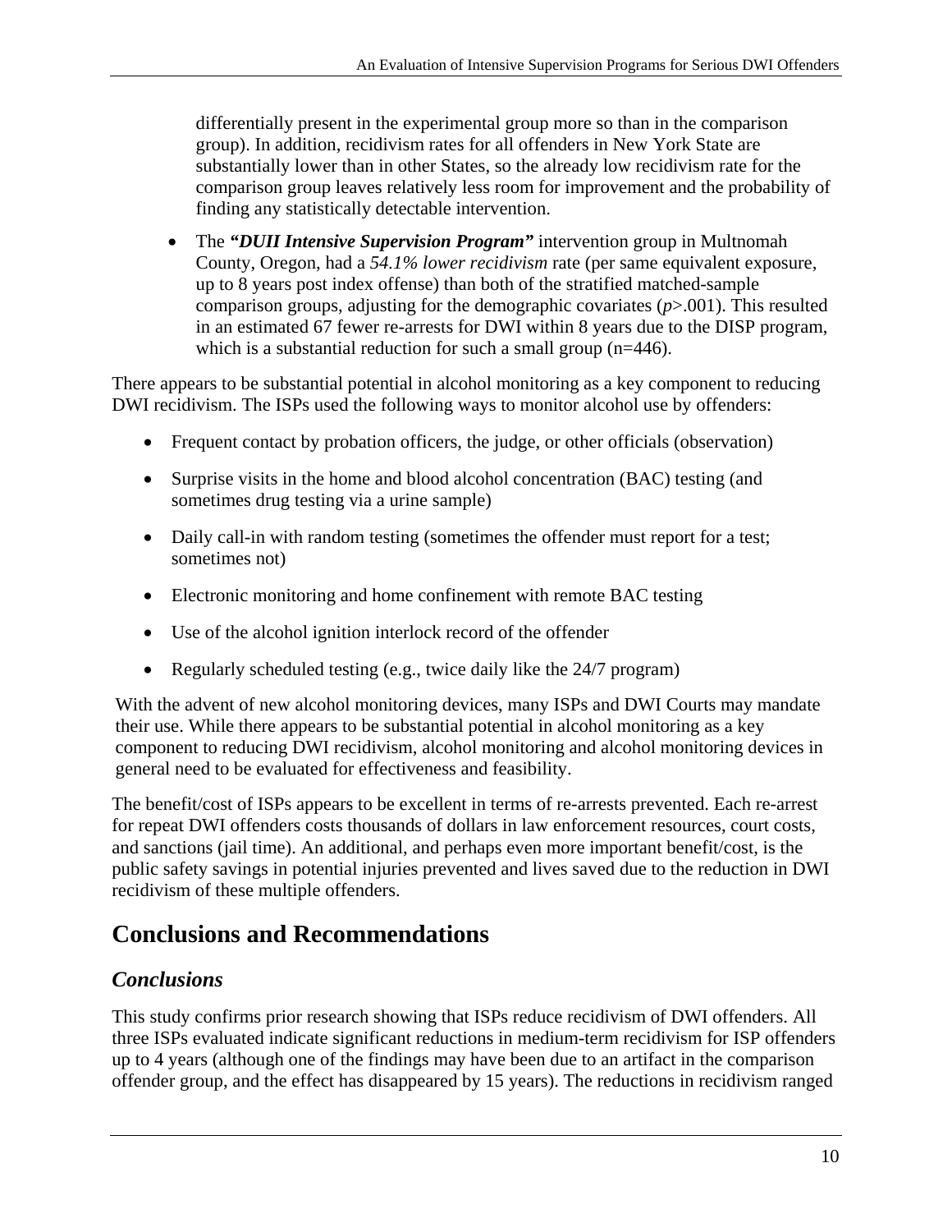differentially present in the experimental group more so than in the comparison group). In addition, recidivism rates for all offenders in New York State are substantially lower than in other States, so the already low recidivism rate for the comparison group leaves relatively less room for improvement and the probability of finding any statistically detectable intervention.

- The ***"DUII Intensive Supervision Program"*** intervention group in Multnomah County, Oregon, had a *54.1% lower recidivism* rate (per same equivalent exposure, up to 8 years post index offense) than both of the stratified matched-sample comparison groups, adjusting for the demographic covariates ($p$>.001). This resulted in an estimated 67 fewer re-arrests for DWI within 8 years due to the DISP program, which is a substantial reduction for such a small group (n=446).

There appears to be substantial potential in alcohol monitoring as a key component to reducing DWI recidivism. The ISPs used the following ways to monitor alcohol use by offenders:

- Frequent contact by probation officers, the judge, or other officials (observation)
- Surprise visits in the home and blood alcohol concentration (BAC) testing (and sometimes drug testing via a urine sample)
- Daily call-in with random testing (sometimes the offender must report for a test; sometimes not)
- Electronic monitoring and home confinement with remote BAC testing
- Use of the alcohol ignition interlock record of the offender
- Regularly scheduled testing (e.g., twice daily like the 24/7 program)

With the advent of new alcohol monitoring devices, many ISPs and DWI Courts may mandate their use. While there appears to be substantial potential in alcohol monitoring as a key component to reducing DWI recidivism, alcohol monitoring and alcohol monitoring devices in general need to be evaluated for effectiveness and feasibility.

The benefit/cost of ISPs appears to be excellent in terms of re-arrests prevented. Each re-arrest for repeat DWI offenders costs thousands of dollars in law enforcement resources, court costs, and sanctions (jail time). An additional, and perhaps even more important benefit/cost, is the public safety savings in potential injuries prevented and lives saved due to the reduction in DWI recidivism of these multiple offenders.

# Conclusions and Recommendations

## *Conclusions*

This study confirms prior research showing that ISPs reduce recidivism of DWI offenders. All three ISPs evaluated indicate significant reductions in medium-term recidivism for ISP offenders up to 4 years (although one of the findings may have been due to an artifact in the comparison offender group, and the effect has disappeared by 15 years). The reductions in recidivism ranged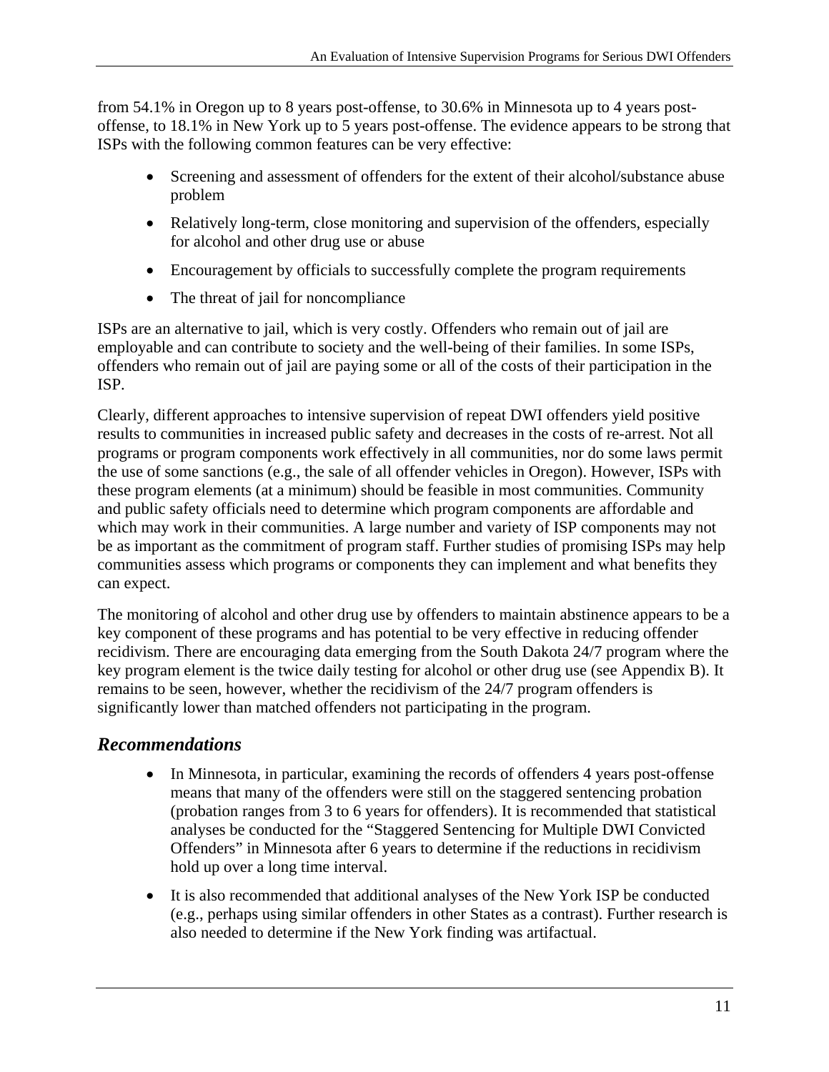from 54.1% in Oregon up to 8 years post-offense, to 30.6% in Minnesota up to 4 years post-offense, to 18.1% in New York up to 5 years post-offense. The evidence appears to be strong that ISPs with the following common features can be very effective:

- Screening and assessment of offenders for the extent of their alcohol/substance abuse problem
- Relatively long-term, close monitoring and supervision of the offenders, especially for alcohol and other drug use or abuse
- Encouragement by officials to successfully complete the program requirements
- The threat of jail for noncompliance

ISPs are an alternative to jail, which is very costly. Offenders who remain out of jail are employable and can contribute to society and the well-being of their families. In some ISPs, offenders who remain out of jail are paying some or all of the costs of their participation in the ISP.

Clearly, different approaches to intensive supervision of repeat DWI offenders yield positive results to communities in increased public safety and decreases in the costs of re-arrest. Not all programs or program components work effectively in all communities, nor do some laws permit the use of some sanctions (e.g., the sale of all offender vehicles in Oregon). However, ISPs with these program elements (at a minimum) should be feasible in most communities. Community and public safety officials need to determine which program components are affordable and which may work in their communities. A large number and variety of ISP components may not be as important as the commitment of program staff. Further studies of promising ISPs may help communities assess which programs or components they can implement and what benefits they can expect.

The monitoring of alcohol and other drug use by offenders to maintain abstinence appears to be a key component of these programs and has potential to be very effective in reducing offender recidivism. There are encouraging data emerging from the South Dakota 24/7 program where the key program element is the twice daily testing for alcohol or other drug use (see Appendix B). It remains to be seen, however, whether the recidivism of the 24/7 program offenders is significantly lower than matched offenders not participating in the program.

## *Recommendations*

- In Minnesota, in particular, examining the records of offenders 4 years post-offense means that many of the offenders were still on the staggered sentencing probation (probation ranges from 3 to 6 years for offenders). It is recommended that statistical analyses be conducted for the "Staggered Sentencing for Multiple DWI Convicted Offenders" in Minnesota after 6 years to determine if the reductions in recidivism hold up over a long time interval.
- It is also recommended that additional analyses of the New York ISP be conducted (e.g., perhaps using similar offenders in other States as a contrast). Further research is also needed to determine if the New York finding was artifactual.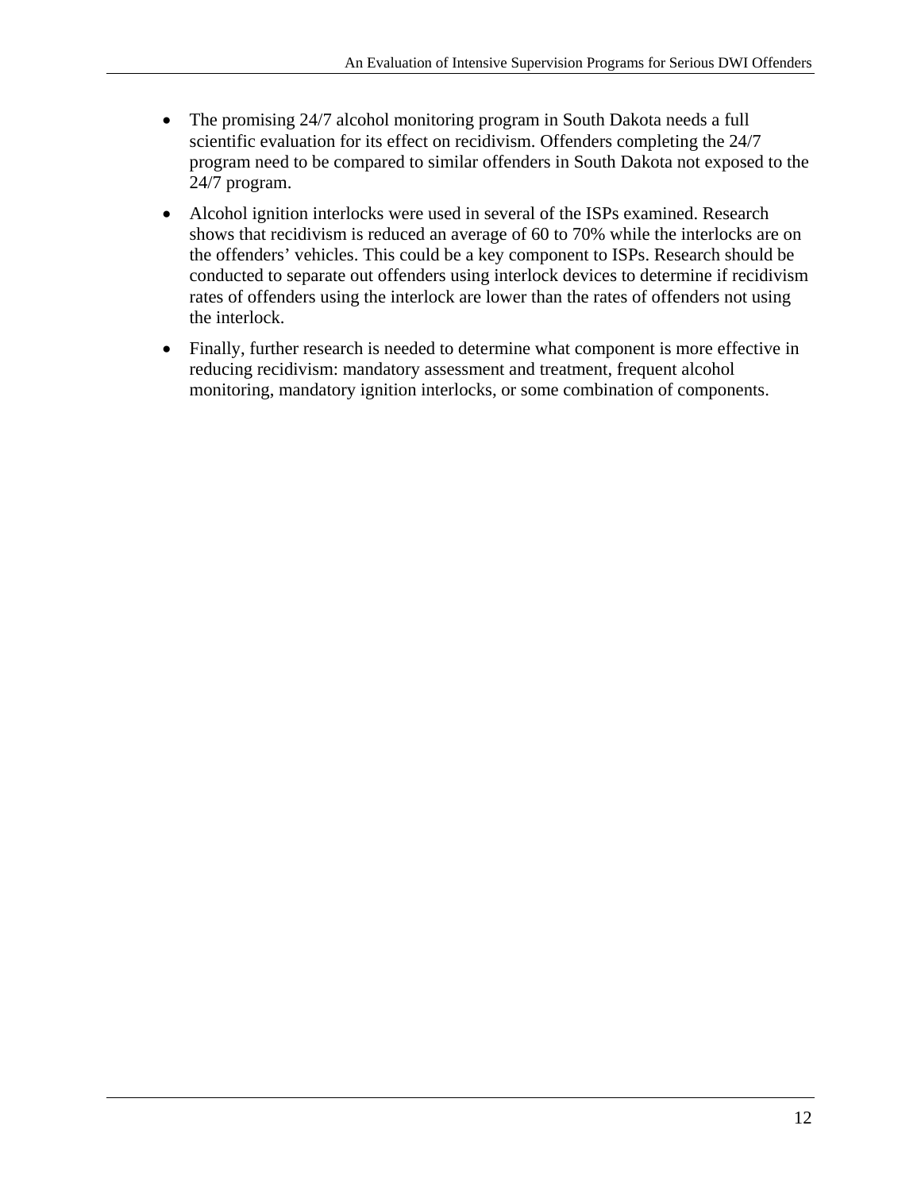- The promising 24/7 alcohol monitoring program in South Dakota needs a full scientific evaluation for its effect on recidivism. Offenders completing the 24/7 program need to be compared to similar offenders in South Dakota not exposed to the 24/7 program.
- Alcohol ignition interlocks were used in several of the ISPs examined. Research shows that recidivism is reduced an average of 60 to 70% while the interlocks are on the offenders' vehicles. This could be a key component to ISPs. Research should be conducted to separate out offenders using interlock devices to determine if recidivism rates of offenders using the interlock are lower than the rates of offenders not using the interlock.
- Finally, further research is needed to determine what component is more effective in reducing recidivism: mandatory assessment and treatment, frequent alcohol monitoring, mandatory ignition interlocks, or some combination of components.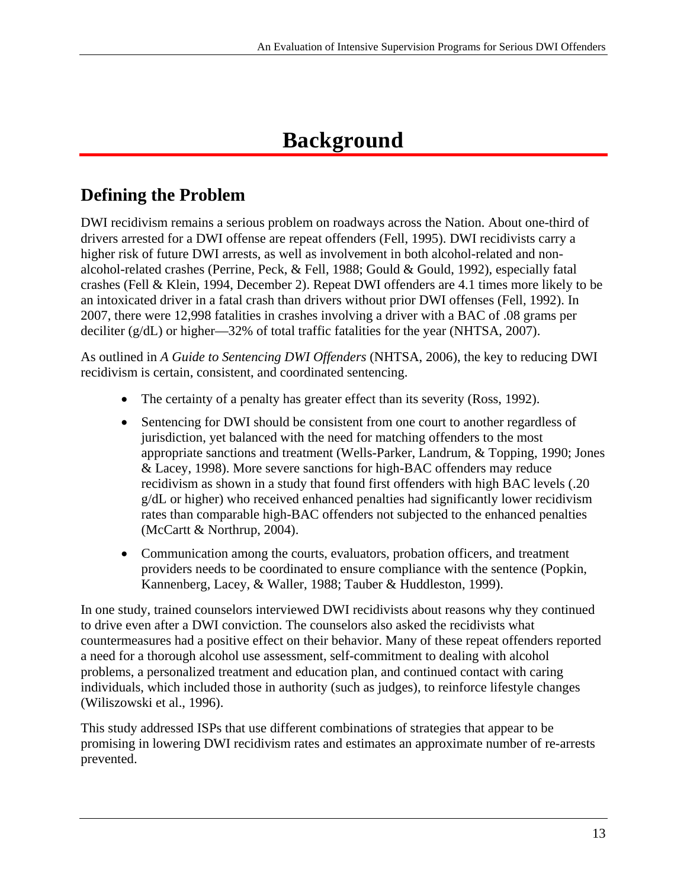# Background

## Defining the Problem

DWI recidivism remains a serious problem on roadways across the Nation. About one-third of drivers arrested for a DWI offense are repeat offenders (Fell, 1995). DWI recidivists carry a higher risk of future DWI arrests, as well as involvement in both alcohol-related and non-alcohol-related crashes (Perrine, Peck, & Fell, 1988; Gould & Gould, 1992), especially fatal crashes (Fell & Klein, 1994, December 2). Repeat DWI offenders are 4.1 times more likely to be an intoxicated driver in a fatal crash than drivers without prior DWI offenses (Fell, 1992). In 2007, there were 12,998 fatalities in crashes involving a driver with a BAC of .08 grams per deciliter (g/dL) or higher—32% of total traffic fatalities for the year (NHTSA, 2007).

As outlined in *A Guide to Sentencing DWI Offenders* (NHTSA, 2006), the key to reducing DWI recidivism is certain, consistent, and coordinated sentencing.

- The certainty of a penalty has greater effect than its severity (Ross, 1992).
- Sentencing for DWI should be consistent from one court to another regardless of jurisdiction, yet balanced with the need for matching offenders to the most appropriate sanctions and treatment (Wells-Parker, Landrum, & Topping, 1990; Jones & Lacey, 1998). More severe sanctions for high-BAC offenders may reduce recidivism as shown in a study that found first offenders with high BAC levels (.20 g/dL or higher) who received enhanced penalties had significantly lower recidivism rates than comparable high-BAC offenders not subjected to the enhanced penalties (McCartt & Northrup, 2004).
- Communication among the courts, evaluators, probation officers, and treatment providers needs to be coordinated to ensure compliance with the sentence (Popkin, Kannenberg, Lacey, & Waller, 1988; Tauber & Huddleston, 1999).

In one study, trained counselors interviewed DWI recidivists about reasons why they continued to drive even after a DWI conviction. The counselors also asked the recidivists what countermeasures had a positive effect on their behavior. Many of these repeat offenders reported a need for a thorough alcohol use assessment, self-commitment to dealing with alcohol problems, a personalized treatment and education plan, and continued contact with caring individuals, which included those in authority (such as judges), to reinforce lifestyle changes (Wiliszowski et al., 1996).

This study addressed ISPs that use different combinations of strategies that appear to be promising in lowering DWI recidivism rates and estimates an approximate number of re-arrests prevented.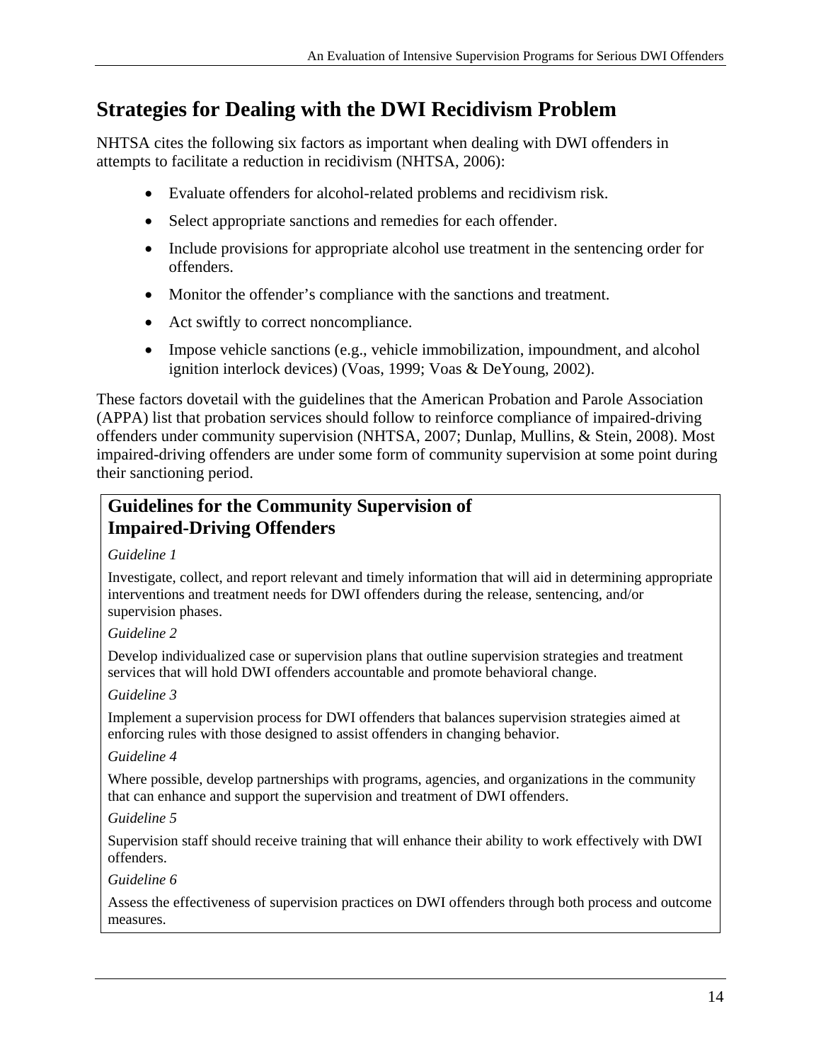## Strategies for Dealing with the DWI Recidivism Problem

NHTSA cites the following six factors as important when dealing with DWI offenders in attempts to facilitate a reduction in recidivism (NHTSA, 2006):

- Evaluate offenders for alcohol-related problems and recidivism risk.
- Select appropriate sanctions and remedies for each offender.
- Include provisions for appropriate alcohol use treatment in the sentencing order for offenders.
- Monitor the offender's compliance with the sanctions and treatment.
- Act swiftly to correct noncompliance.
- Impose vehicle sanctions (e.g., vehicle immobilization, impoundment, and alcohol ignition interlock devices) (Voas, 1999; Voas & DeYoung, 2002).

These factors dovetail with the guidelines that the American Probation and Parole Association (APPA) list that probation services should follow to reinforce compliance of impaired-driving offenders under community supervision (NHTSA, 2007; Dunlap, Mullins, & Stein, 2008). Most impaired-driving offenders are under some form of community supervision at some point during their sanctioning period.

### Guidelines for the Community Supervision of Impaired-Driving Offenders

*Guideline 1*

Investigate, collect, and report relevant and timely information that will aid in determining appropriate interventions and treatment needs for DWI offenders during the release, sentencing, and/or supervision phases.

*Guideline 2*

Develop individualized case or supervision plans that outline supervision strategies and treatment services that will hold DWI offenders accountable and promote behavioral change.

*Guideline 3*

Implement a supervision process for DWI offenders that balances supervision strategies aimed at enforcing rules with those designed to assist offenders in changing behavior.

*Guideline 4*

Where possible, develop partnerships with programs, agencies, and organizations in the community that can enhance and support the supervision and treatment of DWI offenders.

*Guideline 5*

Supervision staff should receive training that will enhance their ability to work effectively with DWI offenders.

*Guideline 6*

Assess the effectiveness of supervision practices on DWI offenders through both process and outcome measures.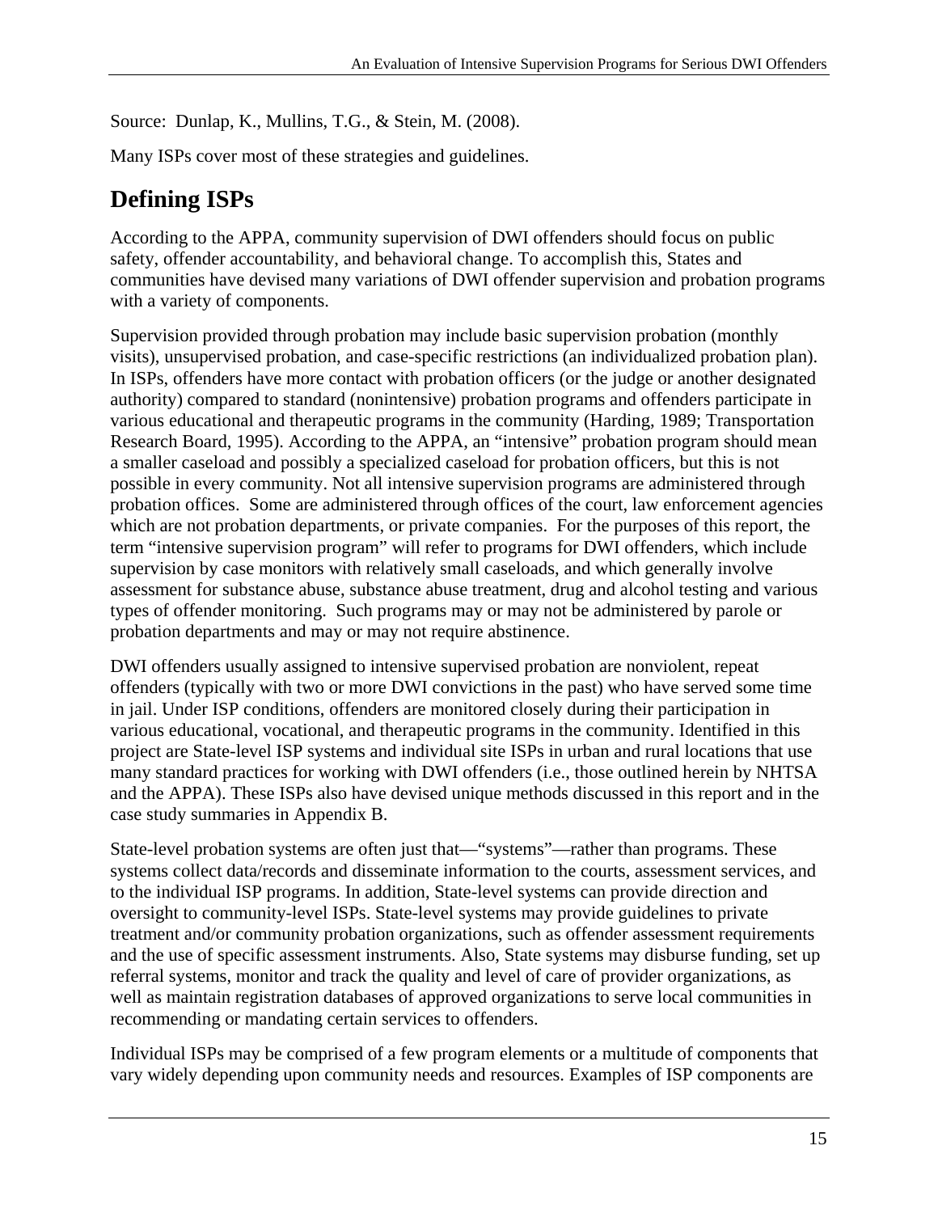Source: Dunlap, K., Mullins, T.G., & Stein, M. (2008).

Many ISPs cover most of these strategies and guidelines.

## Defining ISPs

According to the APPA, community supervision of DWI offenders should focus on public safety, offender accountability, and behavioral change. To accomplish this, States and communities have devised many variations of DWI offender supervision and probation programs with a variety of components.

Supervision provided through probation may include basic supervision probation (monthly visits), unsupervised probation, and case-specific restrictions (an individualized probation plan). In ISPs, offenders have more contact with probation officers (or the judge or another designated authority) compared to standard (nonintensive) probation programs and offenders participate in various educational and therapeutic programs in the community (Harding, 1989; Transportation Research Board, 1995). According to the APPA, an "intensive" probation program should mean a smaller caseload and possibly a specialized caseload for probation officers, but this is not possible in every community. Not all intensive supervision programs are administered through probation offices. Some are administered through offices of the court, law enforcement agencies which are not probation departments, or private companies. For the purposes of this report, the term "intensive supervision program" will refer to programs for DWI offenders, which include supervision by case monitors with relatively small caseloads, and which generally involve assessment for substance abuse, substance abuse treatment, drug and alcohol testing and various types of offender monitoring. Such programs may or may not be administered by parole or probation departments and may or may not require abstinence.

DWI offenders usually assigned to intensive supervised probation are nonviolent, repeat offenders (typically with two or more DWI convictions in the past) who have served some time in jail. Under ISP conditions, offenders are monitored closely during their participation in various educational, vocational, and therapeutic programs in the community. Identified in this project are State-level ISP systems and individual site ISPs in urban and rural locations that use many standard practices for working with DWI offenders (i.e., those outlined herein by NHTSA and the APPA). These ISPs also have devised unique methods discussed in this report and in the case study summaries in Appendix B.

State-level probation systems are often just that—"systems"—rather than programs. These systems collect data/records and disseminate information to the courts, assessment services, and to the individual ISP programs. In addition, State-level systems can provide direction and oversight to community-level ISPs. State-level systems may provide guidelines to private treatment and/or community probation organizations, such as offender assessment requirements and the use of specific assessment instruments. Also, State systems may disburse funding, set up referral systems, monitor and track the quality and level of care of provider organizations, as well as maintain registration databases of approved organizations to serve local communities in recommending or mandating certain services to offenders.

Individual ISPs may be comprised of a few program elements or a multitude of components that vary widely depending upon community needs and resources. Examples of ISP components are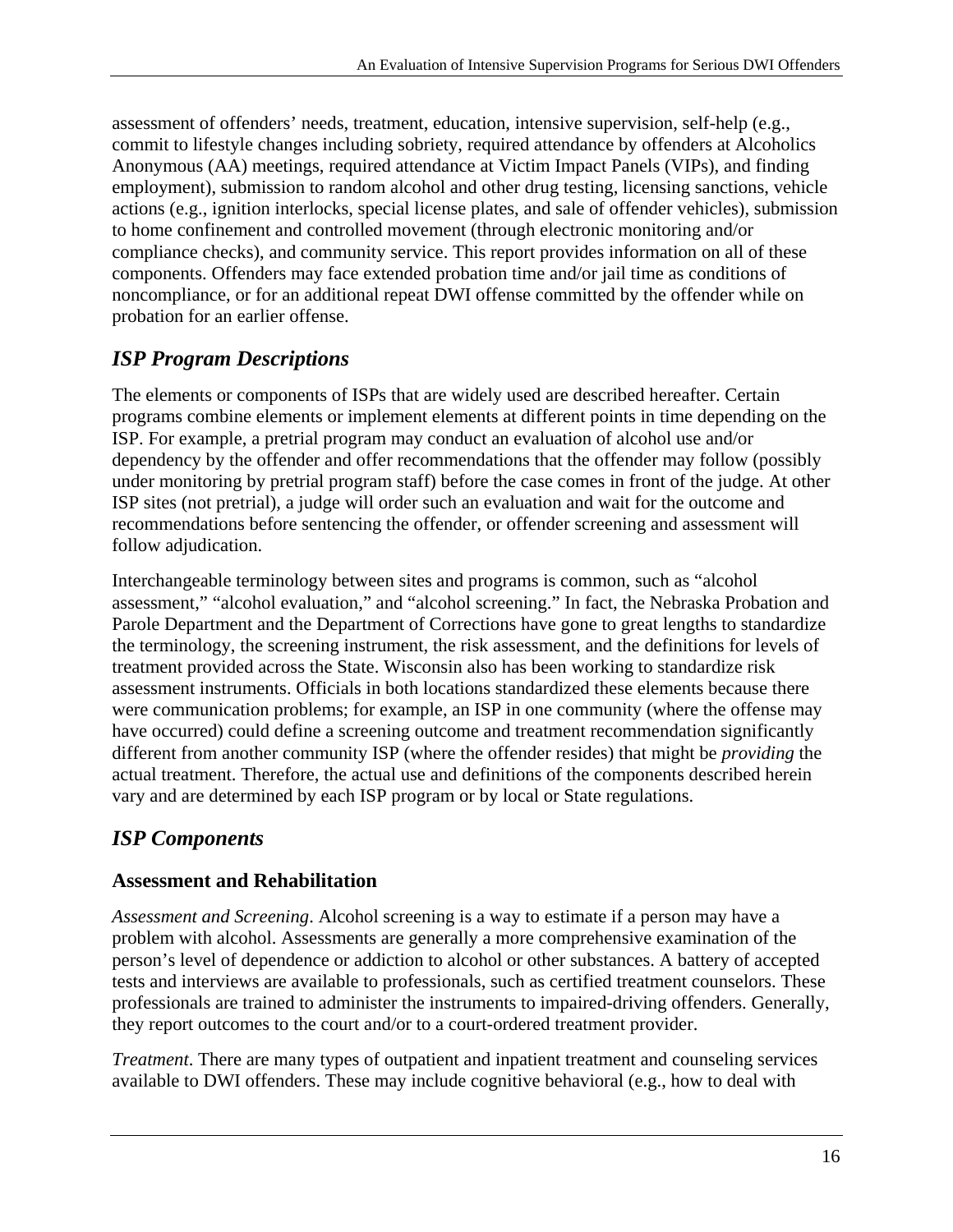assessment of offenders' needs, treatment, education, intensive supervision, self-help (e.g., commit to lifestyle changes including sobriety, required attendance by offenders at Alcoholics Anonymous (AA) meetings, required attendance at Victim Impact Panels (VIPs), and finding employment), submission to random alcohol and other drug testing, licensing sanctions, vehicle actions (e.g., ignition interlocks, special license plates, and sale of offender vehicles), submission to home confinement and controlled movement (through electronic monitoring and/or compliance checks), and community service. This report provides information on all of these components. Offenders may face extended probation time and/or jail time as conditions of noncompliance, or for an additional repeat DWI offense committed by the offender while on probation for an earlier offense.

## *ISP Program Descriptions*

The elements or components of ISPs that are widely used are described hereafter. Certain programs combine elements or implement elements at different points in time depending on the ISP. For example, a pretrial program may conduct an evaluation of alcohol use and/or dependency by the offender and offer recommendations that the offender may follow (possibly under monitoring by pretrial program staff) before the case comes in front of the judge. At other ISP sites (not pretrial), a judge will order such an evaluation and wait for the outcome and recommendations before sentencing the offender, or offender screening and assessment will follow adjudication.

Interchangeable terminology between sites and programs is common, such as "alcohol assessment," "alcohol evaluation," and "alcohol screening." In fact, the Nebraska Probation and Parole Department and the Department of Corrections have gone to great lengths to standardize the terminology, the screening instrument, the risk assessment, and the definitions for levels of treatment provided across the State. Wisconsin also has been working to standardize risk assessment instruments. Officials in both locations standardized these elements because there were communication problems; for example, an ISP in one community (where the offense may have occurred) could define a screening outcome and treatment recommendation significantly different from another community ISP (where the offender resides) that might be *providing* the actual treatment. Therefore, the actual use and definitions of the components described herein vary and are determined by each ISP program or by local or State regulations.

## *ISP Components*

### Assessment and Rehabilitation

*Assessment and Screening*. Alcohol screening is a way to estimate if a person may have a problem with alcohol. Assessments are generally a more comprehensive examination of the person's level of dependence or addiction to alcohol or other substances. A battery of accepted tests and interviews are available to professionals, such as certified treatment counselors. These professionals are trained to administer the instruments to impaired-driving offenders. Generally, they report outcomes to the court and/or to a court-ordered treatment provider.

*Treatment*. There are many types of outpatient and inpatient treatment and counseling services available to DWI offenders. These may include cognitive behavioral (e.g., how to deal with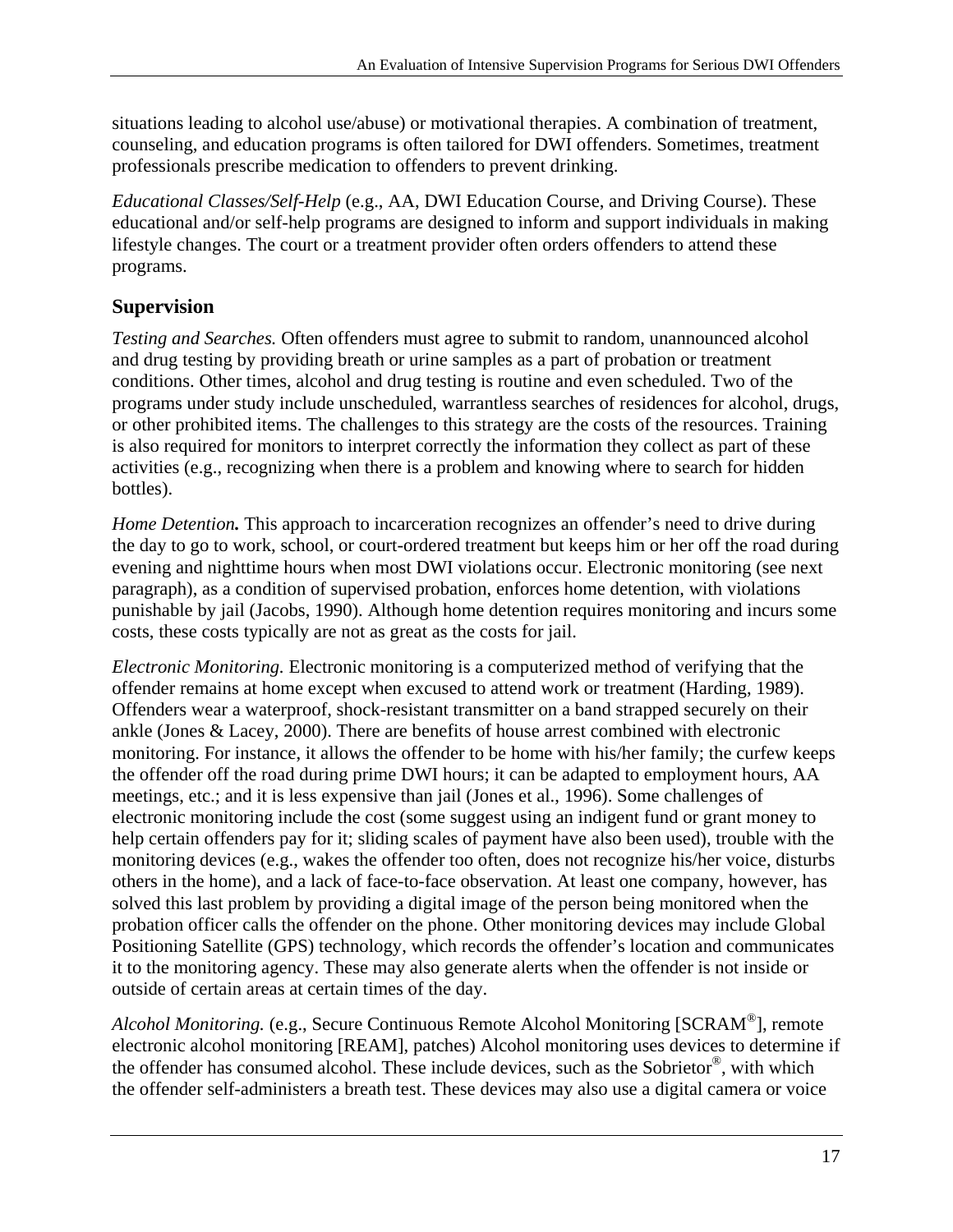situations leading to alcohol use/abuse) or motivational therapies. A combination of treatment, counseling, and education programs is often tailored for DWI offenders. Sometimes, treatment professionals prescribe medication to offenders to prevent drinking.

*Educational Classes/Self-Help* (e.g., AA, DWI Education Course, and Driving Course). These educational and/or self-help programs are designed to inform and support individuals in making lifestyle changes. The court or a treatment provider often orders offenders to attend these programs.

## Supervision

*Testing and Searches.* Often offenders must agree to submit to random, unannounced alcohol and drug testing by providing breath or urine samples as a part of probation or treatment conditions. Other times, alcohol and drug testing is routine and even scheduled. Two of the programs under study include unscheduled, warrantless searches of residences for alcohol, drugs, or other prohibited items. The challenges to this strategy are the costs of the resources. Training is also required for monitors to interpret correctly the information they collect as part of these activities (e.g., recognizing when there is a problem and knowing where to search for hidden bottles).

***Home Detention.*** This approach to incarceration recognizes an offender's need to drive during the day to go to work, school, or court-ordered treatment but keeps him or her off the road during evening and nighttime hours when most DWI violations occur. Electronic monitoring (see next paragraph), as a condition of supervised probation, enforces home detention, with violations punishable by jail (Jacobs, 1990). Although home detention requires monitoring and incurs some costs, these costs typically are not as great as the costs for jail.

*Electronic Monitoring.* Electronic monitoring is a computerized method of verifying that the offender remains at home except when excused to attend work or treatment (Harding, 1989). Offenders wear a waterproof, shock-resistant transmitter on a band strapped securely on their ankle (Jones & Lacey, 2000). There are benefits of house arrest combined with electronic monitoring. For instance, it allows the offender to be home with his/her family; the curfew keeps the offender off the road during prime DWI hours; it can be adapted to employment hours, AA meetings, etc.; and it is less expensive than jail (Jones et al., 1996). Some challenges of electronic monitoring include the cost (some suggest using an indigent fund or grant money to help certain offenders pay for it; sliding scales of payment have also been used), trouble with the monitoring devices (e.g., wakes the offender too often, does not recognize his/her voice, disturbs others in the home), and a lack of face-to-face observation. At least one company, however, has solved this last problem by providing a digital image of the person being monitored when the probation officer calls the offender on the phone. Other monitoring devices may include Global Positioning Satellite (GPS) technology, which records the offender's location and communicates it to the monitoring agency. These may also generate alerts when the offender is not inside or outside of certain areas at certain times of the day.

*Alcohol Monitoring.* (e.g., Secure Continuous Remote Alcohol Monitoring [SCRAM®], remote electronic alcohol monitoring [REAM], patches) Alcohol monitoring uses devices to determine if the offender has consumed alcohol. These include devices, such as the Sobrietor®, with which the offender self-administers a breath test. These devices may also use a digital camera or voice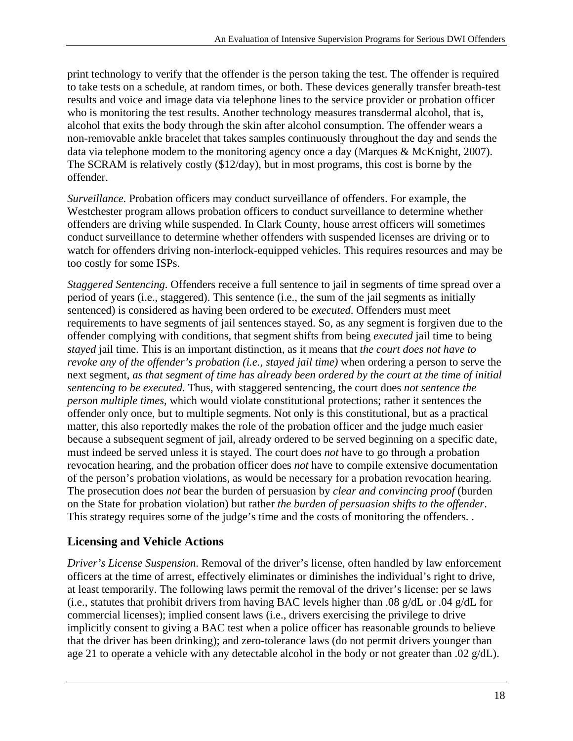print technology to verify that the offender is the person taking the test. The offender is required to take tests on a schedule, at random times, or both. These devices generally transfer breath-test results and voice and image data via telephone lines to the service provider or probation officer who is monitoring the test results. Another technology measures transdermal alcohol, that is, alcohol that exits the body through the skin after alcohol consumption. The offender wears a non-removable ankle bracelet that takes samples continuously throughout the day and sends the data via telephone modem to the monitoring agency once a day (Marques & McKnight, 2007). The SCRAM is relatively costly ($12/day), but in most programs, this cost is borne by the offender.

*Surveillance.* Probation officers may conduct surveillance of offenders. For example, the Westchester program allows probation officers to conduct surveillance to determine whether offenders are driving while suspended. In Clark County, house arrest officers will sometimes conduct surveillance to determine whether offenders with suspended licenses are driving or to watch for offenders driving non-interlock-equipped vehicles. This requires resources and may be too costly for some ISPs.

*Staggered Sentencing.* Offenders receive a full sentence to jail in segments of time spread over a period of years (i.e., staggered). This sentence (i.e., the sum of the jail segments as initially sentenced) is considered as having been ordered to be *executed*. Offenders must meet requirements to have segments of jail sentences stayed. So, as any segment is forgiven due to the offender complying with conditions, that segment shifts from being *executed* jail time to being *stayed* jail time. This is an important distinction, as it means that *the court does not have to revoke any of the offender's probation (i.e., stayed jail time)* when ordering a person to serve the next segment, *as that segment of time has already been ordered by the court at the time of initial sentencing to be executed.* Thus, with staggered sentencing, the court does *not sentence the person multiple times*, which would violate constitutional protections; rather it sentences the offender only once, but to multiple segments. Not only is this constitutional, but as a practical matter, this also reportedly makes the role of the probation officer and the judge much easier because a subsequent segment of jail, already ordered to be served beginning on a specific date, must indeed be served unless it is stayed. The court does *not* have to go through a probation revocation hearing, and the probation officer does *not* have to compile extensive documentation of the person's probation violations, as would be necessary for a probation revocation hearing. The prosecution does *not* bear the burden of persuasion by *clear and convincing proof* (burden on the State for probation violation) but rather *the burden of persuasion shifts to the offender*. This strategy requires some of the judge's time and the costs of monitoring the offenders. .

## Licensing and Vehicle Actions

*Driver's License Suspension*. Removal of the driver's license, often handled by law enforcement officers at the time of arrest, effectively eliminates or diminishes the individual's right to drive, at least temporarily. The following laws permit the removal of the driver's license: per se laws (i.e., statutes that prohibit drivers from having BAC levels higher than .08 g/dL or .04 g/dL for commercial licenses); implied consent laws (i.e., drivers exercising the privilege to drive implicitly consent to giving a BAC test when a police officer has reasonable grounds to believe that the driver has been drinking); and zero-tolerance laws (do not permit drivers younger than age 21 to operate a vehicle with any detectable alcohol in the body or not greater than .02 g/dL).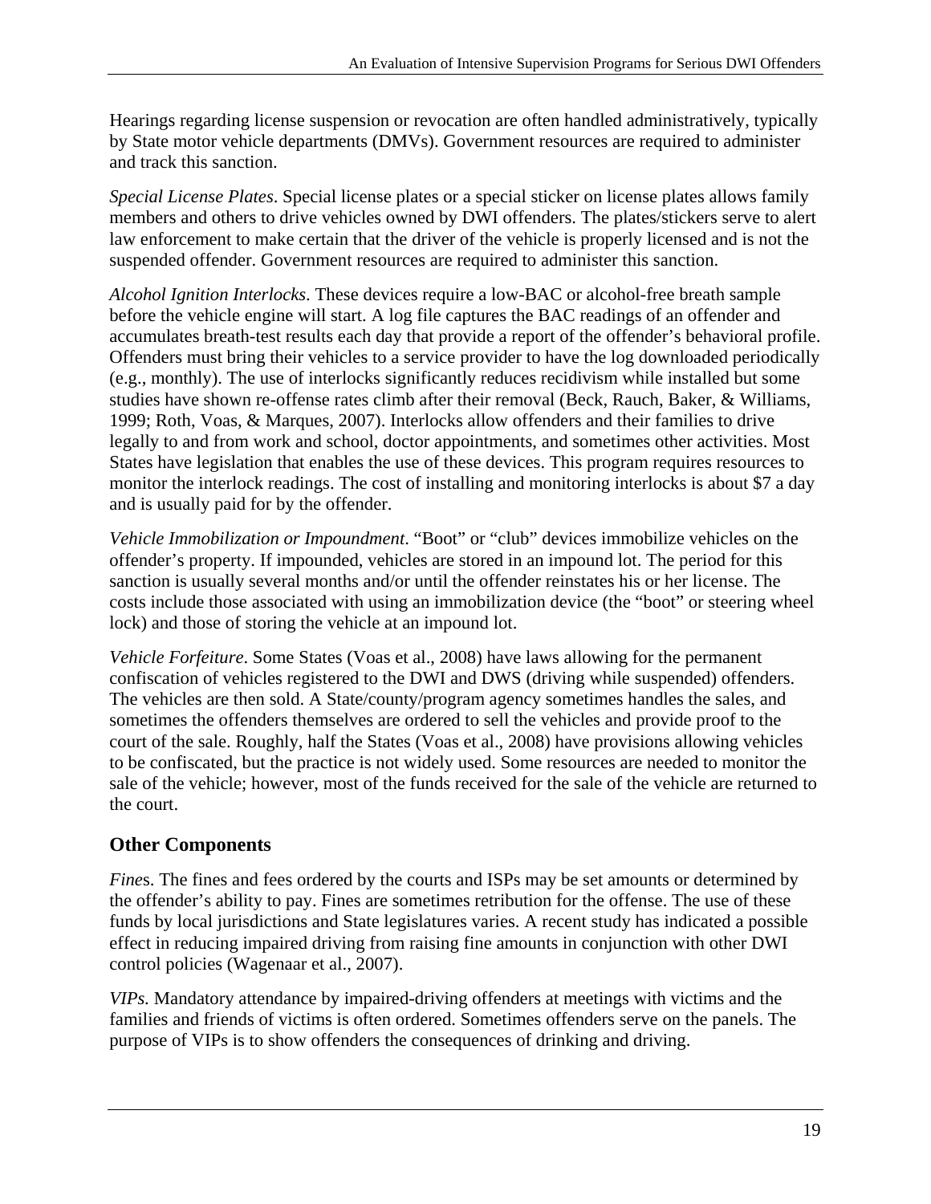Hearings regarding license suspension or revocation are often handled administratively, typically by State motor vehicle departments (DMVs). Government resources are required to administer and track this sanction.

*Special License Plates*. Special license plates or a special sticker on license plates allows family members and others to drive vehicles owned by DWI offenders. The plates/stickers serve to alert law enforcement to make certain that the driver of the vehicle is properly licensed and is not the suspended offender. Government resources are required to administer this sanction.

*Alcohol Ignition Interlocks*. These devices require a low-BAC or alcohol-free breath sample before the vehicle engine will start. A log file captures the BAC readings of an offender and accumulates breath-test results each day that provide a report of the offender's behavioral profile. Offenders must bring their vehicles to a service provider to have the log downloaded periodically (e.g., monthly). The use of interlocks significantly reduces recidivism while installed but some studies have shown re-offense rates climb after their removal (Beck, Rauch, Baker, & Williams, 1999; Roth, Voas, & Marques, 2007). Interlocks allow offenders and their families to drive legally to and from work and school, doctor appointments, and sometimes other activities. Most States have legislation that enables the use of these devices. This program requires resources to monitor the interlock readings. The cost of installing and monitoring interlocks is about $7 a day and is usually paid for by the offender.

*Vehicle Immobilization or Impoundment*. "Boot" or "club" devices immobilize vehicles on the offender's property. If impounded, vehicles are stored in an impound lot. The period for this sanction is usually several months and/or until the offender reinstates his or her license. The costs include those associated with using an immobilization device (the "boot" or steering wheel lock) and those of storing the vehicle at an impound lot.

*Vehicle Forfeiture*. Some States (Voas et al., 2008) have laws allowing for the permanent confiscation of vehicles registered to the DWI and DWS (driving while suspended) offenders. The vehicles are then sold. A State/county/program agency sometimes handles the sales, and sometimes the offenders themselves are ordered to sell the vehicles and provide proof to the court of the sale. Roughly, half the States (Voas et al., 2008) have provisions allowing vehicles to be confiscated, but the practice is not widely used. Some resources are needed to monitor the sale of the vehicle; however, most of the funds received for the sale of the vehicle are returned to the court.

## Other Components

*Fines*. The fines and fees ordered by the courts and ISPs may be set amounts or determined by the offender's ability to pay. Fines are sometimes retribution for the offense. The use of these funds by local jurisdictions and State legislatures varies. A recent study has indicated a possible effect in reducing impaired driving from raising fine amounts in conjunction with other DWI control policies (Wagenaar et al., 2007).

*VIPs.* Mandatory attendance by impaired-driving offenders at meetings with victims and the families and friends of victims is often ordered. Sometimes offenders serve on the panels. The purpose of VIPs is to show offenders the consequences of drinking and driving.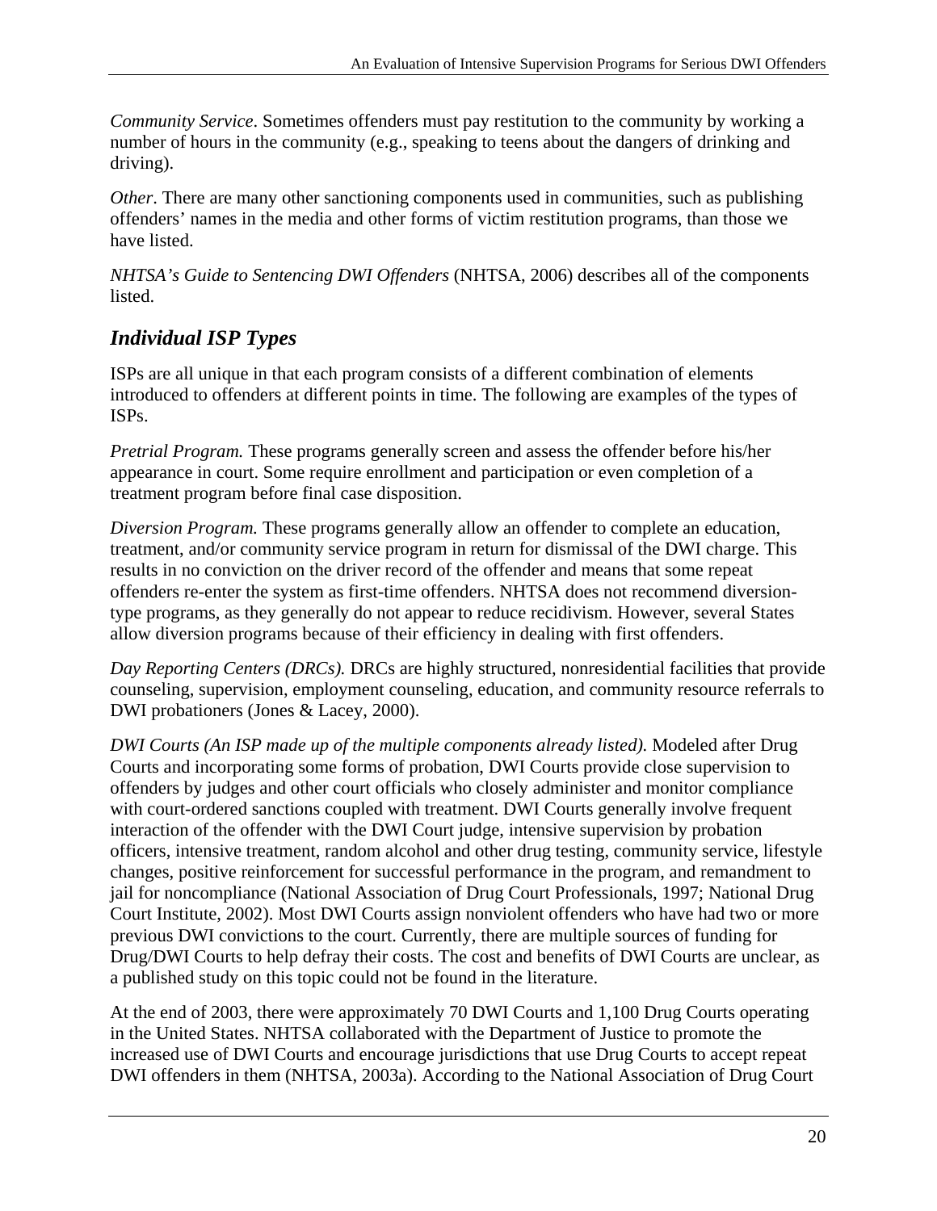*Community Service*. Sometimes offenders must pay restitution to the community by working a number of hours in the community (e.g., speaking to teens about the dangers of drinking and driving).

*Other*. There are many other sanctioning components used in communities, such as publishing offenders' names in the media and other forms of victim restitution programs, than those we have listed.

*NHTSA's Guide to Sentencing DWI Offenders* (NHTSA, 2006) describes all of the components listed.

## Individual ISP Types

ISPs are all unique in that each program consists of a different combination of elements introduced to offenders at different points in time. The following are examples of the types of ISPs.

*Pretrial Program.* These programs generally screen and assess the offender before his/her appearance in court. Some require enrollment and participation or even completion of a treatment program before final case disposition.

*Diversion Program.* These programs generally allow an offender to complete an education, treatment, and/or community service program in return for dismissal of the DWI charge. This results in no conviction on the driver record of the offender and means that some repeat offenders re-enter the system as first-time offenders. NHTSA does not recommend diversion-type programs, as they generally do not appear to reduce recidivism. However, several States allow diversion programs because of their efficiency in dealing with first offenders.

*Day Reporting Centers (DRCs).* DRCs are highly structured, nonresidential facilities that provide counseling, supervision, employment counseling, education, and community resource referrals to DWI probationers (Jones & Lacey, 2000).

*DWI Courts (An ISP made up of the multiple components already listed).* Modeled after Drug Courts and incorporating some forms of probation, DWI Courts provide close supervision to offenders by judges and other court officials who closely administer and monitor compliance with court-ordered sanctions coupled with treatment. DWI Courts generally involve frequent interaction of the offender with the DWI Court judge, intensive supervision by probation officers, intensive treatment, random alcohol and other drug testing, community service, lifestyle changes, positive reinforcement for successful performance in the program, and remandment to jail for noncompliance (National Association of Drug Court Professionals, 1997; National Drug Court Institute, 2002). Most DWI Courts assign nonviolent offenders who have had two or more previous DWI convictions to the court. Currently, there are multiple sources of funding for Drug/DWI Courts to help defray their costs. The cost and benefits of DWI Courts are unclear, as a published study on this topic could not be found in the literature.

At the end of 2003, there were approximately 70 DWI Courts and 1,100 Drug Courts operating in the United States. NHTSA collaborated with the Department of Justice to promote the increased use of DWI Courts and encourage jurisdictions that use Drug Courts to accept repeat DWI offenders in them (NHTSA, 2003a). According to the National Association of Drug Court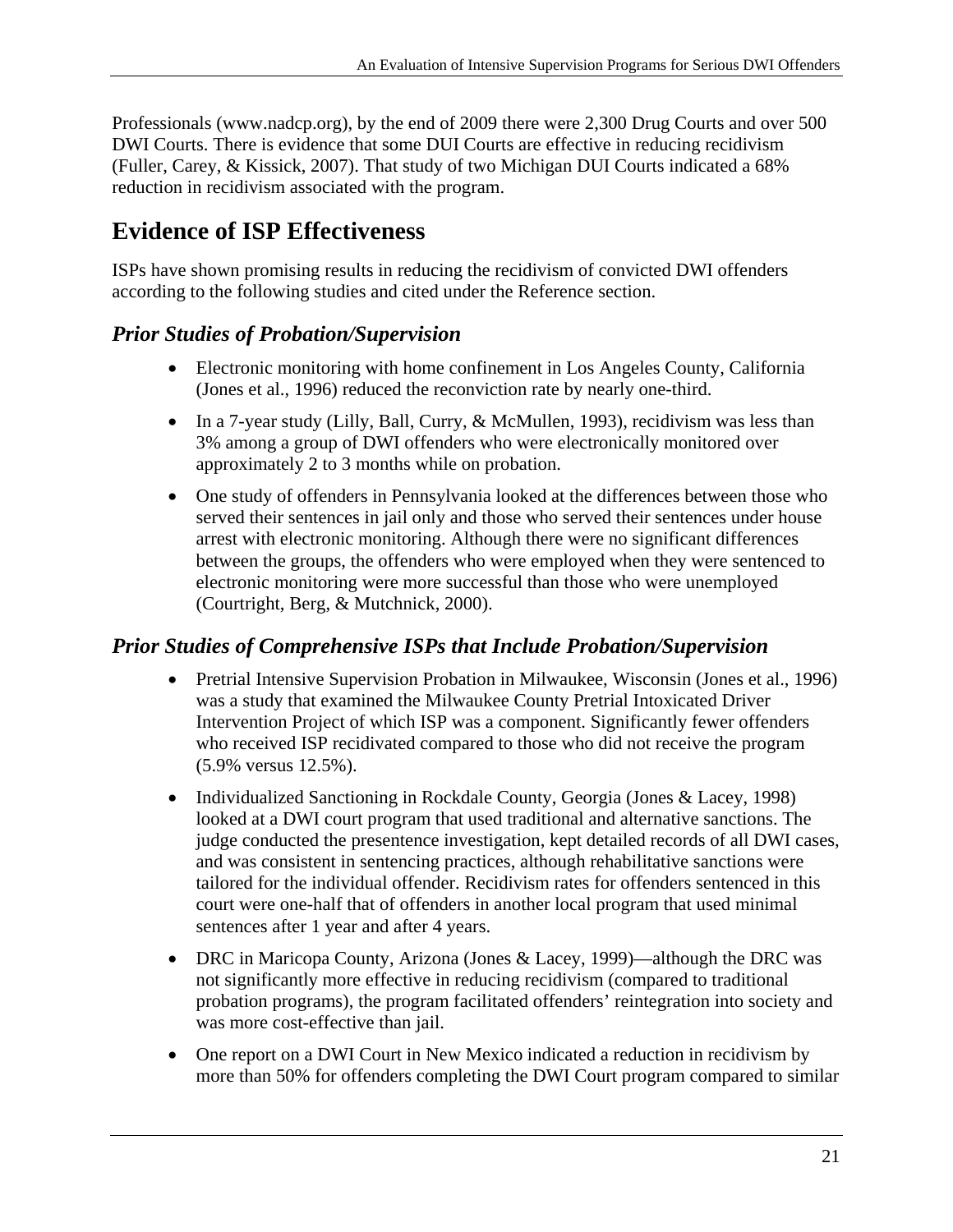Professionals (www.nadcp.org), by the end of 2009 there were 2,300 Drug Courts and over 500 DWI Courts. There is evidence that some DUI Courts are effective in reducing recidivism (Fuller, Carey, & Kissick, 2007). That study of two Michigan DUI Courts indicated a 68% reduction in recidivism associated with the program.

## Evidence of ISP Effectiveness

ISPs have shown promising results in reducing the recidivism of convicted DWI offenders according to the following studies and cited under the Reference section.

### *Prior Studies of Probation/Supervision*

- Electronic monitoring with home confinement in Los Angeles County, California (Jones et al., 1996) reduced the reconviction rate by nearly one-third.
- In a 7-year study (Lilly, Ball, Curry, & McMullen, 1993), recidivism was less than 3% among a group of DWI offenders who were electronically monitored over approximately 2 to 3 months while on probation.
- One study of offenders in Pennsylvania looked at the differences between those who served their sentences in jail only and those who served their sentences under house arrest with electronic monitoring. Although there were no significant differences between the groups, the offenders who were employed when they were sentenced to electronic monitoring were more successful than those who were unemployed (Courtright, Berg, & Mutchnick, 2000).

### *Prior Studies of Comprehensive ISPs that Include Probation/Supervision*

- Pretrial Intensive Supervision Probation in Milwaukee, Wisconsin (Jones et al., 1996) was a study that examined the Milwaukee County Pretrial Intoxicated Driver Intervention Project of which ISP was a component. Significantly fewer offenders who received ISP recidivated compared to those who did not receive the program (5.9% versus 12.5%).
- Individualized Sanctioning in Rockdale County, Georgia (Jones & Lacey, 1998) looked at a DWI court program that used traditional and alternative sanctions. The judge conducted the presentence investigation, kept detailed records of all DWI cases, and was consistent in sentencing practices, although rehabilitative sanctions were tailored for the individual offender. Recidivism rates for offenders sentenced in this court were one-half that of offenders in another local program that used minimal sentences after 1 year and after 4 years.
- DRC in Maricopa County, Arizona (Jones & Lacey, 1999)—although the DRC was not significantly more effective in reducing recidivism (compared to traditional probation programs), the program facilitated offenders' reintegration into society and was more cost-effective than jail.
- One report on a DWI Court in New Mexico indicated a reduction in recidivism by more than 50% for offenders completing the DWI Court program compared to similar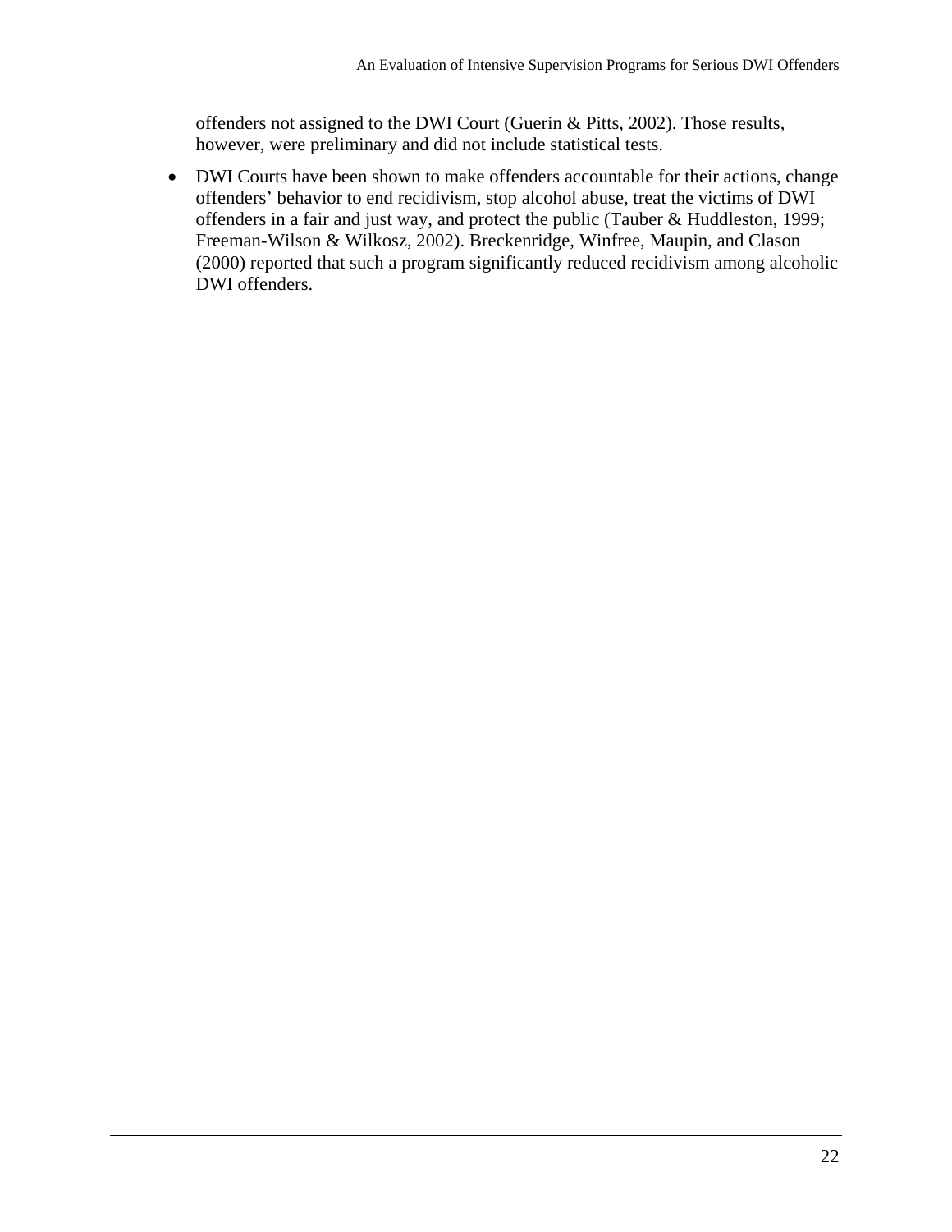offenders not assigned to the DWI Court (Guerin & Pitts, 2002). Those results, however, were preliminary and did not include statistical tests.

- DWI Courts have been shown to make offenders accountable for their actions, change offenders' behavior to end recidivism, stop alcohol abuse, treat the victims of DWI offenders in a fair and just way, and protect the public (Tauber & Huddleston, 1999; Freeman-Wilson & Wilkosz, 2002). Breckenridge, Winfree, Maupin, and Clason (2000) reported that such a program significantly reduced recidivism among alcoholic DWI offenders.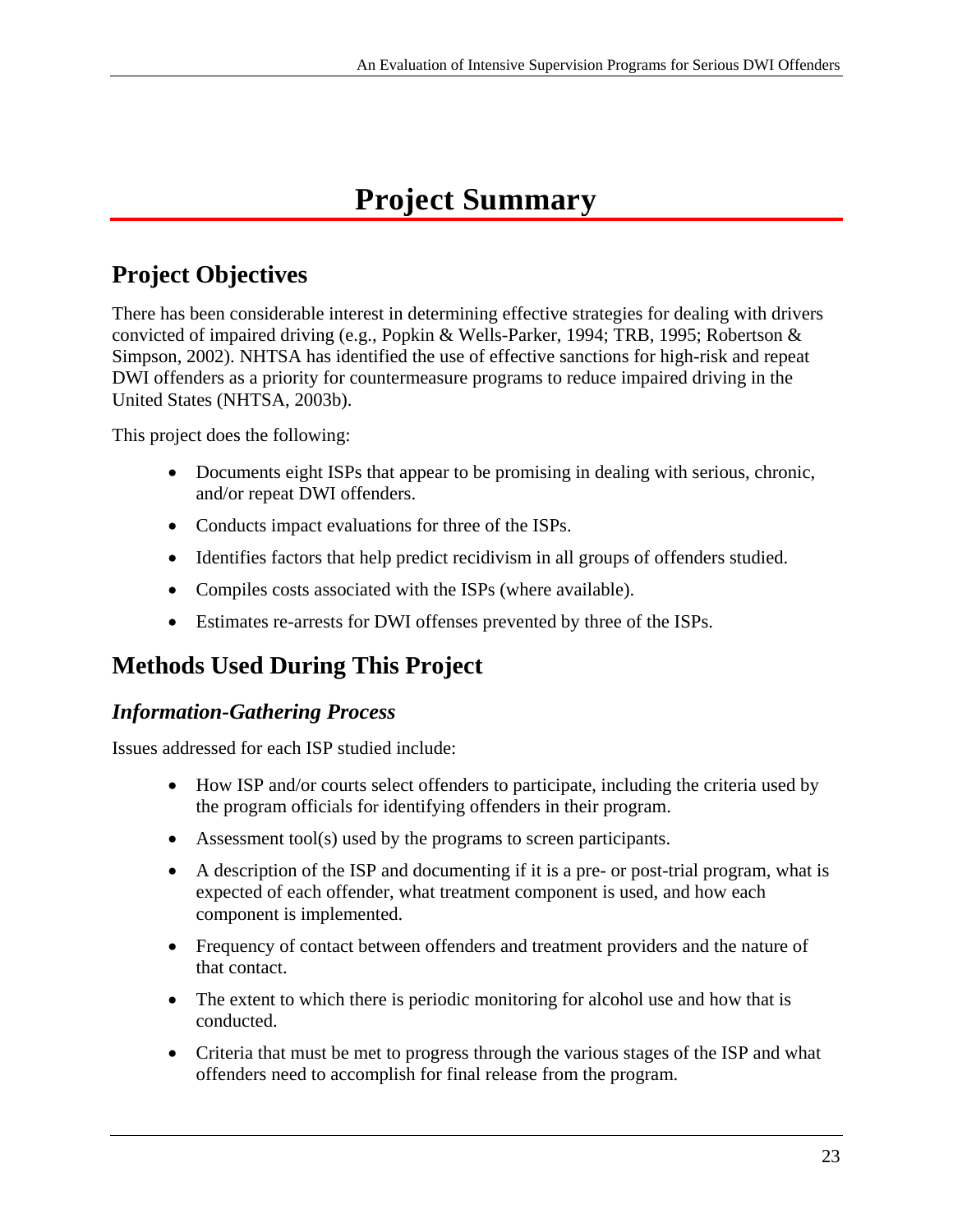# Project Summary

## Project Objectives

There has been considerable interest in determining effective strategies for dealing with drivers convicted of impaired driving (e.g., Popkin & Wells-Parker, 1994; TRB, 1995; Robertson & Simpson, 2002). NHTSA has identified the use of effective sanctions for high-risk and repeat DWI offenders as a priority for countermeasure programs to reduce impaired driving in the United States (NHTSA, 2003b).

This project does the following:

- Documents eight ISPs that appear to be promising in dealing with serious, chronic, and/or repeat DWI offenders.
- Conducts impact evaluations for three of the ISPs.
- Identifies factors that help predict recidivism in all groups of offenders studied.
- Compiles costs associated with the ISPs (where available).
- Estimates re-arrests for DWI offenses prevented by three of the ISPs.

## Methods Used During This Project

### *Information-Gathering Process*

Issues addressed for each ISP studied include:

- How ISP and/or courts select offenders to participate, including the criteria used by the program officials for identifying offenders in their program.
- Assessment tool(s) used by the programs to screen participants.
- A description of the ISP and documenting if it is a pre- or post-trial program, what is expected of each offender, what treatment component is used, and how each component is implemented.
- Frequency of contact between offenders and treatment providers and the nature of that contact.
- The extent to which there is periodic monitoring for alcohol use and how that is conducted.
- Criteria that must be met to progress through the various stages of the ISP and what offenders need to accomplish for final release from the program.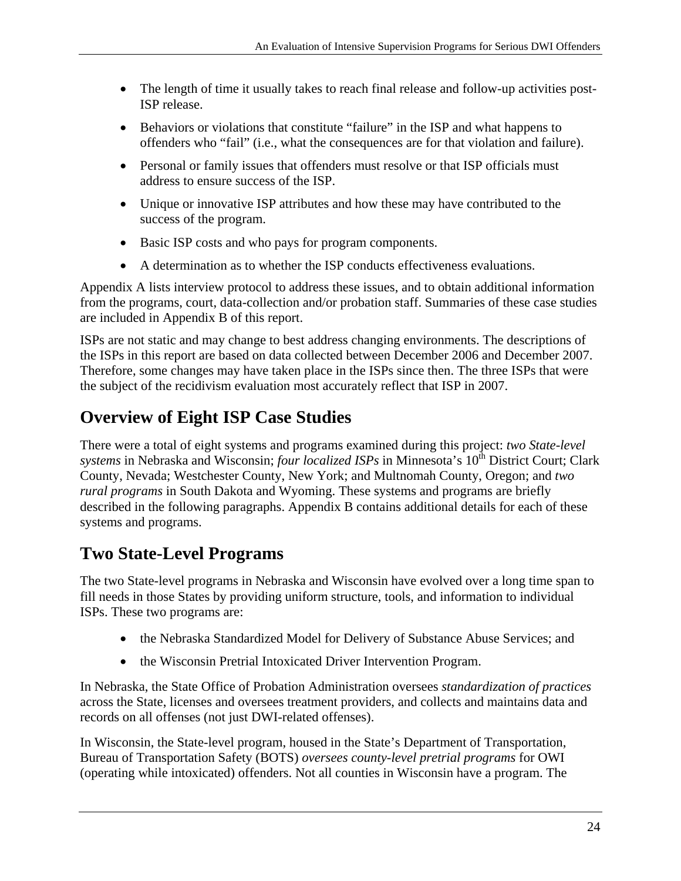- The length of time it usually takes to reach final release and follow-up activities post-ISP release.
- Behaviors or violations that constitute "failure" in the ISP and what happens to offenders who "fail" (i.e., what the consequences are for that violation and failure).
- Personal or family issues that offenders must resolve or that ISP officials must address to ensure success of the ISP.
- Unique or innovative ISP attributes and how these may have contributed to the success of the program.
- Basic ISP costs and who pays for program components.
- A determination as to whether the ISP conducts effectiveness evaluations.

Appendix A lists interview protocol to address these issues, and to obtain additional information from the programs, court, data-collection and/or probation staff. Summaries of these case studies are included in Appendix B of this report.

ISPs are not static and may change to best address changing environments. The descriptions of the ISPs in this report are based on data collected between December 2006 and December 2007. Therefore, some changes may have taken place in the ISPs since then. The three ISPs that were the subject of the recidivism evaluation most accurately reflect that ISP in 2007.

## Overview of Eight ISP Case Studies

There were a total of eight systems and programs examined during this project: *two State-level systems* in Nebraska and Wisconsin; *four localized ISPs* in Minnesota's 10th District Court; Clark County, Nevada; Westchester County, New York; and Multnomah County, Oregon; and *two rural programs* in South Dakota and Wyoming. These systems and programs are briefly described in the following paragraphs. Appendix B contains additional details for each of these systems and programs.

## Two State-Level Programs

The two State-level programs in Nebraska and Wisconsin have evolved over a long time span to fill needs in those States by providing uniform structure, tools, and information to individual ISPs. These two programs are:

- the Nebraska Standardized Model for Delivery of Substance Abuse Services; and
- the Wisconsin Pretrial Intoxicated Driver Intervention Program.

In Nebraska, the State Office of Probation Administration oversees *standardization of practices* across the State, licenses and oversees treatment providers, and collects and maintains data and records on all offenses (not just DWI-related offenses).

In Wisconsin, the State-level program, housed in the State's Department of Transportation, Bureau of Transportation Safety (BOTS) *oversees county-level pretrial programs* for OWI (operating while intoxicated) offenders. Not all counties in Wisconsin have a program. The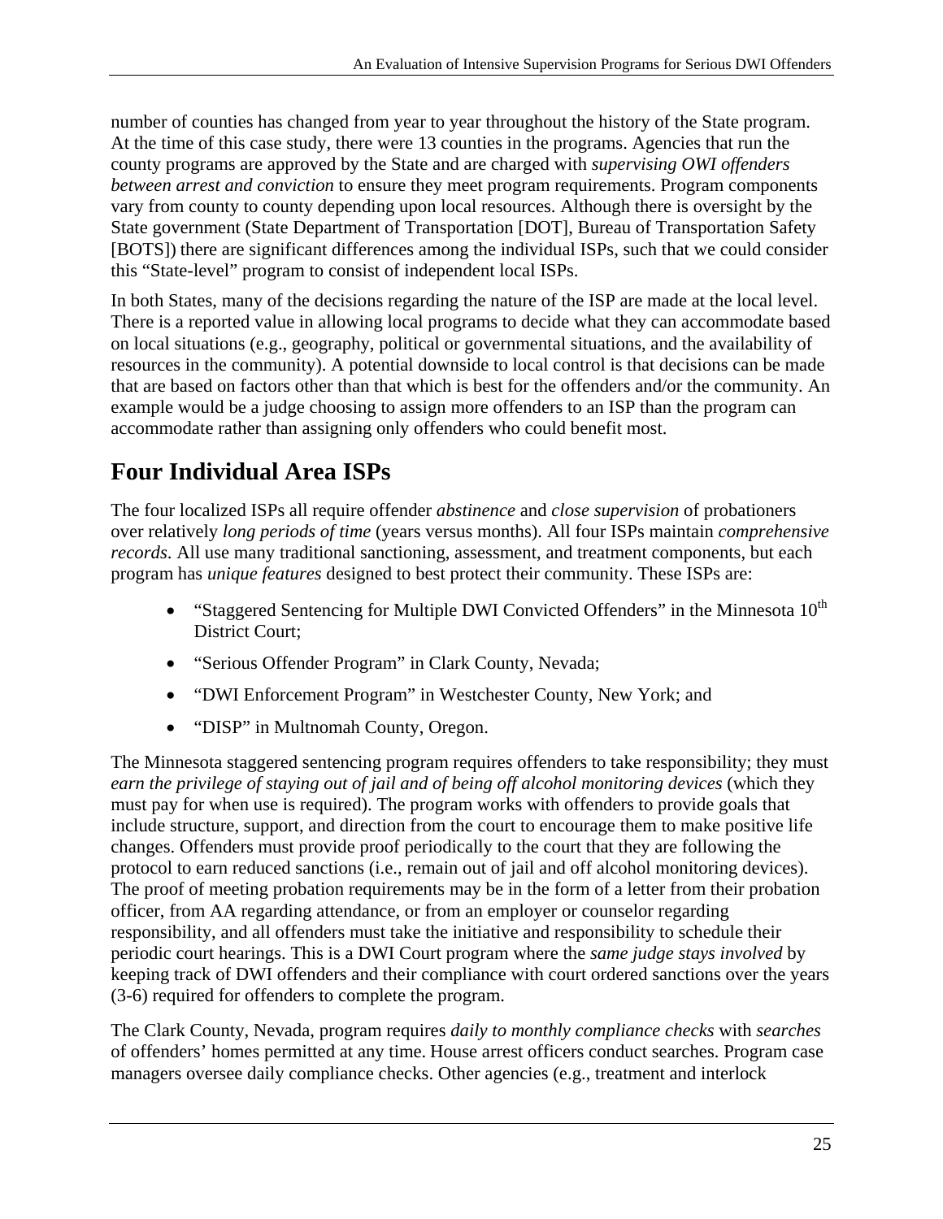number of counties has changed from year to year throughout the history of the State program. At the time of this case study, there were 13 counties in the programs. Agencies that run the county programs are approved by the State and are charged with *supervising OWI offenders between arrest and conviction* to ensure they meet program requirements. Program components vary from county to county depending upon local resources. Although there is oversight by the State government (State Department of Transportation [DOT], Bureau of Transportation Safety [BOTS]) there are significant differences among the individual ISPs, such that we could consider this "State-level" program to consist of independent local ISPs.

In both States, many of the decisions regarding the nature of the ISP are made at the local level. There is a reported value in allowing local programs to decide what they can accommodate based on local situations (e.g., geography, political or governmental situations, and the availability of resources in the community). A potential downside to local control is that decisions can be made that are based on factors other than that which is best for the offenders and/or the community. An example would be a judge choosing to assign more offenders to an ISP than the program can accommodate rather than assigning only offenders who could benefit most.

## Four Individual Area ISPs

The four localized ISPs all require offender *abstinence* and *close supervision* of probationers over relatively *long periods of time* (years versus months). All four ISPs maintain *comprehensive records*. All use many traditional sanctioning, assessment, and treatment components, but each program has *unique features* designed to best protect their community. These ISPs are:

- "Staggered Sentencing for Multiple DWI Convicted Offenders" in the Minnesota 10th District Court;
- "Serious Offender Program" in Clark County, Nevada;
- "DWI Enforcement Program" in Westchester County, New York; and
- "DISP" in Multnomah County, Oregon.

The Minnesota staggered sentencing program requires offenders to take responsibility; they must *earn the privilege of staying out of jail and of being off alcohol monitoring devices* (which they must pay for when use is required). The program works with offenders to provide goals that include structure, support, and direction from the court to encourage them to make positive life changes. Offenders must provide proof periodically to the court that they are following the protocol to earn reduced sanctions (i.e., remain out of jail and off alcohol monitoring devices). The proof of meeting probation requirements may be in the form of a letter from their probation officer, from AA regarding attendance, or from an employer or counselor regarding responsibility, and all offenders must take the initiative and responsibility to schedule their periodic court hearings. This is a DWI Court program where the *same judge stays involved* by keeping track of DWI offenders and their compliance with court ordered sanctions over the years (3-6) required for offenders to complete the program.

The Clark County, Nevada, program requires *daily to monthly compliance checks* with *searches* of offenders' homes permitted at any time. House arrest officers conduct searches. Program case managers oversee daily compliance checks. Other agencies (e.g., treatment and interlock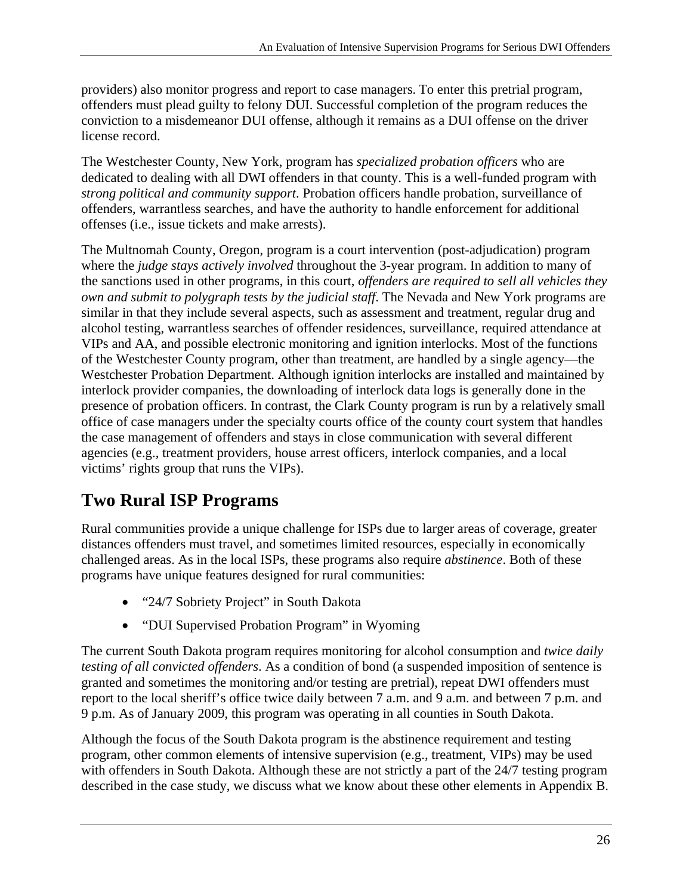providers) also monitor progress and report to case managers. To enter this pretrial program, offenders must plead guilty to felony DUI. Successful completion of the program reduces the conviction to a misdemeanor DUI offense, although it remains as a DUI offense on the driver license record.

The Westchester County, New York, program has *specialized probation officers* who are dedicated to dealing with all DWI offenders in that county. This is a well-funded program with *strong political and community support*. Probation officers handle probation, surveillance of offenders, warrantless searches, and have the authority to handle enforcement for additional offenses (i.e., issue tickets and make arrests).

The Multnomah County, Oregon, program is a court intervention (post-adjudication) program where the *judge stays actively involved* throughout the 3-year program. In addition to many of the sanctions used in other programs, in this court, *offenders are required to sell all vehicles they own and submit to polygraph tests by the judicial staff*. The Nevada and New York programs are similar in that they include several aspects, such as assessment and treatment, regular drug and alcohol testing, warrantless searches of offender residences, surveillance, required attendance at VIPs and AA, and possible electronic monitoring and ignition interlocks. Most of the functions of the Westchester County program, other than treatment, are handled by a single agency—the Westchester Probation Department. Although ignition interlocks are installed and maintained by interlock provider companies, the downloading of interlock data logs is generally done in the presence of probation officers. In contrast, the Clark County program is run by a relatively small office of case managers under the specialty courts office of the county court system that handles the case management of offenders and stays in close communication with several different agencies (e.g., treatment providers, house arrest officers, interlock companies, and a local victims' rights group that runs the VIPs).

## Two Rural ISP Programs

Rural communities provide a unique challenge for ISPs due to larger areas of coverage, greater distances offenders must travel, and sometimes limited resources, especially in economically challenged areas. As in the local ISPs, these programs also require *abstinence*. Both of these programs have unique features designed for rural communities:

- "24/7 Sobriety Project" in South Dakota
- "DUI Supervised Probation Program" in Wyoming

The current South Dakota program requires monitoring for alcohol consumption and *twice daily testing of all convicted offenders*. As a condition of bond (a suspended imposition of sentence is granted and sometimes the monitoring and/or testing are pretrial), repeat DWI offenders must report to the local sheriff's office twice daily between 7 a.m. and 9 a.m. and between 7 p.m. and 9 p.m. As of January 2009, this program was operating in all counties in South Dakota.

Although the focus of the South Dakota program is the abstinence requirement and testing program, other common elements of intensive supervision (e.g., treatment, VIPs) may be used with offenders in South Dakota. Although these are not strictly a part of the 24/7 testing program described in the case study, we discuss what we know about these other elements in Appendix B.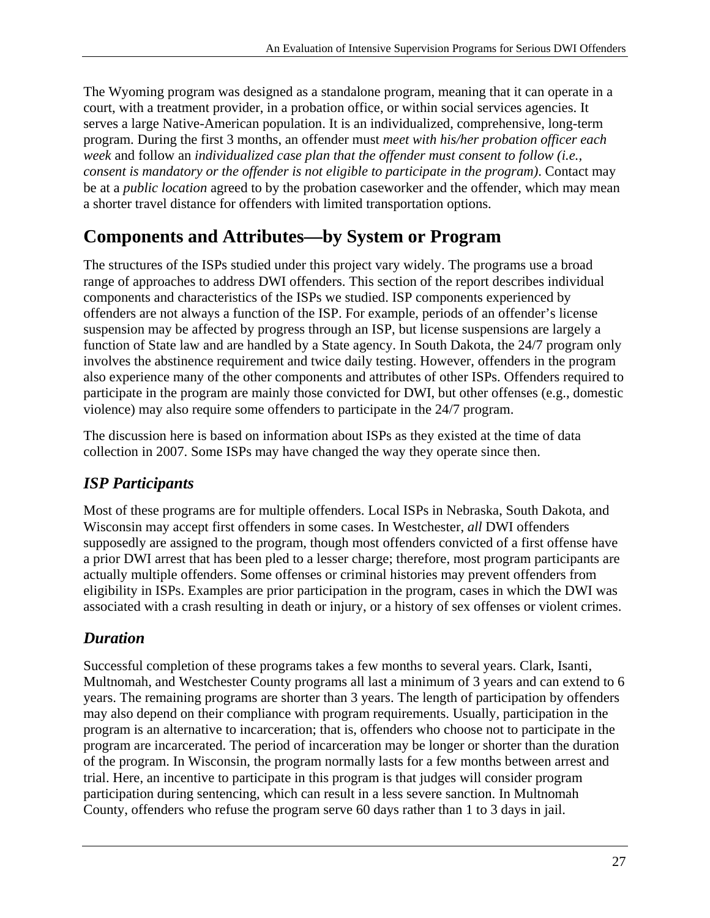The Wyoming program was designed as a standalone program, meaning that it can operate in a court, with a treatment provider, in a probation office, or within social services agencies. It serves a large Native-American population. It is an individualized, comprehensive, long-term program. During the first 3 months, an offender must *meet with his/her probation officer each week* and follow an *individualized case plan that the offender must consent to follow (i.e., consent is mandatory or the offender is not eligible to participate in the program)*. Contact may be at a *public location* agreed to by the probation caseworker and the offender, which may mean a shorter travel distance for offenders with limited transportation options.

## Components and Attributes—by System or Program

The structures of the ISPs studied under this project vary widely. The programs use a broad range of approaches to address DWI offenders. This section of the report describes individual components and characteristics of the ISPs we studied. ISP components experienced by offenders are not always a function of the ISP. For example, periods of an offender's license suspension may be affected by progress through an ISP, but license suspensions are largely a function of State law and are handled by a State agency. In South Dakota, the 24/7 program only involves the abstinence requirement and twice daily testing. However, offenders in the program also experience many of the other components and attributes of other ISPs. Offenders required to participate in the program are mainly those convicted for DWI, but other offenses (e.g., domestic violence) may also require some offenders to participate in the 24/7 program.

The discussion here is based on information about ISPs as they existed at the time of data collection in 2007. Some ISPs may have changed the way they operate since then.

### *ISP Participants*

Most of these programs are for multiple offenders. Local ISPs in Nebraska, South Dakota, and Wisconsin may accept first offenders in some cases. In Westchester, *all* DWI offenders supposedly are assigned to the program, though most offenders convicted of a first offense have a prior DWI arrest that has been pled to a lesser charge; therefore, most program participants are actually multiple offenders. Some offenses or criminal histories may prevent offenders from eligibility in ISPs. Examples are prior participation in the program, cases in which the DWI was associated with a crash resulting in death or injury, or a history of sex offenses or violent crimes.

### *Duration*

Successful completion of these programs takes a few months to several years. Clark, Isanti, Multnomah, and Westchester County programs all last a minimum of 3 years and can extend to 6 years. The remaining programs are shorter than 3 years. The length of participation by offenders may also depend on their compliance with program requirements. Usually, participation in the program is an alternative to incarceration; that is, offenders who choose not to participate in the program are incarcerated. The period of incarceration may be longer or shorter than the duration of the program. In Wisconsin, the program normally lasts for a few months between arrest and trial. Here, an incentive to participate in this program is that judges will consider program participation during sentencing, which can result in a less severe sanction. In Multnomah County, offenders who refuse the program serve 60 days rather than 1 to 3 days in jail.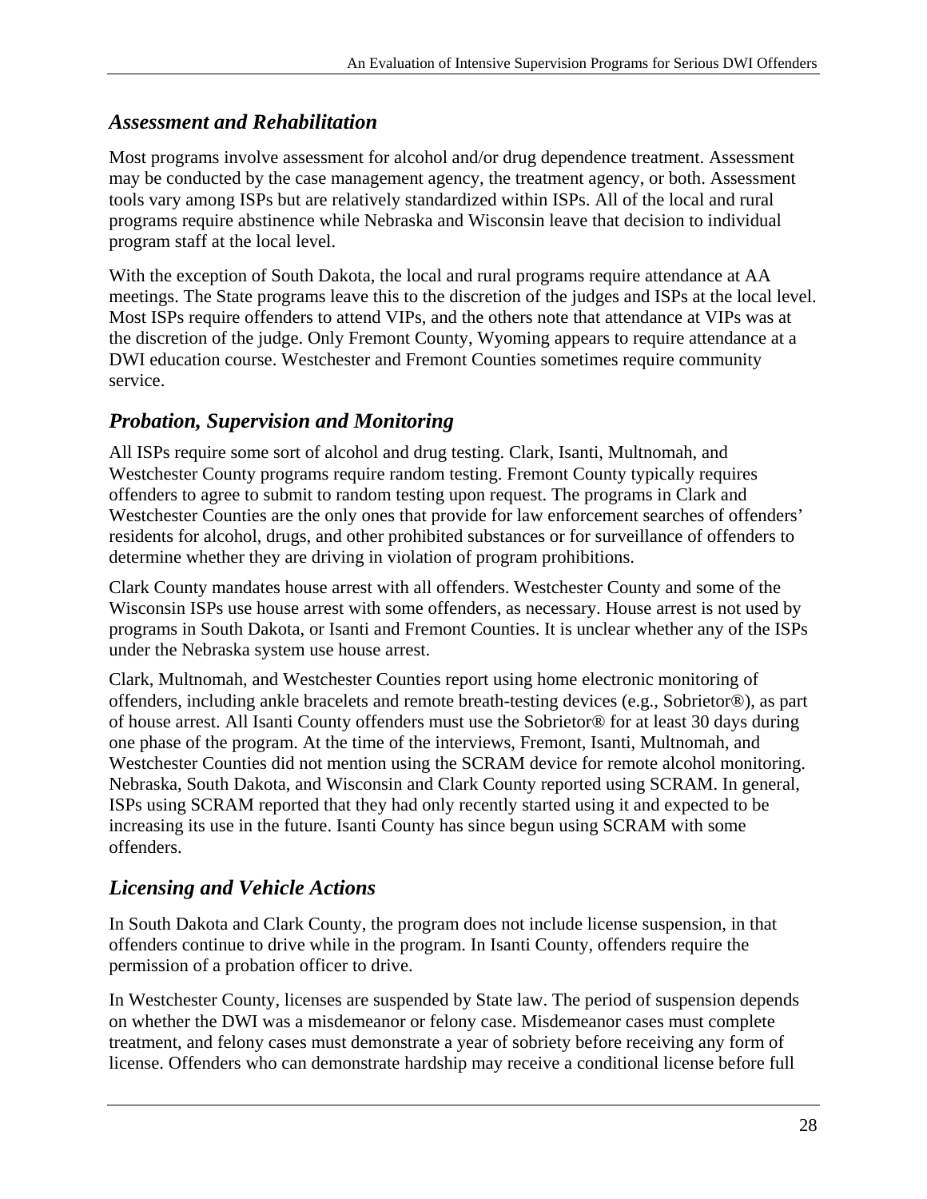### *Assessment and Rehabilitation*

Most programs involve assessment for alcohol and/or drug dependence treatment. Assessment may be conducted by the case management agency, the treatment agency, or both. Assessment tools vary among ISPs but are relatively standardized within ISPs. All of the local and rural programs require abstinence while Nebraska and Wisconsin leave that decision to individual program staff at the local level.

With the exception of South Dakota, the local and rural programs require attendance at AA meetings. The State programs leave this to the discretion of the judges and ISPs at the local level. Most ISPs require offenders to attend VIPs, and the others note that attendance at VIPs was at the discretion of the judge. Only Fremont County, Wyoming appears to require attendance at a DWI education course. Westchester and Fremont Counties sometimes require community service.

### *Probation, Supervision and Monitoring*

All ISPs require some sort of alcohol and drug testing. Clark, Isanti, Multnomah, and Westchester County programs require random testing. Fremont County typically requires offenders to agree to submit to random testing upon request. The programs in Clark and Westchester Counties are the only ones that provide for law enforcement searches of offenders' residents for alcohol, drugs, and other prohibited substances or for surveillance of offenders to determine whether they are driving in violation of program prohibitions.

Clark County mandates house arrest with all offenders. Westchester County and some of the Wisconsin ISPs use house arrest with some offenders, as necessary. House arrest is not used by programs in South Dakota, or Isanti and Fremont Counties. It is unclear whether any of the ISPs under the Nebraska system use house arrest.

Clark, Multnomah, and Westchester Counties report using home electronic monitoring of offenders, including ankle bracelets and remote breath-testing devices (e.g., Sobrietor®), as part of house arrest. All Isanti County offenders must use the Sobrietor® for at least 30 days during one phase of the program. At the time of the interviews, Fremont, Isanti, Multnomah, and Westchester Counties did not mention using the SCRAM device for remote alcohol monitoring. Nebraska, South Dakota, and Wisconsin and Clark County reported using SCRAM. In general, ISPs using SCRAM reported that they had only recently started using it and expected to be increasing its use in the future. Isanti County has since begun using SCRAM with some offenders.

### *Licensing and Vehicle Actions*

In South Dakota and Clark County, the program does not include license suspension, in that offenders continue to drive while in the program. In Isanti County, offenders require the permission of a probation officer to drive.

In Westchester County, licenses are suspended by State law. The period of suspension depends on whether the DWI was a misdemeanor or felony case. Misdemeanor cases must complete treatment, and felony cases must demonstrate a year of sobriety before receiving any form of license. Offenders who can demonstrate hardship may receive a conditional license before full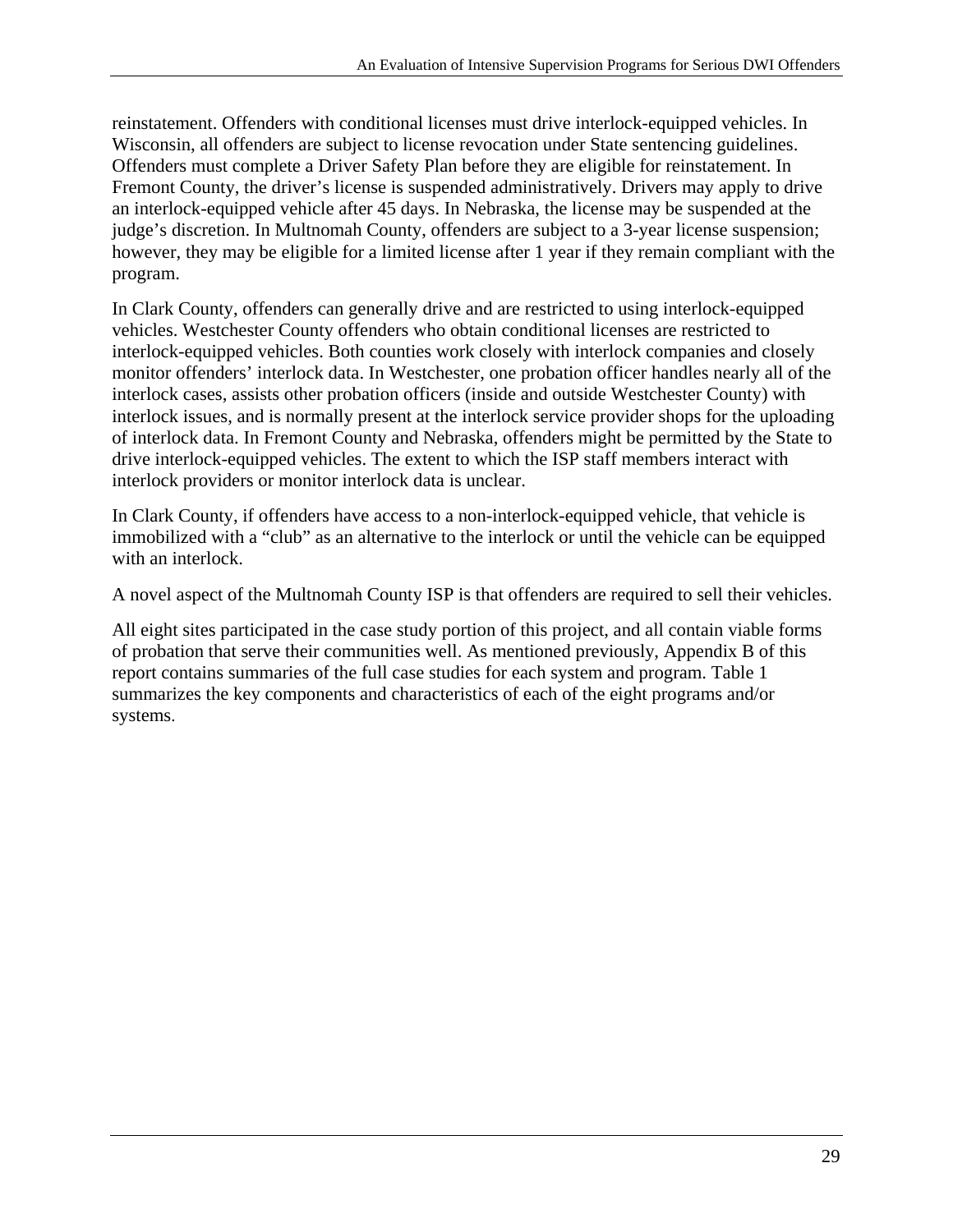reinstatement. Offenders with conditional licenses must drive interlock-equipped vehicles. In Wisconsin, all offenders are subject to license revocation under State sentencing guidelines. Offenders must complete a Driver Safety Plan before they are eligible for reinstatement. In Fremont County, the driver's license is suspended administratively. Drivers may apply to drive an interlock-equipped vehicle after 45 days. In Nebraska, the license may be suspended at the judge's discretion. In Multnomah County, offenders are subject to a 3-year license suspension; however, they may be eligible for a limited license after 1 year if they remain compliant with the program.

In Clark County, offenders can generally drive and are restricted to using interlock-equipped vehicles. Westchester County offenders who obtain conditional licenses are restricted to interlock-equipped vehicles. Both counties work closely with interlock companies and closely monitor offenders' interlock data. In Westchester, one probation officer handles nearly all of the interlock cases, assists other probation officers (inside and outside Westchester County) with interlock issues, and is normally present at the interlock service provider shops for the uploading of interlock data. In Fremont County and Nebraska, offenders might be permitted by the State to drive interlock-equipped vehicles. The extent to which the ISP staff members interact with interlock providers or monitor interlock data is unclear.

In Clark County, if offenders have access to a non-interlock-equipped vehicle, that vehicle is immobilized with a "club" as an alternative to the interlock or until the vehicle can be equipped with an interlock.

A novel aspect of the Multnomah County ISP is that offenders are required to sell their vehicles.

All eight sites participated in the case study portion of this project, and all contain viable forms of probation that serve their communities well. As mentioned previously, Appendix B of this report contains summaries of the full case studies for each system and program. Table 1 summarizes the key components and characteristics of each of the eight programs and/or systems.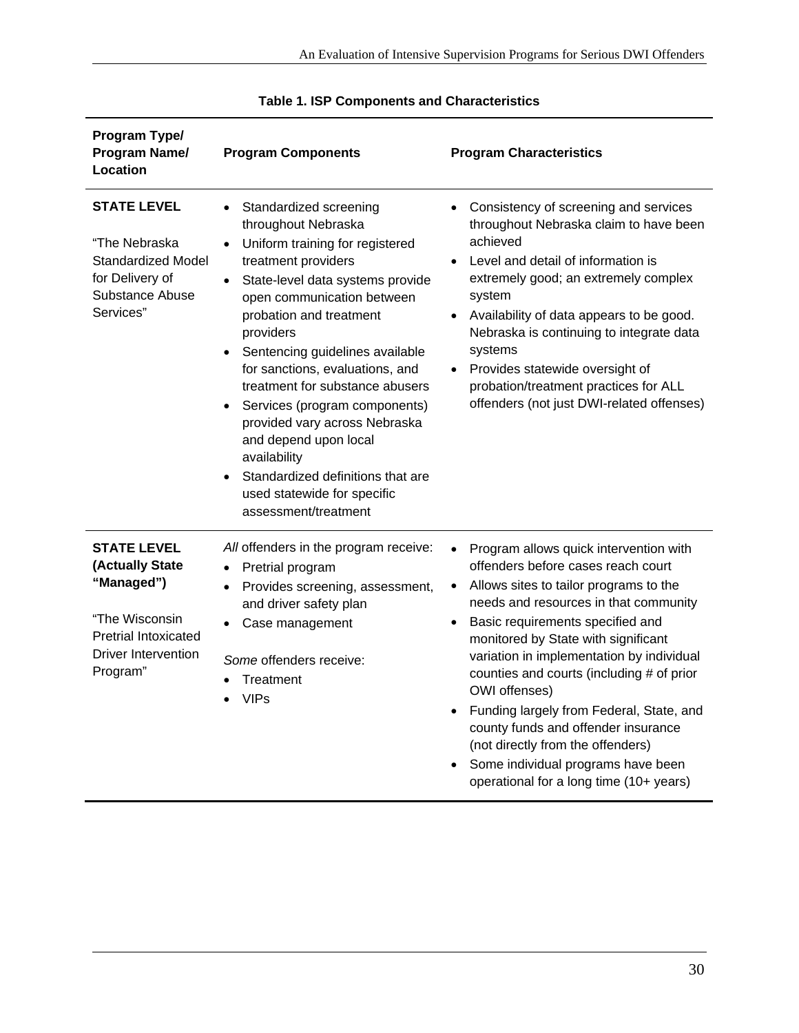**Table 1. ISP Components and Characteristics**

| Program Type/ Program Name/ Location | Program Components | Program Characteristics |
|---|---|---|
| **STATE LEVEL**<br><br>"The Nebraska Standardized Model for Delivery of Substance Abuse Services" | • Standardized screening throughout Nebraska<br>• Uniform training for registered treatment providers<br>• State-level data systems provide open communication between probation and treatment providers<br>• Sentencing guidelines available for sanctions, evaluations, and treatment for substance abusers<br>• Services (program components) provided vary across Nebraska and depend upon local availability<br>• Standardized definitions that are used statewide for specific assessment/treatment | • Consistency of screening and services throughout Nebraska claim to have been achieved<br>• Level and detail of information is extremely good; an extremely complex system<br>• Availability of data appears to be good. Nebraska is continuing to integrate data systems<br>• Provides statewide oversight of probation/treatment practices for ALL offenders (not just DWI-related offenses) |
| **STATE LEVEL (Actually State "Managed")**<br><br>"The Wisconsin Pretrial Intoxicated Driver Intervention Program" | *All* offenders in the program receive:<br>• Pretrial program<br>• Provides screening, assessment, and driver safety plan<br>• Case management<br><br>*Some* offenders receive:<br>• Treatment<br>• VIPs | • Program allows quick intervention with offenders before cases reach court<br>• Allows sites to tailor programs to the needs and resources in that community<br>• Basic requirements specified and monitored by State with significant variation in implementation by individual counties and courts (including # of prior OWI offenses)<br>• Funding largely from Federal, State, and county funds and offender insurance (not directly from the offenders)<br>• Some individual programs have been operational for a long time (10+ years) |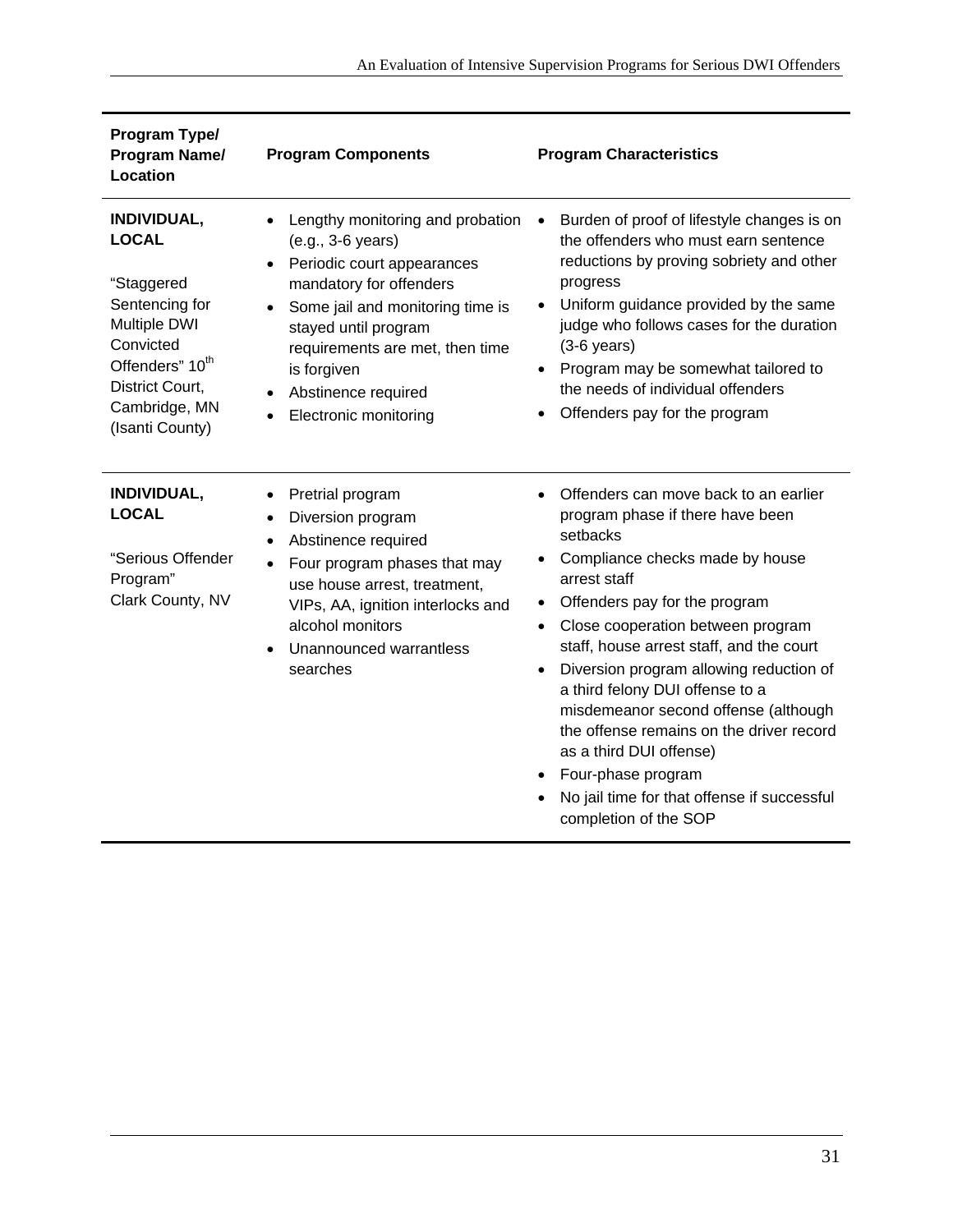| Program Type/ Program Name/ Location | Program Components | Program Characteristics |
|---|---|---|
| **INDIVIDUAL, LOCAL**<br><br>"Staggered Sentencing for Multiple DWI Convicted Offenders" 10th District Court, Cambridge, MN (Isanti County) | • Lengthy monitoring and probation (e.g., 3-6 years)<br>• Periodic court appearances mandatory for offenders<br>• Some jail and monitoring time is stayed until program requirements are met, then time is forgiven<br>• Abstinence required<br>• Electronic monitoring | • Burden of proof of lifestyle changes is on the offenders who must earn sentence reductions by proving sobriety and other progress<br>• Uniform guidance provided by the same judge who follows cases for the duration (3-6 years)<br>• Program may be somewhat tailored to the needs of individual offenders<br>• Offenders pay for the program |
| **INDIVIDUAL, LOCAL**<br><br>"Serious Offender Program" Clark County, NV | • Pretrial program<br>• Diversion program<br>• Abstinence required<br>• Four program phases that may use house arrest, treatment, VIPs, AA, ignition interlocks and alcohol monitors<br>• Unannounced warrantless searches | • Offenders can move back to an earlier program phase if there have been setbacks<br>• Compliance checks made by house arrest staff<br>• Offenders pay for the program<br>• Close cooperation between program staff, house arrest staff, and the court<br>• Diversion program allowing reduction of a third felony DUI offense to a misdemeanor second offense (although the offense remains on the driver record as a third DUI offense)<br>• Four-phase program<br>• No jail time for that offense if successful completion of the SOP |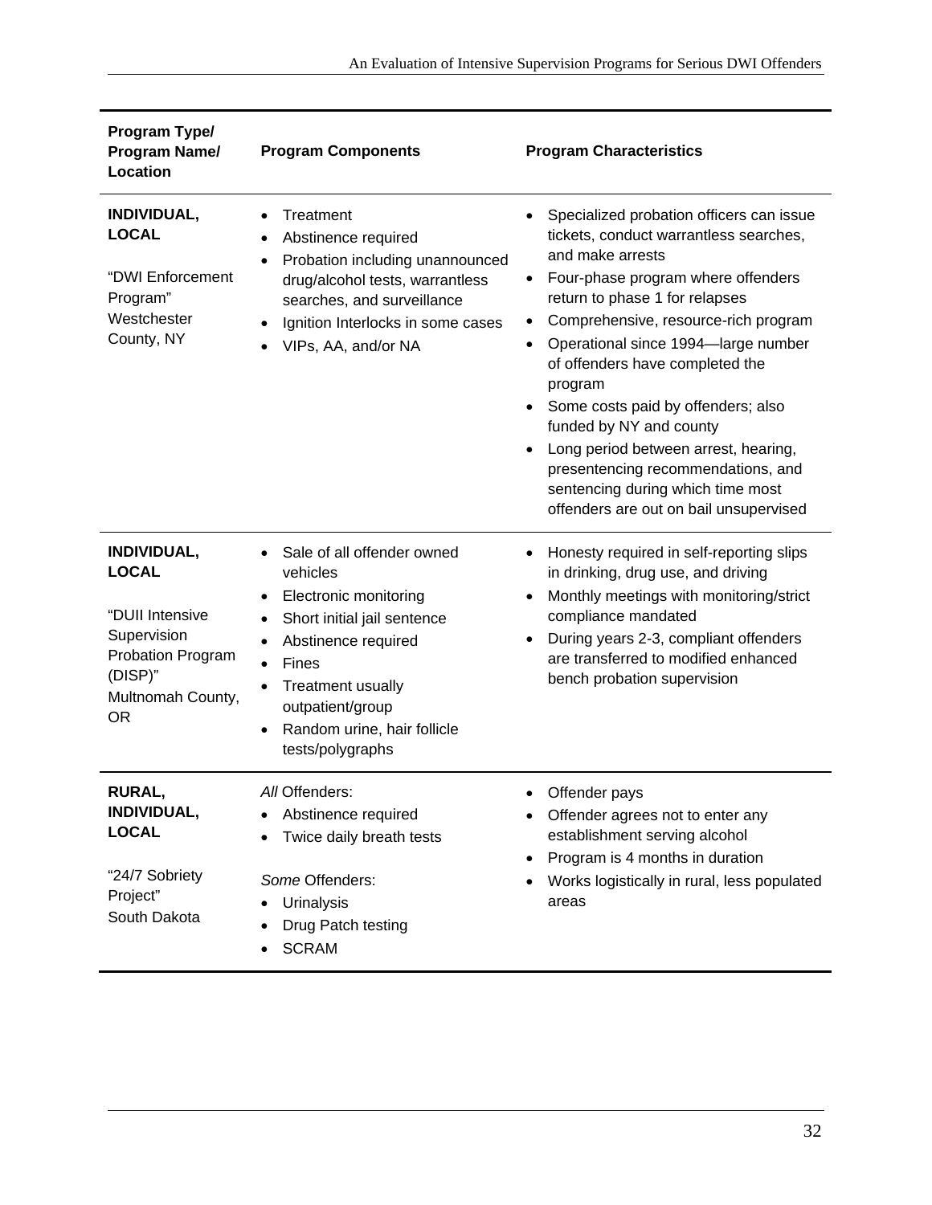| Program Type/ Program Name/ Location | Program Components | Program Characteristics |
|---|---|---|
| **INDIVIDUAL, LOCAL**<br><br>"DWI Enforcement Program"<br>Westchester County, NY | • Treatment<br>• Abstinence required<br>• Probation including unannounced drug/alcohol tests, warrantless searches, and surveillance<br>• Ignition Interlocks in some cases<br>• VIPs, AA, and/or NA | • Specialized probation officers can issue tickets, conduct warrantless searches, and make arrests<br>• Four-phase program where offenders return to phase 1 for relapses<br>• Comprehensive, resource-rich program<br>• Operational since 1994—large number of offenders have completed the program<br>• Some costs paid by offenders; also funded by NY and county<br>• Long period between arrest, hearing, presentencing recommendations, and sentencing during which time most offenders are out on bail unsupervised |
| **INDIVIDUAL, LOCAL**<br><br>"DUII Intensive Supervision Probation Program (DISP)"<br>Multnomah County, OR | • Sale of all offender owned vehicles<br>• Electronic monitoring<br>• Short initial jail sentence<br>• Abstinence required<br>• Fines<br>• Treatment usually outpatient/group<br>• Random urine, hair follicle tests/polygraphs | • Honesty required in self-reporting slips in drinking, drug use, and driving<br>• Monthly meetings with monitoring/strict compliance mandated<br>• During years 2-3, compliant offenders are transferred to modified enhanced bench probation supervision |
| **RURAL, INDIVIDUAL, LOCAL**<br><br>"24/7 Sobriety Project"<br>South Dakota | *All* Offenders:<br>• Abstinence required<br>• Twice daily breath tests<br><br>*Some* Offenders:<br>• Urinalysis<br>• Drug Patch testing<br>• SCRAM | • Offender pays<br>• Offender agrees not to enter any establishment serving alcohol<br>• Program is 4 months in duration<br>• Works logistically in rural, less populated areas |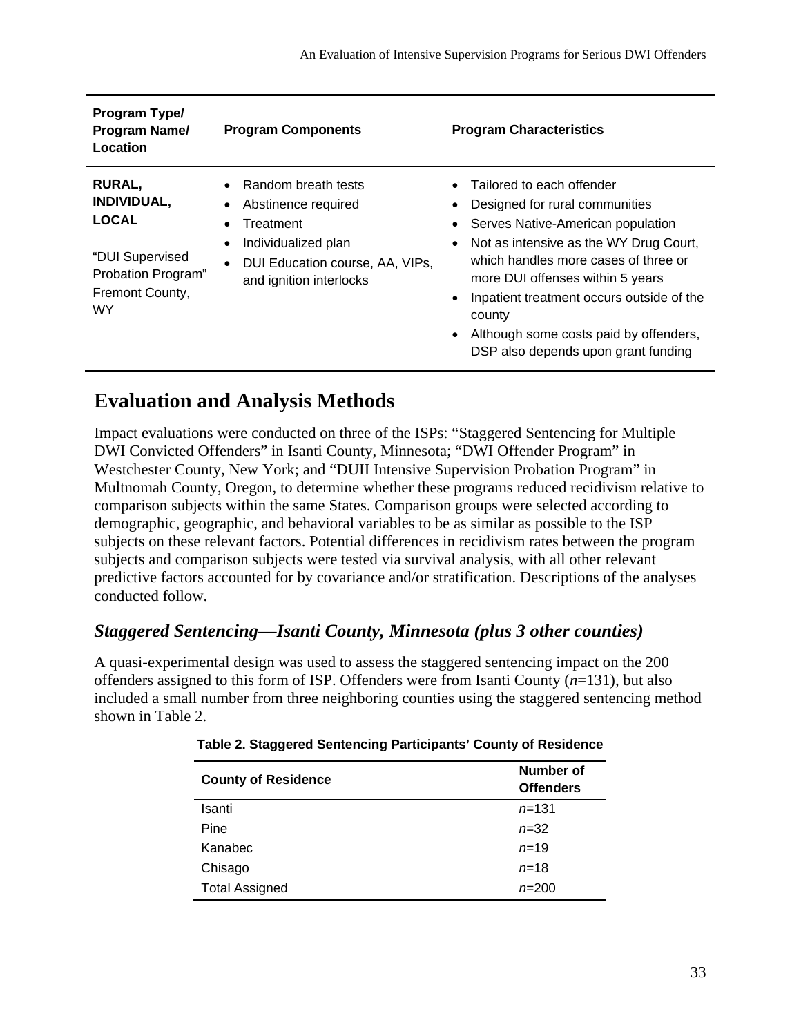| Program Type/ Program Name/ Location | Program Components | Program Characteristics |
|---|---|---|
| **RURAL, INDIVIDUAL, LOCAL**<br><br>"DUI Supervised Probation Program" Fremont County, WY | • Random breath tests<br>• Abstinence required<br>• Treatment<br>• Individualized plan<br>• DUI Education course, AA, VIPs, and ignition interlocks | • Tailored to each offender<br>• Designed for rural communities<br>• Serves Native-American population<br>• Not as intensive as the WY Drug Court, which handles more cases of three or more DUI offenses within 5 years<br>• Inpatient treatment occurs outside of the county<br>• Although some costs paid by offenders, DSP also depends upon grant funding |

## Evaluation and Analysis Methods

Impact evaluations were conducted on three of the ISPs: "Staggered Sentencing for Multiple DWI Convicted Offenders" in Isanti County, Minnesota; "DWI Offender Program" in Westchester County, New York; and "DUII Intensive Supervision Probation Program" in Multnomah County, Oregon, to determine whether these programs reduced recidivism relative to comparison subjects within the same States. Comparison groups were selected according to demographic, geographic, and behavioral variables to be as similar as possible to the ISP subjects on these relevant factors. Potential differences in recidivism rates between the program subjects and comparison subjects were tested via survival analysis, with all other relevant predictive factors accounted for by covariance and/or stratification. Descriptions of the analyses conducted follow.

### *Staggered Sentencing—Isanti County, Minnesota (plus 3 other counties)*

A quasi-experimental design was used to assess the staggered sentencing impact on the 200 offenders assigned to this form of ISP. Offenders were from Isanti County ($n$=131), but also included a small number from three neighboring counties using the staggered sentencing method shown in Table 2.

**Table 2. Staggered Sentencing Participants' County of Residence**

| County of Residence | Number of Offenders |
|---|---|
| Isanti | $n$=131 |
| Pine | $n$=32 |
| Kanabec | $n$=19 |
| Chisago | $n$=18 |
| Total Assigned | $n$=200 |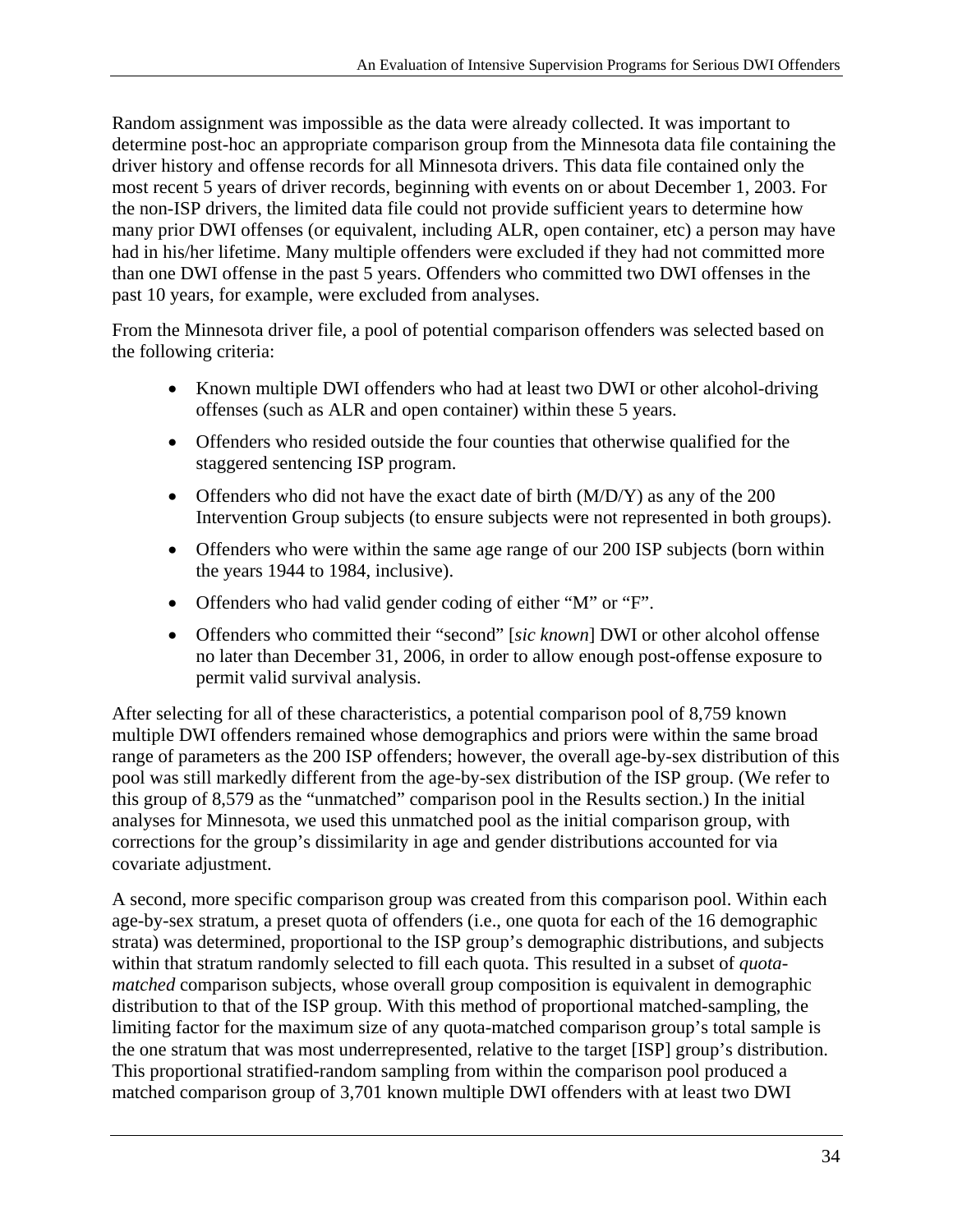Random assignment was impossible as the data were already collected. It was important to determine post-hoc an appropriate comparison group from the Minnesota data file containing the driver history and offense records for all Minnesota drivers. This data file contained only the most recent 5 years of driver records, beginning with events on or about December 1, 2003. For the non-ISP drivers, the limited data file could not provide sufficient years to determine how many prior DWI offenses (or equivalent, including ALR, open container, etc) a person may have had in his/her lifetime. Many multiple offenders were excluded if they had not committed more than one DWI offense in the past 5 years. Offenders who committed two DWI offenses in the past 10 years, for example, were excluded from analyses.

From the Minnesota driver file, a pool of potential comparison offenders was selected based on the following criteria:

- Known multiple DWI offenders who had at least two DWI or other alcohol-driving offenses (such as ALR and open container) within these 5 years.
- Offenders who resided outside the four counties that otherwise qualified for the staggered sentencing ISP program.
- Offenders who did not have the exact date of birth (M/D/Y) as any of the 200 Intervention Group subjects (to ensure subjects were not represented in both groups).
- Offenders who were within the same age range of our 200 ISP subjects (born within the years 1944 to 1984, inclusive).
- Offenders who had valid gender coding of either "M" or "F".
- Offenders who committed their "second" [*sic known*] DWI or other alcohol offense no later than December 31, 2006, in order to allow enough post-offense exposure to permit valid survival analysis.

After selecting for all of these characteristics, a potential comparison pool of 8,759 known multiple DWI offenders remained whose demographics and priors were within the same broad range of parameters as the 200 ISP offenders; however, the overall age-by-sex distribution of this pool was still markedly different from the age-by-sex distribution of the ISP group. (We refer to this group of 8,579 as the "unmatched" comparison pool in the Results section.) In the initial analyses for Minnesota, we used this unmatched pool as the initial comparison group, with corrections for the group's dissimilarity in age and gender distributions accounted for via covariate adjustment.

A second, more specific comparison group was created from this comparison pool. Within each age-by-sex stratum, a preset quota of offenders (i.e., one quota for each of the 16 demographic strata) was determined, proportional to the ISP group's demographic distributions, and subjects within that stratum randomly selected to fill each quota. This resulted in a subset of *quota-matched* comparison subjects, whose overall group composition is equivalent in demographic distribution to that of the ISP group. With this method of proportional matched-sampling, the limiting factor for the maximum size of any quota-matched comparison group's total sample is the one stratum that was most underrepresented, relative to the target [ISP] group's distribution. This proportional stratified-random sampling from within the comparison pool produced a matched comparison group of 3,701 known multiple DWI offenders with at least two DWI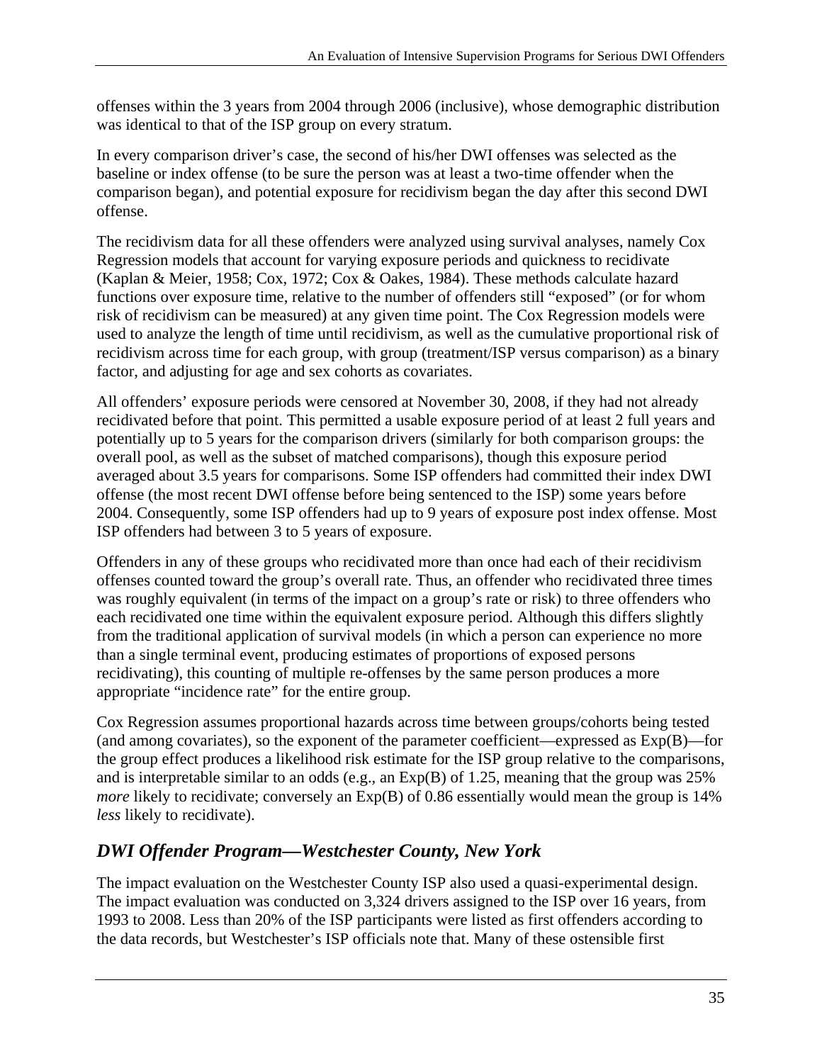offenses within the 3 years from 2004 through 2006 (inclusive), whose demographic distribution was identical to that of the ISP group on every stratum.

In every comparison driver's case, the second of his/her DWI offenses was selected as the baseline or index offense (to be sure the person was at least a two-time offender when the comparison began), and potential exposure for recidivism began the day after this second DWI offense.

The recidivism data for all these offenders were analyzed using survival analyses, namely Cox Regression models that account for varying exposure periods and quickness to recidivate (Kaplan & Meier, 1958; Cox, 1972; Cox & Oakes, 1984). These methods calculate hazard functions over exposure time, relative to the number of offenders still "exposed" (or for whom risk of recidivism can be measured) at any given time point. The Cox Regression models were used to analyze the length of time until recidivism, as well as the cumulative proportional risk of recidivism across time for each group, with group (treatment/ISP versus comparison) as a binary factor, and adjusting for age and sex cohorts as covariates.

All offenders' exposure periods were censored at November 30, 2008, if they had not already recidivated before that point. This permitted a usable exposure period of at least 2 full years and potentially up to 5 years for the comparison drivers (similarly for both comparison groups: the overall pool, as well as the subset of matched comparisons), though this exposure period averaged about 3.5 years for comparisons. Some ISP offenders had committed their index DWI offense (the most recent DWI offense before being sentenced to the ISP) some years before 2004. Consequently, some ISP offenders had up to 9 years of exposure post index offense. Most ISP offenders had between 3 to 5 years of exposure.

Offenders in any of these groups who recidivated more than once had each of their recidivism offenses counted toward the group's overall rate. Thus, an offender who recidivated three times was roughly equivalent (in terms of the impact on a group's rate or risk) to three offenders who each recidivated one time within the equivalent exposure period. Although this differs slightly from the traditional application of survival models (in which a person can experience no more than a single terminal event, producing estimates of proportions of exposed persons recidivating), this counting of multiple re-offenses by the same person produces a more appropriate "incidence rate" for the entire group.

Cox Regression assumes proportional hazards across time between groups/cohorts being tested (and among covariates), so the exponent of the parameter coefficient—expressed as Exp(B)—for the group effect produces a likelihood risk estimate for the ISP group relative to the comparisons, and is interpretable similar to an odds (e.g., an Exp(B) of 1.25, meaning that the group was 25% *more* likely to recidivate; conversely an Exp(B) of 0.86 essentially would mean the group is 14% *less* likely to recidivate).

## *DWI Offender Program—Westchester County, New York*

The impact evaluation on the Westchester County ISP also used a quasi-experimental design. The impact evaluation was conducted on 3,324 drivers assigned to the ISP over 16 years, from 1993 to 2008. Less than 20% of the ISP participants were listed as first offenders according to the data records, but Westchester's ISP officials note that. Many of these ostensible first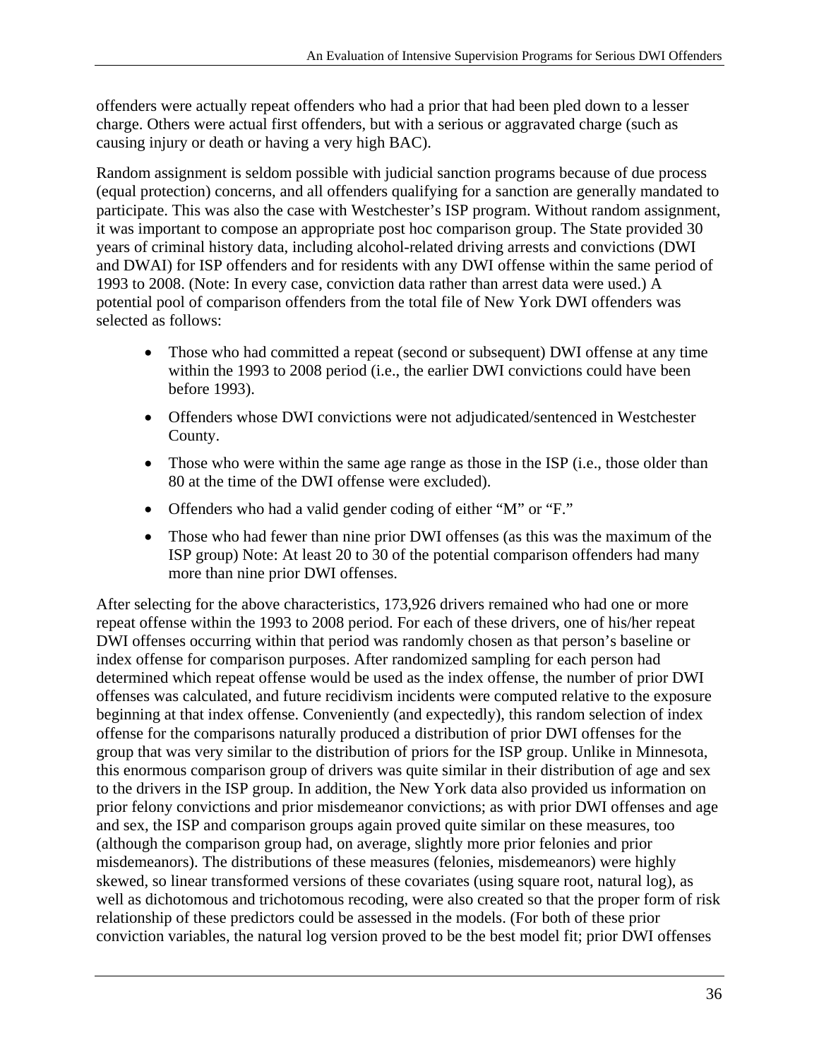offenders were actually repeat offenders who had a prior that had been pled down to a lesser charge. Others were actual first offenders, but with a serious or aggravated charge (such as causing injury or death or having a very high BAC).

Random assignment is seldom possible with judicial sanction programs because of due process (equal protection) concerns, and all offenders qualifying for a sanction are generally mandated to participate. This was also the case with Westchester's ISP program. Without random assignment, it was important to compose an appropriate post hoc comparison group. The State provided 30 years of criminal history data, including alcohol-related driving arrests and convictions (DWI and DWAI) for ISP offenders and for residents with any DWI offense within the same period of 1993 to 2008. (Note: In every case, conviction data rather than arrest data were used.) A potential pool of comparison offenders from the total file of New York DWI offenders was selected as follows:

- Those who had committed a repeat (second or subsequent) DWI offense at any time within the 1993 to 2008 period (i.e., the earlier DWI convictions could have been before 1993).
- Offenders whose DWI convictions were not adjudicated/sentenced in Westchester County.
- Those who were within the same age range as those in the ISP (i.e., those older than 80 at the time of the DWI offense were excluded).
- Offenders who had a valid gender coding of either "M" or "F."
- Those who had fewer than nine prior DWI offenses (as this was the maximum of the ISP group) Note: At least 20 to 30 of the potential comparison offenders had many more than nine prior DWI offenses.

After selecting for the above characteristics, 173,926 drivers remained who had one or more repeat offense within the 1993 to 2008 period. For each of these drivers, one of his/her repeat DWI offenses occurring within that period was randomly chosen as that person's baseline or index offense for comparison purposes. After randomized sampling for each person had determined which repeat offense would be used as the index offense, the number of prior DWI offenses was calculated, and future recidivism incidents were computed relative to the exposure beginning at that index offense. Conveniently (and expectedly), this random selection of index offense for the comparisons naturally produced a distribution of prior DWI offenses for the group that was very similar to the distribution of priors for the ISP group. Unlike in Minnesota, this enormous comparison group of drivers was quite similar in their distribution of age and sex to the drivers in the ISP group. In addition, the New York data also provided us information on prior felony convictions and prior misdemeanor convictions; as with prior DWI offenses and age and sex, the ISP and comparison groups again proved quite similar on these measures, too (although the comparison group had, on average, slightly more prior felonies and prior misdemeanors). The distributions of these measures (felonies, misdemeanors) were highly skewed, so linear transformed versions of these covariates (using square root, natural log), as well as dichotomous and trichotomous recoding, were also created so that the proper form of risk relationship of these predictors could be assessed in the models. (For both of these prior conviction variables, the natural log version proved to be the best model fit; prior DWI offenses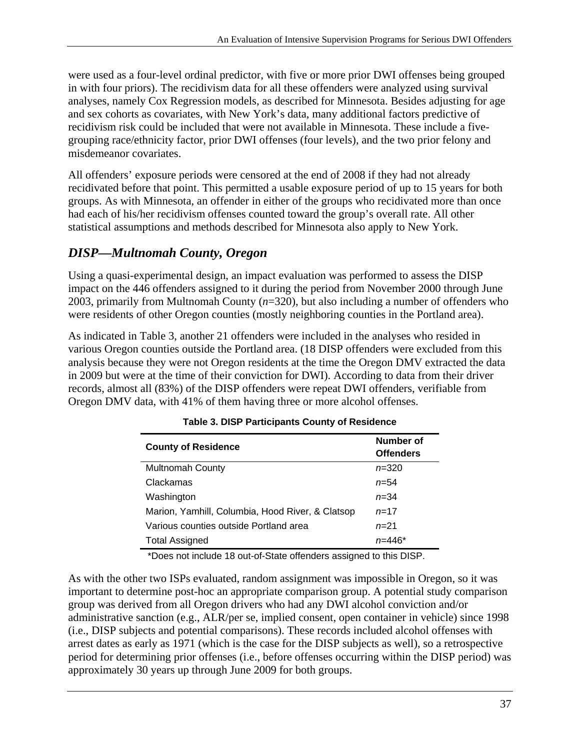were used as a four-level ordinal predictor, with five or more prior DWI offenses being grouped in with four priors). The recidivism data for all these offenders were analyzed using survival analyses, namely Cox Regression models, as described for Minnesota. Besides adjusting for age and sex cohorts as covariates, with New York's data, many additional factors predictive of recidivism risk could be included that were not available in Minnesota. These include a five-grouping race/ethnicity factor, prior DWI offenses (four levels), and the two prior felony and misdemeanor covariates.

All offenders' exposure periods were censored at the end of 2008 if they had not already recidivated before that point. This permitted a usable exposure period of up to 15 years for both groups. As with Minnesota, an offender in either of the groups who recidivated more than once had each of his/her recidivism offenses counted toward the group's overall rate. All other statistical assumptions and methods described for Minnesota also apply to New York.

## *DISP—Multnomah County, Oregon*

Using a quasi-experimental design, an impact evaluation was performed to assess the DISP impact on the 446 offenders assigned to it during the period from November 2000 through June 2003, primarily from Multnomah County (*n*=320), but also including a number of offenders who were residents of other Oregon counties (mostly neighboring counties in the Portland area).

As indicated in Table 3, another 21 offenders were included in the analyses who resided in various Oregon counties outside the Portland area. (18 DISP offenders were excluded from this analysis because they were not Oregon residents at the time the Oregon DMV extracted the data in 2009 but were at the time of their conviction for DWI). According to data from their driver records, almost all (83%) of the DISP offenders were repeat DWI offenders, verifiable from Oregon DMV data, with 41% of them having three or more alcohol offenses.

**Table 3. DISP Participants County of Residence**

| County of Residence | Number of Offenders |
|---|---|
| Multnomah County | *n*=320 |
| Clackamas | *n*=54 |
| Washington | *n*=34 |
| Marion, Yamhill, Columbia, Hood River, & Clatsop | *n*=17 |
| Various counties outside Portland area | *n*=21 |
| Total Assigned | *n*=446* |

*Does not include 18 out-of-State offenders assigned to this DISP.

As with the other two ISPs evaluated, random assignment was impossible in Oregon, so it was important to determine post-hoc an appropriate comparison group. A potential study comparison group was derived from all Oregon drivers who had any DWI alcohol conviction and/or administrative sanction (e.g., ALR/per se, implied consent, open container in vehicle) since 1998 (i.e., DISP subjects and potential comparisons). These records included alcohol offenses with arrest dates as early as 1971 (which is the case for the DISP subjects as well), so a retrospective period for determining prior offenses (i.e., before offenses occurring within the DISP period) was approximately 30 years up through June 2009 for both groups.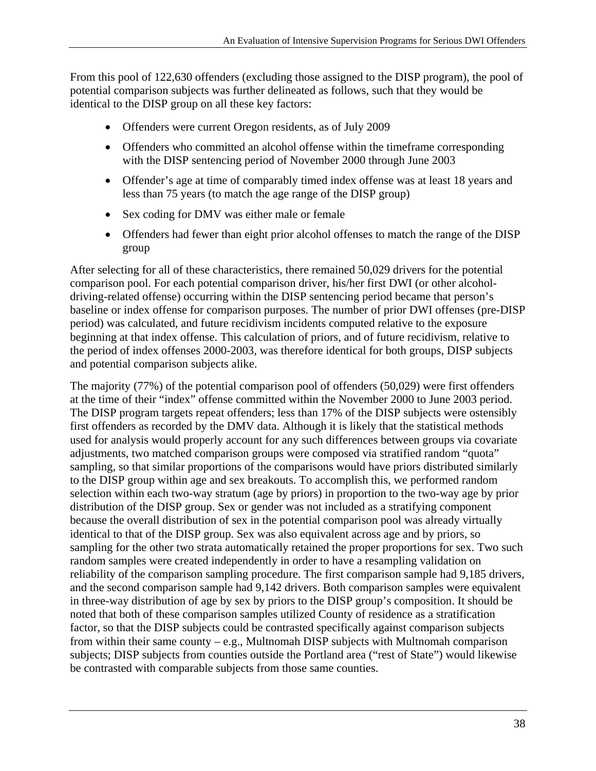From this pool of 122,630 offenders (excluding those assigned to the DISP program), the pool of potential comparison subjects was further delineated as follows, such that they would be identical to the DISP group on all these key factors:

- Offenders were current Oregon residents, as of July 2009
- Offenders who committed an alcohol offense within the timeframe corresponding with the DISP sentencing period of November 2000 through June 2003
- Offender's age at time of comparably timed index offense was at least 18 years and less than 75 years (to match the age range of the DISP group)
- Sex coding for DMV was either male or female
- Offenders had fewer than eight prior alcohol offenses to match the range of the DISP group

After selecting for all of these characteristics, there remained 50,029 drivers for the potential comparison pool. For each potential comparison driver, his/her first DWI (or other alcohol-driving-related offense) occurring within the DISP sentencing period became that person's baseline or index offense for comparison purposes. The number of prior DWI offenses (pre-DISP period) was calculated, and future recidivism incidents computed relative to the exposure beginning at that index offense. This calculation of priors, and of future recidivism, relative to the period of index offenses 2000-2003, was therefore identical for both groups, DISP subjects and potential comparison subjects alike.

The majority (77%) of the potential comparison pool of offenders (50,029) were first offenders at the time of their "index" offense committed within the November 2000 to June 2003 period. The DISP program targets repeat offenders; less than 17% of the DISP subjects were ostensibly first offenders as recorded by the DMV data. Although it is likely that the statistical methods used for analysis would properly account for any such differences between groups via covariate adjustments, two matched comparison groups were composed via stratified random "quota" sampling, so that similar proportions of the comparisons would have priors distributed similarly to the DISP group within age and sex breakouts. To accomplish this, we performed random selection within each two-way stratum (age by priors) in proportion to the two-way age by prior distribution of the DISP group. Sex or gender was not included as a stratifying component because the overall distribution of sex in the potential comparison pool was already virtually identical to that of the DISP group. Sex was also equivalent across age and by priors, so sampling for the other two strata automatically retained the proper proportions for sex. Two such random samples were created independently in order to have a resampling validation on reliability of the comparison sampling procedure. The first comparison sample had 9,185 drivers, and the second comparison sample had 9,142 drivers. Both comparison samples were equivalent in three-way distribution of age by sex by priors to the DISP group's composition. It should be noted that both of these comparison samples utilized County of residence as a stratification factor, so that the DISP subjects could be contrasted specifically against comparison subjects from within their same county – e.g., Multnomah DISP subjects with Multnomah comparison subjects; DISP subjects from counties outside the Portland area ("rest of State") would likewise be contrasted with comparable subjects from those same counties.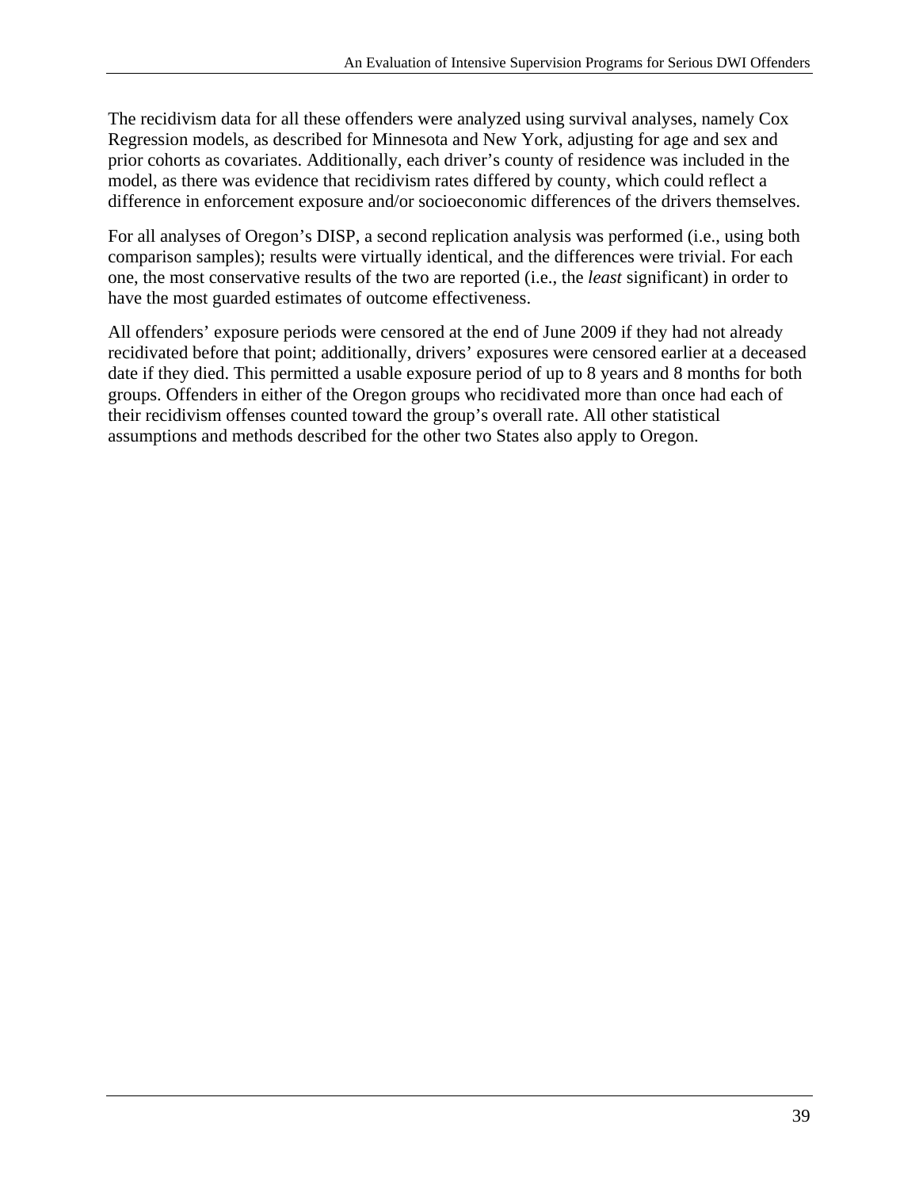The recidivism data for all these offenders were analyzed using survival analyses, namely Cox Regression models, as described for Minnesota and New York, adjusting for age and sex and prior cohorts as covariates. Additionally, each driver's county of residence was included in the model, as there was evidence that recidivism rates differed by county, which could reflect a difference in enforcement exposure and/or socioeconomic differences of the drivers themselves.

For all analyses of Oregon's DISP, a second replication analysis was performed (i.e., using both comparison samples); results were virtually identical, and the differences were trivial. For each one, the most conservative results of the two are reported (i.e., the *least* significant) in order to have the most guarded estimates of outcome effectiveness.

All offenders' exposure periods were censored at the end of June 2009 if they had not already recidivated before that point; additionally, drivers' exposures were censored earlier at a deceased date if they died. This permitted a usable exposure period of up to 8 years and 8 months for both groups. Offenders in either of the Oregon groups who recidivated more than once had each of their recidivism offenses counted toward the group's overall rate. All other statistical assumptions and methods described for the other two States also apply to Oregon.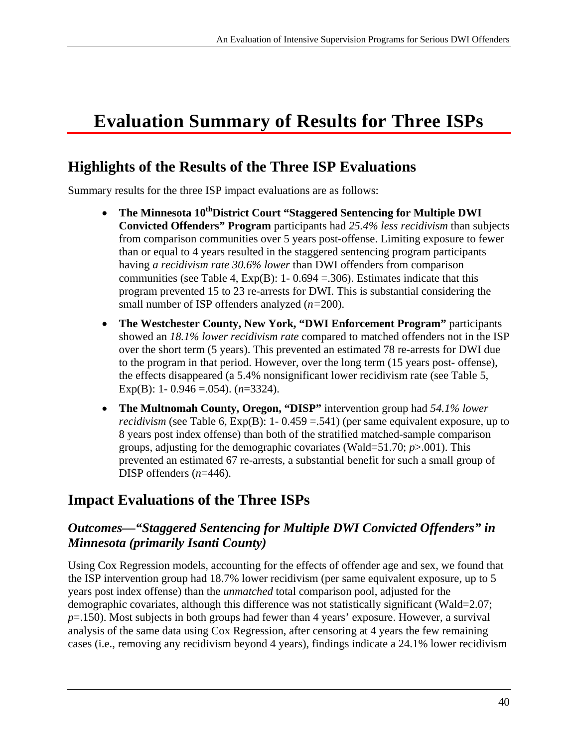# Evaluation Summary of Results for Three ISPs

## Highlights of the Results of the Three ISP Evaluations

Summary results for the three ISP impact evaluations are as follows:

- **The Minnesota 10th District Court "Staggered Sentencing for Multiple DWI Convicted Offenders" Program** participants had *25.4% less recidivism* than subjects from comparison communities over 5 years post-offense. Limiting exposure to fewer than or equal to 4 years resulted in the staggered sentencing program participants having *a recidivism rate 30.6% lower* than DWI offenders from comparison communities (see Table 4, Exp(B): 1- 0.694 =.306). Estimates indicate that this program prevented 15 to 23 re-arrests for DWI. This is substantial considering the small number of ISP offenders analyzed (*n*=200).
- **The Westchester County, New York, "DWI Enforcement Program"** participants showed an *18.1% lower recidivism rate* compared to matched offenders not in the ISP over the short term (5 years). This prevented an estimated 78 re-arrests for DWI due to the program in that period. However, over the long term (15 years post- offense), the effects disappeared (a 5.4% nonsignificant lower recidivism rate (see Table 5, Exp(B): 1- 0.946 =.054). (*n*=3324).
- **The Multnomah County, Oregon, "DISP"** intervention group had *54.1% lower recidivism* (see Table 6, Exp(B): 1- 0.459 =.541) (per same equivalent exposure, up to 8 years post index offense) than both of the stratified matched-sample comparison groups, adjusting for the demographic covariates (Wald=51.70; *p*>.001). This prevented an estimated 67 re-arrests, a substantial benefit for such a small group of DISP offenders (*n*=446).

## Impact Evaluations of the Three ISPs

### *Outcomes—"Staggered Sentencing for Multiple DWI Convicted Offenders" in Minnesota (primarily Isanti County)*

Using Cox Regression models, accounting for the effects of offender age and sex, we found that the ISP intervention group had 18.7% lower recidivism (per same equivalent exposure, up to 5 years post index offense) than the *unmatched* total comparison pool, adjusted for the demographic covariates, although this difference was not statistically significant (Wald=2.07; *p*=.150). Most subjects in both groups had fewer than 4 years' exposure. However, a survival analysis of the same data using Cox Regression, after censoring at 4 years the few remaining cases (i.e., removing any recidivism beyond 4 years), findings indicate a 24.1% lower recidivism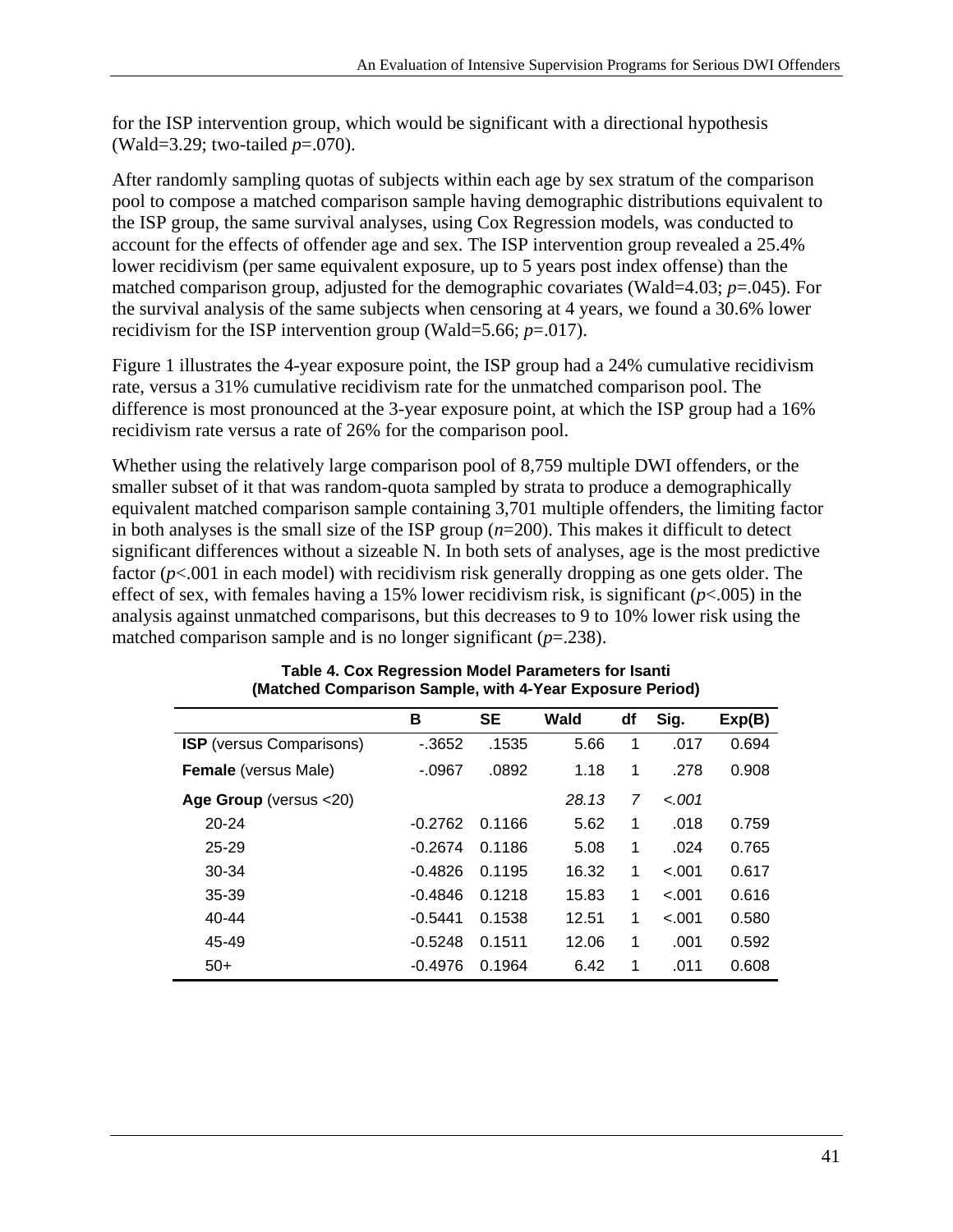for the ISP intervention group, which would be significant with a directional hypothesis (Wald=3.29; two-tailed *p*=.070).

After randomly sampling quotas of subjects within each age by sex stratum of the comparison pool to compose a matched comparison sample having demographic distributions equivalent to the ISP group, the same survival analyses, using Cox Regression models, was conducted to account for the effects of offender age and sex. The ISP intervention group revealed a 25.4% lower recidivism (per same equivalent exposure, up to 5 years post index offense) than the matched comparison group, adjusted for the demographic covariates (Wald=4.03; *p*=.045). For the survival analysis of the same subjects when censoring at 4 years, we found a 30.6% lower recidivism for the ISP intervention group (Wald=5.66; *p*=.017).

Figure 1 illustrates the 4-year exposure point, the ISP group had a 24% cumulative recidivism rate, versus a 31% cumulative recidivism rate for the unmatched comparison pool. The difference is most pronounced at the 3-year exposure point, at which the ISP group had a 16% recidivism rate versus a rate of 26% for the comparison pool.

Whether using the relatively large comparison pool of 8,759 multiple DWI offenders, or the smaller subset of it that was random-quota sampled by strata to produce a demographically equivalent matched comparison sample containing 3,701 multiple offenders, the limiting factor in both analyses is the small size of the ISP group (*n*=200). This makes it difficult to detect significant differences without a sizeable N. In both sets of analyses, age is the most predictive factor (*p*<.001 in each model) with recidivism risk generally dropping as one gets older. The effect of sex, with females having a 15% lower recidivism risk, is significant (*p*<.005) in the analysis against unmatched comparisons, but this decreases to 9 to 10% lower risk using the matched comparison sample and is no longer significant (*p*=.238).

**Table 4. Cox Regression Model Parameters for Isanti (Matched Comparison Sample, with 4-Year Exposure Period)**

| | B | SE | Wald | df | Sig. | Exp(B) |
|---|---|---|---|---|---|---|
| **ISP** (versus Comparisons) | -.3652 | .1535 | 5.66 | 1 | .017 | 0.694 |
| **Female** (versus Male) | -.0967 | .0892 | 1.18 | 1 | .278 | 0.908 |
| **Age Group** (versus <20) | | | *28.13* | *7* | *<.001* | |
| 20-24 | -0.2762 | 0.1166 | 5.62 | 1 | .018 | 0.759 |
| 25-29 | -0.2674 | 0.1186 | 5.08 | 1 | .024 | 0.765 |
| 30-34 | -0.4826 | 0.1195 | 16.32 | 1 | <.001 | 0.617 |
| 35-39 | -0.4846 | 0.1218 | 15.83 | 1 | <.001 | 0.616 |
| 40-44 | -0.5441 | 0.1538 | 12.51 | 1 | <.001 | 0.580 |
| 45-49 | -0.5248 | 0.1511 | 12.06 | 1 | .001 | 0.592 |
| 50+ | -0.4976 | 0.1964 | 6.42 | 1 | .011 | 0.608 |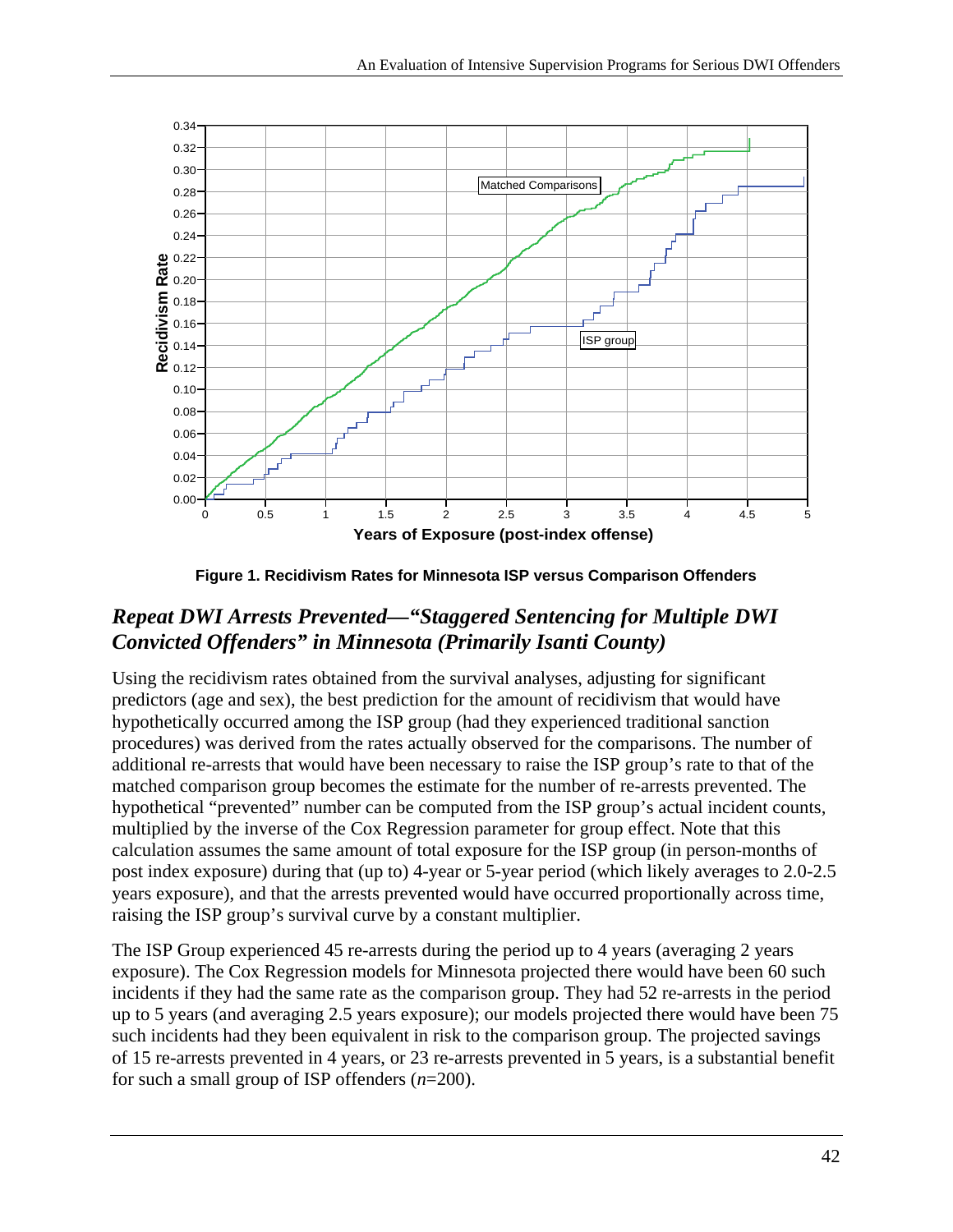**Figure 1. Recidivism Rates for Minnesota ISP versus Comparison Offenders**

### *Repeat DWI Arrests Prevented—"Staggered Sentencing for Multiple DWI Convicted Offenders" in Minnesota (Primarily Isanti County)*

Using the recidivism rates obtained from the survival analyses, adjusting for significant predictors (age and sex), the best prediction for the amount of recidivism that would have hypothetically occurred among the ISP group (had they experienced traditional sanction procedures) was derived from the rates actually observed for the comparisons. The number of additional re-arrests that would have been necessary to raise the ISP group's rate to that of the matched comparison group becomes the estimate for the number of re-arrests prevented. The hypothetical "prevented" number can be computed from the ISP group's actual incident counts, multiplied by the inverse of the Cox Regression parameter for group effect. Note that this calculation assumes the same amount of total exposure for the ISP group (in person-months of post index exposure) during that (up to) 4-year or 5-year period (which likely averages to 2.0-2.5 years exposure), and that the arrests prevented would have occurred proportionally across time, raising the ISP group's survival curve by a constant multiplier.

The ISP Group experienced 45 re-arrests during the period up to 4 years (averaging 2 years exposure). The Cox Regression models for Minnesota projected there would have been 60 such incidents if they had the same rate as the comparison group. They had 52 re-arrests in the period up to 5 years (and averaging 2.5 years exposure); our models projected there would have been 75 such incidents had they been equivalent in risk to the comparison group. The projected savings of 15 re-arrests prevented in 4 years, or 23 re-arrests prevented in 5 years, is a substantial benefit for such a small group of ISP offenders ($n$=200).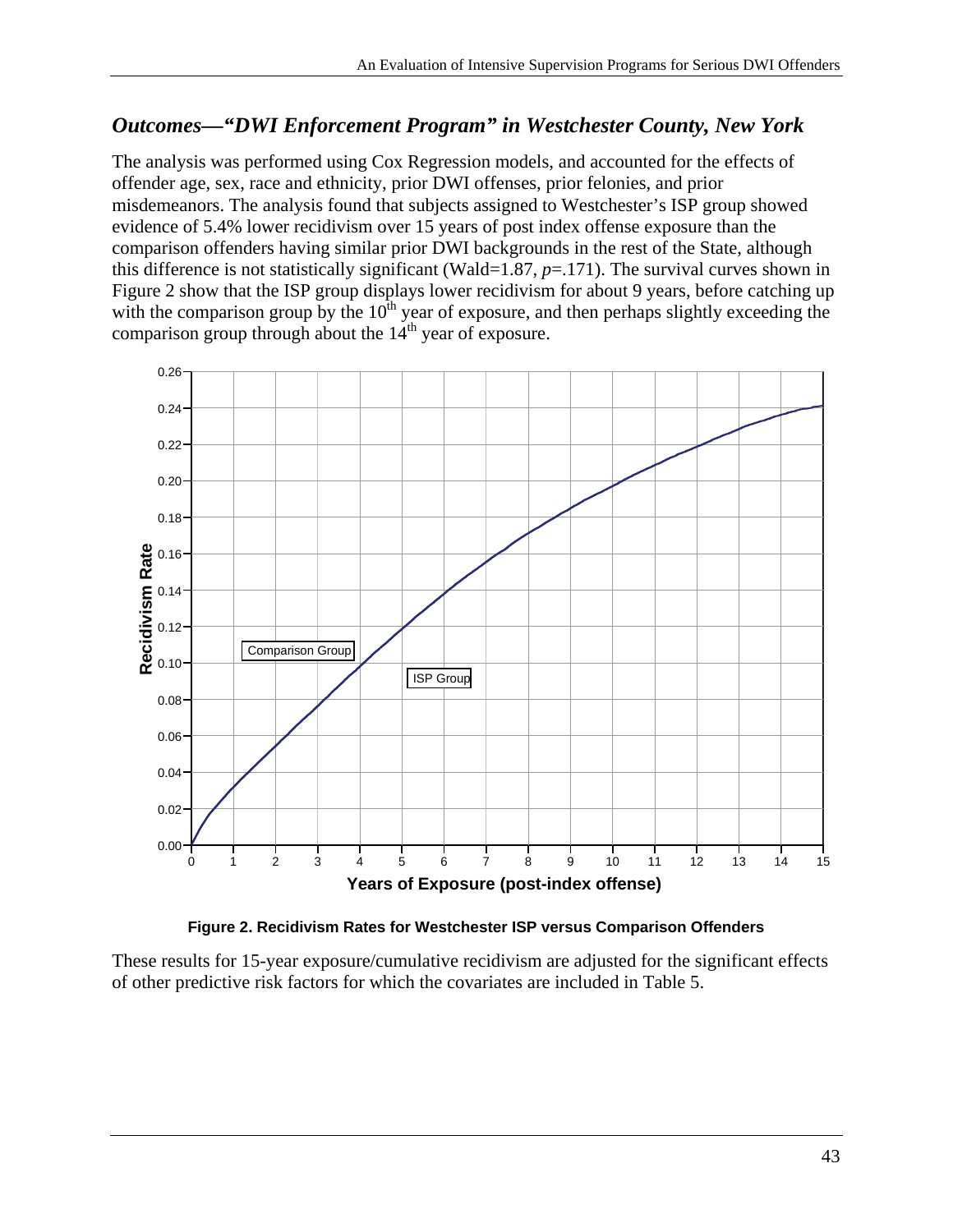## *Outcomes—"DWI Enforcement Program" in Westchester County, New York*

The analysis was performed using Cox Regression models, and accounted for the effects of offender age, sex, race and ethnicity, prior DWI offenses, prior felonies, and prior misdemeanors. The analysis found that subjects assigned to Westchester's ISP group showed evidence of 5.4% lower recidivism over 15 years of post index offense exposure than the comparison offenders having similar prior DWI backgrounds in the rest of the State, although this difference is not statistically significant (Wald=1.87, $p$=.171). The survival curves shown in Figure 2 show that the ISP group displays lower recidivism for about 9 years, before catching up with the comparison group by the 10th year of exposure, and then perhaps slightly exceeding the comparison group through about the 14th year of exposure.

**Figure 2. Recidivism Rates for Westchester ISP versus Comparison Offenders**

These results for 15-year exposure/cumulative recidivism are adjusted for the significant effects of other predictive risk factors for which the covariates are included in Table 5.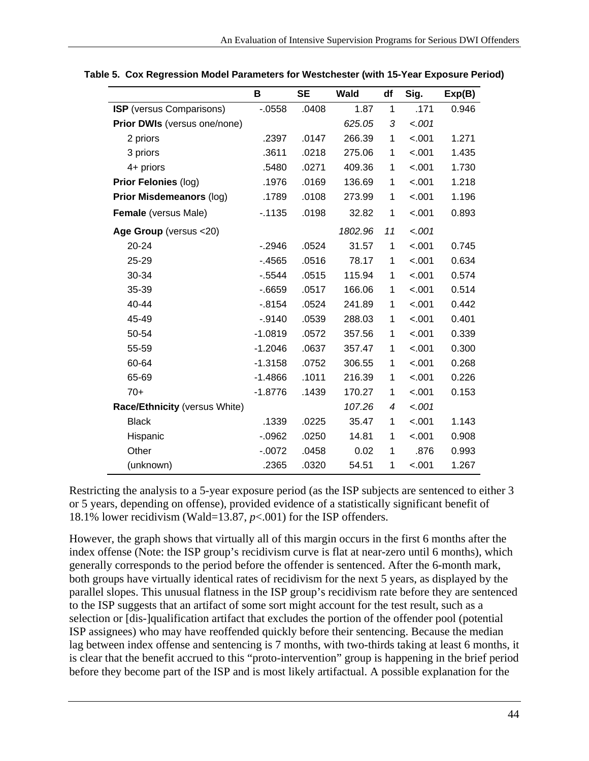**Table 5. Cox Regression Model Parameters for Westchester (with 15-Year Exposure Period)**

| | B | SE | Wald | df | Sig. | Exp(B) |
|---|---|---|---|---|---|---|
| **ISP** (versus Comparisons) | -.0558 | .0408 | 1.87 | 1 | .171 | 0.946 |
| **Prior DWIs** (versus one/none) | | | *625.05* | *3* | *<.001* | |
| 2 priors | .2397 | .0147 | 266.39 | 1 | <.001 | 1.271 |
| 3 priors | .3611 | .0218 | 275.06 | 1 | <.001 | 1.435 |
| 4+ priors | .5480 | .0271 | 409.36 | 1 | <.001 | 1.730 |
| **Prior Felonies** (log) | .1976 | .0169 | 136.69 | 1 | <.001 | 1.218 |
| **Prior Misdemeanors** (log) | .1789 | .0108 | 273.99 | 1 | <.001 | 1.196 |
| **Female** (versus Male) | -.1135 | .0198 | 32.82 | 1 | <.001 | 0.893 |
| **Age Group** (versus <20) | | | *1802.96* | *11* | *<.001* | |
| 20-24 | -.2946 | .0524 | 31.57 | 1 | <.001 | 0.745 |
| 25-29 | -.4565 | .0516 | 78.17 | 1 | <.001 | 0.634 |
| 30-34 | -.5544 | .0515 | 115.94 | 1 | <.001 | 0.574 |
| 35-39 | -.6659 | .0517 | 166.06 | 1 | <.001 | 0.514 |
| 40-44 | -.8154 | .0524 | 241.89 | 1 | <.001 | 0.442 |
| 45-49 | -.9140 | .0539 | 288.03 | 1 | <.001 | 0.401 |
| 50-54 | -1.0819 | .0572 | 357.56 | 1 | <.001 | 0.339 |
| 55-59 | -1.2046 | .0637 | 357.47 | 1 | <.001 | 0.300 |
| 60-64 | -1.3158 | .0752 | 306.55 | 1 | <.001 | 0.268 |
| 65-69 | -1.4866 | .1011 | 216.39 | 1 | <.001 | 0.226 |
| 70+ | -1.8776 | .1439 | 170.27 | 1 | <.001 | 0.153 |
| **Race/Ethnicity** (versus White) | | | *107.26* | *4* | *<.001* | |
| Black | .1339 | .0225 | 35.47 | 1 | <.001 | 1.143 |
| Hispanic | -.0962 | .0250 | 14.81 | 1 | <.001 | 0.908 |
| Other | -.0072 | .0458 | 0.02 | 1 | .876 | 0.993 |
| (unknown) | .2365 | .0320 | 54.51 | 1 | <.001 | 1.267 |

Restricting the analysis to a 5-year exposure period (as the ISP subjects are sentenced to either 3 or 5 years, depending on offense), provided evidence of a statistically significant benefit of 18.1% lower recidivism (Wald=13.87, $p$<.001) for the ISP offenders.

However, the graph shows that virtually all of this margin occurs in the first 6 months after the index offense (Note: the ISP group's recidivism curve is flat at near-zero until 6 months), which generally corresponds to the period before the offender is sentenced. After the 6-month mark, both groups have virtually identical rates of recidivism for the next 5 years, as displayed by the parallel slopes. This unusual flatness in the ISP group's recidivism rate before they are sentenced to the ISP suggests that an artifact of some sort might account for the test result, such as a selection or [dis-]qualification artifact that excludes the portion of the offender pool (potential ISP assignees) who may have reoffended quickly before their sentencing. Because the median lag between index offense and sentencing is 7 months, with two-thirds taking at least 6 months, it is clear that the benefit accrued to this "proto-intervention" group is happening in the brief period before they become part of the ISP and is most likely artifactual. A possible explanation for the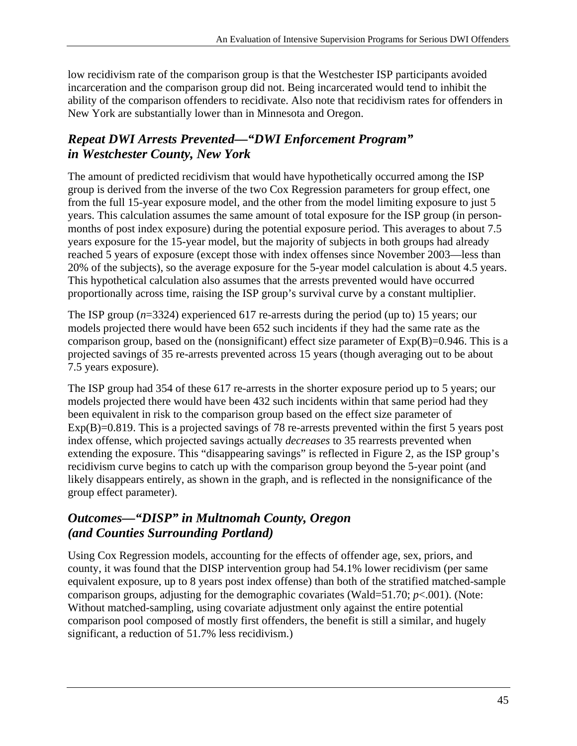low recidivism rate of the comparison group is that the Westchester ISP participants avoided incarceration and the comparison group did not. Being incarcerated would tend to inhibit the ability of the comparison offenders to recidivate. Also note that recidivism rates for offenders in New York are substantially lower than in Minnesota and Oregon.

### *Repeat DWI Arrests Prevented—"DWI Enforcement Program" in Westchester County, New York*

The amount of predicted recidivism that would have hypothetically occurred among the ISP group is derived from the inverse of the two Cox Regression parameters for group effect, one from the full 15-year exposure model, and the other from the model limiting exposure to just 5 years. This calculation assumes the same amount of total exposure for the ISP group (in person-months of post index exposure) during the potential exposure period. This averages to about 7.5 years exposure for the 15-year model, but the majority of subjects in both groups had already reached 5 years of exposure (except those with index offenses since November 2003—less than 20% of the subjects), so the average exposure for the 5-year model calculation is about 4.5 years. This hypothetical calculation also assumes that the arrests prevented would have occurred proportionally across time, raising the ISP group's survival curve by a constant multiplier.

The ISP group ($n$=3324) experienced 617 re-arrests during the period (up to) 15 years; our models projected there would have been 652 such incidents if they had the same rate as the comparison group, based on the (nonsignificant) effect size parameter of Exp(B)=0.946. This is a projected savings of 35 re-arrests prevented across 15 years (though averaging out to be about 7.5 years exposure).

The ISP group had 354 of these 617 re-arrests in the shorter exposure period up to 5 years; our models projected there would have been 432 such incidents within that same period had they been equivalent in risk to the comparison group based on the effect size parameter of Exp(B)=0.819. This is a projected savings of 78 re-arrests prevented within the first 5 years post index offense, which projected savings actually *decreases* to 35 rearrests prevented when extending the exposure. This "disappearing savings" is reflected in Figure 2, as the ISP group's recidivism curve begins to catch up with the comparison group beyond the 5-year point (and likely disappears entirely, as shown in the graph, and is reflected in the nonsignificance of the group effect parameter).

### *Outcomes—"DISP" in Multnomah County, Oregon (and Counties Surrounding Portland)*

Using Cox Regression models, accounting for the effects of offender age, sex, priors, and county, it was found that the DISP intervention group had 54.1% lower recidivism (per same equivalent exposure, up to 8 years post index offense) than both of the stratified matched-sample comparison groups, adjusting for the demographic covariates (Wald=51.70; $p$<.001). (Note: Without matched-sampling, using covariate adjustment only against the entire potential comparison pool composed of mostly first offenders, the benefit is still a similar, and hugely significant, a reduction of 51.7% less recidivism.)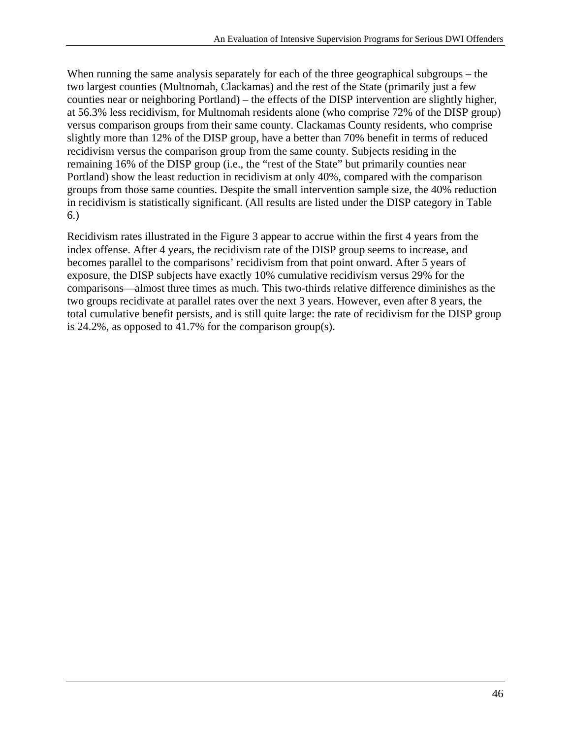When running the same analysis separately for each of the three geographical subgroups – the two largest counties (Multnomah, Clackamas) and the rest of the State (primarily just a few counties near or neighboring Portland) – the effects of the DISP intervention are slightly higher, at 56.3% less recidivism, for Multnomah residents alone (who comprise 72% of the DISP group) versus comparison groups from their same county. Clackamas County residents, who comprise slightly more than 12% of the DISP group, have a better than 70% benefit in terms of reduced recidivism versus the comparison group from the same county. Subjects residing in the remaining 16% of the DISP group (i.e., the "rest of the State" but primarily counties near Portland) show the least reduction in recidivism at only 40%, compared with the comparison groups from those same counties. Despite the small intervention sample size, the 40% reduction in recidivism is statistically significant. (All results are listed under the DISP category in Table 6.)

Recidivism rates illustrated in the Figure 3 appear to accrue within the first 4 years from the index offense. After 4 years, the recidivism rate of the DISP group seems to increase, and becomes parallel to the comparisons' recidivism from that point onward. After 5 years of exposure, the DISP subjects have exactly 10% cumulative recidivism versus 29% for the comparisons—almost three times as much. This two-thirds relative difference diminishes as the two groups recidivate at parallel rates over the next 3 years. However, even after 8 years, the total cumulative benefit persists, and is still quite large: the rate of recidivism for the DISP group is 24.2%, as opposed to 41.7% for the comparison group(s).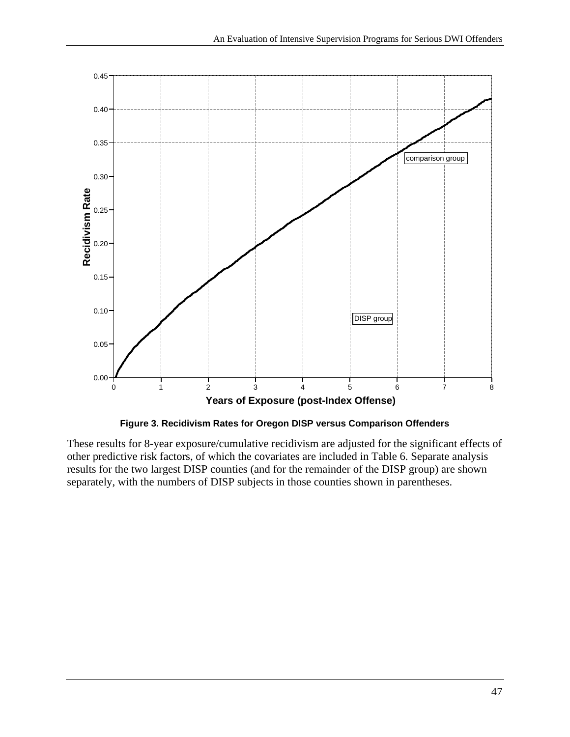**Figure 3. Recidivism Rates for Oregon DISP versus Comparison Offenders**

These results for 8-year exposure/cumulative recidivism are adjusted for the significant effects of other predictive risk factors, of which the covariates are included in Table 6. Separate analysis results for the two largest DISP counties (and for the remainder of the DISP group) are shown separately, with the numbers of DISP subjects in those counties shown in parentheses.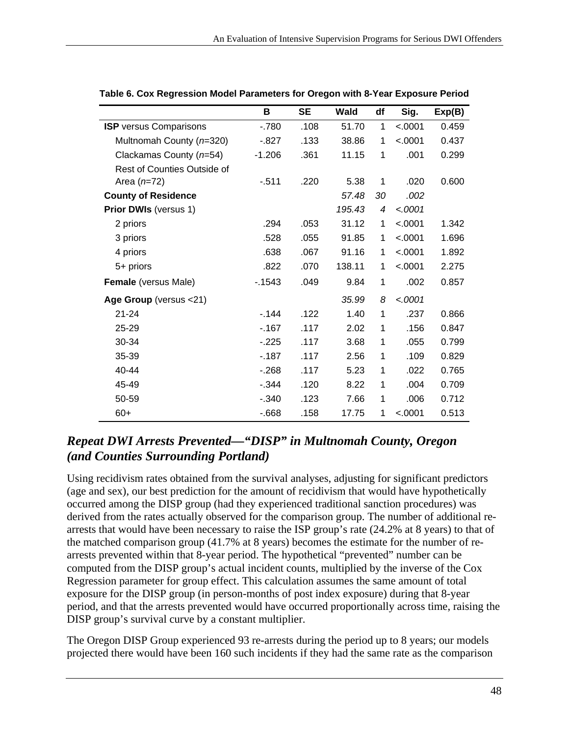**Table 6. Cox Regression Model Parameters for Oregon with 8-Year Exposure Period**

| | B | SE | Wald | df | Sig. | Exp(B) |
|---|---|---|---|---|---|---|
| **ISP** versus Comparisons | -.780 | .108 | 51.70 | 1 | <.0001 | 0.459 |
| Multnomah County (*n*=320) | -.827 | .133 | 38.86 | 1 | <.0001 | 0.437 |
| Clackamas County (*n*=54) | -1.206 | .361 | 11.15 | 1 | .001 | 0.299 |
| Rest of Counties Outside of Area (*n*=72) | -.511 | .220 | 5.38 | 1 | .020 | 0.600 |
| **County of Residence** | | | *57.48* | *30* | *.002* | |
| **Prior DWIs** (versus 1) | | | *195.43* | *4* | *<.0001* | |
| 2 priors | .294 | .053 | 31.12 | 1 | <.0001 | 1.342 |
| 3 priors | .528 | .055 | 91.85 | 1 | <.0001 | 1.696 |
| 4 priors | .638 | .067 | 91.16 | 1 | <.0001 | 1.892 |
| 5+ priors | .822 | .070 | 138.11 | 1 | <.0001 | 2.275 |
| **Female** (versus Male) | -.1543 | .049 | 9.84 | 1 | .002 | 0.857 |
| **Age Group** (versus <21) | | | *35.99* | *8* | *<.0001* | |
| 21-24 | -.144 | .122 | 1.40 | 1 | .237 | 0.866 |
| 25-29 | -.167 | .117 | 2.02 | 1 | .156 | 0.847 |
| 30-34 | -.225 | .117 | 3.68 | 1 | .055 | 0.799 |
| 35-39 | -.187 | .117 | 2.56 | 1 | .109 | 0.829 |
| 40-44 | -.268 | .117 | 5.23 | 1 | .022 | 0.765 |
| 45-49 | -.344 | .120 | 8.22 | 1 | .004 | 0.709 |
| 50-59 | -.340 | .123 | 7.66 | 1 | .006 | 0.712 |
| 60+ | -.668 | .158 | 17.75 | 1 | <.0001 | 0.513 |

### *Repeat DWI Arrests Prevented—"DISP" in Multnomah County, Oregon (and Counties Surrounding Portland)*

Using recidivism rates obtained from the survival analyses, adjusting for significant predictors (age and sex), our best prediction for the amount of recidivism that would have hypothetically occurred among the DISP group (had they experienced traditional sanction procedures) was derived from the rates actually observed for the comparison group. The number of additional re-arrests that would have been necessary to raise the ISP group's rate (24.2% at 8 years) to that of the matched comparison group (41.7% at 8 years) becomes the estimate for the number of re-arrests prevented within that 8-year period. The hypothetical "prevented" number can be computed from the DISP group's actual incident counts, multiplied by the inverse of the Cox Regression parameter for group effect. This calculation assumes the same amount of total exposure for the DISP group (in person-months of post index exposure) during that 8-year period, and that the arrests prevented would have occurred proportionally across time, raising the DISP group's survival curve by a constant multiplier.

The Oregon DISP Group experienced 93 re-arrests during the period up to 8 years; our models projected there would have been 160 such incidents if they had the same rate as the comparison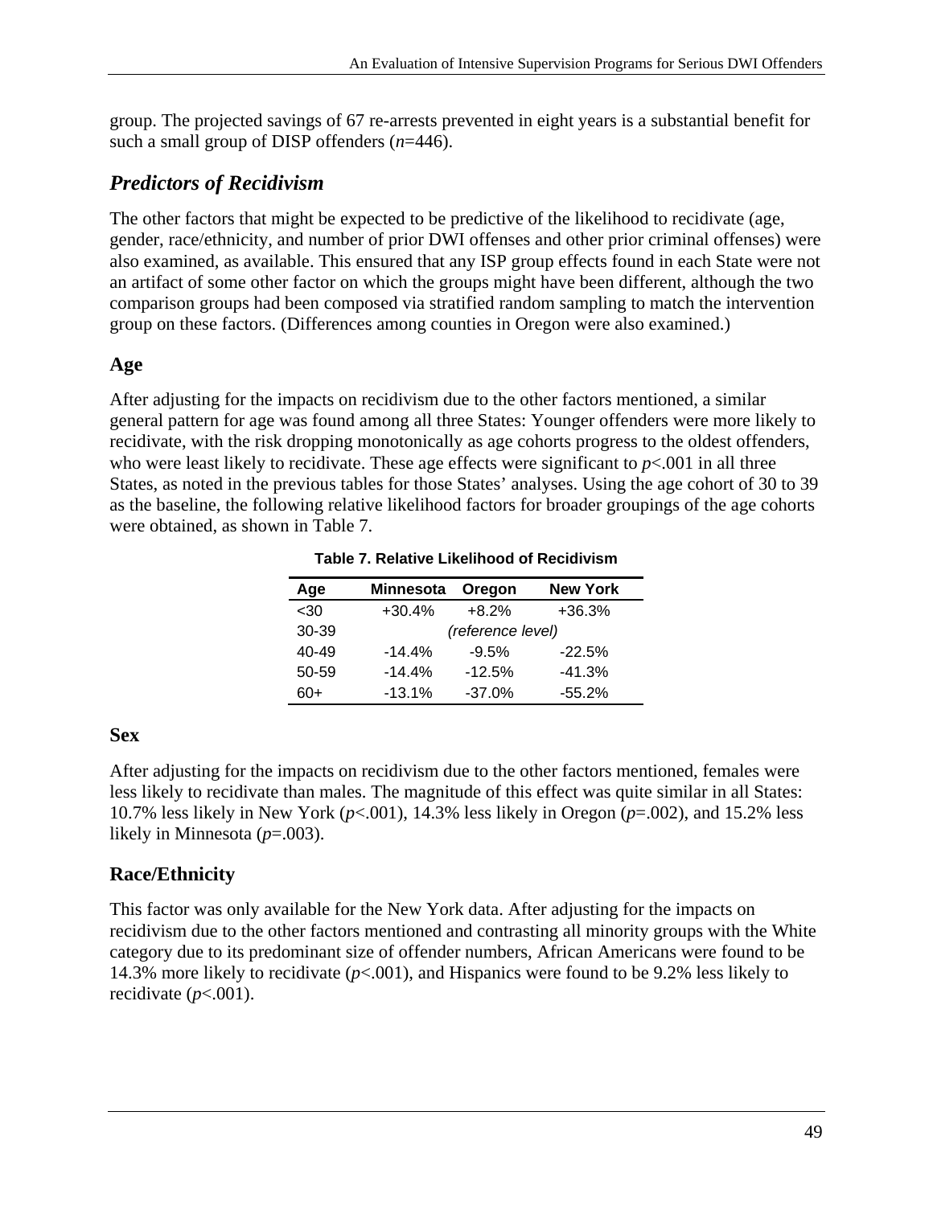group. The projected savings of 67 re-arrests prevented in eight years is a substantial benefit for such a small group of DISP offenders (*n*=446).

## *Predictors of Recidivism*

The other factors that might be expected to be predictive of the likelihood to recidivate (age, gender, race/ethnicity, and number of prior DWI offenses and other prior criminal offenses) were also examined, as available. This ensured that any ISP group effects found in each State were not an artifact of some other factor on which the groups might have been different, although the two comparison groups had been composed via stratified random sampling to match the intervention group on these factors. (Differences among counties in Oregon were also examined.)

### Age

After adjusting for the impacts on recidivism due to the other factors mentioned, a similar general pattern for age was found among all three States: Younger offenders were more likely to recidivate, with the risk dropping monotonically as age cohorts progress to the oldest offenders, who were least likely to recidivate. These age effects were significant to $p<.001$ in all three States, as noted in the previous tables for those States' analyses. Using the age cohort of 30 to 39 as the baseline, the following relative likelihood factors for broader groupings of the age cohorts were obtained, as shown in Table 7.

**Table 7. Relative Likelihood of Recidivism**

| Age | Minnesota | Oregon | New York |
|---|---|---|---|
| <30 | +30.4% | +8.2% | +36.3% |
| 30-39 | | *(reference level)* | |
| 40-49 | -14.4% | -9.5% | -22.5% |
| 50-59 | -14.4% | -12.5% | -41.3% |
| 60+ | -13.1% | -37.0% | -55.2% |

### Sex

After adjusting for the impacts on recidivism due to the other factors mentioned, females were less likely to recidivate than males. The magnitude of this effect was quite similar in all States: 10.7% less likely in New York ($p<.001$), 14.3% less likely in Oregon ($p=.002$), and 15.2% less likely in Minnesota ($p=.003$).

### Race/Ethnicity

This factor was only available for the New York data. After adjusting for the impacts on recidivism due to the other factors mentioned and contrasting all minority groups with the White category due to its predominant size of offender numbers, African Americans were found to be 14.3% more likely to recidivate ($p<.001$), and Hispanics were found to be 9.2% less likely to recidivate ($p<.001$).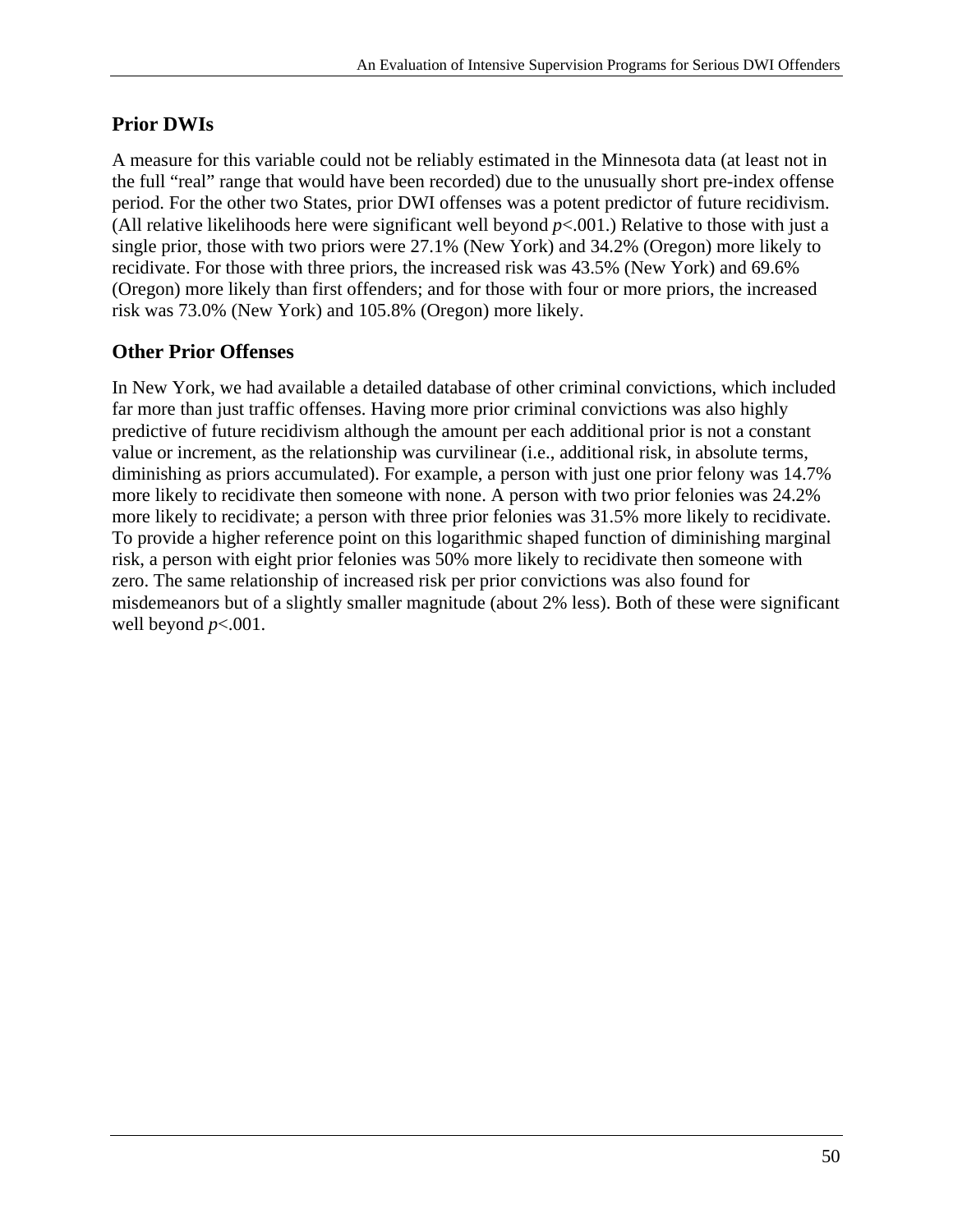## Prior DWIs

A measure for this variable could not be reliably estimated in the Minnesota data (at least not in the full "real" range that would have been recorded) due to the unusually short pre-index offense period. For the other two States, prior DWI offenses was a potent predictor of future recidivism. (All relative likelihoods here were significant well beyond $p<.001$.) Relative to those with just a single prior, those with two priors were 27.1% (New York) and 34.2% (Oregon) more likely to recidivate. For those with three priors, the increased risk was 43.5% (New York) and 69.6% (Oregon) more likely than first offenders; and for those with four or more priors, the increased risk was 73.0% (New York) and 105.8% (Oregon) more likely.

## Other Prior Offenses

In New York, we had available a detailed database of other criminal convictions, which included far more than just traffic offenses. Having more prior criminal convictions was also highly predictive of future recidivism although the amount per each additional prior is not a constant value or increment, as the relationship was curvilinear (i.e., additional risk, in absolute terms, diminishing as priors accumulated). For example, a person with just one prior felony was 14.7% more likely to recidivate then someone with none. A person with two prior felonies was 24.2% more likely to recidivate; a person with three prior felonies was 31.5% more likely to recidivate. To provide a higher reference point on this logarithmic shaped function of diminishing marginal risk, a person with eight prior felonies was 50% more likely to recidivate then someone with zero. The same relationship of increased risk per prior convictions was also found for misdemeanors but of a slightly smaller magnitude (about 2% less). Both of these were significant well beyond $p<.001$.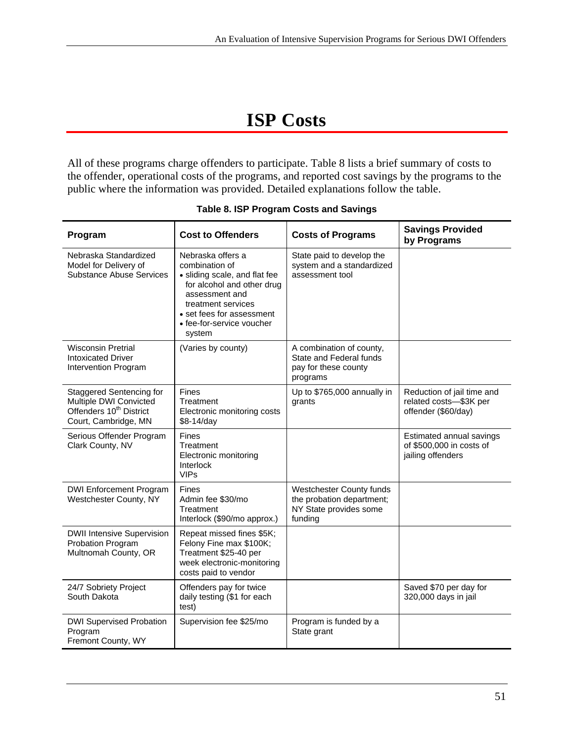# ISP Costs

All of these programs charge offenders to participate. Table 8 lists a brief summary of costs to the offender, operational costs of the programs, and reported cost savings by the programs to the public where the information was provided. Detailed explanations follow the table.

**Table 8. ISP Program Costs and Savings**

| Program | Cost to Offenders | Costs of Programs | Savings Provided by Programs |
|---|---|---|---|
| Nebraska Standardized Model for Delivery of Substance Abuse Services | Nebraska offers a combination of<br>• sliding scale, and flat fee for alcohol and other drug assessment and treatment services<br>• set fees for assessment<br>• fee-for-service voucher system | State paid to develop the system and a standardized assessment tool | |
| Wisconsin Pretrial Intoxicated Driver Intervention Program | (Varies by county) | A combination of county, State and Federal funds pay for these county programs | |
| Staggered Sentencing for Multiple DWI Convicted Offenders 10th District Court, Cambridge, MN | Fines<br>Treatment<br>Electronic monitoring costs $8-14/day | Up to $765,000 annually in grants | Reduction of jail time and related costs—$3K per offender ($60/day) |
| Serious Offender Program Clark County, NV | Fines<br>Treatment<br>Electronic monitoring<br>Interlock<br>VIPs | | Estimated annual savings of $500,000 in costs of jailing offenders |
| DWI Enforcement Program Westchester County, NY | Fines<br>Admin fee $30/mo<br>Treatment<br>Interlock ($90/mo approx.) | Westchester County funds the probation department; NY State provides some funding | |
| DWII Intensive Supervision Probation Program Multnomah County, OR | Repeat missed fines $5K; Felony Fine max $100K; Treatment $25-40 per week electronic-monitoring costs paid to vendor | | |
| 24/7 Sobriety Project South Dakota | Offenders pay for twice daily testing ($1 for each test) | | Saved $70 per day for 320,000 days in jail |
| DWI Supervised Probation Program Fremont County, WY | Supervision fee $25/mo | Program is funded by a State grant | |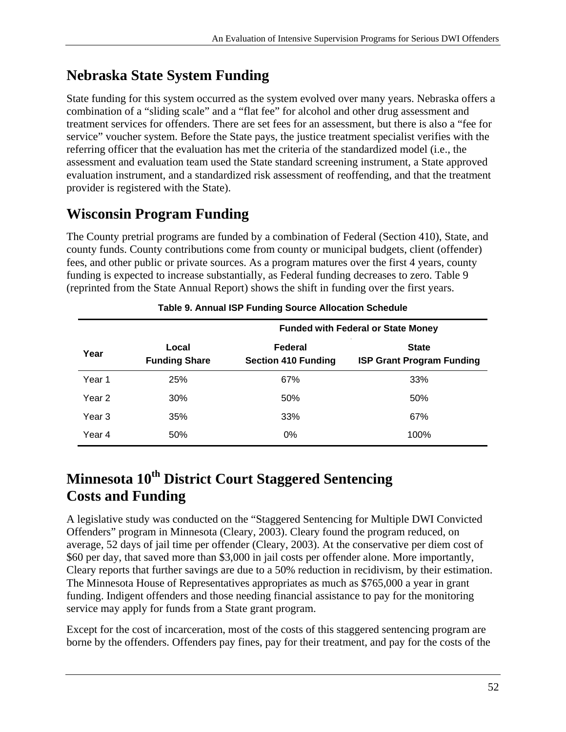## Nebraska State System Funding

State funding for this system occurred as the system evolved over many years. Nebraska offers a combination of a "sliding scale" and a "flat fee" for alcohol and other drug assessment and treatment services for offenders. There are set fees for an assessment, but there is also a "fee for service" voucher system. Before the State pays, the justice treatment specialist verifies with the referring officer that the evaluation has met the criteria of the standardized model (i.e., the assessment and evaluation team used the State standard screening instrument, a State approved evaluation instrument, and a standardized risk assessment of reoffending, and that the treatment provider is registered with the State).

## Wisconsin Program Funding

The County pretrial programs are funded by a combination of Federal (Section 410), State, and county funds. County contributions come from county or municipal budgets, client (offender) fees, and other public or private sources. As a program matures over the first 4 years, county funding is expected to increase substantially, as Federal funding decreases to zero. Table 9 (reprinted from the State Annual Report) shows the shift in funding over the first years.

**Table 9. Annual ISP Funding Source Allocation Schedule**

| | | Funded with Federal or State Money | |
|---|---|---|---|
| Year | Local Funding Share | Federal Section 410 Funding | State ISP Grant Program Funding |
| Year 1 | 25% | 67% | 33% |
| Year 2 | 30% | 50% | 50% |
| Year 3 | 35% | 33% | 67% |
| Year 4 | 50% | 0% | 100% |

## Minnesota 10th District Court Staggered Sentencing Costs and Funding

A legislative study was conducted on the "Staggered Sentencing for Multiple DWI Convicted Offenders" program in Minnesota (Cleary, 2003). Cleary found the program reduced, on average, 52 days of jail time per offender (Cleary, 2003). At the conservative per diem cost of $60 per day, that saved more than $3,000 in jail costs per offender alone. More importantly, Cleary reports that further savings are due to a 50% reduction in recidivism, by their estimation. The Minnesota House of Representatives appropriates as much as $765,000 a year in grant funding. Indigent offenders and those needing financial assistance to pay for the monitoring service may apply for funds from a State grant program.

Except for the cost of incarceration, most of the costs of this staggered sentencing program are borne by the offenders. Offenders pay fines, pay for their treatment, and pay for the costs of the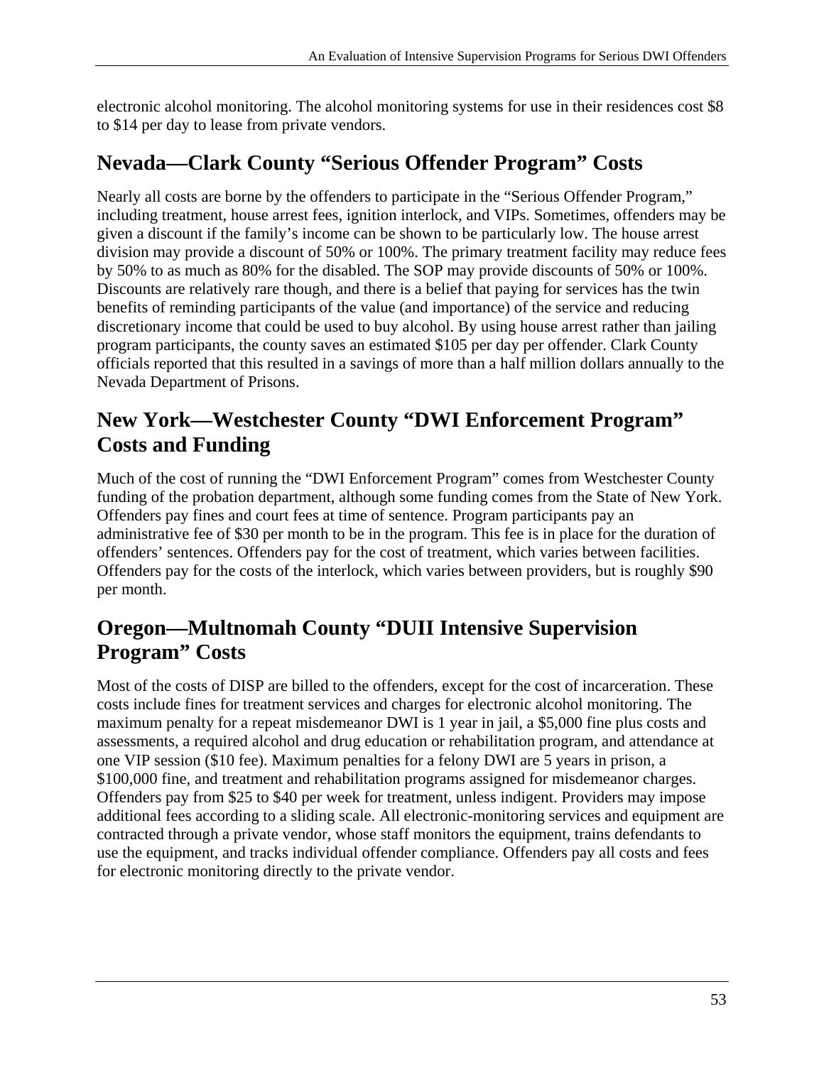electronic alcohol monitoring. The alcohol monitoring systems for use in their residences cost $8 to $14 per day to lease from private vendors.

## Nevada—Clark County "Serious Offender Program" Costs

Nearly all costs are borne by the offenders to participate in the "Serious Offender Program," including treatment, house arrest fees, ignition interlock, and VIPs. Sometimes, offenders may be given a discount if the family's income can be shown to be particularly low. The house arrest division may provide a discount of 50% or 100%. The primary treatment facility may reduce fees by 50% to as much as 80% for the disabled. The SOP may provide discounts of 50% or 100%. Discounts are relatively rare though, and there is a belief that paying for services has the twin benefits of reminding participants of the value (and importance) of the service and reducing discretionary income that could be used to buy alcohol. By using house arrest rather than jailing program participants, the county saves an estimated $105 per day per offender. Clark County officials reported that this resulted in a savings of more than a half million dollars annually to the Nevada Department of Prisons.

## New York—Westchester County "DWI Enforcement Program" Costs and Funding

Much of the cost of running the "DWI Enforcement Program" comes from Westchester County funding of the probation department, although some funding comes from the State of New York. Offenders pay fines and court fees at time of sentence. Program participants pay an administrative fee of $30 per month to be in the program. This fee is in place for the duration of offenders' sentences. Offenders pay for the cost of treatment, which varies between facilities. Offenders pay for the costs of the interlock, which varies between providers, but is roughly $90 per month.

## Oregon—Multnomah County "DUII Intensive Supervision Program" Costs

Most of the costs of DISP are billed to the offenders, except for the cost of incarceration. These costs include fines for treatment services and charges for electronic alcohol monitoring. The maximum penalty for a repeat misdemeanor DWI is 1 year in jail, a $5,000 fine plus costs and assessments, a required alcohol and drug education or rehabilitation program, and attendance at one VIP session ($10 fee). Maximum penalties for a felony DWI are 5 years in prison, a $100,000 fine, and treatment and rehabilitation programs assigned for misdemeanor charges. Offenders pay from $25 to $40 per week for treatment, unless indigent. Providers may impose additional fees according to a sliding scale. All electronic-monitoring services and equipment are contracted through a private vendor, whose staff monitors the equipment, trains defendants to use the equipment, and tracks individual offender compliance. Offenders pay all costs and fees for electronic monitoring directly to the private vendor.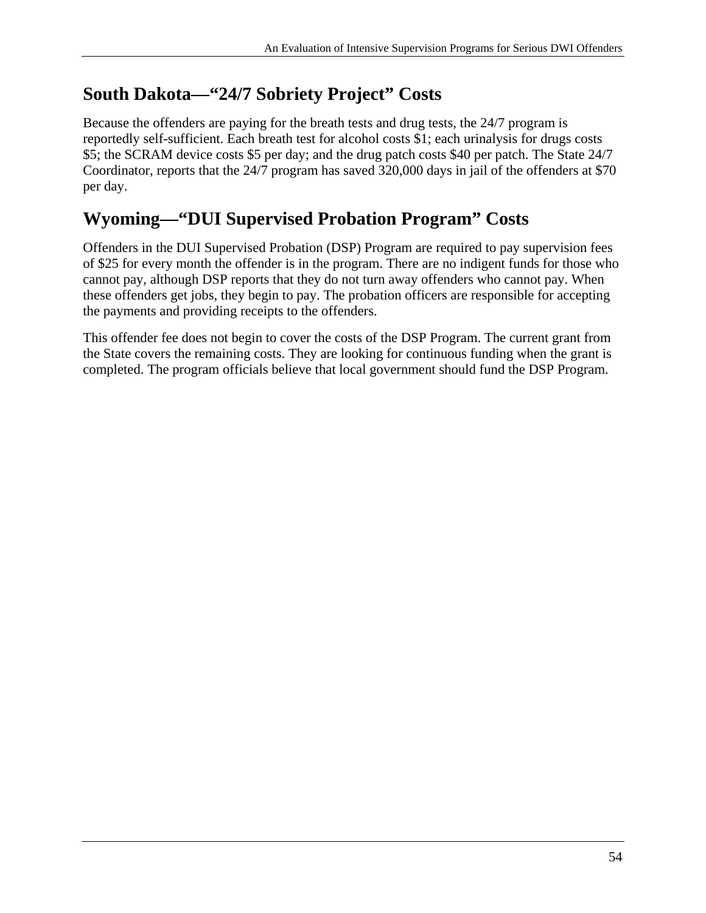## South Dakota—"24/7 Sobriety Project" Costs

Because the offenders are paying for the breath tests and drug tests, the 24/7 program is reportedly self-sufficient. Each breath test for alcohol costs $1; each urinalysis for drugs costs $5; the SCRAM device costs $5 per day; and the drug patch costs $40 per patch. The State 24/7 Coordinator, reports that the 24/7 program has saved 320,000 days in jail of the offenders at $70 per day.

## Wyoming—"DUI Supervised Probation Program" Costs

Offenders in the DUI Supervised Probation (DSP) Program are required to pay supervision fees of $25 for every month the offender is in the program. There are no indigent funds for those who cannot pay, although DSP reports that they do not turn away offenders who cannot pay. When these offenders get jobs, they begin to pay. The probation officers are responsible for accepting the payments and providing receipts to the offenders.

This offender fee does not begin to cover the costs of the DSP Program. The current grant from the State covers the remaining costs. They are looking for continuous funding when the grant is completed. The program officials believe that local government should fund the DSP Program.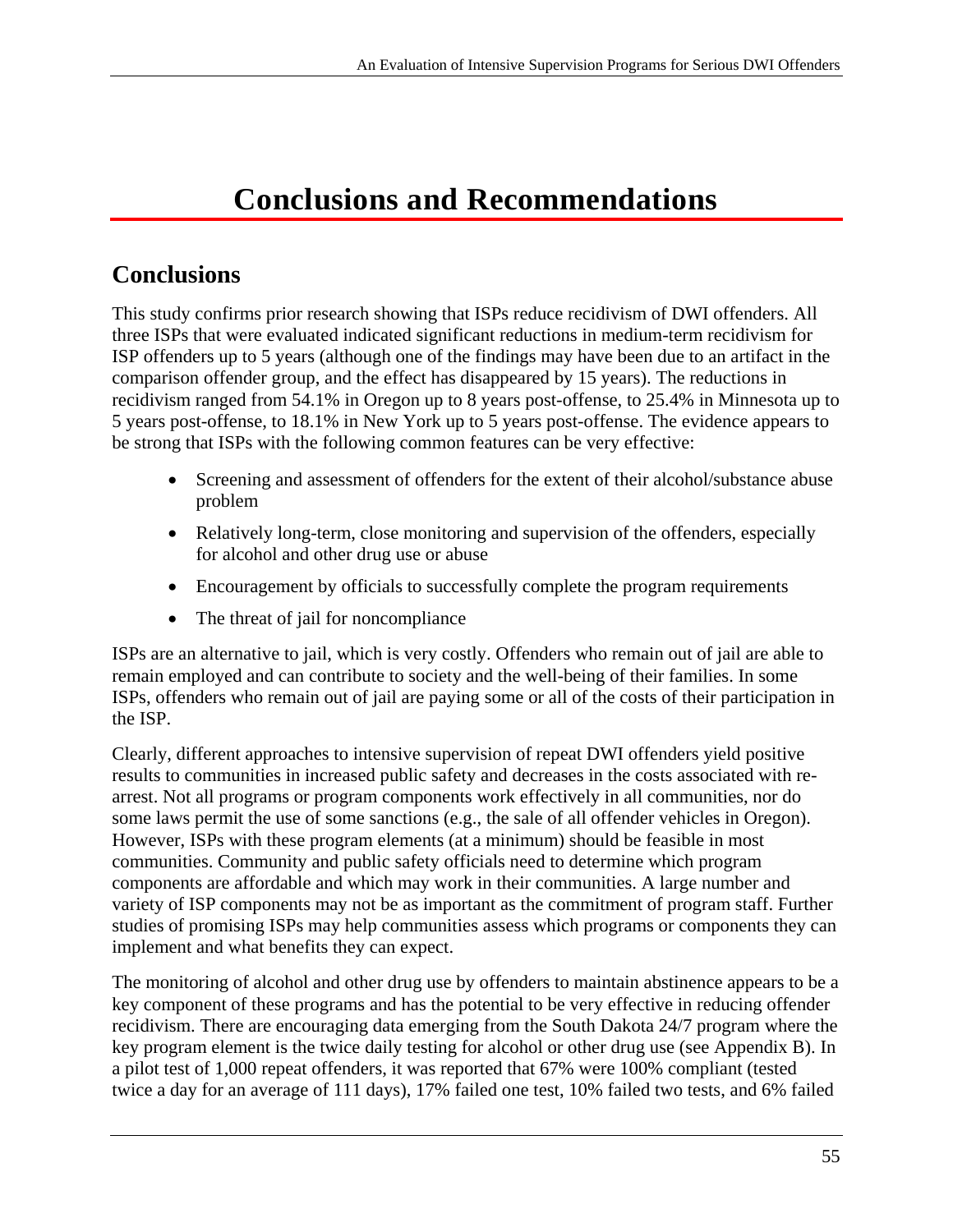# Conclusions and Recommendations

## Conclusions

This study confirms prior research showing that ISPs reduce recidivism of DWI offenders. All three ISPs that were evaluated indicated significant reductions in medium-term recidivism for ISP offenders up to 5 years (although one of the findings may have been due to an artifact in the comparison offender group, and the effect has disappeared by 15 years). The reductions in recidivism ranged from 54.1% in Oregon up to 8 years post-offense, to 25.4% in Minnesota up to 5 years post-offense, to 18.1% in New York up to 5 years post-offense. The evidence appears to be strong that ISPs with the following common features can be very effective:

- Screening and assessment of offenders for the extent of their alcohol/substance abuse problem
- Relatively long-term, close monitoring and supervision of the offenders, especially for alcohol and other drug use or abuse
- Encouragement by officials to successfully complete the program requirements
- The threat of jail for noncompliance

ISPs are an alternative to jail, which is very costly. Offenders who remain out of jail are able to remain employed and can contribute to society and the well-being of their families. In some ISPs, offenders who remain out of jail are paying some or all of the costs of their participation in the ISP.

Clearly, different approaches to intensive supervision of repeat DWI offenders yield positive results to communities in increased public safety and decreases in the costs associated with re-arrest. Not all programs or program components work effectively in all communities, nor do some laws permit the use of some sanctions (e.g., the sale of all offender vehicles in Oregon). However, ISPs with these program elements (at a minimum) should be feasible in most communities. Community and public safety officials need to determine which program components are affordable and which may work in their communities. A large number and variety of ISP components may not be as important as the commitment of program staff. Further studies of promising ISPs may help communities assess which programs or components they can implement and what benefits they can expect.

The monitoring of alcohol and other drug use by offenders to maintain abstinence appears to be a key component of these programs and has the potential to be very effective in reducing offender recidivism. There are encouraging data emerging from the South Dakota 24/7 program where the key program element is the twice daily testing for alcohol or other drug use (see Appendix B). In a pilot test of 1,000 repeat offenders, it was reported that 67% were 100% compliant (tested twice a day for an average of 111 days), 17% failed one test, 10% failed two tests, and 6% failed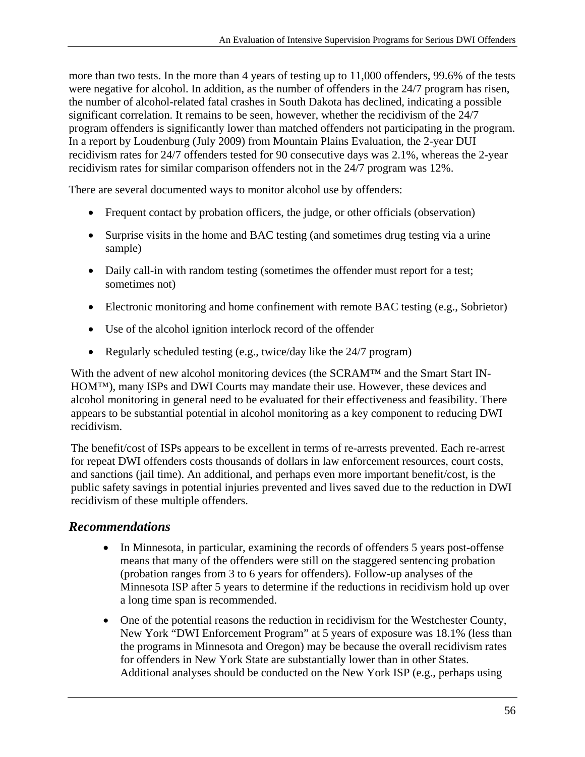more than two tests. In the more than 4 years of testing up to 11,000 offenders, 99.6% of the tests were negative for alcohol. In addition, as the number of offenders in the 24/7 program has risen, the number of alcohol-related fatal crashes in South Dakota has declined, indicating a possible significant correlation. It remains to be seen, however, whether the recidivism of the 24/7 program offenders is significantly lower than matched offenders not participating in the program. In a report by Loudenburg (July 2009) from Mountain Plains Evaluation, the 2-year DUI recidivism rates for 24/7 offenders tested for 90 consecutive days was 2.1%, whereas the 2-year recidivism rates for similar comparison offenders not in the 24/7 program was 12%.

There are several documented ways to monitor alcohol use by offenders:

- Frequent contact by probation officers, the judge, or other officials (observation)
- Surprise visits in the home and BAC testing (and sometimes drug testing via a urine sample)
- Daily call-in with random testing (sometimes the offender must report for a test; sometimes not)
- Electronic monitoring and home confinement with remote BAC testing (e.g., Sobrietor)
- Use of the alcohol ignition interlock record of the offender
- Regularly scheduled testing (e.g., twice/day like the 24/7 program)

With the advent of new alcohol monitoring devices (the SCRAM™ and the Smart Start IN-HOM™), many ISPs and DWI Courts may mandate their use. However, these devices and alcohol monitoring in general need to be evaluated for their effectiveness and feasibility. There appears to be substantial potential in alcohol monitoring as a key component to reducing DWI recidivism.

The benefit/cost of ISPs appears to be excellent in terms of re-arrests prevented. Each re-arrest for repeat DWI offenders costs thousands of dollars in law enforcement resources, court costs, and sanctions (jail time). An additional, and perhaps even more important benefit/cost, is the public safety savings in potential injuries prevented and lives saved due to the reduction in DWI recidivism of these multiple offenders.

## *Recommendations*

- In Minnesota, in particular, examining the records of offenders 5 years post-offense means that many of the offenders were still on the staggered sentencing probation (probation ranges from 3 to 6 years for offenders). Follow-up analyses of the Minnesota ISP after 5 years to determine if the reductions in recidivism hold up over a long time span is recommended.
- One of the potential reasons the reduction in recidivism for the Westchester County, New York "DWI Enforcement Program" at 5 years of exposure was 18.1% (less than the programs in Minnesota and Oregon) may be because the overall recidivism rates for offenders in New York State are substantially lower than in other States. Additional analyses should be conducted on the New York ISP (e.g., perhaps using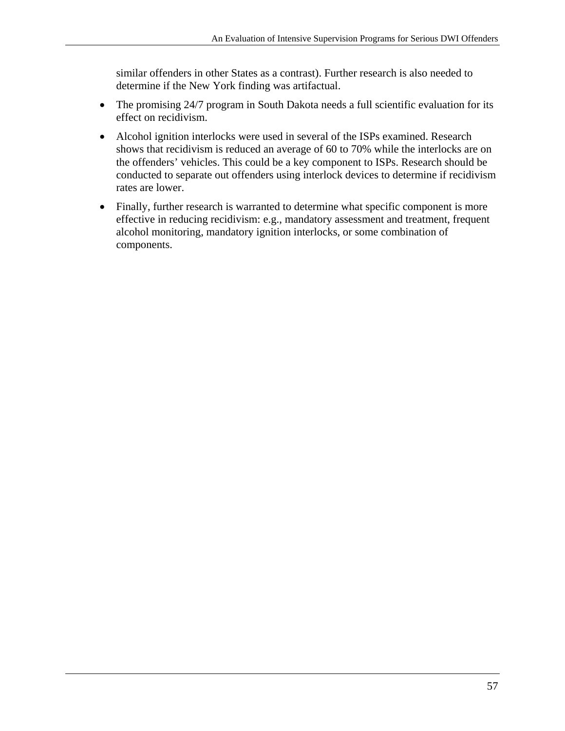similar offenders in other States as a contrast). Further research is also needed to determine if the New York finding was artifactual.

- The promising 24/7 program in South Dakota needs a full scientific evaluation for its effect on recidivism.
- Alcohol ignition interlocks were used in several of the ISPs examined. Research shows that recidivism is reduced an average of 60 to 70% while the interlocks are on the offenders' vehicles. This could be a key component to ISPs. Research should be conducted to separate out offenders using interlock devices to determine if recidivism rates are lower.
- Finally, further research is warranted to determine what specific component is more effective in reducing recidivism: e.g., mandatory assessment and treatment, frequent alcohol monitoring, mandatory ignition interlocks, or some combination of components.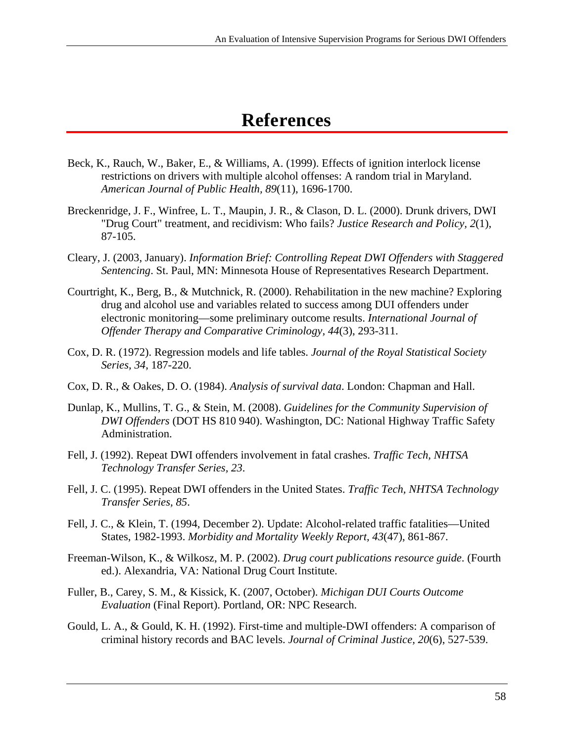# References

Beck, K., Rauch, W., Baker, E., & Williams, A. (1999). Effects of ignition interlock license restrictions on drivers with multiple alcohol offenses: A random trial in Maryland. *American Journal of Public Health, 89*(11), 1696-1700.

Breckenridge, J. F., Winfree, L. T., Maupin, J. R., & Clason, D. L. (2000). Drunk drivers, DWI "Drug Court" treatment, and recidivism: Who fails? *Justice Research and Policy, 2*(1), 87-105.

Cleary, J. (2003, January). *Information Brief: Controlling Repeat DWI Offenders with Staggered Sentencing*. St. Paul, MN: Minnesota House of Representatives Research Department.

Courtright, K., Berg, B., & Mutchnick, R. (2000). Rehabilitation in the new machine? Exploring drug and alcohol use and variables related to success among DUI offenders under electronic monitoring—some preliminary outcome results. *International Journal of Offender Therapy and Comparative Criminology, 44*(3), 293-311.

Cox, D. R. (1972). Regression models and life tables. *Journal of the Royal Statistical Society Series, 34*, 187-220.

Cox, D. R., & Oakes, D. O. (1984). *Analysis of survival data*. London: Chapman and Hall.

Dunlap, K., Mullins, T. G., & Stein, M. (2008). *Guidelines for the Community Supervision of DWI Offenders* (DOT HS 810 940). Washington, DC: National Highway Traffic Safety Administration.

Fell, J. (1992). Repeat DWI offenders involvement in fatal crashes. *Traffic Tech, NHTSA Technology Transfer Series, 23*.

Fell, J. C. (1995). Repeat DWI offenders in the United States. *Traffic Tech, NHTSA Technology Transfer Series, 85*.

Fell, J. C., & Klein, T. (1994, December 2). Update: Alcohol-related traffic fatalities—United States, 1982-1993. *Morbidity and Mortality Weekly Report, 43*(47), 861-867.

Freeman-Wilson, K., & Wilkosz, M. P. (2002). *Drug court publications resource guide*. (Fourth ed.). Alexandria, VA: National Drug Court Institute.

Fuller, B., Carey, S. M., & Kissick, K. (2007, October). *Michigan DUI Courts Outcome Evaluation* (Final Report). Portland, OR: NPC Research.

Gould, L. A., & Gould, K. H. (1992). First-time and multiple-DWI offenders: A comparison of criminal history records and BAC levels. *Journal of Criminal Justice, 20*(6), 527-539.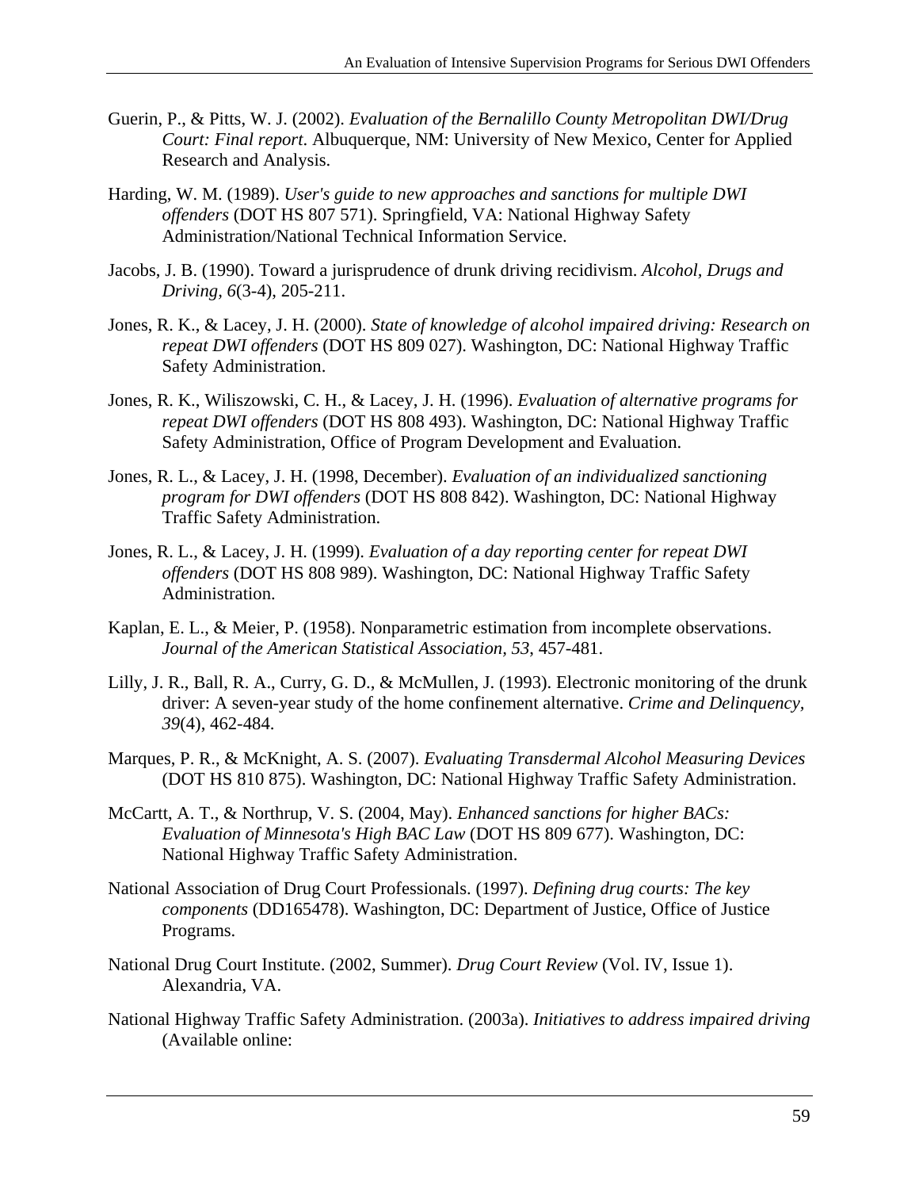Guerin, P., & Pitts, W. J. (2002). *Evaluation of the Bernalillo County Metropolitan DWI/Drug Court: Final report*. Albuquerque, NM: University of New Mexico, Center for Applied Research and Analysis.

Harding, W. M. (1989). *User's guide to new approaches and sanctions for multiple DWI offenders* (DOT HS 807 571). Springfield, VA: National Highway Safety Administration/National Technical Information Service.

Jacobs, J. B. (1990). Toward a jurisprudence of drunk driving recidivism. *Alcohol, Drugs and Driving, 6*(3-4), 205-211.

Jones, R. K., & Lacey, J. H. (2000). *State of knowledge of alcohol impaired driving: Research on repeat DWI offenders* (DOT HS 809 027). Washington, DC: National Highway Traffic Safety Administration.

Jones, R. K., Wiliszowski, C. H., & Lacey, J. H. (1996). *Evaluation of alternative programs for repeat DWI offenders* (DOT HS 808 493). Washington, DC: National Highway Traffic Safety Administration, Office of Program Development and Evaluation.

Jones, R. L., & Lacey, J. H. (1998, December). *Evaluation of an individualized sanctioning program for DWI offenders* (DOT HS 808 842). Washington, DC: National Highway Traffic Safety Administration.

Jones, R. L., & Lacey, J. H. (1999). *Evaluation of a day reporting center for repeat DWI offenders* (DOT HS 808 989). Washington, DC: National Highway Traffic Safety Administration.

Kaplan, E. L., & Meier, P. (1958). Nonparametric estimation from incomplete observations. *Journal of the American Statistical Association, 53*, 457-481.

Lilly, J. R., Ball, R. A., Curry, G. D., & McMullen, J. (1993). Electronic monitoring of the drunk driver: A seven-year study of the home confinement alternative. *Crime and Delinquency, 39*(4), 462-484.

Marques, P. R., & McKnight, A. S. (2007). *Evaluating Transdermal Alcohol Measuring Devices* (DOT HS 810 875). Washington, DC: National Highway Traffic Safety Administration.

McCartt, A. T., & Northrup, V. S. (2004, May). *Enhanced sanctions for higher BACs: Evaluation of Minnesota's High BAC Law* (DOT HS 809 677). Washington, DC: National Highway Traffic Safety Administration.

National Association of Drug Court Professionals. (1997). *Defining drug courts: The key components* (DD165478). Washington, DC: Department of Justice, Office of Justice Programs.

National Drug Court Institute. (2002, Summer). *Drug Court Review* (Vol. IV, Issue 1). Alexandria, VA.

National Highway Traffic Safety Administration. (2003a). *Initiatives to address impaired driving* (Available online: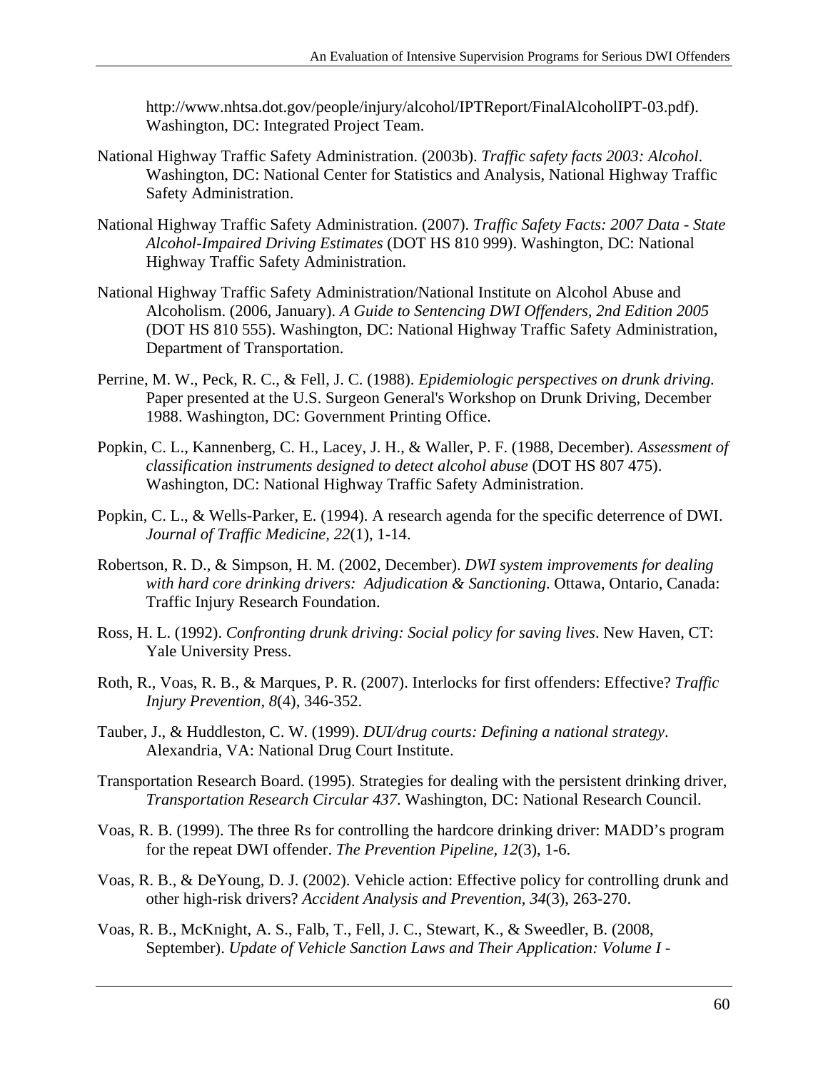http://www.nhtsa.dot.gov/people/injury/alcohol/IPTReport/FinalAlcoholIPT-03.pdf). Washington, DC: Integrated Project Team.

National Highway Traffic Safety Administration. (2003b). *Traffic safety facts 2003: Alcohol*. Washington, DC: National Center for Statistics and Analysis, National Highway Traffic Safety Administration.

National Highway Traffic Safety Administration. (2007). *Traffic Safety Facts: 2007 Data - State Alcohol-Impaired Driving Estimates* (DOT HS 810 999). Washington, DC: National Highway Traffic Safety Administration.

National Highway Traffic Safety Administration/National Institute on Alcohol Abuse and Alcoholism. (2006, January). *A Guide to Sentencing DWI Offenders, 2nd Edition 2005* (DOT HS 810 555). Washington, DC: National Highway Traffic Safety Administration, Department of Transportation.

Perrine, M. W., Peck, R. C., & Fell, J. C. (1988). *Epidemiologic perspectives on drunk driving.* Paper presented at the U.S. Surgeon General's Workshop on Drunk Driving, December 1988. Washington, DC: Government Printing Office.

Popkin, C. L., Kannenberg, C. H., Lacey, J. H., & Waller, P. F. (1988, December). *Assessment of classification instruments designed to detect alcohol abuse* (DOT HS 807 475). Washington, DC: National Highway Traffic Safety Administration.

Popkin, C. L., & Wells-Parker, E. (1994). A research agenda for the specific deterrence of DWI. *Journal of Traffic Medicine, 22*(1), 1-14.

Robertson, R. D., & Simpson, H. M. (2002, December). *DWI system improvements for dealing with hard core drinking drivers: Adjudication & Sanctioning*. Ottawa, Ontario, Canada: Traffic Injury Research Foundation.

Ross, H. L. (1992). *Confronting drunk driving: Social policy for saving lives*. New Haven, CT: Yale University Press.

Roth, R., Voas, R. B., & Marques, P. R. (2007). Interlocks for first offenders: Effective? *Traffic Injury Prevention*, *8*(4), 346-352.

Tauber, J., & Huddleston, C. W. (1999). *DUI/drug courts: Defining a national strategy*. Alexandria, VA: National Drug Court Institute.

Transportation Research Board. (1995). Strategies for dealing with the persistent drinking driver, *Transportation Research Circular 437*. Washington, DC: National Research Council.

Voas, R. B. (1999). The three Rs for controlling the hardcore drinking driver: MADD's program for the repeat DWI offender. *The Prevention Pipeline, 12*(3), 1-6.

Voas, R. B., & DeYoung, D. J. (2002). Vehicle action: Effective policy for controlling drunk and other high-risk drivers? *Accident Analysis and Prevention, 34*(3), 263-270.

Voas, R. B., McKnight, A. S., Falb, T., Fell, J. C., Stewart, K., & Sweedler, B. (2008, September). *Update of Vehicle Sanction Laws and Their Application: Volume I -*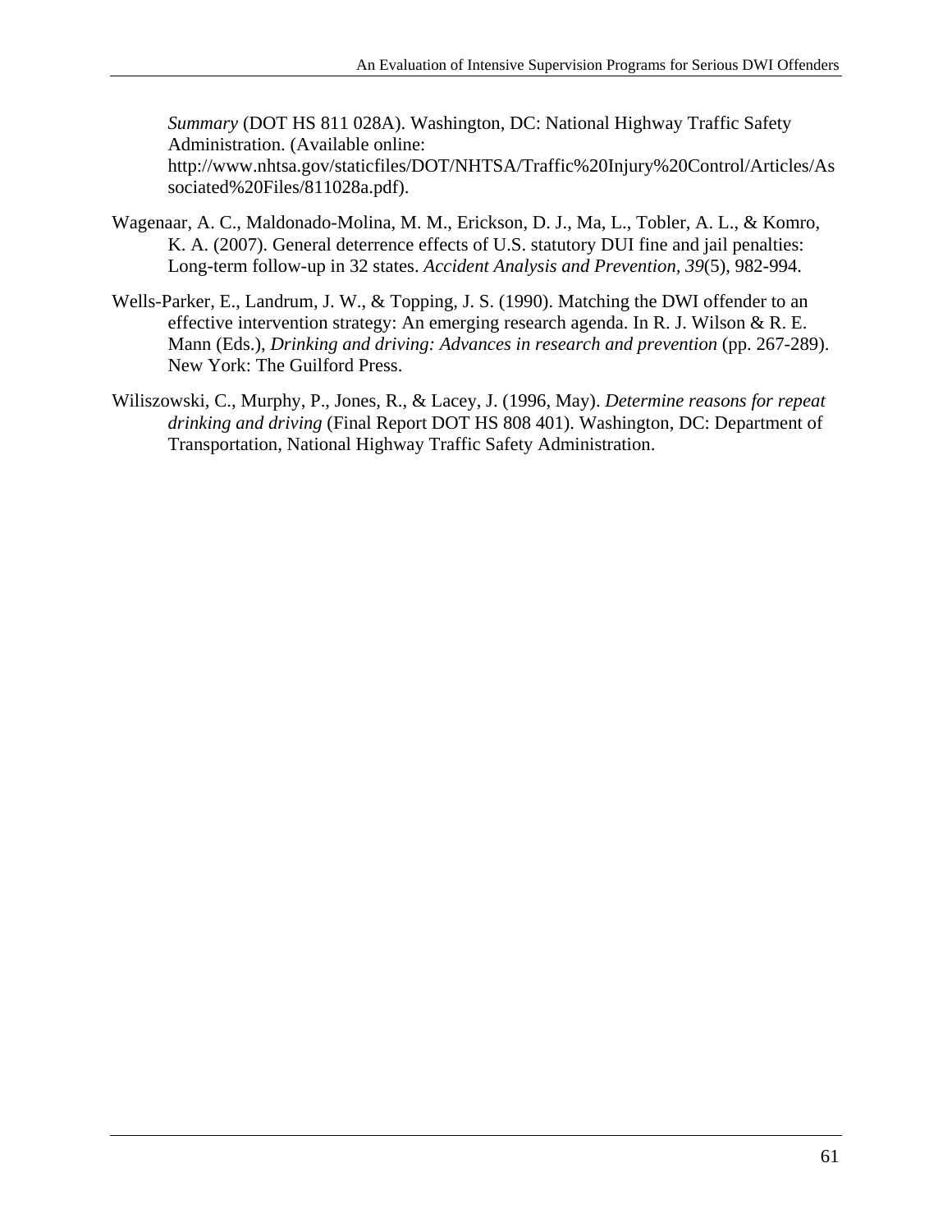*Summary* (DOT HS 811 028A). Washington, DC: National Highway Traffic Safety Administration. (Available online: http://www.nhtsa.gov/staticfiles/DOT/NHTSA/Traffic%20Injury%20Control/Articles/Associated%20Files/811028a.pdf).

Wagenaar, A. C., Maldonado-Molina, M. M., Erickson, D. J., Ma, L., Tobler, A. L., & Komro, K. A. (2007). General deterrence effects of U.S. statutory DUI fine and jail penalties: Long-term follow-up in 32 states. *Accident Analysis and Prevention, 39*(5), 982-994.

Wells-Parker, E., Landrum, J. W., & Topping, J. S. (1990). Matching the DWI offender to an effective intervention strategy: An emerging research agenda. In R. J. Wilson & R. E. Mann (Eds.), *Drinking and driving: Advances in research and prevention* (pp. 267-289). New York: The Guilford Press.

Wiliszowski, C., Murphy, P., Jones, R., & Lacey, J. (1996, May). *Determine reasons for repeat drinking and driving* (Final Report DOT HS 808 401). Washington, DC: Department of Transportation, National Highway Traffic Safety Administration.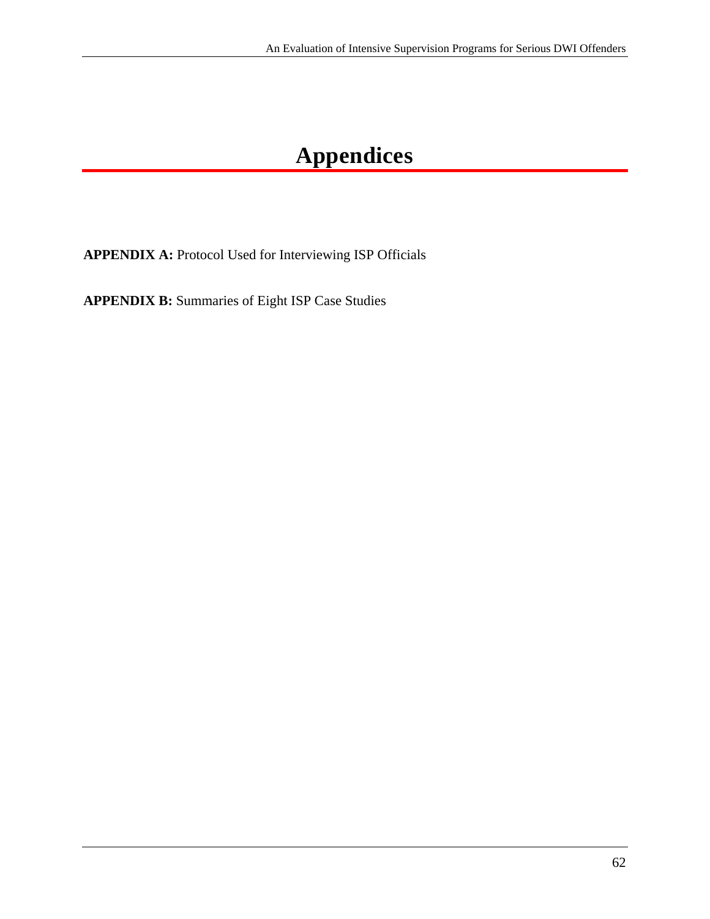# Appendices

**APPENDIX A:** Protocol Used for Interviewing ISP Officials

**APPENDIX B:** Summaries of Eight ISP Case Studies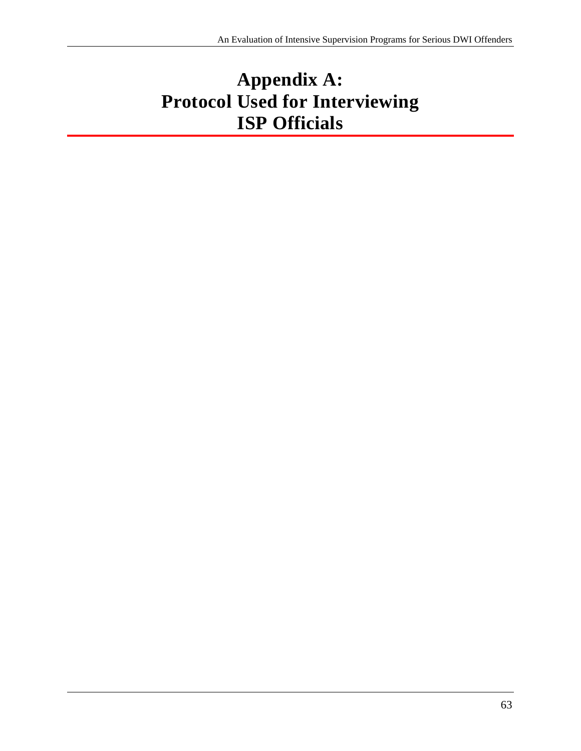# Appendix A: Protocol Used for Interviewing ISP Officials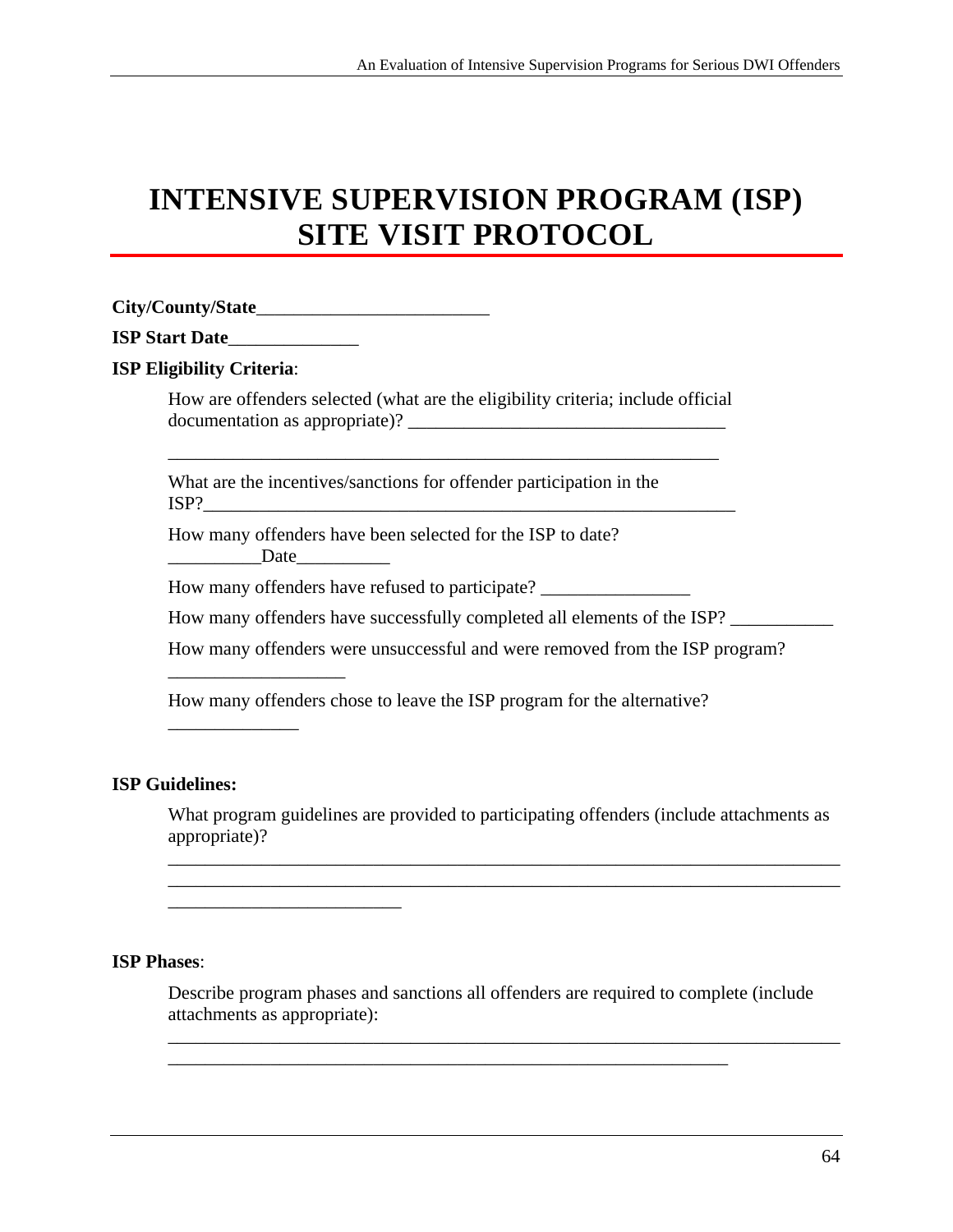# INTENSIVE SUPERVISION PROGRAM (ISP) SITE VISIT PROTOCOL

**City/County/State**_________________________

**ISP Start Date**______________

**ISP Eligibility Criteria**:

How are offenders selected (what are the eligibility criteria; include official documentation as appropriate)? __________________________________

____________________________________________________________

What are the incentives/sanctions for offender participation in the ISP?______________________________________________________

How many offenders have been selected for the ISP to date? __________Date__________

How many offenders have refused to participate? ________________

How many offenders have successfully completed all elements of the ISP? ___________

How many offenders were unsuccessful and were removed from the ISP program? ___________________

How many offenders chose to leave the ISP program for the alternative? ______________

**ISP Guidelines:**

What program guidelines are provided to participating offenders (include attachments as appropriate)?

__________________________________________________________________________
__________________________________________________________________________
_________________________

**ISP Phases**:

Describe program phases and sanctions all offenders are required to complete (include attachments as appropriate):

__________________________________________________________________________
____________________________________________________________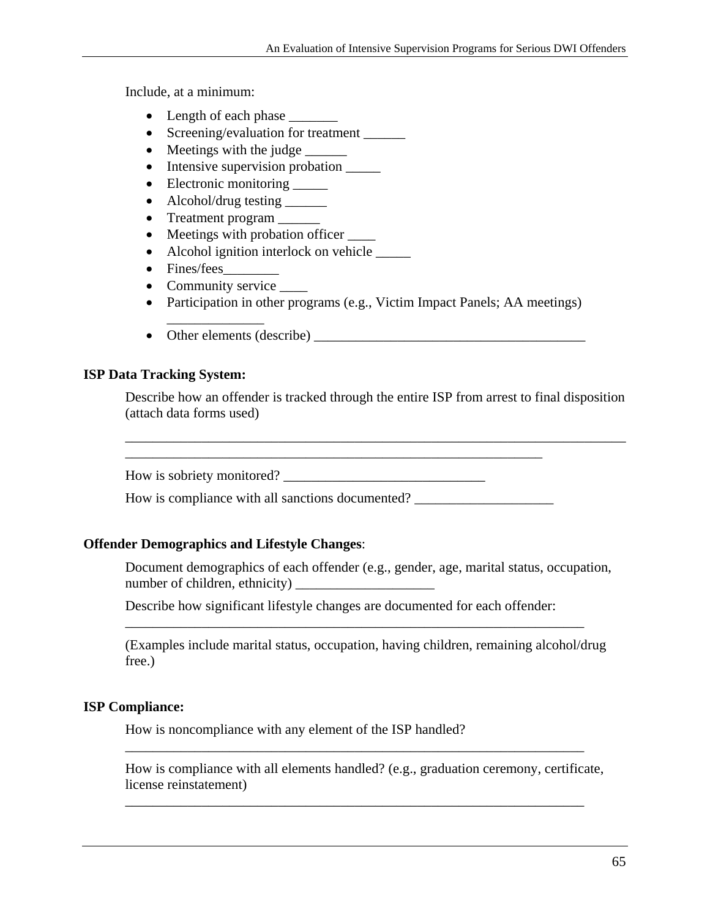Include, at a minimum:

- Length of each phase _______
- Screening/evaluation for treatment ______
- Meetings with the judge ______
- Intensive supervision probation _____
- Electronic monitoring _____
- Alcohol/drug testing ______
- Treatment program ______
- Meetings with probation officer ____
- Alcohol ignition interlock on vehicle _____
- Fines/fees________
- Community service ____
- Participation in other programs (e.g., Victim Impact Panels; AA meetings) ______________
- Other elements (describe) ________________________________________

**ISP Data Tracking System:**

Describe how an offender is tracked through the entire ISP from arrest to final disposition (attach data forms used)

___________________________________________________________________________
______________________________________________________________

How is sobriety monitored? _____________________________

How is compliance with all sanctions documented? ____________________

**Offender Demographics and Lifestyle Changes**:

Document demographics of each offender (e.g., gender, age, marital status, occupation, number of children, ethnicity) ____________________

Describe how significant lifestyle changes are documented for each offender:
____________________________________________________________________

(Examples include marital status, occupation, having children, remaining alcohol/drug free.)

**ISP Compliance:**

How is noncompliance with any element of the ISP handled?
____________________________________________________________________

How is compliance with all elements handled? (e.g., graduation ceremony, certificate, license reinstatement)
____________________________________________________________________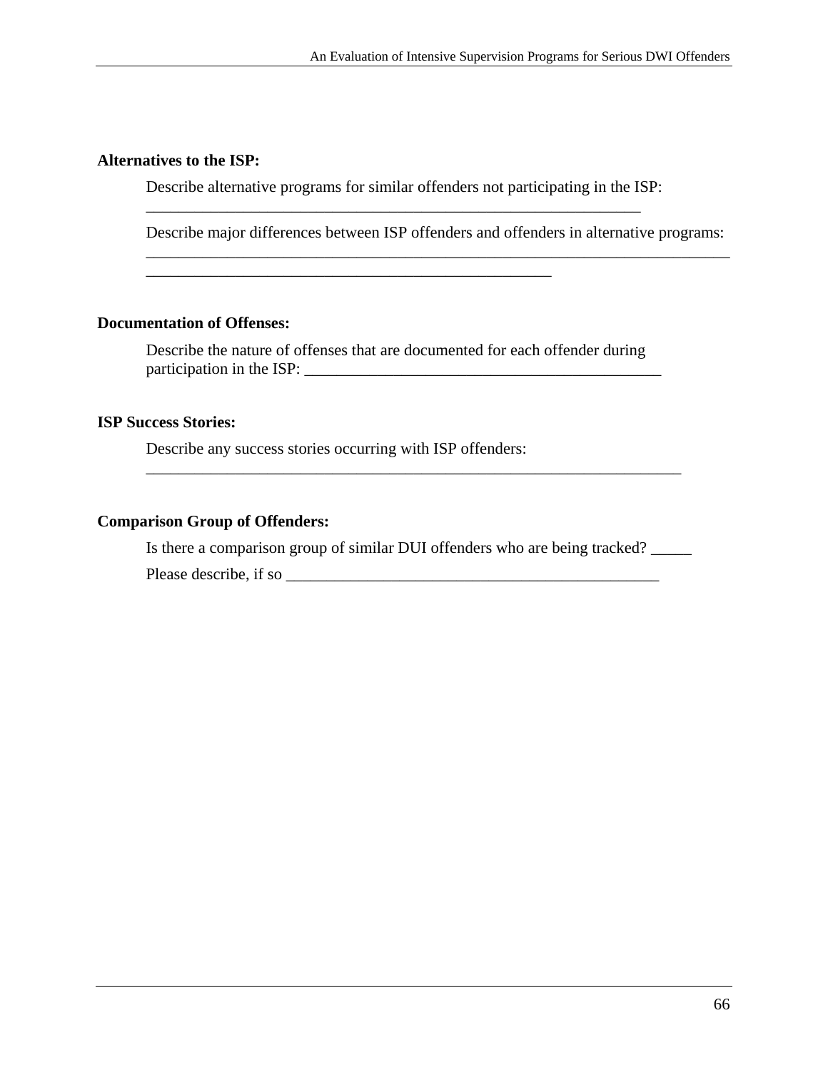**Alternatives to the ISP:**

Describe alternative programs for similar offenders not participating in the ISP: _________________________________________________________________

Describe major differences between ISP offenders and offenders in alternative programs: ____________________________________________________________________________ _____________________________________________________

**Documentation of Offenses:**

Describe the nature of offenses that are documented for each offender during participation in the ISP: _______________________________________________

**ISP Success Stories:**

Describe any success stories occurring with ISP offenders: ______________________________________________________________________

**Comparison Group of Offenders:**

Is there a comparison group of similar DUI offenders who are being tracked? _____

Please describe, if so _________________________________________________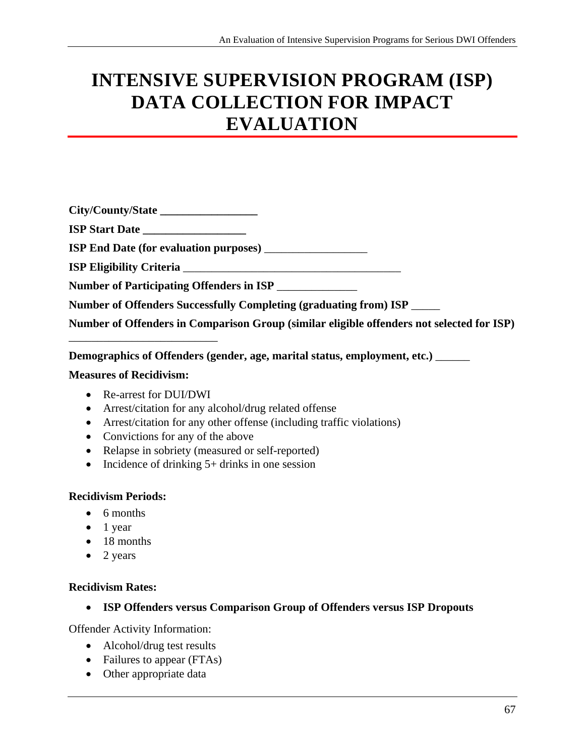# INTENSIVE SUPERVISION PROGRAM (ISP) DATA COLLECTION FOR IMPACT EVALUATION

**City/County/State _________________**

**ISP Start Date __________________**

**ISP End Date (for evaluation purposes)** __________________

**ISP Eligibility Criteria** _______________________________________

**Number of Participating Offenders in ISP** ______________

**Number of Offenders Successfully Completing (graduating from) ISP** _____

**Number of Offenders in Comparison Group (similar eligible offenders not selected for ISP)** __________________________

**Demographics of Offenders (gender, age, marital status, employment, etc.)** ______

**Measures of Recidivism:**

- Re-arrest for DUI/DWI
- Arrest/citation for any alcohol/drug related offense
- Arrest/citation for any other offense (including traffic violations)
- Convictions for any of the above
- Relapse in sobriety (measured or self-reported)
- Incidence of drinking 5+ drinks in one session

**Recidivism Periods:**

- 6 months
- 1 year
- 18 months
- 2 years

**Recidivism Rates:**

- **ISP Offenders versus Comparison Group of Offenders versus ISP Dropouts**

Offender Activity Information:

- Alcohol/drug test results
- Failures to appear (FTAs)
- Other appropriate data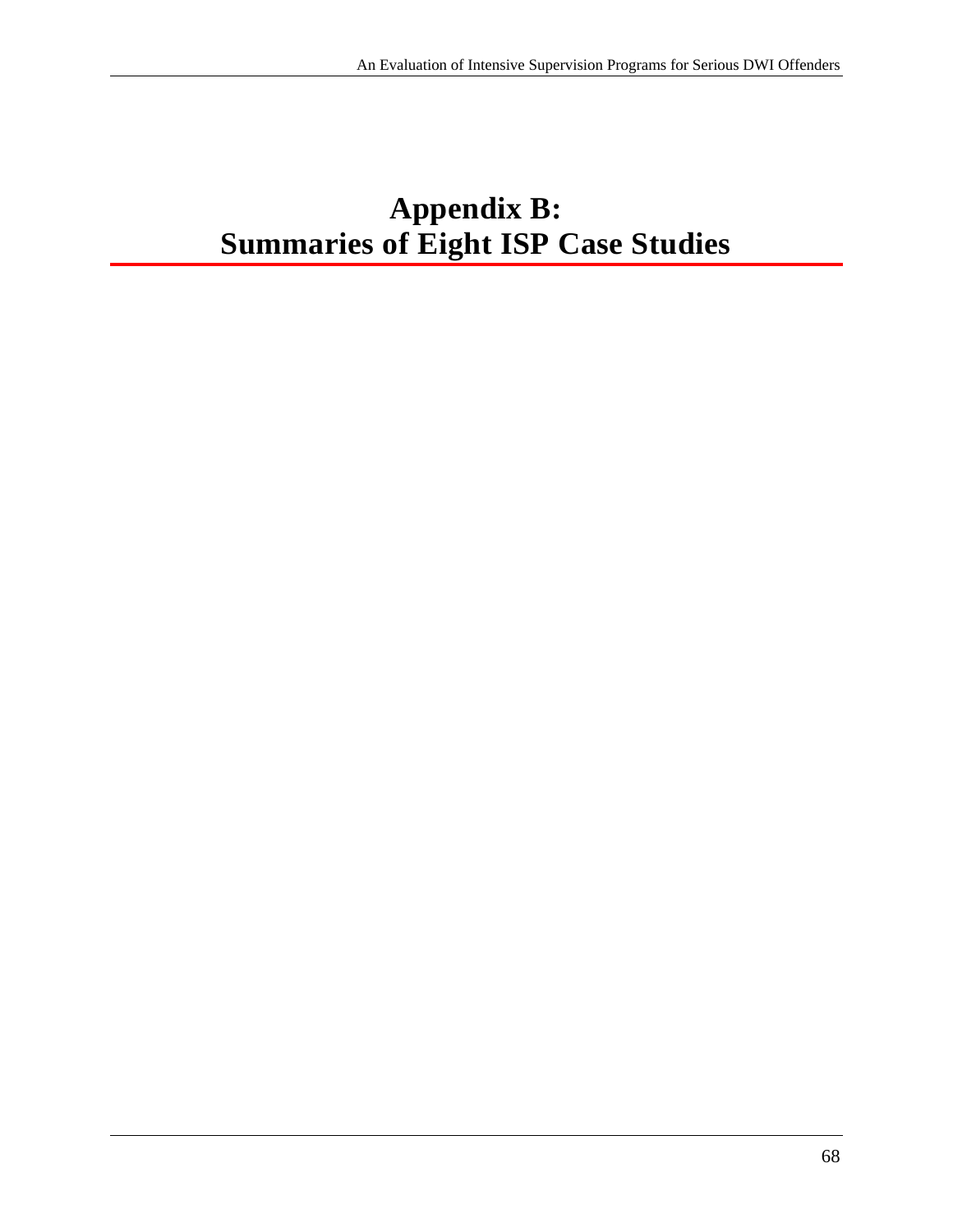# Appendix B: Summaries of Eight ISP Case Studies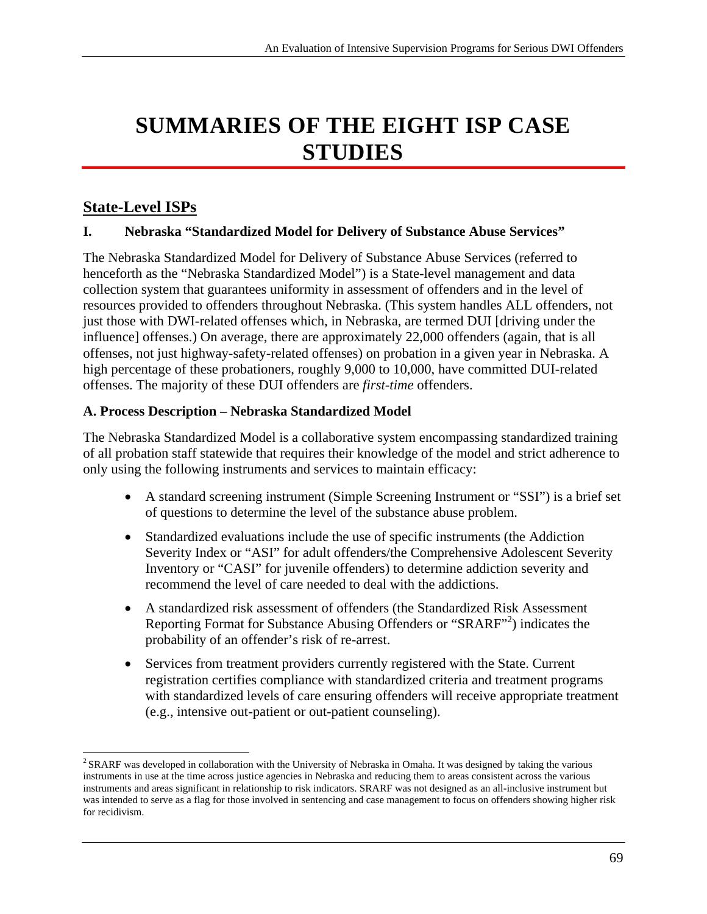# SUMMARIES OF THE EIGHT ISP CASE STUDIES

## State-Level ISPs

### I. Nebraska "Standardized Model for Delivery of Substance Abuse Services"

The Nebraska Standardized Model for Delivery of Substance Abuse Services (referred to henceforth as the "Nebraska Standardized Model") is a State-level management and data collection system that guarantees uniformity in assessment of offenders and in the level of resources provided to offenders throughout Nebraska. (This system handles ALL offenders, not just those with DWI-related offenses which, in Nebraska, are termed DUI [driving under the influence] offenses.) On average, there are approximately 22,000 offenders (again, that is all offenses, not just highway-safety-related offenses) on probation in a given year in Nebraska. A high percentage of these probationers, roughly 9,000 to 10,000, have committed DUI-related offenses. The majority of these DUI offenders are *first-time* offenders.

#### A. Process Description – Nebraska Standardized Model

The Nebraska Standardized Model is a collaborative system encompassing standardized training of all probation staff statewide that requires their knowledge of the model and strict adherence to only using the following instruments and services to maintain efficacy:

- A standard screening instrument (Simple Screening Instrument or "SSI") is a brief set of questions to determine the level of the substance abuse problem.
- Standardized evaluations include the use of specific instruments (the Addiction Severity Index or "ASI" for adult offenders/the Comprehensive Adolescent Severity Inventory or "CASI" for juvenile offenders) to determine addiction severity and recommend the level of care needed to deal with the addictions.
- A standardized risk assessment of offenders (the Standardized Risk Assessment Reporting Format for Substance Abusing Offenders or "SRARF"[2]) indicates the probability of an offender's risk of re-arrest.
- Services from treatment providers currently registered with the State. Current registration certifies compliance with standardized criteria and treatment programs with standardized levels of care ensuring offenders will receive appropriate treatment (e.g., intensive out-patient or out-patient counseling).

[2] SRARF was developed in collaboration with the University of Nebraska in Omaha. It was designed by taking the various instruments in use at the time across justice agencies in Nebraska and reducing them to areas consistent across the various instruments and areas significant in relationship to risk indicators. SRARF was not designed as an all-inclusive instrument but was intended to serve as a flag for those involved in sentencing and case management to focus on offenders showing higher risk for recidivism.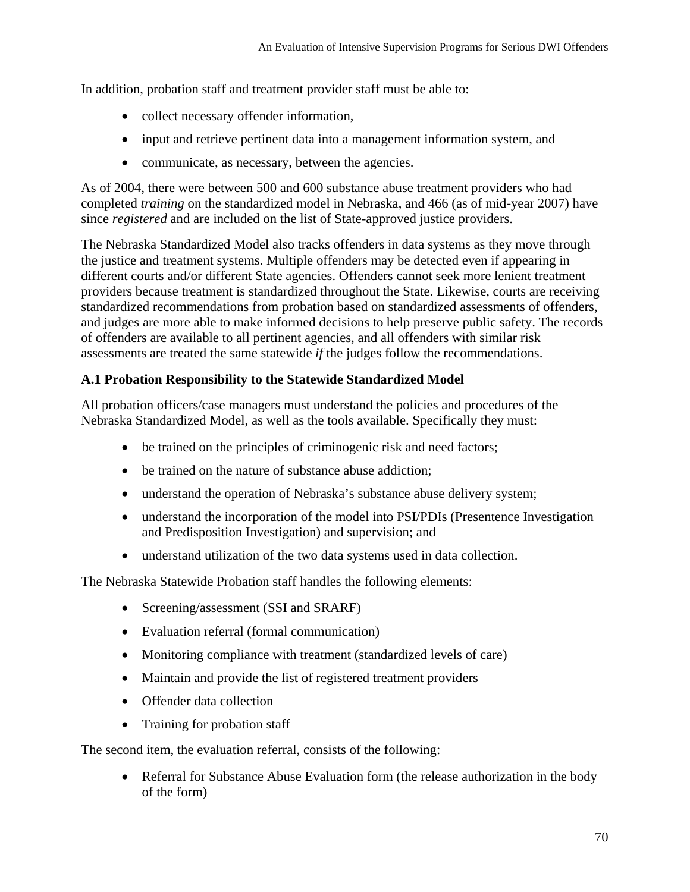In addition, probation staff and treatment provider staff must be able to:

- collect necessary offender information,
- input and retrieve pertinent data into a management information system, and
- communicate, as necessary, between the agencies.

As of 2004, there were between 500 and 600 substance abuse treatment providers who had completed *training* on the standardized model in Nebraska, and 466 (as of mid-year 2007) have since *registered* and are included on the list of State-approved justice providers.

The Nebraska Standardized Model also tracks offenders in data systems as they move through the justice and treatment systems. Multiple offenders may be detected even if appearing in different courts and/or different State agencies. Offenders cannot seek more lenient treatment providers because treatment is standardized throughout the State. Likewise, courts are receiving standardized recommendations from probation based on standardized assessments of offenders, and judges are more able to make informed decisions to help preserve public safety. The records of offenders are available to all pertinent agencies, and all offenders with similar risk assessments are treated the same statewide *if* the judges follow the recommendations.

### A.1 Probation Responsibility to the Statewide Standardized Model

All probation officers/case managers must understand the policies and procedures of the Nebraska Standardized Model, as well as the tools available. Specifically they must:

- be trained on the principles of criminogenic risk and need factors;
- be trained on the nature of substance abuse addiction;
- understand the operation of Nebraska's substance abuse delivery system;
- understand the incorporation of the model into PSI/PDIs (Presentence Investigation and Predisposition Investigation) and supervision; and
- understand utilization of the two data systems used in data collection.

The Nebraska Statewide Probation staff handles the following elements:

- Screening/assessment (SSI and SRARF)
- Evaluation referral (formal communication)
- Monitoring compliance with treatment (standardized levels of care)
- Maintain and provide the list of registered treatment providers
- Offender data collection
- Training for probation staff

The second item, the evaluation referral, consists of the following:

- Referral for Substance Abuse Evaluation form (the release authorization in the body of the form)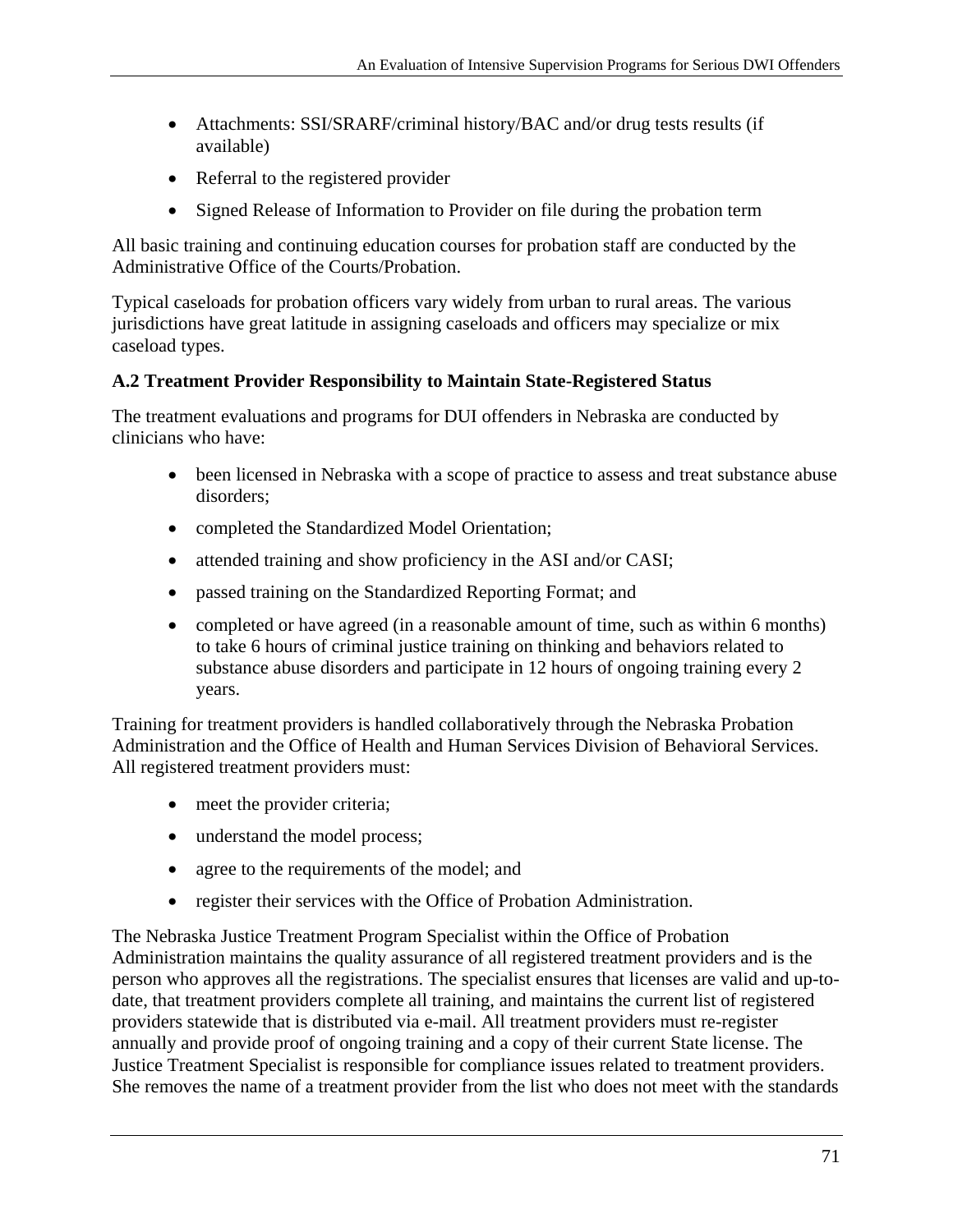- Attachments: SSI/SRARF/criminal history/BAC and/or drug tests results (if available)
- Referral to the registered provider
- Signed Release of Information to Provider on file during the probation term

All basic training and continuing education courses for probation staff are conducted by the Administrative Office of the Courts/Probation.

Typical caseloads for probation officers vary widely from urban to rural areas. The various jurisdictions have great latitude in assigning caseloads and officers may specialize or mix caseload types.

### A.2 Treatment Provider Responsibility to Maintain State-Registered Status

The treatment evaluations and programs for DUI offenders in Nebraska are conducted by clinicians who have:

- been licensed in Nebraska with a scope of practice to assess and treat substance abuse disorders;
- completed the Standardized Model Orientation;
- attended training and show proficiency in the ASI and/or CASI;
- passed training on the Standardized Reporting Format; and
- completed or have agreed (in a reasonable amount of time, such as within 6 months) to take 6 hours of criminal justice training on thinking and behaviors related to substance abuse disorders and participate in 12 hours of ongoing training every 2 years.

Training for treatment providers is handled collaboratively through the Nebraska Probation Administration and the Office of Health and Human Services Division of Behavioral Services. All registered treatment providers must:

- meet the provider criteria;
- understand the model process;
- agree to the requirements of the model; and
- register their services with the Office of Probation Administration.

The Nebraska Justice Treatment Program Specialist within the Office of Probation Administration maintains the quality assurance of all registered treatment providers and is the person who approves all the registrations. The specialist ensures that licenses are valid and up-to-date, that treatment providers complete all training, and maintains the current list of registered providers statewide that is distributed via e-mail. All treatment providers must re-register annually and provide proof of ongoing training and a copy of their current State license. The Justice Treatment Specialist is responsible for compliance issues related to treatment providers. She removes the name of a treatment provider from the list who does not meet with the standards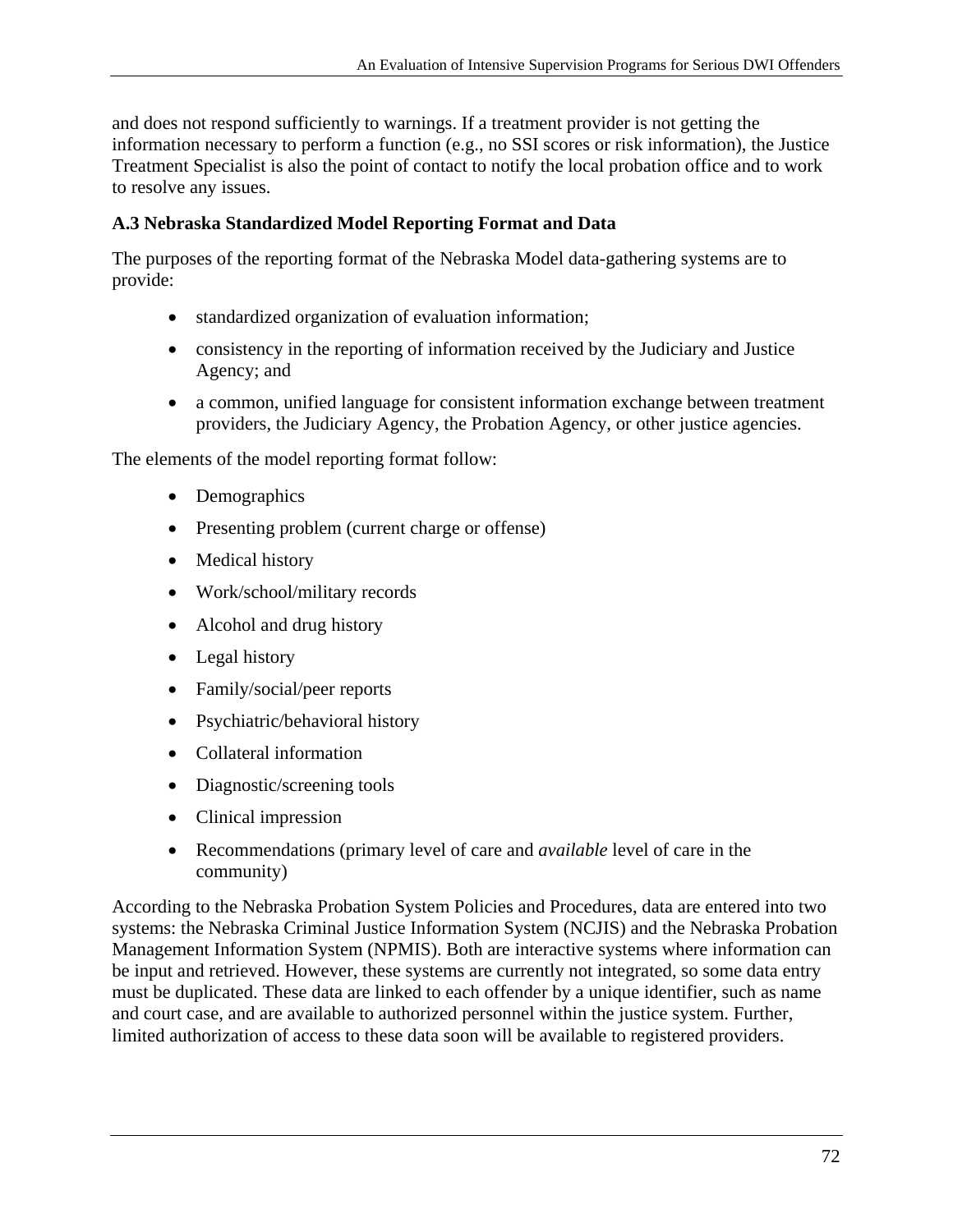and does not respond sufficiently to warnings. If a treatment provider is not getting the information necessary to perform a function (e.g., no SSI scores or risk information), the Justice Treatment Specialist is also the point of contact to notify the local probation office and to work to resolve any issues.

### A.3 Nebraska Standardized Model Reporting Format and Data

The purposes of the reporting format of the Nebraska Model data-gathering systems are to provide:

- standardized organization of evaluation information;
- consistency in the reporting of information received by the Judiciary and Justice Agency; and
- a common, unified language for consistent information exchange between treatment providers, the Judiciary Agency, the Probation Agency, or other justice agencies.

The elements of the model reporting format follow:

- Demographics
- Presenting problem (current charge or offense)
- Medical history
- Work/school/military records
- Alcohol and drug history
- Legal history
- Family/social/peer reports
- Psychiatric/behavioral history
- Collateral information
- Diagnostic/screening tools
- Clinical impression
- Recommendations (primary level of care and *available* level of care in the community)

According to the Nebraska Probation System Policies and Procedures, data are entered into two systems: the Nebraska Criminal Justice Information System (NCJIS) and the Nebraska Probation Management Information System (NPMIS). Both are interactive systems where information can be input and retrieved. However, these systems are currently not integrated, so some data entry must be duplicated. These data are linked to each offender by a unique identifier, such as name and court case, and are available to authorized personnel within the justice system. Further, limited authorization of access to these data soon will be available to registered providers.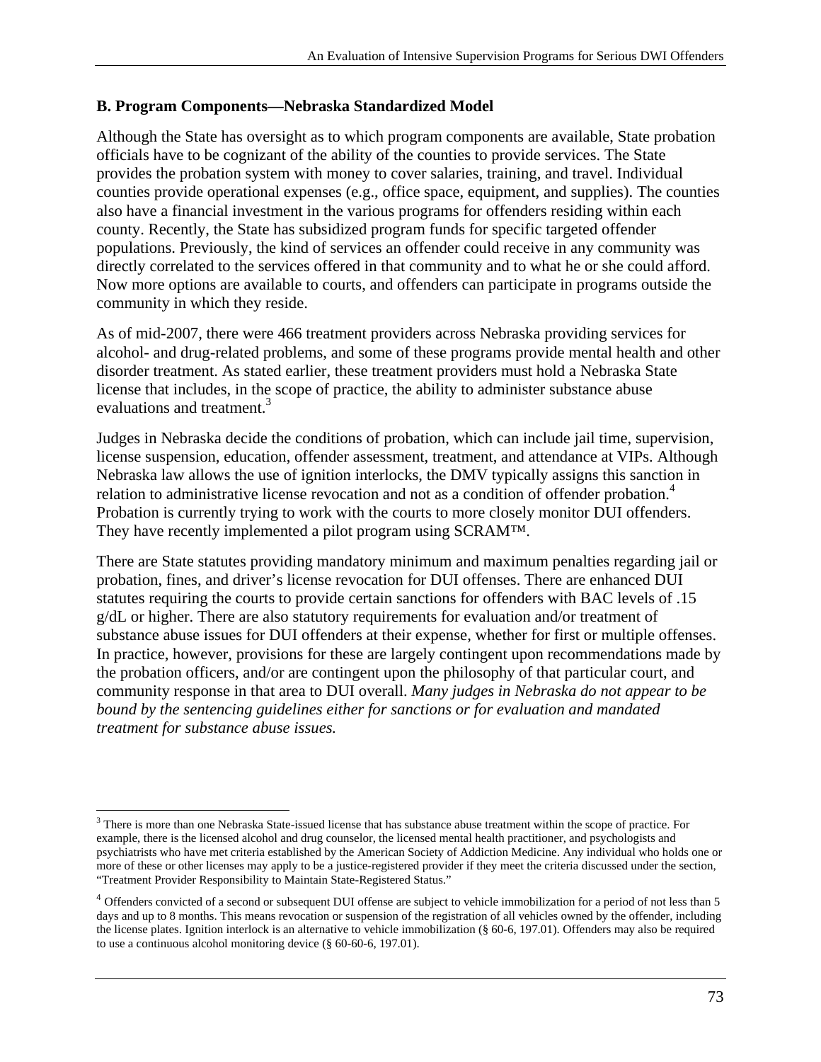### B. Program Components—Nebraska Standardized Model

Although the State has oversight as to which program components are available, State probation officials have to be cognizant of the ability of the counties to provide services. The State provides the probation system with money to cover salaries, training, and travel. Individual counties provide operational expenses (e.g., office space, equipment, and supplies). The counties also have a financial investment in the various programs for offenders residing within each county. Recently, the State has subsidized program funds for specific targeted offender populations. Previously, the kind of services an offender could receive in any community was directly correlated to the services offered in that community and to what he or she could afford. Now more options are available to courts, and offenders can participate in programs outside the community in which they reside.

As of mid-2007, there were 466 treatment providers across Nebraska providing services for alcohol- and drug-related problems, and some of these programs provide mental health and other disorder treatment. As stated earlier, these treatment providers must hold a Nebraska State license that includes, in the scope of practice, the ability to administer substance abuse evaluations and treatment.[3]

Judges in Nebraska decide the conditions of probation, which can include jail time, supervision, license suspension, education, offender assessment, treatment, and attendance at VIPs. Although Nebraska law allows the use of ignition interlocks, the DMV typically assigns this sanction in relation to administrative license revocation and not as a condition of offender probation.[4] Probation is currently trying to work with the courts to more closely monitor DUI offenders. They have recently implemented a pilot program using SCRAM™.

There are State statutes providing mandatory minimum and maximum penalties regarding jail or probation, fines, and driver's license revocation for DUI offenses. There are enhanced DUI statutes requiring the courts to provide certain sanctions for offenders with BAC levels of .15 g/dL or higher. There are also statutory requirements for evaluation and/or treatment of substance abuse issues for DUI offenders at their expense, whether for first or multiple offenses. In practice, however, provisions for these are largely contingent upon recommendations made by the probation officers, and/or are contingent upon the philosophy of that particular court, and community response in that area to DUI overall. *Many judges in Nebraska do not appear to be bound by the sentencing guidelines either for sanctions or for evaluation and mandated treatment for substance abuse issues.*

---

[3] There is more than one Nebraska State-issued license that has substance abuse treatment within the scope of practice. For example, there is the licensed alcohol and drug counselor, the licensed mental health practitioner, and psychologists and psychiatrists who have met criteria established by the American Society of Addiction Medicine. Any individual who holds one or more of these or other licenses may apply to be a justice-registered provider if they meet the criteria discussed under the section, "Treatment Provider Responsibility to Maintain State-Registered Status."

[4] Offenders convicted of a second or subsequent DUI offense are subject to vehicle immobilization for a period of not less than 5 days and up to 8 months. This means revocation or suspension of the registration of all vehicles owned by the offender, including the license plates. Ignition interlock is an alternative to vehicle immobilization (§ 60-6, 197.01). Offenders may also be required to use a continuous alcohol monitoring device (§ 60-60-6, 197.01).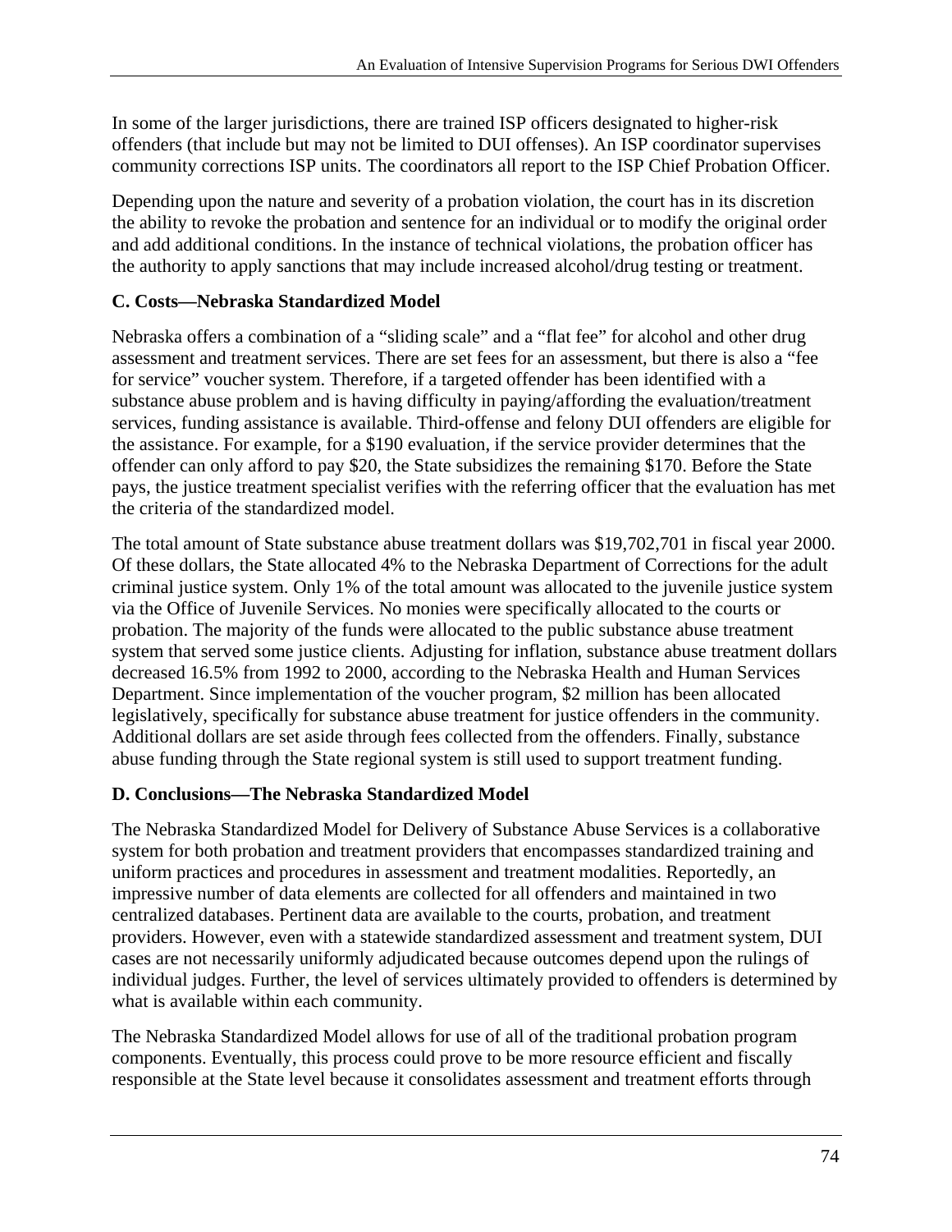In some of the larger jurisdictions, there are trained ISP officers designated to higher-risk offenders (that include but may not be limited to DUI offenses). An ISP coordinator supervises community corrections ISP units. The coordinators all report to the ISP Chief Probation Officer.

Depending upon the nature and severity of a probation violation, the court has in its discretion the ability to revoke the probation and sentence for an individual or to modify the original order and add additional conditions. In the instance of technical violations, the probation officer has the authority to apply sanctions that may include increased alcohol/drug testing or treatment.

### C. Costs—Nebraska Standardized Model

Nebraska offers a combination of a "sliding scale" and a "flat fee" for alcohol and other drug assessment and treatment services. There are set fees for an assessment, but there is also a "fee for service" voucher system. Therefore, if a targeted offender has been identified with a substance abuse problem and is having difficulty in paying/affording the evaluation/treatment services, funding assistance is available. Third-offense and felony DUI offenders are eligible for the assistance. For example, for a $190 evaluation, if the service provider determines that the offender can only afford to pay $20, the State subsidizes the remaining $170. Before the State pays, the justice treatment specialist verifies with the referring officer that the evaluation has met the criteria of the standardized model.

The total amount of State substance abuse treatment dollars was $19,702,701 in fiscal year 2000. Of these dollars, the State allocated 4% to the Nebraska Department of Corrections for the adult criminal justice system. Only 1% of the total amount was allocated to the juvenile justice system via the Office of Juvenile Services. No monies were specifically allocated to the courts or probation. The majority of the funds were allocated to the public substance abuse treatment system that served some justice clients. Adjusting for inflation, substance abuse treatment dollars decreased 16.5% from 1992 to 2000, according to the Nebraska Health and Human Services Department. Since implementation of the voucher program, $2 million has been allocated legislatively, specifically for substance abuse treatment for justice offenders in the community. Additional dollars are set aside through fees collected from the offenders. Finally, substance abuse funding through the State regional system is still used to support treatment funding.

### D. Conclusions—The Nebraska Standardized Model

The Nebraska Standardized Model for Delivery of Substance Abuse Services is a collaborative system for both probation and treatment providers that encompasses standardized training and uniform practices and procedures in assessment and treatment modalities. Reportedly, an impressive number of data elements are collected for all offenders and maintained in two centralized databases. Pertinent data are available to the courts, probation, and treatment providers. However, even with a statewide standardized assessment and treatment system, DUI cases are not necessarily uniformly adjudicated because outcomes depend upon the rulings of individual judges. Further, the level of services ultimately provided to offenders is determined by what is available within each community.

The Nebraska Standardized Model allows for use of all of the traditional probation program components. Eventually, this process could prove to be more resource efficient and fiscally responsible at the State level because it consolidates assessment and treatment efforts through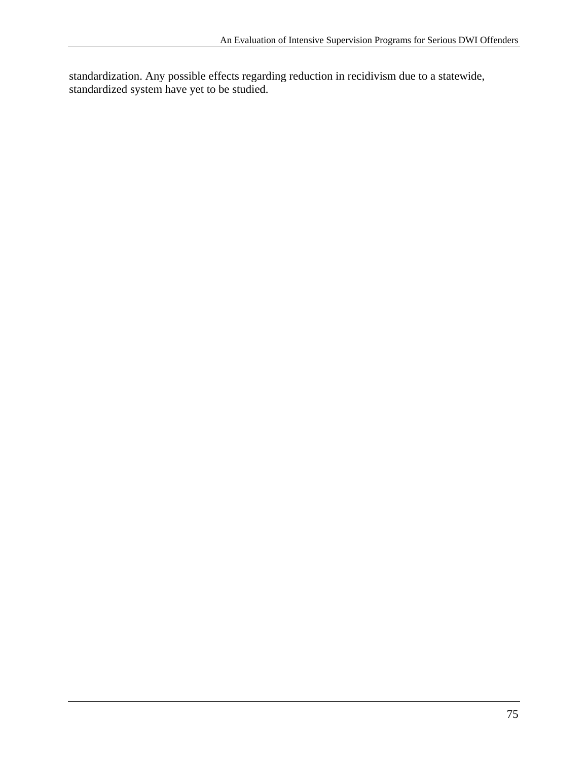standardization. Any possible effects regarding reduction in recidivism due to a statewide, standardized system have yet to be studied.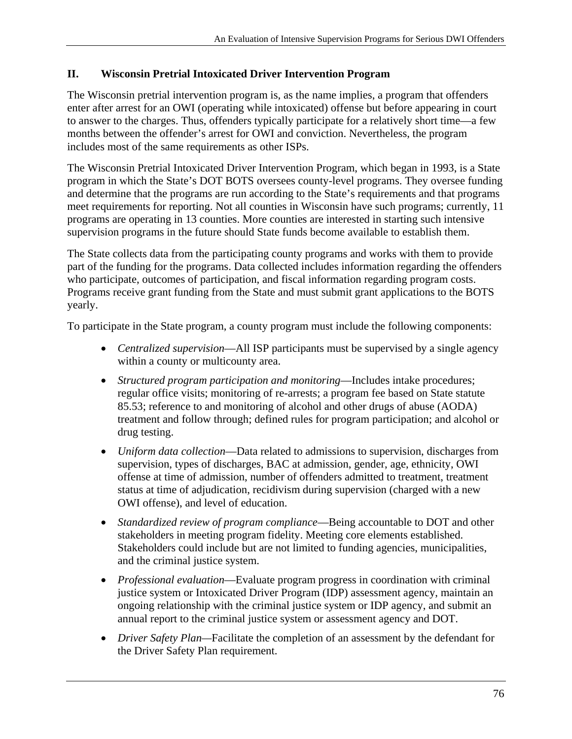## II. Wisconsin Pretrial Intoxicated Driver Intervention Program

The Wisconsin pretrial intervention program is, as the name implies, a program that offenders enter after arrest for an OWI (operating while intoxicated) offense but before appearing in court to answer to the charges. Thus, offenders typically participate for a relatively short time—a few months between the offender's arrest for OWI and conviction. Nevertheless, the program includes most of the same requirements as other ISPs.

The Wisconsin Pretrial Intoxicated Driver Intervention Program, which began in 1993, is a State program in which the State's DOT BOTS oversees county-level programs. They oversee funding and determine that the programs are run according to the State's requirements and that programs meet requirements for reporting. Not all counties in Wisconsin have such programs; currently, 11 programs are operating in 13 counties. More counties are interested in starting such intensive supervision programs in the future should State funds become available to establish them.

The State collects data from the participating county programs and works with them to provide part of the funding for the programs. Data collected includes information regarding the offenders who participate, outcomes of participation, and fiscal information regarding program costs. Programs receive grant funding from the State and must submit grant applications to the BOTS yearly.

To participate in the State program, a county program must include the following components:

- *Centralized supervision*—All ISP participants must be supervised by a single agency within a county or multicounty area.
- *Structured program participation and monitoring*—Includes intake procedures; regular office visits; monitoring of re-arrests; a program fee based on State statute 85.53; reference to and monitoring of alcohol and other drugs of abuse (AODA) treatment and follow through; defined rules for program participation; and alcohol or drug testing.
- *Uniform data collection*—Data related to admissions to supervision, discharges from supervision, types of discharges, BAC at admission, gender, age, ethnicity, OWI offense at time of admission, number of offenders admitted to treatment, treatment status at time of adjudication, recidivism during supervision (charged with a new OWI offense), and level of education.
- *Standardized review of program compliance*—Being accountable to DOT and other stakeholders in meeting program fidelity. Meeting core elements established. Stakeholders could include but are not limited to funding agencies, municipalities, and the criminal justice system.
- *Professional evaluation*—Evaluate program progress in coordination with criminal justice system or Intoxicated Driver Program (IDP) assessment agency, maintain an ongoing relationship with the criminal justice system or IDP agency, and submit an annual report to the criminal justice system or assessment agency and DOT.
- *Driver Safety Plan*—Facilitate the completion of an assessment by the defendant for the Driver Safety Plan requirement.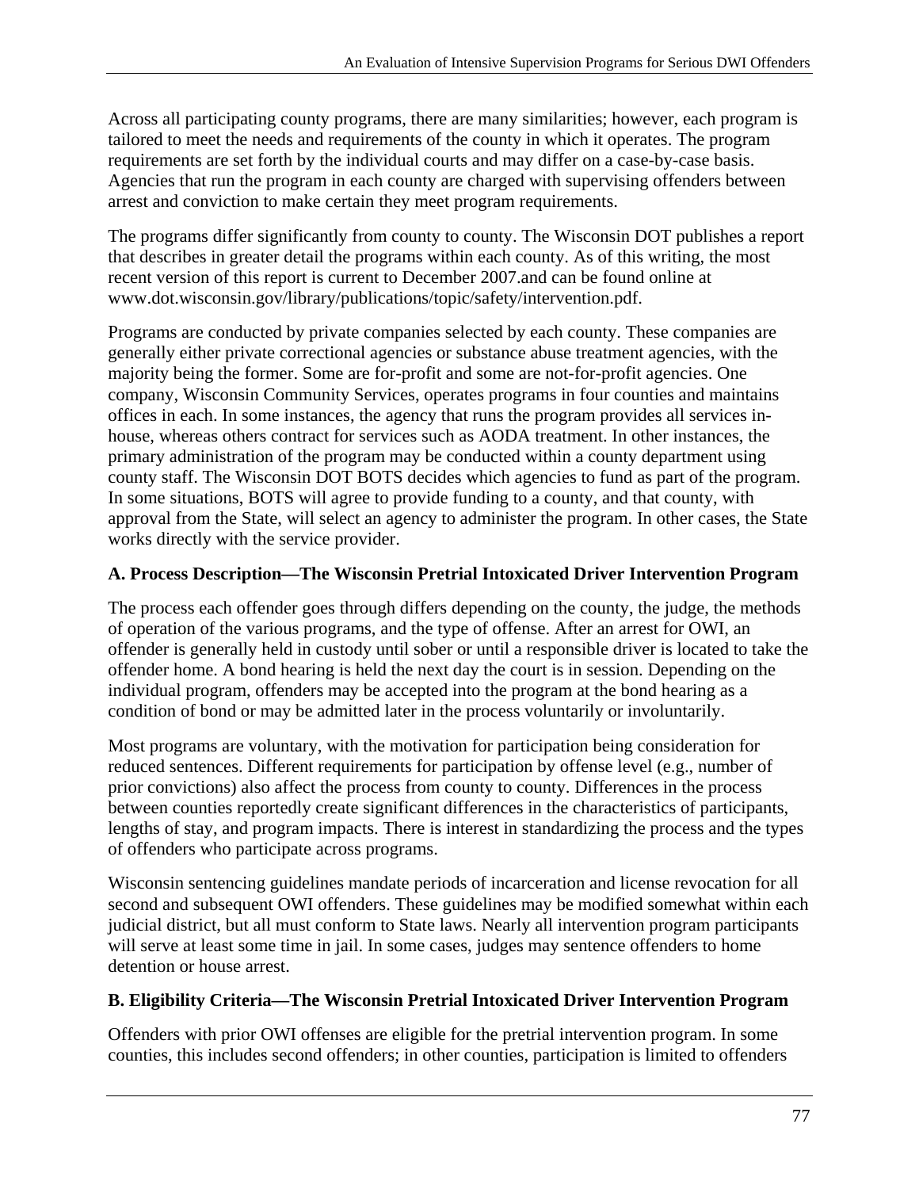Across all participating county programs, there are many similarities; however, each program is tailored to meet the needs and requirements of the county in which it operates. The program requirements are set forth by the individual courts and may differ on a case-by-case basis. Agencies that run the program in each county are charged with supervising offenders between arrest and conviction to make certain they meet program requirements.

The programs differ significantly from county to county. The Wisconsin DOT publishes a report that describes in greater detail the programs within each county. As of this writing, the most recent version of this report is current to December 2007.and can be found online at www.dot.wisconsin.gov/library/publications/topic/safety/intervention.pdf.

Programs are conducted by private companies selected by each county. These companies are generally either private correctional agencies or substance abuse treatment agencies, with the majority being the former. Some are for-profit and some are not-for-profit agencies. One company, Wisconsin Community Services, operates programs in four counties and maintains offices in each. In some instances, the agency that runs the program provides all services in-house, whereas others contract for services such as AODA treatment. In other instances, the primary administration of the program may be conducted within a county department using county staff. The Wisconsin DOT BOTS decides which agencies to fund as part of the program. In some situations, BOTS will agree to provide funding to a county, and that county, with approval from the State, will select an agency to administer the program. In other cases, the State works directly with the service provider.

### A. Process Description—The Wisconsin Pretrial Intoxicated Driver Intervention Program

The process each offender goes through differs depending on the county, the judge, the methods of operation of the various programs, and the type of offense. After an arrest for OWI, an offender is generally held in custody until sober or until a responsible driver is located to take the offender home. A bond hearing is held the next day the court is in session. Depending on the individual program, offenders may be accepted into the program at the bond hearing as a condition of bond or may be admitted later in the process voluntarily or involuntarily.

Most programs are voluntary, with the motivation for participation being consideration for reduced sentences. Different requirements for participation by offense level (e.g., number of prior convictions) also affect the process from county to county. Differences in the process between counties reportedly create significant differences in the characteristics of participants, lengths of stay, and program impacts. There is interest in standardizing the process and the types of offenders who participate across programs.

Wisconsin sentencing guidelines mandate periods of incarceration and license revocation for all second and subsequent OWI offenders. These guidelines may be modified somewhat within each judicial district, but all must conform to State laws. Nearly all intervention program participants will serve at least some time in jail. In some cases, judges may sentence offenders to home detention or house arrest.

### B. Eligibility Criteria—The Wisconsin Pretrial Intoxicated Driver Intervention Program

Offenders with prior OWI offenses are eligible for the pretrial intervention program. In some counties, this includes second offenders; in other counties, participation is limited to offenders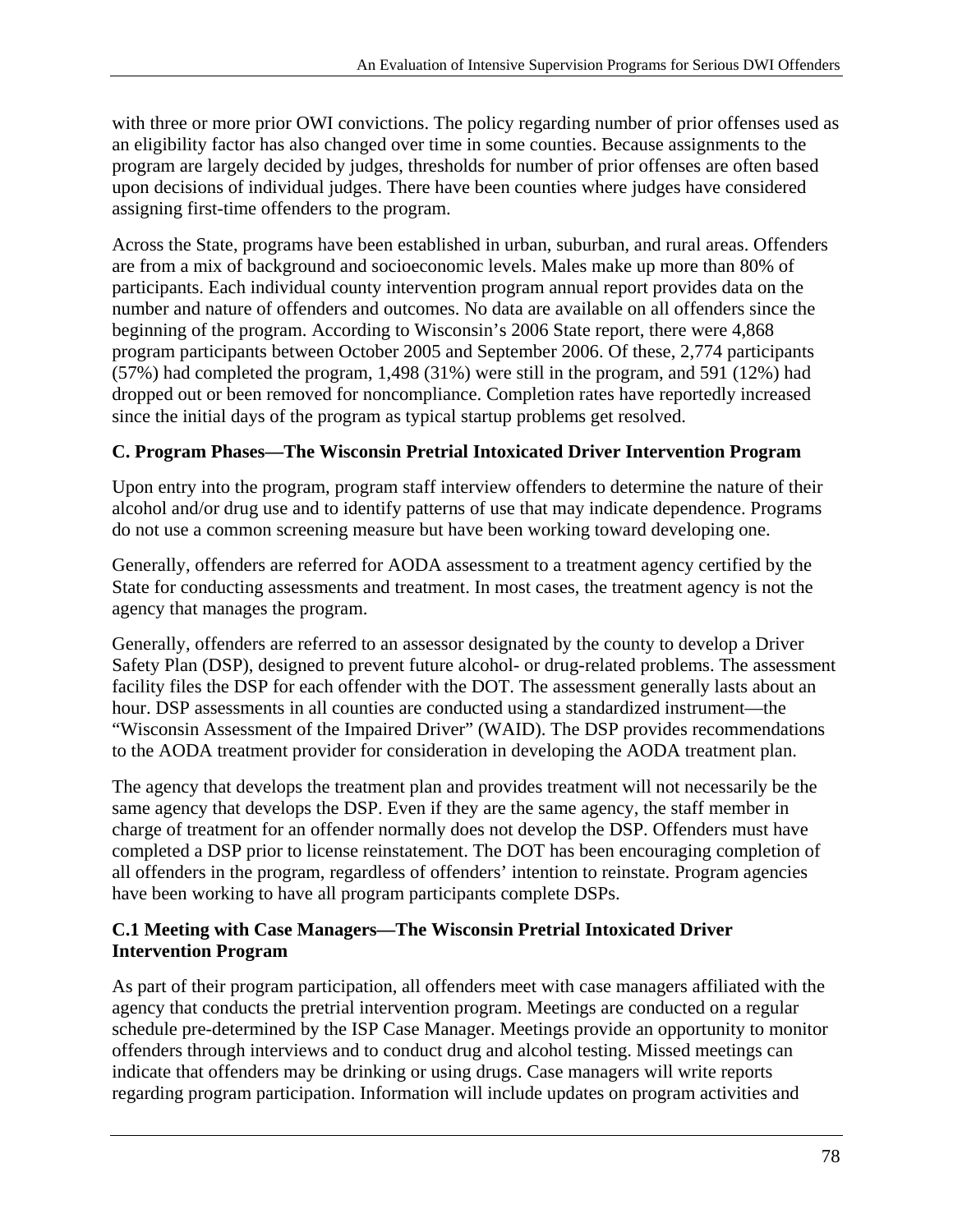with three or more prior OWI convictions. The policy regarding number of prior offenses used as an eligibility factor has also changed over time in some counties. Because assignments to the program are largely decided by judges, thresholds for number of prior offenses are often based upon decisions of individual judges. There have been counties where judges have considered assigning first-time offenders to the program.

Across the State, programs have been established in urban, suburban, and rural areas. Offenders are from a mix of background and socioeconomic levels. Males make up more than 80% of participants. Each individual county intervention program annual report provides data on the number and nature of offenders and outcomes. No data are available on all offenders since the beginning of the program. According to Wisconsin's 2006 State report, there were 4,868 program participants between October 2005 and September 2006. Of these, 2,774 participants (57%) had completed the program, 1,498 (31%) were still in the program, and 591 (12%) had dropped out or been removed for noncompliance. Completion rates have reportedly increased since the initial days of the program as typical startup problems get resolved.

### C. Program Phases—The Wisconsin Pretrial Intoxicated Driver Intervention Program

Upon entry into the program, program staff interview offenders to determine the nature of their alcohol and/or drug use and to identify patterns of use that may indicate dependence. Programs do not use a common screening measure but have been working toward developing one.

Generally, offenders are referred for AODA assessment to a treatment agency certified by the State for conducting assessments and treatment. In most cases, the treatment agency is not the agency that manages the program.

Generally, offenders are referred to an assessor designated by the county to develop a Driver Safety Plan (DSP), designed to prevent future alcohol- or drug-related problems. The assessment facility files the DSP for each offender with the DOT. The assessment generally lasts about an hour. DSP assessments in all counties are conducted using a standardized instrument—the "Wisconsin Assessment of the Impaired Driver" (WAID). The DSP provides recommendations to the AODA treatment provider for consideration in developing the AODA treatment plan.

The agency that develops the treatment plan and provides treatment will not necessarily be the same agency that develops the DSP. Even if they are the same agency, the staff member in charge of treatment for an offender normally does not develop the DSP. Offenders must have completed a DSP prior to license reinstatement. The DOT has been encouraging completion of all offenders in the program, regardless of offenders' intention to reinstate. Program agencies have been working to have all program participants complete DSPs.

#### C.1 Meeting with Case Managers—The Wisconsin Pretrial Intoxicated Driver Intervention Program

As part of their program participation, all offenders meet with case managers affiliated with the agency that conducts the pretrial intervention program. Meetings are conducted on a regular schedule pre-determined by the ISP Case Manager. Meetings provide an opportunity to monitor offenders through interviews and to conduct drug and alcohol testing. Missed meetings can indicate that offenders may be drinking or using drugs. Case managers will write reports regarding program participation. Information will include updates on program activities and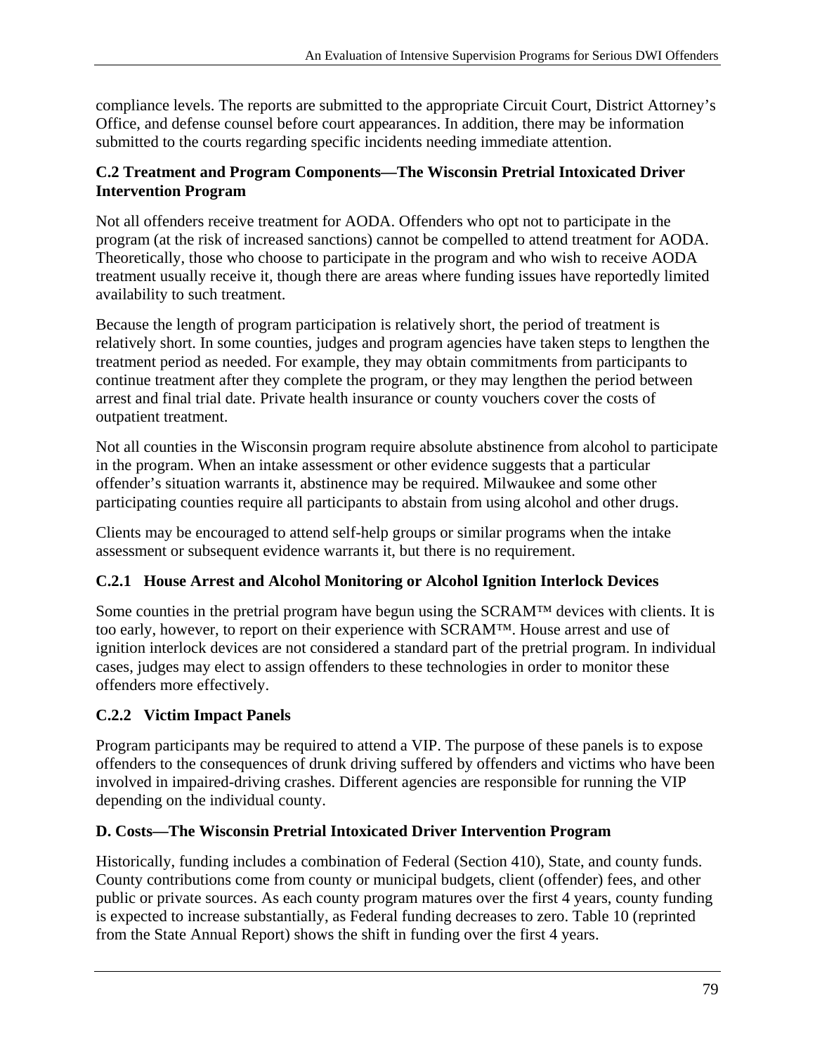compliance levels. The reports are submitted to the appropriate Circuit Court, District Attorney's Office, and defense counsel before court appearances. In addition, there may be information submitted to the courts regarding specific incidents needing immediate attention.

### C.2 Treatment and Program Components—The Wisconsin Pretrial Intoxicated Driver Intervention Program

Not all offenders receive treatment for AODA. Offenders who opt not to participate in the program (at the risk of increased sanctions) cannot be compelled to attend treatment for AODA. Theoretically, those who choose to participate in the program and who wish to receive AODA treatment usually receive it, though there are areas where funding issues have reportedly limited availability to such treatment.

Because the length of program participation is relatively short, the period of treatment is relatively short. In some counties, judges and program agencies have taken steps to lengthen the treatment period as needed. For example, they may obtain commitments from participants to continue treatment after they complete the program, or they may lengthen the period between arrest and final trial date. Private health insurance or county vouchers cover the costs of outpatient treatment.

Not all counties in the Wisconsin program require absolute abstinence from alcohol to participate in the program. When an intake assessment or other evidence suggests that a particular offender's situation warrants it, abstinence may be required. Milwaukee and some other participating counties require all participants to abstain from using alcohol and other drugs.

Clients may be encouraged to attend self-help groups or similar programs when the intake assessment or subsequent evidence warrants it, but there is no requirement.

#### C.2.1 House Arrest and Alcohol Monitoring or Alcohol Ignition Interlock Devices

Some counties in the pretrial program have begun using the SCRAM™ devices with clients. It is too early, however, to report on their experience with SCRAM™. House arrest and use of ignition interlock devices are not considered a standard part of the pretrial program. In individual cases, judges may elect to assign offenders to these technologies in order to monitor these offenders more effectively.

#### C.2.2 Victim Impact Panels

Program participants may be required to attend a VIP. The purpose of these panels is to expose offenders to the consequences of drunk driving suffered by offenders and victims who have been involved in impaired-driving crashes. Different agencies are responsible for running the VIP depending on the individual county.

### D. Costs—The Wisconsin Pretrial Intoxicated Driver Intervention Program

Historically, funding includes a combination of Federal (Section 410), State, and county funds. County contributions come from county or municipal budgets, client (offender) fees, and other public or private sources. As each county program matures over the first 4 years, county funding is expected to increase substantially, as Federal funding decreases to zero. Table 10 (reprinted from the State Annual Report) shows the shift in funding over the first 4 years.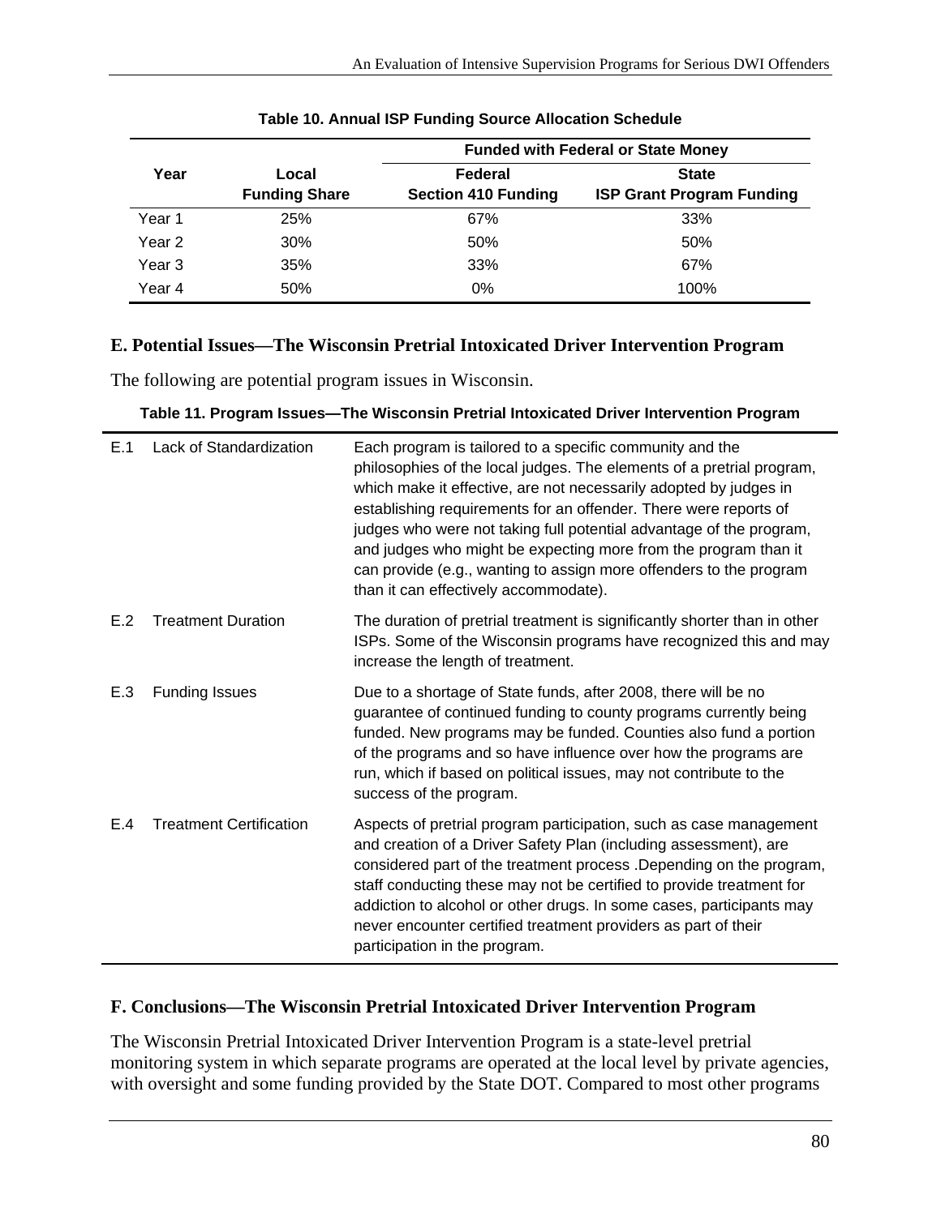**Table 10. Annual ISP Funding Source Allocation Schedule**

| Year | Local Funding Share | Funded with Federal or State Money | |
|---|---|---|---|
| | | **Federal Section 410 Funding** | **State ISP Grant Program Funding** |
| Year 1 | 25% | 67% | 33% |
| Year 2 | 30% | 50% | 50% |
| Year 3 | 35% | 33% | 67% |
| Year 4 | 50% | 0% | 100% |

## E. Potential Issues—The Wisconsin Pretrial Intoxicated Driver Intervention Program

The following are potential program issues in Wisconsin.

**Table 11. Program Issues—The Wisconsin Pretrial Intoxicated Driver Intervention Program**

| | | |
|---|---|---|
| E.1 | Lack of Standardization | Each program is tailored to a specific community and the philosophies of the local judges. The elements of a pretrial program, which make it effective, are not necessarily adopted by judges in establishing requirements for an offender. There were reports of judges who were not taking full potential advantage of the program, and judges who might be expecting more from the program than it can provide (e.g., wanting to assign more offenders to the program than it can effectively accommodate). |
| E.2 | Treatment Duration | The duration of pretrial treatment is significantly shorter than in other ISPs. Some of the Wisconsin programs have recognized this and may increase the length of treatment. |
| E.3 | Funding Issues | Due to a shortage of State funds, after 2008, there will be no guarantee of continued funding to county programs currently being funded. New programs may be funded. Counties also fund a portion of the programs and so have influence over how the programs are run, which if based on political issues, may not contribute to the success of the program. |
| E.4 | Treatment Certification | Aspects of pretrial program participation, such as case management and creation of a Driver Safety Plan (including assessment), are considered part of the treatment process .Depending on the program, staff conducting these may not be certified to provide treatment for addiction to alcohol or other drugs. In some cases, participants may never encounter certified treatment providers as part of their participation in the program. |

## F. Conclusions—The Wisconsin Pretrial Intoxicated Driver Intervention Program

The Wisconsin Pretrial Intoxicated Driver Intervention Program is a state-level pretrial monitoring system in which separate programs are operated at the local level by private agencies, with oversight and some funding provided by the State DOT. Compared to most other programs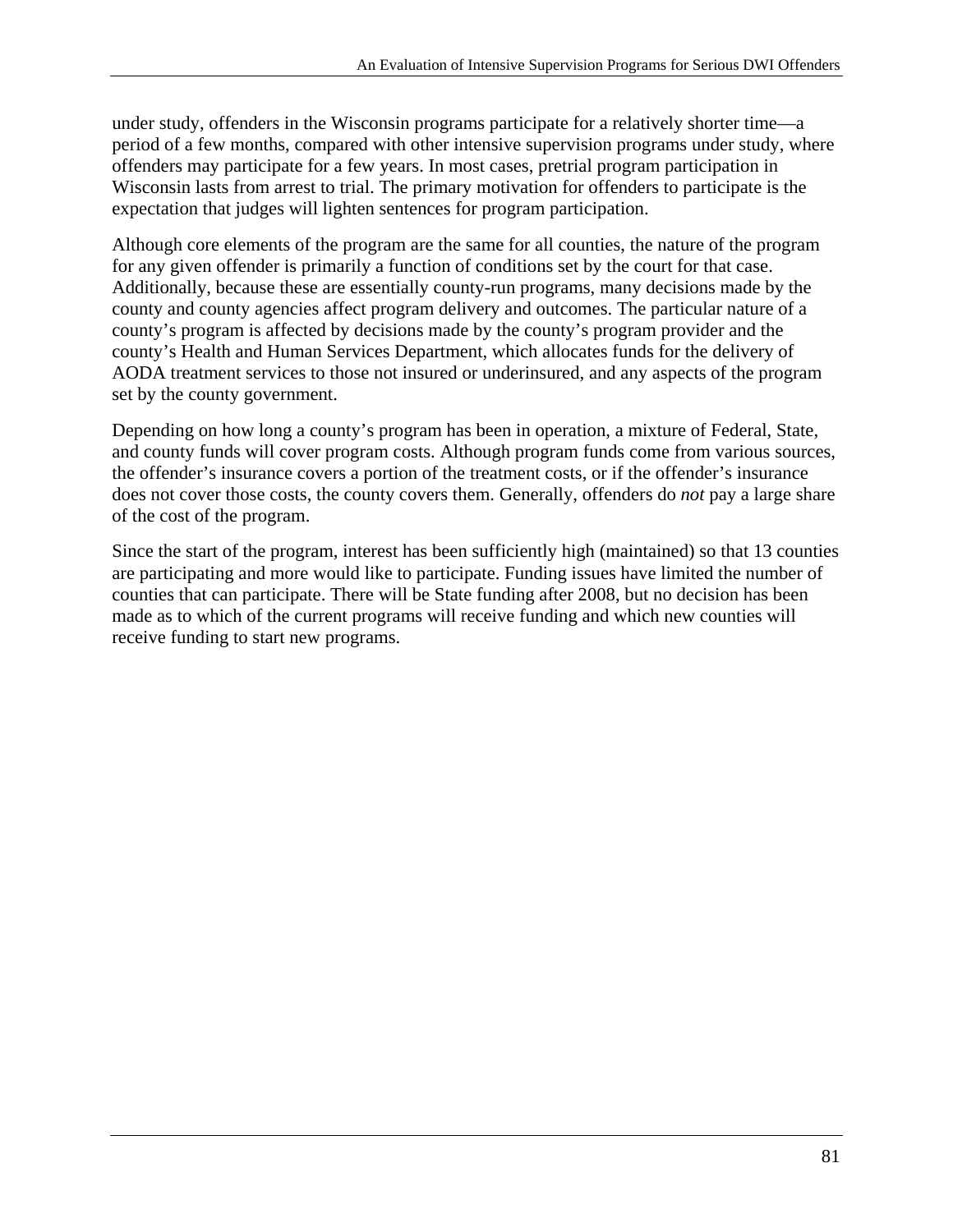under study, offenders in the Wisconsin programs participate for a relatively shorter time—a period of a few months, compared with other intensive supervision programs under study, where offenders may participate for a few years. In most cases, pretrial program participation in Wisconsin lasts from arrest to trial. The primary motivation for offenders to participate is the expectation that judges will lighten sentences for program participation.

Although core elements of the program are the same for all counties, the nature of the program for any given offender is primarily a function of conditions set by the court for that case. Additionally, because these are essentially county-run programs, many decisions made by the county and county agencies affect program delivery and outcomes. The particular nature of a county's program is affected by decisions made by the county's program provider and the county's Health and Human Services Department, which allocates funds for the delivery of AODA treatment services to those not insured or underinsured, and any aspects of the program set by the county government.

Depending on how long a county's program has been in operation, a mixture of Federal, State, and county funds will cover program costs. Although program funds come from various sources, the offender's insurance covers a portion of the treatment costs, or if the offender's insurance does not cover those costs, the county covers them. Generally, offenders do *not* pay a large share of the cost of the program.

Since the start of the program, interest has been sufficiently high (maintained) so that 13 counties are participating and more would like to participate. Funding issues have limited the number of counties that can participate. There will be State funding after 2008, but no decision has been made as to which of the current programs will receive funding and which new counties will receive funding to start new programs.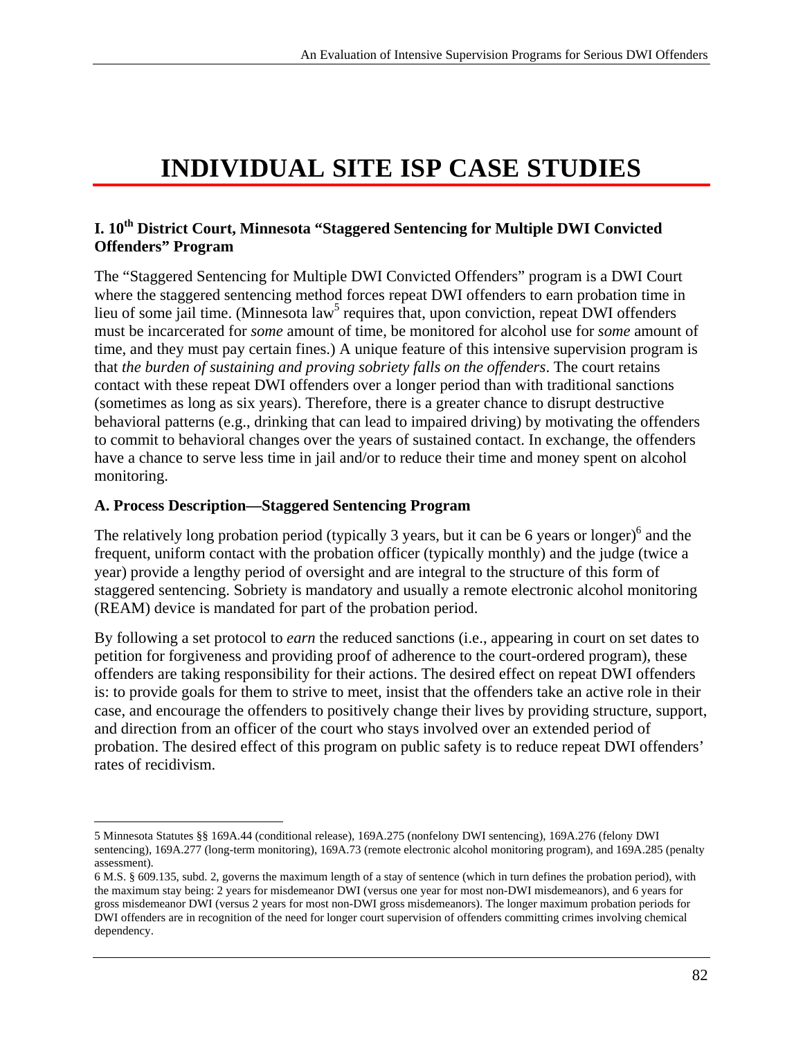# INDIVIDUAL SITE ISP CASE STUDIES

### I. 10th District Court, Minnesota "Staggered Sentencing for Multiple DWI Convicted Offenders" Program

The "Staggered Sentencing for Multiple DWI Convicted Offenders" program is a DWI Court where the staggered sentencing method forces repeat DWI offenders to earn probation time in lieu of some jail time. (Minnesota law[5] requires that, upon conviction, repeat DWI offenders must be incarcerated for *some* amount of time, be monitored for alcohol use for *some* amount of time, and they must pay certain fines.) A unique feature of this intensive supervision program is that *the burden of sustaining and proving sobriety falls on the offenders*. The court retains contact with these repeat DWI offenders over a longer period than with traditional sanctions (sometimes as long as six years). Therefore, there is a greater chance to disrupt destructive behavioral patterns (e.g., drinking that can lead to impaired driving) by motivating the offenders to commit to behavioral changes over the years of sustained contact. In exchange, the offenders have a chance to serve less time in jail and/or to reduce their time and money spent on alcohol monitoring.

### A. Process Description—Staggered Sentencing Program

The relatively long probation period (typically 3 years, but it can be 6 years or longer)[6] and the frequent, uniform contact with the probation officer (typically monthly) and the judge (twice a year) provide a lengthy period of oversight and are integral to the structure of this form of staggered sentencing. Sobriety is mandatory and usually a remote electronic alcohol monitoring (REAM) device is mandated for part of the probation period.

By following a set protocol to *earn* the reduced sanctions (i.e., appearing in court on set dates to petition for forgiveness and providing proof of adherence to the court-ordered program), these offenders are taking responsibility for their actions. The desired effect on repeat DWI offenders is: to provide goals for them to strive to meet, insist that the offenders take an active role in their case, and encourage the offenders to positively change their lives by providing structure, support, and direction from an officer of the court who stays involved over an extended period of probation. The desired effect of this program on public safety is to reduce repeat DWI offenders' rates of recidivism.

---

5 Minnesota Statutes §§ 169A.44 (conditional release), 169A.275 (nonfelony DWI sentencing), 169A.276 (felony DWI sentencing), 169A.277 (long-term monitoring), 169A.73 (remote electronic alcohol monitoring program), and 169A.285 (penalty assessment).

6 M.S. § 609.135, subd. 2, governs the maximum length of a stay of sentence (which in turn defines the probation period), with the maximum stay being: 2 years for misdemeanor DWI (versus one year for most non-DWI misdemeanors), and 6 years for gross misdemeanor DWI (versus 2 years for most non-DWI gross misdemeanors). The longer maximum probation periods for DWI offenders are in recognition of the need for longer court supervision of offenders committing crimes involving chemical dependency.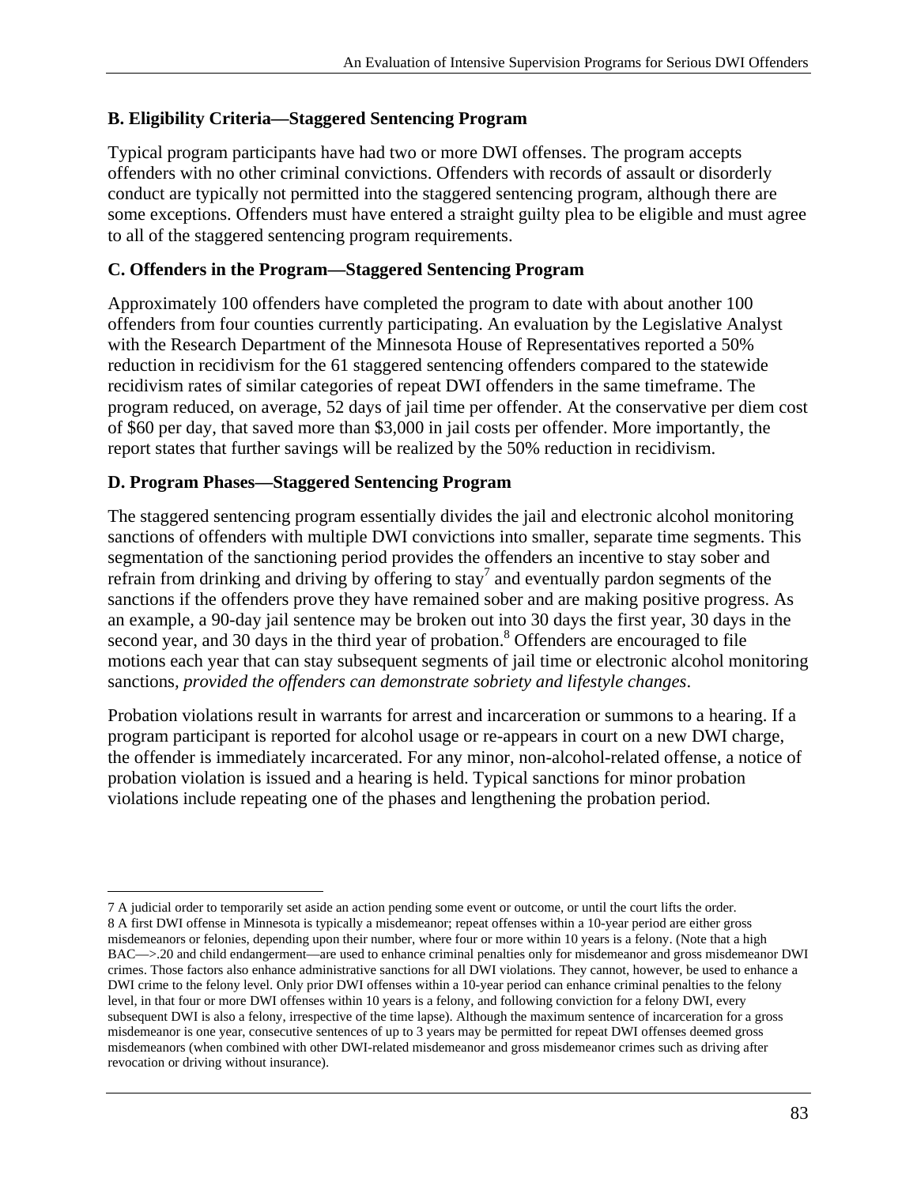### B. Eligibility Criteria—Staggered Sentencing Program

Typical program participants have had two or more DWI offenses. The program accepts offenders with no other criminal convictions. Offenders with records of assault or disorderly conduct are typically not permitted into the staggered sentencing program, although there are some exceptions. Offenders must have entered a straight guilty plea to be eligible and must agree to all of the staggered sentencing program requirements.

### C. Offenders in the Program—Staggered Sentencing Program

Approximately 100 offenders have completed the program to date with about another 100 offenders from four counties currently participating. An evaluation by the Legislative Analyst with the Research Department of the Minnesota House of Representatives reported a 50% reduction in recidivism for the 61 staggered sentencing offenders compared to the statewide recidivism rates of similar categories of repeat DWI offenders in the same timeframe. The program reduced, on average, 52 days of jail time per offender. At the conservative per diem cost of $60 per day, that saved more than $3,000 in jail costs per offender. More importantly, the report states that further savings will be realized by the 50% reduction in recidivism.

### D. Program Phases—Staggered Sentencing Program

The staggered sentencing program essentially divides the jail and electronic alcohol monitoring sanctions of offenders with multiple DWI convictions into smaller, separate time segments. This segmentation of the sanctioning period provides the offenders an incentive to stay sober and refrain from drinking and driving by offering to stay[7] and eventually pardon segments of the sanctions if the offenders prove they have remained sober and are making positive progress. As an example, a 90-day jail sentence may be broken out into 30 days the first year, 30 days in the second year, and 30 days in the third year of probation.[8] Offenders are encouraged to file motions each year that can stay subsequent segments of jail time or electronic alcohol monitoring sanctions, *provided the offenders can demonstrate sobriety and lifestyle changes*.

Probation violations result in warrants for arrest and incarceration or summons to a hearing. If a program participant is reported for alcohol usage or re-appears in court on a new DWI charge, the offender is immediately incarcerated. For any minor, non-alcohol-related offense, a notice of probation violation is issued and a hearing is held. Typical sanctions for minor probation violations include repeating one of the phases and lengthening the probation period.

---

7 A judicial order to temporarily set aside an action pending some event or outcome, or until the court lifts the order.

8 A first DWI offense in Minnesota is typically a misdemeanor; repeat offenses within a 10-year period are either gross misdemeanors or felonies, depending upon their number, where four or more within 10 years is a felony. (Note that a high BAC—>.20 and child endangerment—are used to enhance criminal penalties only for misdemeanor and gross misdemeanor DWI crimes. Those factors also enhance administrative sanctions for all DWI violations. They cannot, however, be used to enhance a DWI crime to the felony level. Only prior DWI offenses within a 10-year period can enhance criminal penalties to the felony level, in that four or more DWI offenses within 10 years is a felony, and following conviction for a felony DWI, every subsequent DWI is also a felony, irrespective of the time lapse). Although the maximum sentence of incarceration for a gross misdemeanor is one year, consecutive sentences of up to 3 years may be permitted for repeat DWI offenses deemed gross misdemeanors (when combined with other DWI-related misdemeanor and gross misdemeanor crimes such as driving after revocation or driving without insurance).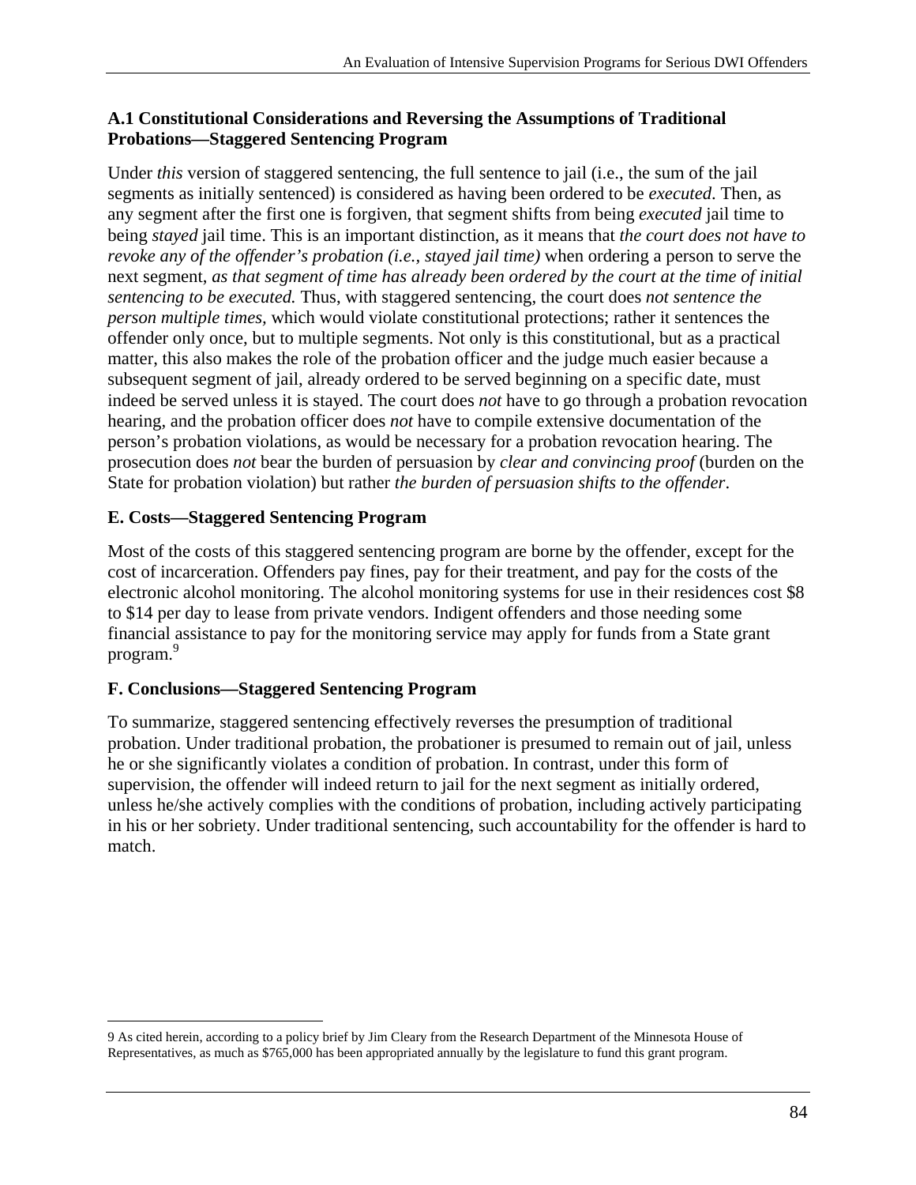### A.1 Constitutional Considerations and Reversing the Assumptions of Traditional Probations—Staggered Sentencing Program

Under *this* version of staggered sentencing, the full sentence to jail (i.e., the sum of the jail segments as initially sentenced) is considered as having been ordered to be *executed*. Then, as any segment after the first one is forgiven, that segment shifts from being *executed* jail time to being *stayed* jail time. This is an important distinction, as it means that *the court does not have to revoke any of the offender's probation (i.e., stayed jail time)* when ordering a person to serve the next segment, *as that segment of time has already been ordered by the court at the time of initial sentencing to be executed.* Thus, with staggered sentencing, the court does *not sentence the person multiple times*, which would violate constitutional protections; rather it sentences the offender only once, but to multiple segments. Not only is this constitutional, but as a practical matter, this also makes the role of the probation officer and the judge much easier because a subsequent segment of jail, already ordered to be served beginning on a specific date, must indeed be served unless it is stayed. The court does *not* have to go through a probation revocation hearing, and the probation officer does *not* have to compile extensive documentation of the person's probation violations, as would be necessary for a probation revocation hearing. The prosecution does *not* bear the burden of persuasion by *clear and convincing proof* (burden on the State for probation violation) but rather *the burden of persuasion shifts to the offender*.

### E. Costs—Staggered Sentencing Program

Most of the costs of this staggered sentencing program are borne by the offender, except for the cost of incarceration. Offenders pay fines, pay for their treatment, and pay for the costs of the electronic alcohol monitoring. The alcohol monitoring systems for use in their residences cost $8 to $14 per day to lease from private vendors. Indigent offenders and those needing some financial assistance to pay for the monitoring service may apply for funds from a State grant program.[9]

### F. Conclusions—Staggered Sentencing Program

To summarize, staggered sentencing effectively reverses the presumption of traditional probation. Under traditional probation, the probationer is presumed to remain out of jail, unless he or she significantly violates a condition of probation. In contrast, under this form of supervision, the offender will indeed return to jail for the next segment as initially ordered, unless he/she actively complies with the conditions of probation, including actively participating in his or her sobriety. Under traditional sentencing, such accountability for the offender is hard to match.

---

9 As cited herein, according to a policy brief by Jim Cleary from the Research Department of the Minnesota House of Representatives, as much as $765,000 has been appropriated annually by the legislature to fund this grant program.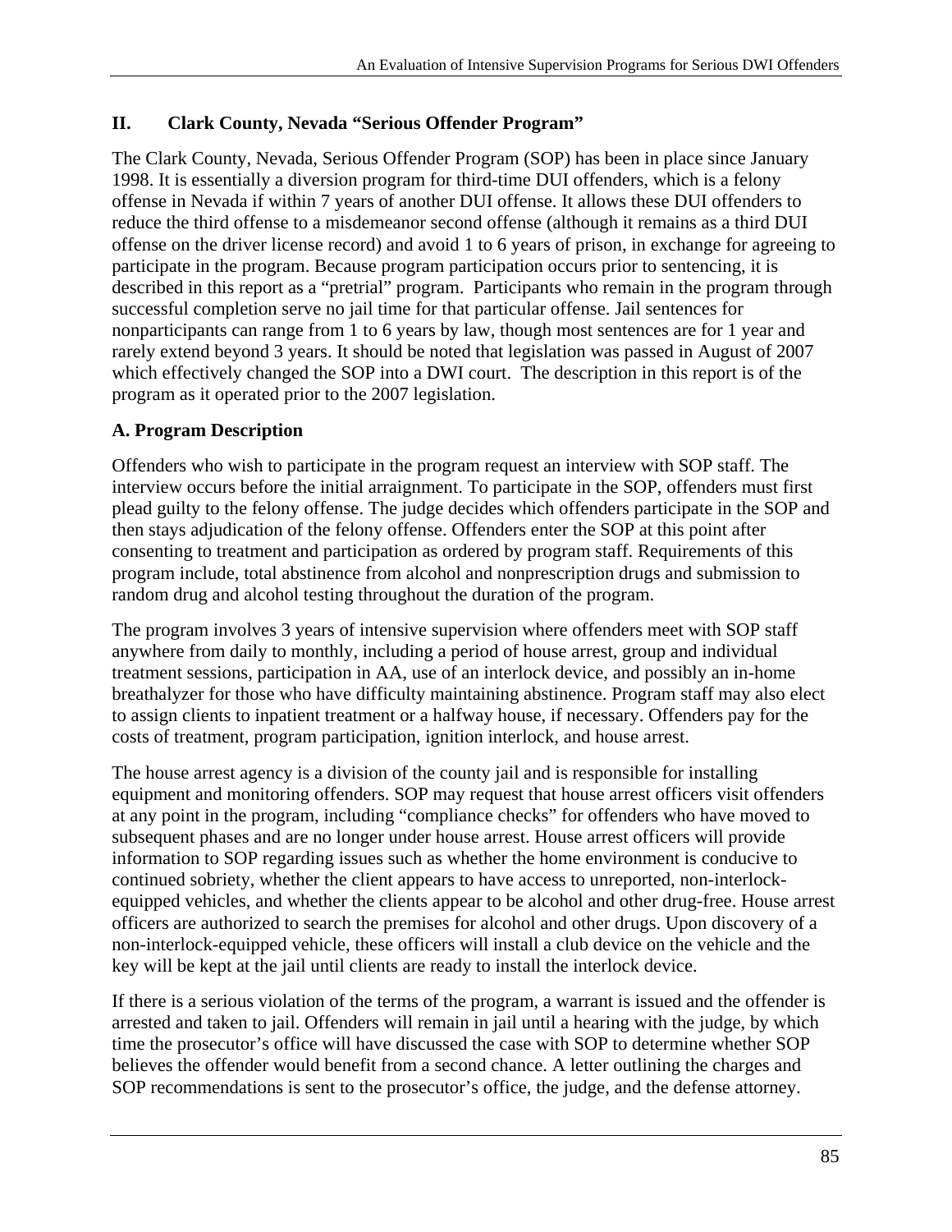## II. Clark County, Nevada "Serious Offender Program"

The Clark County, Nevada, Serious Offender Program (SOP) has been in place since January 1998. It is essentially a diversion program for third-time DUI offenders, which is a felony offense in Nevada if within 7 years of another DUI offense. It allows these DUI offenders to reduce the third offense to a misdemeanor second offense (although it remains as a third DUI offense on the driver license record) and avoid 1 to 6 years of prison, in exchange for agreeing to participate in the program. Because program participation occurs prior to sentencing, it is described in this report as a "pretrial" program. Participants who remain in the program through successful completion serve no jail time for that particular offense. Jail sentences for nonparticipants can range from 1 to 6 years by law, though most sentences are for 1 year and rarely extend beyond 3 years. It should be noted that legislation was passed in August of 2007 which effectively changed the SOP into a DWI court. The description in this report is of the program as it operated prior to the 2007 legislation.

### A. Program Description

Offenders who wish to participate in the program request an interview with SOP staff. The interview occurs before the initial arraignment. To participate in the SOP, offenders must first plead guilty to the felony offense. The judge decides which offenders participate in the SOP and then stays adjudication of the felony offense. Offenders enter the SOP at this point after consenting to treatment and participation as ordered by program staff. Requirements of this program include, total abstinence from alcohol and nonprescription drugs and submission to random drug and alcohol testing throughout the duration of the program.

The program involves 3 years of intensive supervision where offenders meet with SOP staff anywhere from daily to monthly, including a period of house arrest, group and individual treatment sessions, participation in AA, use of an interlock device, and possibly an in-home breathalyzer for those who have difficulty maintaining abstinence. Program staff may also elect to assign clients to inpatient treatment or a halfway house, if necessary. Offenders pay for the costs of treatment, program participation, ignition interlock, and house arrest.

The house arrest agency is a division of the county jail and is responsible for installing equipment and monitoring offenders. SOP may request that house arrest officers visit offenders at any point in the program, including "compliance checks" for offenders who have moved to subsequent phases and are no longer under house arrest. House arrest officers will provide information to SOP regarding issues such as whether the home environment is conducive to continued sobriety, whether the client appears to have access to unreported, non-interlock-equipped vehicles, and whether the clients appear to be alcohol and other drug-free. House arrest officers are authorized to search the premises for alcohol and other drugs. Upon discovery of a non-interlock-equipped vehicle, these officers will install a club device on the vehicle and the key will be kept at the jail until clients are ready to install the interlock device.

If there is a serious violation of the terms of the program, a warrant is issued and the offender is arrested and taken to jail. Offenders will remain in jail until a hearing with the judge, by which time the prosecutor's office will have discussed the case with SOP to determine whether SOP believes the offender would benefit from a second chance. A letter outlining the charges and SOP recommendations is sent to the prosecutor's office, the judge, and the defense attorney.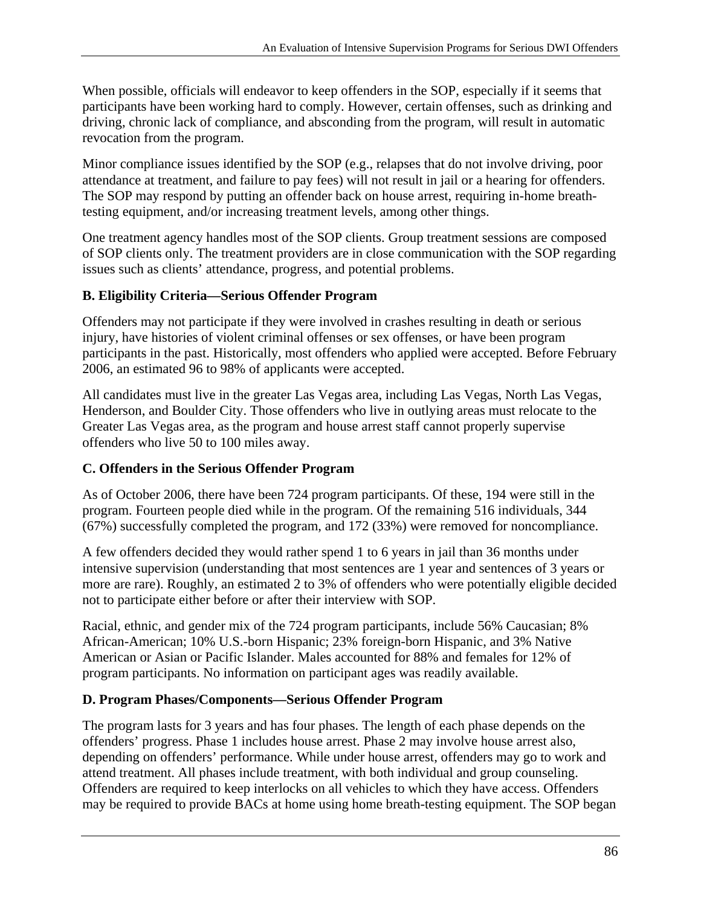When possible, officials will endeavor to keep offenders in the SOP, especially if it seems that participants have been working hard to comply. However, certain offenses, such as drinking and driving, chronic lack of compliance, and absconding from the program, will result in automatic revocation from the program.

Minor compliance issues identified by the SOP (e.g., relapses that do not involve driving, poor attendance at treatment, and failure to pay fees) will not result in jail or a hearing for offenders. The SOP may respond by putting an offender back on house arrest, requiring in-home breath-testing equipment, and/or increasing treatment levels, among other things.

One treatment agency handles most of the SOP clients. Group treatment sessions are composed of SOP clients only. The treatment providers are in close communication with the SOP regarding issues such as clients' attendance, progress, and potential problems.

### B. Eligibility Criteria—Serious Offender Program

Offenders may not participate if they were involved in crashes resulting in death or serious injury, have histories of violent criminal offenses or sex offenses, or have been program participants in the past. Historically, most offenders who applied were accepted. Before February 2006, an estimated 96 to 98% of applicants were accepted.

All candidates must live in the greater Las Vegas area, including Las Vegas, North Las Vegas, Henderson, and Boulder City. Those offenders who live in outlying areas must relocate to the Greater Las Vegas area, as the program and house arrest staff cannot properly supervise offenders who live 50 to 100 miles away.

### C. Offenders in the Serious Offender Program

As of October 2006, there have been 724 program participants. Of these, 194 were still in the program. Fourteen people died while in the program. Of the remaining 516 individuals, 344 (67%) successfully completed the program, and 172 (33%) were removed for noncompliance.

A few offenders decided they would rather spend 1 to 6 years in jail than 36 months under intensive supervision (understanding that most sentences are 1 year and sentences of 3 years or more are rare). Roughly, an estimated 2 to 3% of offenders who were potentially eligible decided not to participate either before or after their interview with SOP.

Racial, ethnic, and gender mix of the 724 program participants, include 56% Caucasian; 8% African-American; 10% U.S.-born Hispanic; 23% foreign-born Hispanic, and 3% Native American or Asian or Pacific Islander. Males accounted for 88% and females for 12% of program participants. No information on participant ages was readily available.

### D. Program Phases/Components—Serious Offender Program

The program lasts for 3 years and has four phases. The length of each phase depends on the offenders' progress. Phase 1 includes house arrest. Phase 2 may involve house arrest also, depending on offenders' performance. While under house arrest, offenders may go to work and attend treatment. All phases include treatment, with both individual and group counseling. Offenders are required to keep interlocks on all vehicles to which they have access. Offenders may be required to provide BACs at home using home breath-testing equipment. The SOP began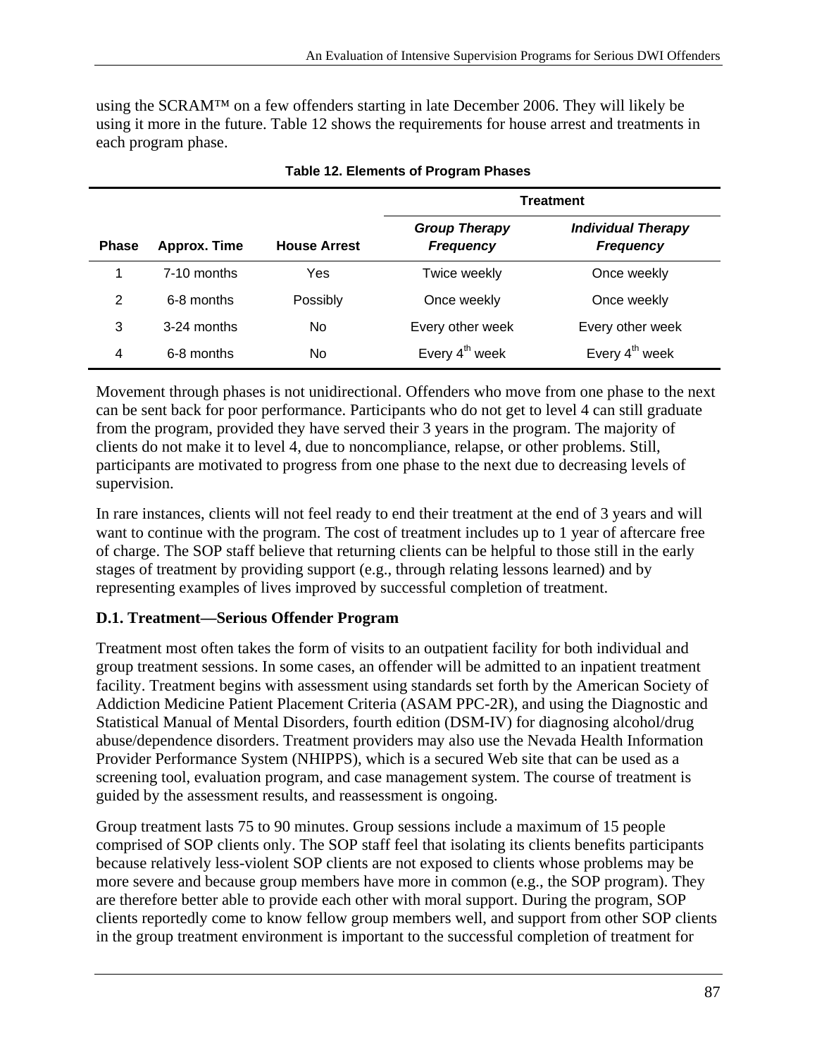using the SCRAM™ on a few offenders starting in late December 2006. They will likely be using it more in the future. Table 12 shows the requirements for house arrest and treatments in each program phase.

**Table 12. Elements of Program Phases**

| | | | Treatment | |
|---|---|---|---|---|
| **Phase** | **Approx. Time** | **House Arrest** | ***Group Therapy Frequency*** | ***Individual Therapy Frequency*** |
| 1 | 7-10 months | Yes | Twice weekly | Once weekly |
| 2 | 6-8 months | Possibly | Once weekly | Once weekly |
| 3 | 3-24 months | No | Every other week | Every other week |
| 4 | 6-8 months | No | Every 4th week | Every 4th week |

Movement through phases is not unidirectional. Offenders who move from one phase to the next can be sent back for poor performance. Participants who do not get to level 4 can still graduate from the program, provided they have served their 3 years in the program. The majority of clients do not make it to level 4, due to noncompliance, relapse, or other problems. Still, participants are motivated to progress from one phase to the next due to decreasing levels of supervision.

In rare instances, clients will not feel ready to end their treatment at the end of 3 years and will want to continue with the program. The cost of treatment includes up to 1 year of aftercare free of charge. The SOP staff believe that returning clients can be helpful to those still in the early stages of treatment by providing support (e.g., through relating lessons learned) and by representing examples of lives improved by successful completion of treatment.

### D.1. Treatment—Serious Offender Program

Treatment most often takes the form of visits to an outpatient facility for both individual and group treatment sessions. In some cases, an offender will be admitted to an inpatient treatment facility. Treatment begins with assessment using standards set forth by the American Society of Addiction Medicine Patient Placement Criteria (ASAM PPC-2R), and using the Diagnostic and Statistical Manual of Mental Disorders, fourth edition (DSM-IV) for diagnosing alcohol/drug abuse/dependence disorders. Treatment providers may also use the Nevada Health Information Provider Performance System (NHIPPS), which is a secured Web site that can be used as a screening tool, evaluation program, and case management system. The course of treatment is guided by the assessment results, and reassessment is ongoing.

Group treatment lasts 75 to 90 minutes. Group sessions include a maximum of 15 people comprised of SOP clients only. The SOP staff feel that isolating its clients benefits participants because relatively less-violent SOP clients are not exposed to clients whose problems may be more severe and because group members have more in common (e.g., the SOP program). They are therefore better able to provide each other with moral support. During the program, SOP clients reportedly come to know fellow group members well, and support from other SOP clients in the group treatment environment is important to the successful completion of treatment for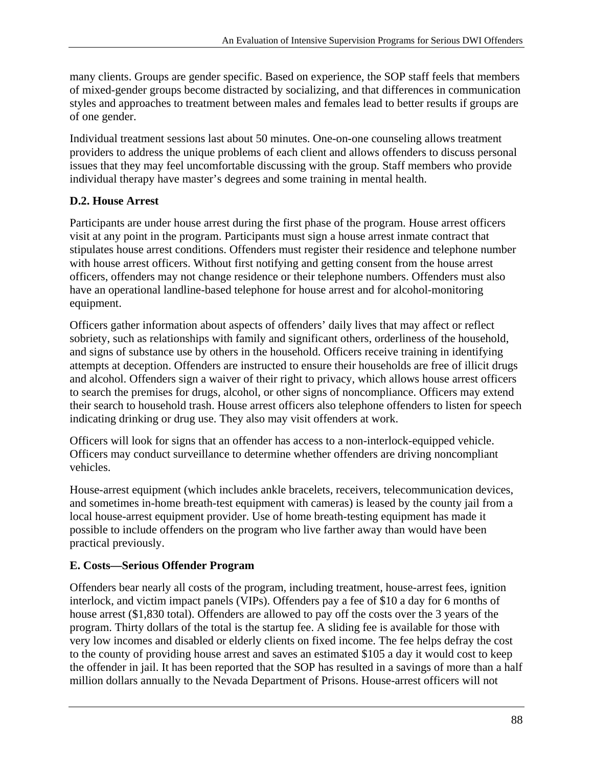many clients. Groups are gender specific. Based on experience, the SOP staff feels that members of mixed-gender groups become distracted by socializing, and that differences in communication styles and approaches to treatment between males and females lead to better results if groups are of one gender.

Individual treatment sessions last about 50 minutes. One-on-one counseling allows treatment providers to address the unique problems of each client and allows offenders to discuss personal issues that they may feel uncomfortable discussing with the group. Staff members who provide individual therapy have master's degrees and some training in mental health.

### D.2. House Arrest

Participants are under house arrest during the first phase of the program. House arrest officers visit at any point in the program. Participants must sign a house arrest inmate contract that stipulates house arrest conditions. Offenders must register their residence and telephone number with house arrest officers. Without first notifying and getting consent from the house arrest officers, offenders may not change residence or their telephone numbers. Offenders must also have an operational landline-based telephone for house arrest and for alcohol-monitoring equipment.

Officers gather information about aspects of offenders' daily lives that may affect or reflect sobriety, such as relationships with family and significant others, orderliness of the household, and signs of substance use by others in the household. Officers receive training in identifying attempts at deception. Offenders are instructed to ensure their households are free of illicit drugs and alcohol. Offenders sign a waiver of their right to privacy, which allows house arrest officers to search the premises for drugs, alcohol, or other signs of noncompliance. Officers may extend their search to household trash. House arrest officers also telephone offenders to listen for speech indicating drinking or drug use. They also may visit offenders at work.

Officers will look for signs that an offender has access to a non-interlock-equipped vehicle. Officers may conduct surveillance to determine whether offenders are driving noncompliant vehicles.

House-arrest equipment (which includes ankle bracelets, receivers, telecommunication devices, and sometimes in-home breath-test equipment with cameras) is leased by the county jail from a local house-arrest equipment provider. Use of home breath-testing equipment has made it possible to include offenders on the program who live farther away than would have been practical previously.

### E. Costs—Serious Offender Program

Offenders bear nearly all costs of the program, including treatment, house-arrest fees, ignition interlock, and victim impact panels (VIPs). Offenders pay a fee of $10 a day for 6 months of house arrest ($1,830 total). Offenders are allowed to pay off the costs over the 3 years of the program. Thirty dollars of the total is the startup fee. A sliding fee is available for those with very low incomes and disabled or elderly clients on fixed income. The fee helps defray the cost to the county of providing house arrest and saves an estimated $105 a day it would cost to keep the offender in jail. It has been reported that the SOP has resulted in a savings of more than a half million dollars annually to the Nevada Department of Prisons. House-arrest officers will not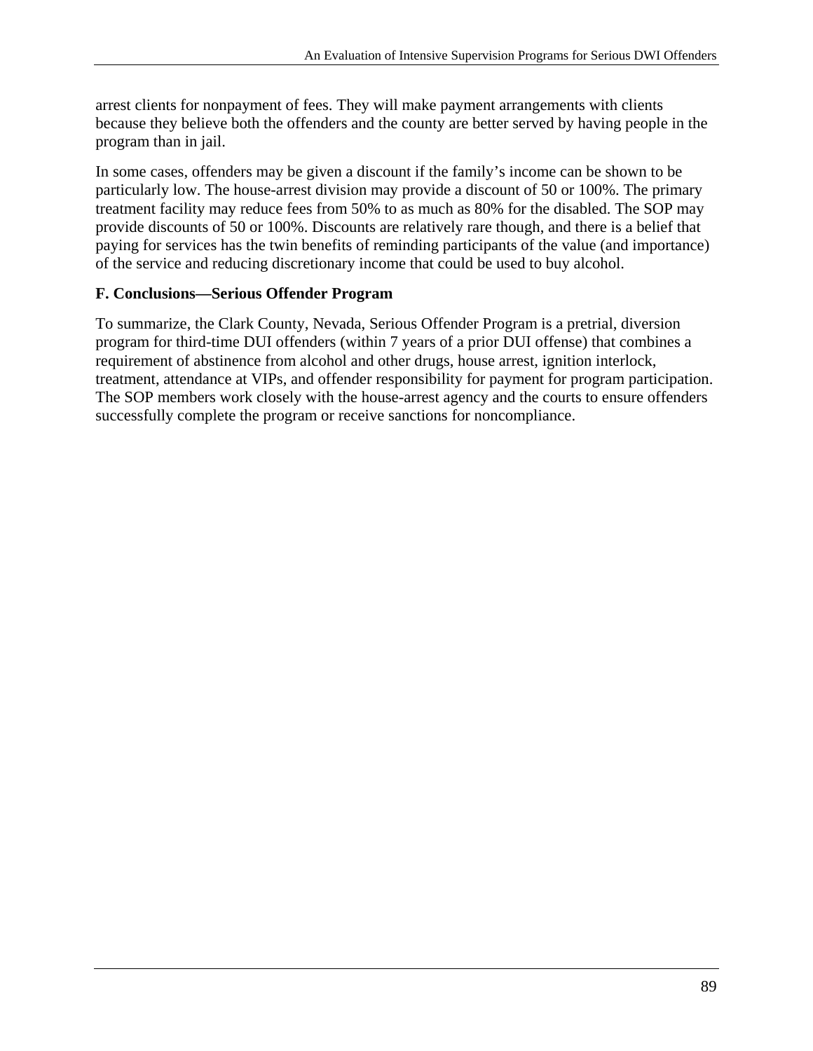arrest clients for nonpayment of fees. They will make payment arrangements with clients because they believe both the offenders and the county are better served by having people in the program than in jail.

In some cases, offenders may be given a discount if the family's income can be shown to be particularly low. The house-arrest division may provide a discount of 50 or 100%. The primary treatment facility may reduce fees from 50% to as much as 80% for the disabled. The SOP may provide discounts of 50 or 100%. Discounts are relatively rare though, and there is a belief that paying for services has the twin benefits of reminding participants of the value (and importance) of the service and reducing discretionary income that could be used to buy alcohol.

### F. Conclusions—Serious Offender Program

To summarize, the Clark County, Nevada, Serious Offender Program is a pretrial, diversion program for third-time DUI offenders (within 7 years of a prior DUI offense) that combines a requirement of abstinence from alcohol and other drugs, house arrest, ignition interlock, treatment, attendance at VIPs, and offender responsibility for payment for program participation. The SOP members work closely with the house-arrest agency and the courts to ensure offenders successfully complete the program or receive sanctions for noncompliance.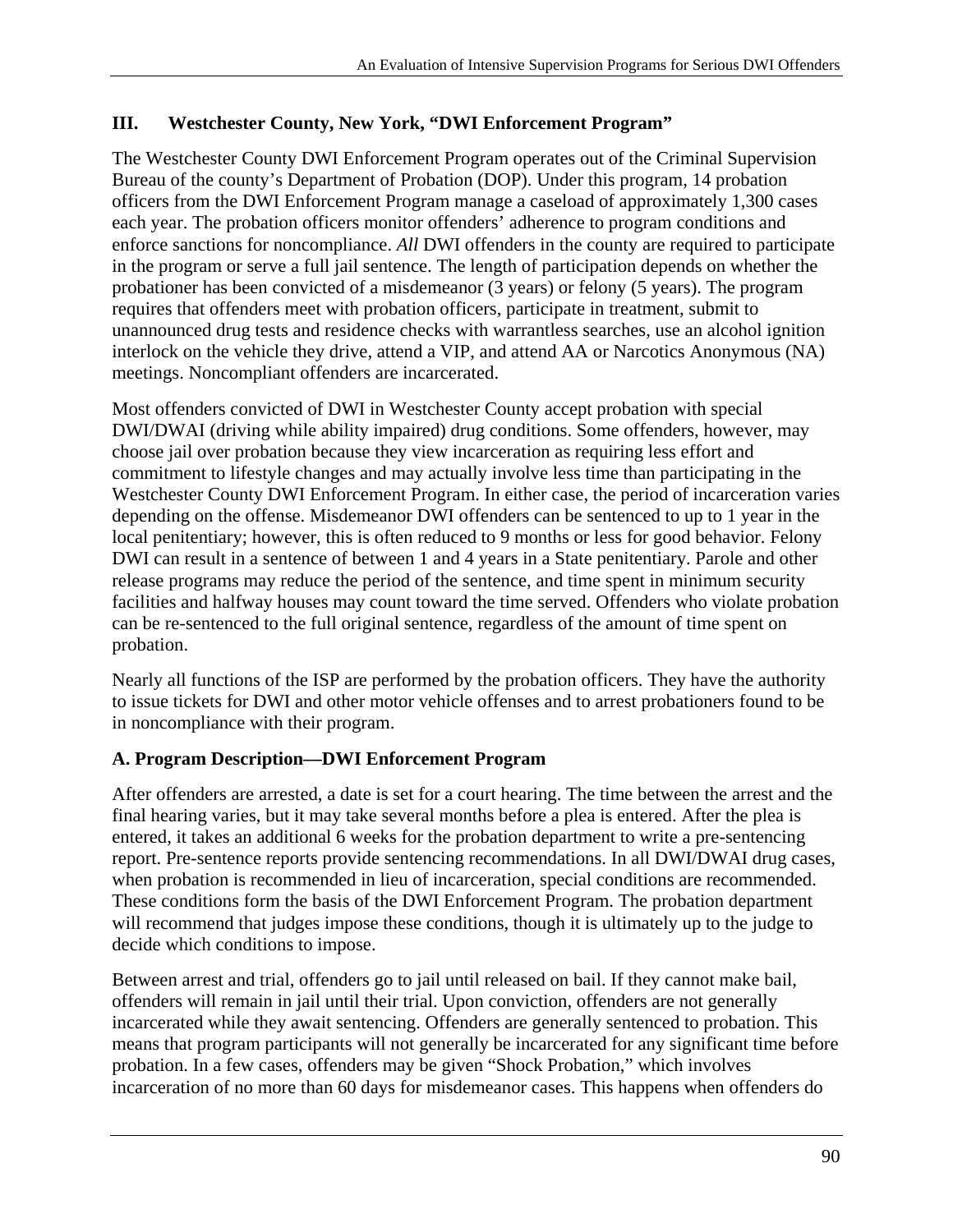## III. Westchester County, New York, "DWI Enforcement Program"

The Westchester County DWI Enforcement Program operates out of the Criminal Supervision Bureau of the county's Department of Probation (DOP). Under this program, 14 probation officers from the DWI Enforcement Program manage a caseload of approximately 1,300 cases each year. The probation officers monitor offenders' adherence to program conditions and enforce sanctions for noncompliance. *All* DWI offenders in the county are required to participate in the program or serve a full jail sentence. The length of participation depends on whether the probationer has been convicted of a misdemeanor (3 years) or felony (5 years). The program requires that offenders meet with probation officers, participate in treatment, submit to unannounced drug tests and residence checks with warrantless searches, use an alcohol ignition interlock on the vehicle they drive, attend a VIP, and attend AA or Narcotics Anonymous (NA) meetings. Noncompliant offenders are incarcerated.

Most offenders convicted of DWI in Westchester County accept probation with special DWI/DWAI (driving while ability impaired) drug conditions. Some offenders, however, may choose jail over probation because they view incarceration as requiring less effort and commitment to lifestyle changes and may actually involve less time than participating in the Westchester County DWI Enforcement Program. In either case, the period of incarceration varies depending on the offense. Misdemeanor DWI offenders can be sentenced to up to 1 year in the local penitentiary; however, this is often reduced to 9 months or less for good behavior. Felony DWI can result in a sentence of between 1 and 4 years in a State penitentiary. Parole and other release programs may reduce the period of the sentence, and time spent in minimum security facilities and halfway houses may count toward the time served. Offenders who violate probation can be re-sentenced to the full original sentence, regardless of the amount of time spent on probation.

Nearly all functions of the ISP are performed by the probation officers. They have the authority to issue tickets for DWI and other motor vehicle offenses and to arrest probationers found to be in noncompliance with their program.

### A. Program Description—DWI Enforcement Program

After offenders are arrested, a date is set for a court hearing. The time between the arrest and the final hearing varies, but it may take several months before a plea is entered. After the plea is entered, it takes an additional 6 weeks for the probation department to write a pre-sentencing report. Pre-sentence reports provide sentencing recommendations. In all DWI/DWAI drug cases, when probation is recommended in lieu of incarceration, special conditions are recommended. These conditions form the basis of the DWI Enforcement Program. The probation department will recommend that judges impose these conditions, though it is ultimately up to the judge to decide which conditions to impose.

Between arrest and trial, offenders go to jail until released on bail. If they cannot make bail, offenders will remain in jail until their trial. Upon conviction, offenders are not generally incarcerated while they await sentencing. Offenders are generally sentenced to probation. This means that program participants will not generally be incarcerated for any significant time before probation. In a few cases, offenders may be given "Shock Probation," which involves incarceration of no more than 60 days for misdemeanor cases. This happens when offenders do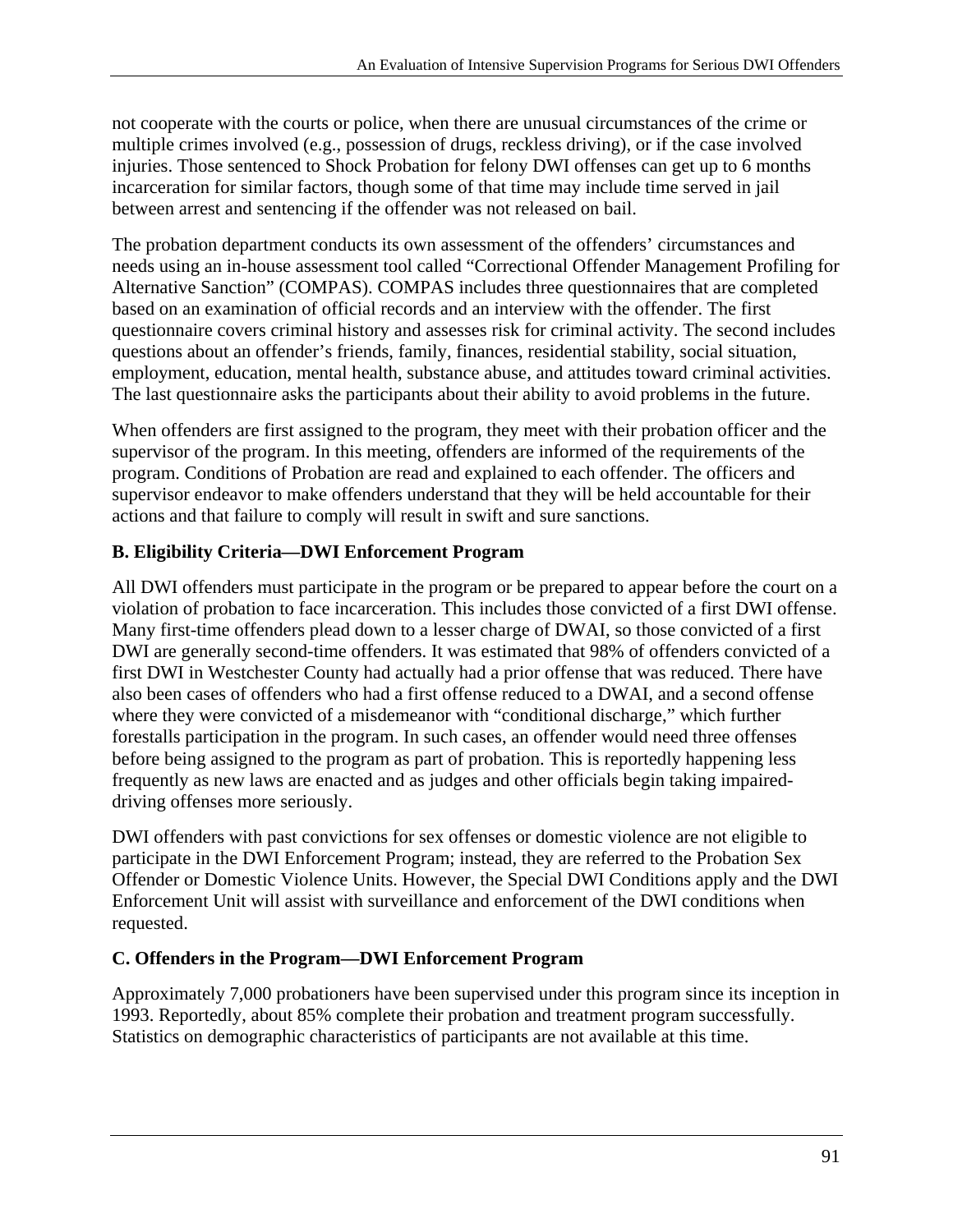not cooperate with the courts or police, when there are unusual circumstances of the crime or multiple crimes involved (e.g., possession of drugs, reckless driving), or if the case involved injuries. Those sentenced to Shock Probation for felony DWI offenses can get up to 6 months incarceration for similar factors, though some of that time may include time served in jail between arrest and sentencing if the offender was not released on bail.

The probation department conducts its own assessment of the offenders' circumstances and needs using an in-house assessment tool called "Correctional Offender Management Profiling for Alternative Sanction" (COMPAS). COMPAS includes three questionnaires that are completed based on an examination of official records and an interview with the offender. The first questionnaire covers criminal history and assesses risk for criminal activity. The second includes questions about an offender's friends, family, finances, residential stability, social situation, employment, education, mental health, substance abuse, and attitudes toward criminal activities. The last questionnaire asks the participants about their ability to avoid problems in the future.

When offenders are first assigned to the program, they meet with their probation officer and the supervisor of the program. In this meeting, offenders are informed of the requirements of the program. Conditions of Probation are read and explained to each offender. The officers and supervisor endeavor to make offenders understand that they will be held accountable for their actions and that failure to comply will result in swift and sure sanctions.

### B. Eligibility Criteria—DWI Enforcement Program

All DWI offenders must participate in the program or be prepared to appear before the court on a violation of probation to face incarceration. This includes those convicted of a first DWI offense. Many first-time offenders plead down to a lesser charge of DWAI, so those convicted of a first DWI are generally second-time offenders. It was estimated that 98% of offenders convicted of a first DWI in Westchester County had actually had a prior offense that was reduced. There have also been cases of offenders who had a first offense reduced to a DWAI, and a second offense where they were convicted of a misdemeanor with "conditional discharge," which further forestalls participation in the program. In such cases, an offender would need three offenses before being assigned to the program as part of probation. This is reportedly happening less frequently as new laws are enacted and as judges and other officials begin taking impaired-driving offenses more seriously.

DWI offenders with past convictions for sex offenses or domestic violence are not eligible to participate in the DWI Enforcement Program; instead, they are referred to the Probation Sex Offender or Domestic Violence Units. However, the Special DWI Conditions apply and the DWI Enforcement Unit will assist with surveillance and enforcement of the DWI conditions when requested.

### C. Offenders in the Program—DWI Enforcement Program

Approximately 7,000 probationers have been supervised under this program since its inception in 1993. Reportedly, about 85% complete their probation and treatment program successfully. Statistics on demographic characteristics of participants are not available at this time.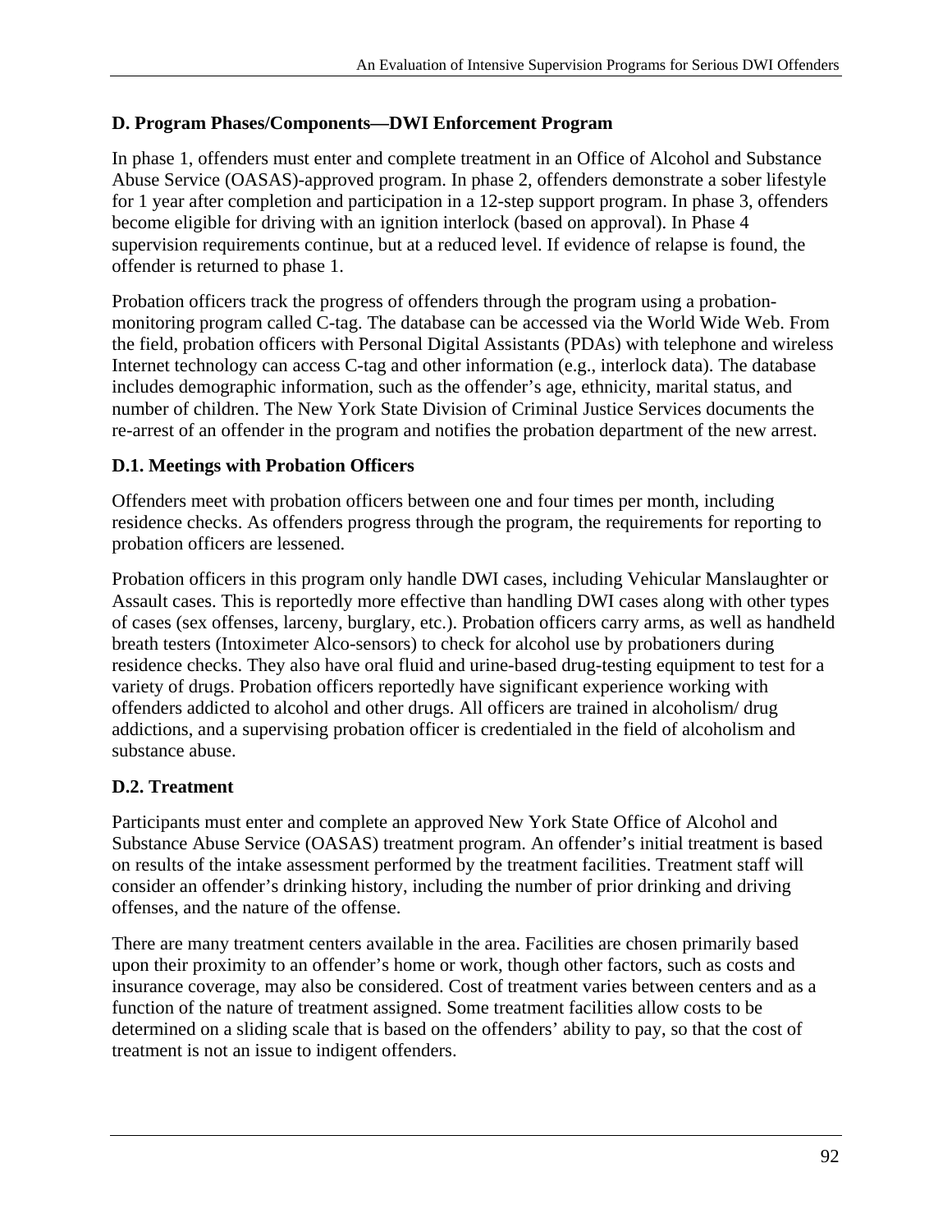### D. Program Phases/Components—DWI Enforcement Program

In phase 1, offenders must enter and complete treatment in an Office of Alcohol and Substance Abuse Service (OASAS)-approved program. In phase 2, offenders demonstrate a sober lifestyle for 1 year after completion and participation in a 12-step support program. In phase 3, offenders become eligible for driving with an ignition interlock (based on approval). In Phase 4 supervision requirements continue, but at a reduced level. If evidence of relapse is found, the offender is returned to phase 1.

Probation officers track the progress of offenders through the program using a probation-monitoring program called C-tag. The database can be accessed via the World Wide Web. From the field, probation officers with Personal Digital Assistants (PDAs) with telephone and wireless Internet technology can access C-tag and other information (e.g., interlock data). The database includes demographic information, such as the offender's age, ethnicity, marital status, and number of children. The New York State Division of Criminal Justice Services documents the re-arrest of an offender in the program and notifies the probation department of the new arrest.

### D.1. Meetings with Probation Officers

Offenders meet with probation officers between one and four times per month, including residence checks. As offenders progress through the program, the requirements for reporting to probation officers are lessened.

Probation officers in this program only handle DWI cases, including Vehicular Manslaughter or Assault cases. This is reportedly more effective than handling DWI cases along with other types of cases (sex offenses, larceny, burglary, etc.). Probation officers carry arms, as well as handheld breath testers (Intoximeter Alco-sensors) to check for alcohol use by probationers during residence checks. They also have oral fluid and urine-based drug-testing equipment to test for a variety of drugs. Probation officers reportedly have significant experience working with offenders addicted to alcohol and other drugs. All officers are trained in alcoholism/ drug addictions, and a supervising probation officer is credentialed in the field of alcoholism and substance abuse.

### D.2. Treatment

Participants must enter and complete an approved New York State Office of Alcohol and Substance Abuse Service (OASAS) treatment program. An offender's initial treatment is based on results of the intake assessment performed by the treatment facilities. Treatment staff will consider an offender's drinking history, including the number of prior drinking and driving offenses, and the nature of the offense.

There are many treatment centers available in the area. Facilities are chosen primarily based upon their proximity to an offender's home or work, though other factors, such as costs and insurance coverage, may also be considered. Cost of treatment varies between centers and as a function of the nature of treatment assigned. Some treatment facilities allow costs to be determined on a sliding scale that is based on the offenders' ability to pay, so that the cost of treatment is not an issue to indigent offenders.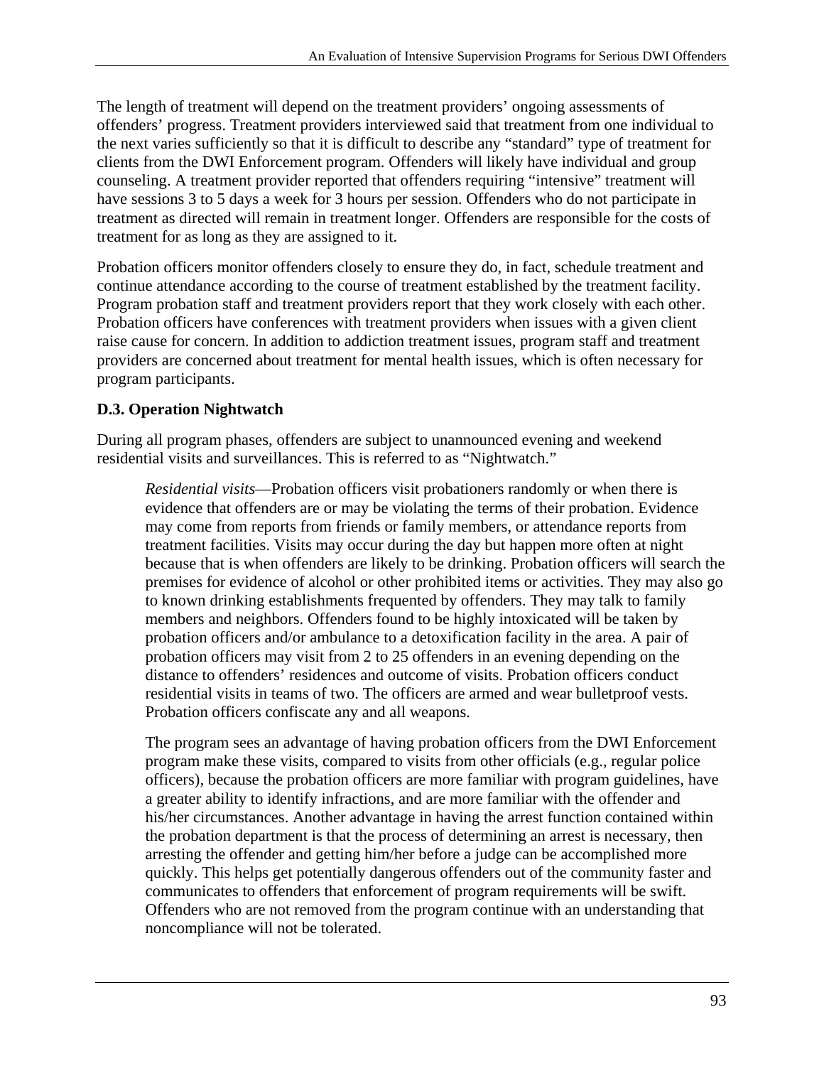The length of treatment will depend on the treatment providers' ongoing assessments of offenders' progress. Treatment providers interviewed said that treatment from one individual to the next varies sufficiently so that it is difficult to describe any "standard" type of treatment for clients from the DWI Enforcement program. Offenders will likely have individual and group counseling. A treatment provider reported that offenders requiring "intensive" treatment will have sessions 3 to 5 days a week for 3 hours per session. Offenders who do not participate in treatment as directed will remain in treatment longer. Offenders are responsible for the costs of treatment for as long as they are assigned to it.

Probation officers monitor offenders closely to ensure they do, in fact, schedule treatment and continue attendance according to the course of treatment established by the treatment facility. Program probation staff and treatment providers report that they work closely with each other. Probation officers have conferences with treatment providers when issues with a given client raise cause for concern. In addition to addiction treatment issues, program staff and treatment providers are concerned about treatment for mental health issues, which is often necessary for program participants.

### D.3. Operation Nightwatch

During all program phases, offenders are subject to unannounced evening and weekend residential visits and surveillances. This is referred to as "Nightwatch."

> *Residential visits*—Probation officers visit probationers randomly or when there is evidence that offenders are or may be violating the terms of their probation. Evidence may come from reports from friends or family members, or attendance reports from treatment facilities. Visits may occur during the day but happen more often at night because that is when offenders are likely to be drinking. Probation officers will search the premises for evidence of alcohol or other prohibited items or activities. They may also go to known drinking establishments frequented by offenders. They may talk to family members and neighbors. Offenders found to be highly intoxicated will be taken by probation officers and/or ambulance to a detoxification facility in the area. A pair of probation officers may visit from 2 to 25 offenders in an evening depending on the distance to offenders' residences and outcome of visits. Probation officers conduct residential visits in teams of two. The officers are armed and wear bulletproof vests. Probation officers confiscate any and all weapons.
>
> The program sees an advantage of having probation officers from the DWI Enforcement program make these visits, compared to visits from other officials (e.g., regular police officers), because the probation officers are more familiar with program guidelines, have a greater ability to identify infractions, and are more familiar with the offender and his/her circumstances. Another advantage in having the arrest function contained within the probation department is that the process of determining an arrest is necessary, then arresting the offender and getting him/her before a judge can be accomplished more quickly. This helps get potentially dangerous offenders out of the community faster and communicates to offenders that enforcement of program requirements will be swift. Offenders who are not removed from the program continue with an understanding that noncompliance will not be tolerated.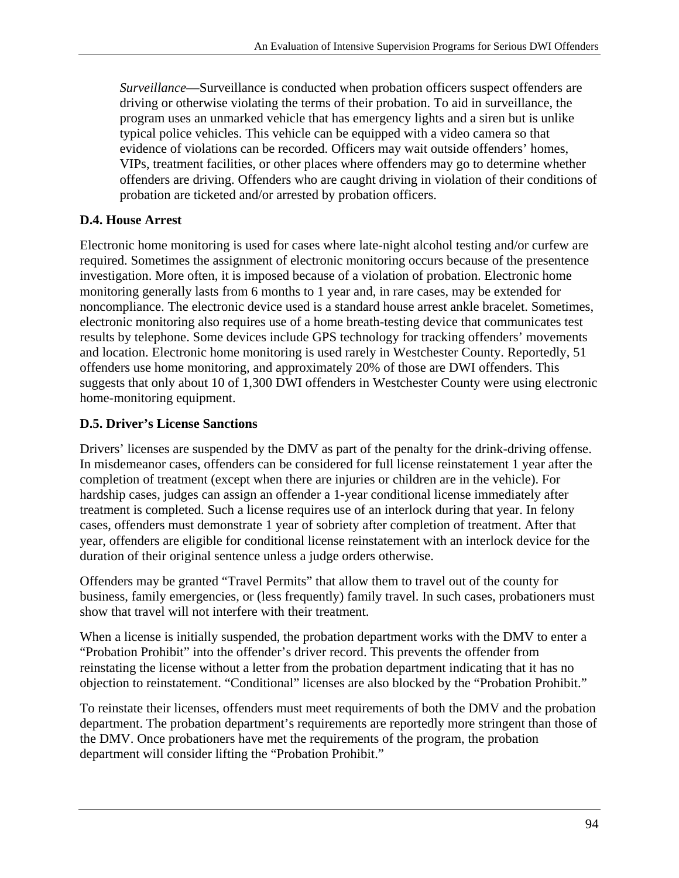*Surveillance*—Surveillance is conducted when probation officers suspect offenders are driving or otherwise violating the terms of their probation. To aid in surveillance, the program uses an unmarked vehicle that has emergency lights and a siren but is unlike typical police vehicles. This vehicle can be equipped with a video camera so that evidence of violations can be recorded. Officers may wait outside offenders' homes, VIPs, treatment facilities, or other places where offenders may go to determine whether offenders are driving. Offenders who are caught driving in violation of their conditions of probation are ticketed and/or arrested by probation officers.

### D.4. House Arrest

Electronic home monitoring is used for cases where late-night alcohol testing and/or curfew are required. Sometimes the assignment of electronic monitoring occurs because of the presentence investigation. More often, it is imposed because of a violation of probation. Electronic home monitoring generally lasts from 6 months to 1 year and, in rare cases, may be extended for noncompliance. The electronic device used is a standard house arrest ankle bracelet. Sometimes, electronic monitoring also requires use of a home breath-testing device that communicates test results by telephone. Some devices include GPS technology for tracking offenders' movements and location. Electronic home monitoring is used rarely in Westchester County. Reportedly, 51 offenders use home monitoring, and approximately 20% of those are DWI offenders. This suggests that only about 10 of 1,300 DWI offenders in Westchester County were using electronic home-monitoring equipment.

### D.5. Driver's License Sanctions

Drivers' licenses are suspended by the DMV as part of the penalty for the drink-driving offense. In misdemeanor cases, offenders can be considered for full license reinstatement 1 year after the completion of treatment (except when there are injuries or children are in the vehicle). For hardship cases, judges can assign an offender a 1-year conditional license immediately after treatment is completed. Such a license requires use of an interlock during that year. In felony cases, offenders must demonstrate 1 year of sobriety after completion of treatment. After that year, offenders are eligible for conditional license reinstatement with an interlock device for the duration of their original sentence unless a judge orders otherwise.

Offenders may be granted "Travel Permits" that allow them to travel out of the county for business, family emergencies, or (less frequently) family travel. In such cases, probationers must show that travel will not interfere with their treatment.

When a license is initially suspended, the probation department works with the DMV to enter a "Probation Prohibit" into the offender's driver record. This prevents the offender from reinstating the license without a letter from the probation department indicating that it has no objection to reinstatement. "Conditional" licenses are also blocked by the "Probation Prohibit."

To reinstate their licenses, offenders must meet requirements of both the DMV and the probation department. The probation department's requirements are reportedly more stringent than those of the DMV. Once probationers have met the requirements of the program, the probation department will consider lifting the "Probation Prohibit."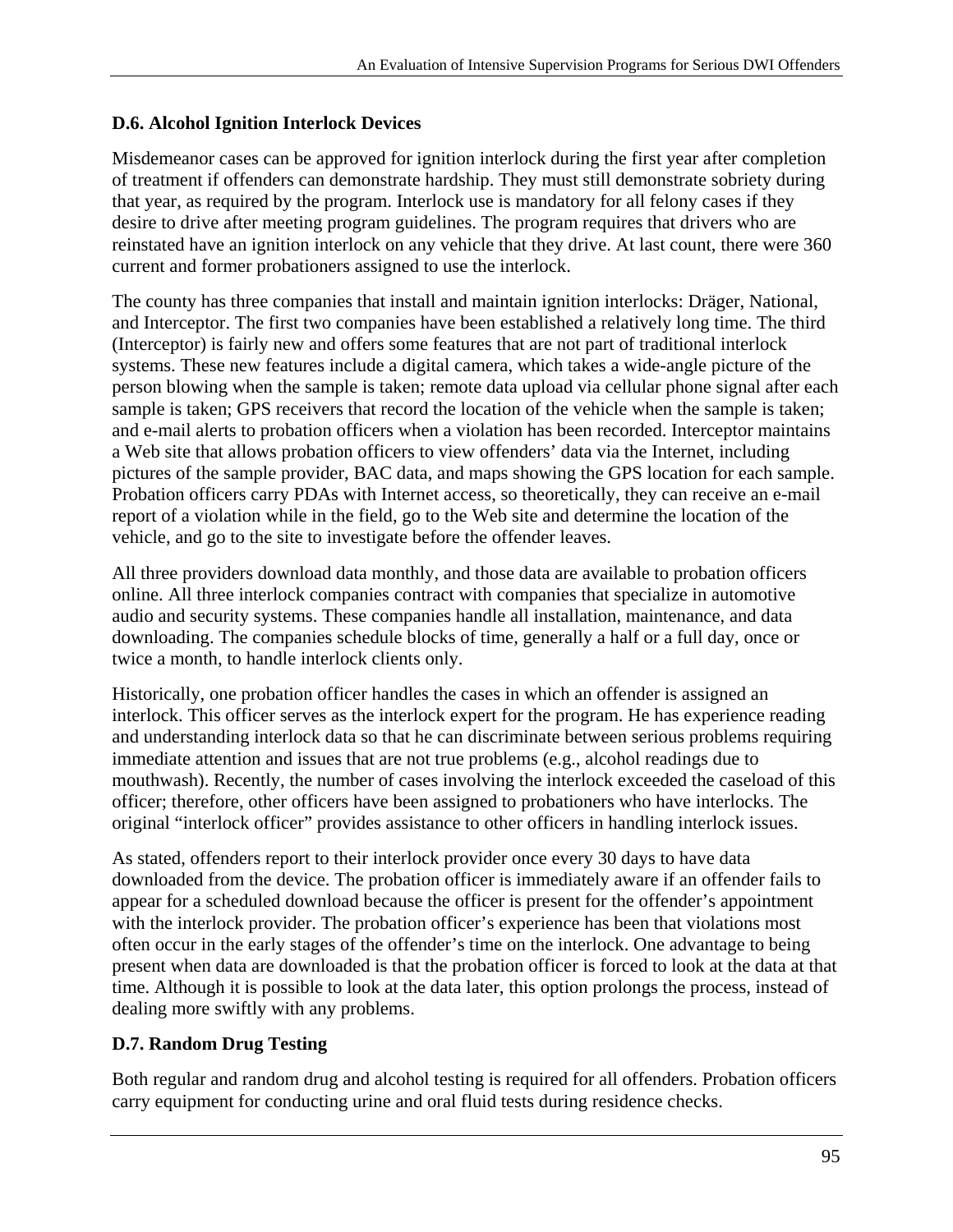### D.6. Alcohol Ignition Interlock Devices

Misdemeanor cases can be approved for ignition interlock during the first year after completion of treatment if offenders can demonstrate hardship. They must still demonstrate sobriety during that year, as required by the program. Interlock use is mandatory for all felony cases if they desire to drive after meeting program guidelines. The program requires that drivers who are reinstated have an ignition interlock on any vehicle that they drive. At last count, there were 360 current and former probationers assigned to use the interlock.

The county has three companies that install and maintain ignition interlocks: Dräger, National, and Interceptor. The first two companies have been established a relatively long time. The third (Interceptor) is fairly new and offers some features that are not part of traditional interlock systems. These new features include a digital camera, which takes a wide-angle picture of the person blowing when the sample is taken; remote data upload via cellular phone signal after each sample is taken; GPS receivers that record the location of the vehicle when the sample is taken; and e-mail alerts to probation officers when a violation has been recorded. Interceptor maintains a Web site that allows probation officers to view offenders' data via the Internet, including pictures of the sample provider, BAC data, and maps showing the GPS location for each sample. Probation officers carry PDAs with Internet access, so theoretically, they can receive an e-mail report of a violation while in the field, go to the Web site and determine the location of the vehicle, and go to the site to investigate before the offender leaves.

All three providers download data monthly, and those data are available to probation officers online. All three interlock companies contract with companies that specialize in automotive audio and security systems. These companies handle all installation, maintenance, and data downloading. The companies schedule blocks of time, generally a half or a full day, once or twice a month, to handle interlock clients only.

Historically, one probation officer handles the cases in which an offender is assigned an interlock. This officer serves as the interlock expert for the program. He has experience reading and understanding interlock data so that he can discriminate between serious problems requiring immediate attention and issues that are not true problems (e.g., alcohol readings due to mouthwash). Recently, the number of cases involving the interlock exceeded the caseload of this officer; therefore, other officers have been assigned to probationers who have interlocks. The original "interlock officer" provides assistance to other officers in handling interlock issues.

As stated, offenders report to their interlock provider once every 30 days to have data downloaded from the device. The probation officer is immediately aware if an offender fails to appear for a scheduled download because the officer is present for the offender's appointment with the interlock provider. The probation officer's experience has been that violations most often occur in the early stages of the offender's time on the interlock. One advantage to being present when data are downloaded is that the probation officer is forced to look at the data at that time. Although it is possible to look at the data later, this option prolongs the process, instead of dealing more swiftly with any problems.

### D.7. Random Drug Testing

Both regular and random drug and alcohol testing is required for all offenders. Probation officers carry equipment for conducting urine and oral fluid tests during residence checks.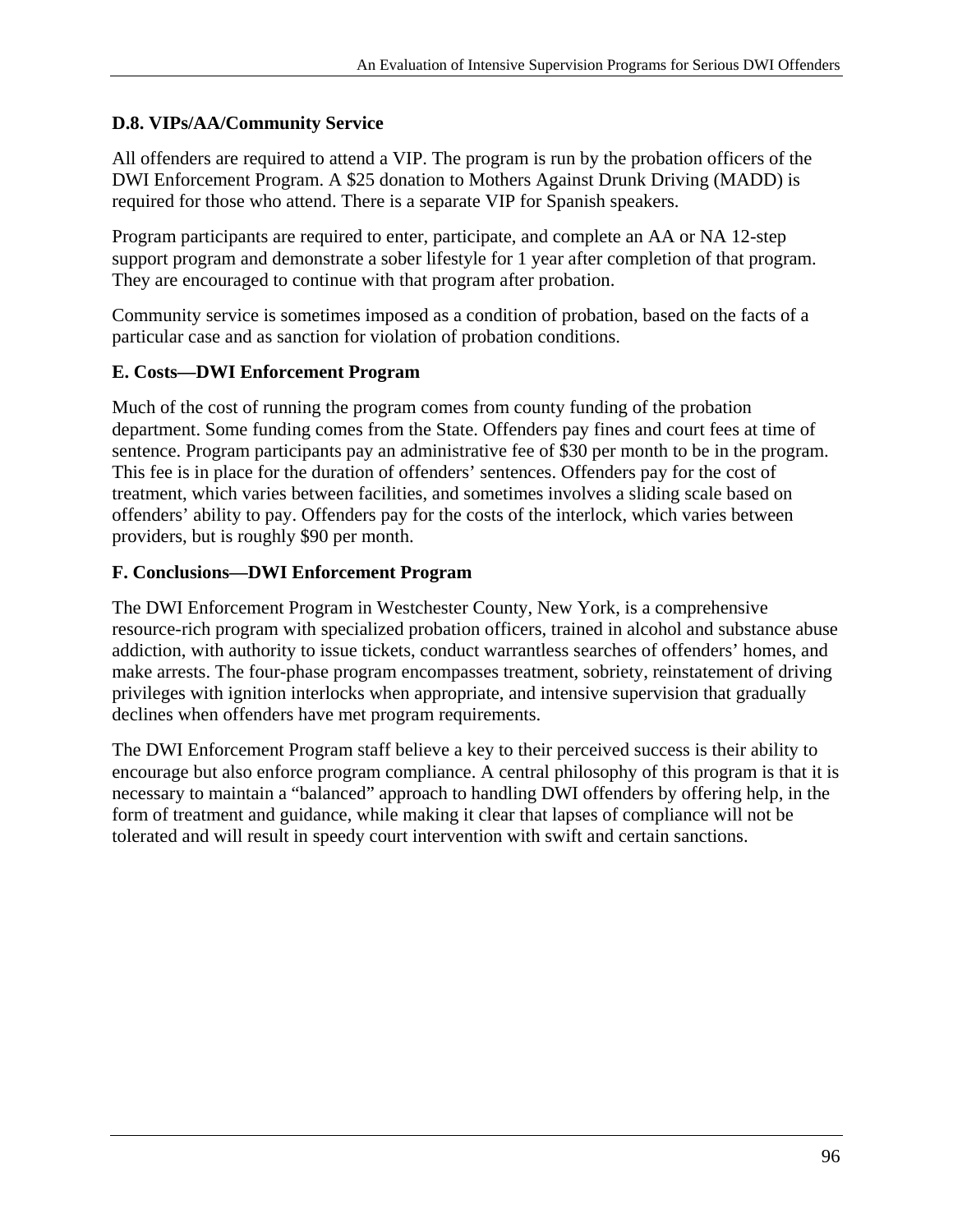### D.8. VIPs/AA/Community Service

All offenders are required to attend a VIP. The program is run by the probation officers of the DWI Enforcement Program. A $25 donation to Mothers Against Drunk Driving (MADD) is required for those who attend. There is a separate VIP for Spanish speakers.

Program participants are required to enter, participate, and complete an AA or NA 12-step support program and demonstrate a sober lifestyle for 1 year after completion of that program. They are encouraged to continue with that program after probation.

Community service is sometimes imposed as a condition of probation, based on the facts of a particular case and as sanction for violation of probation conditions.

## E. Costs—DWI Enforcement Program

Much of the cost of running the program comes from county funding of the probation department. Some funding comes from the State. Offenders pay fines and court fees at time of sentence. Program participants pay an administrative fee of $30 per month to be in the program. This fee is in place for the duration of offenders' sentences. Offenders pay for the cost of treatment, which varies between facilities, and sometimes involves a sliding scale based on offenders' ability to pay. Offenders pay for the costs of the interlock, which varies between providers, but is roughly $90 per month.

## F. Conclusions—DWI Enforcement Program

The DWI Enforcement Program in Westchester County, New York, is a comprehensive resource-rich program with specialized probation officers, trained in alcohol and substance abuse addiction, with authority to issue tickets, conduct warrantless searches of offenders' homes, and make arrests. The four-phase program encompasses treatment, sobriety, reinstatement of driving privileges with ignition interlocks when appropriate, and intensive supervision that gradually declines when offenders have met program requirements.

The DWI Enforcement Program staff believe a key to their perceived success is their ability to encourage but also enforce program compliance. A central philosophy of this program is that it is necessary to maintain a "balanced" approach to handling DWI offenders by offering help, in the form of treatment and guidance, while making it clear that lapses of compliance will not be tolerated and will result in speedy court intervention with swift and certain sanctions.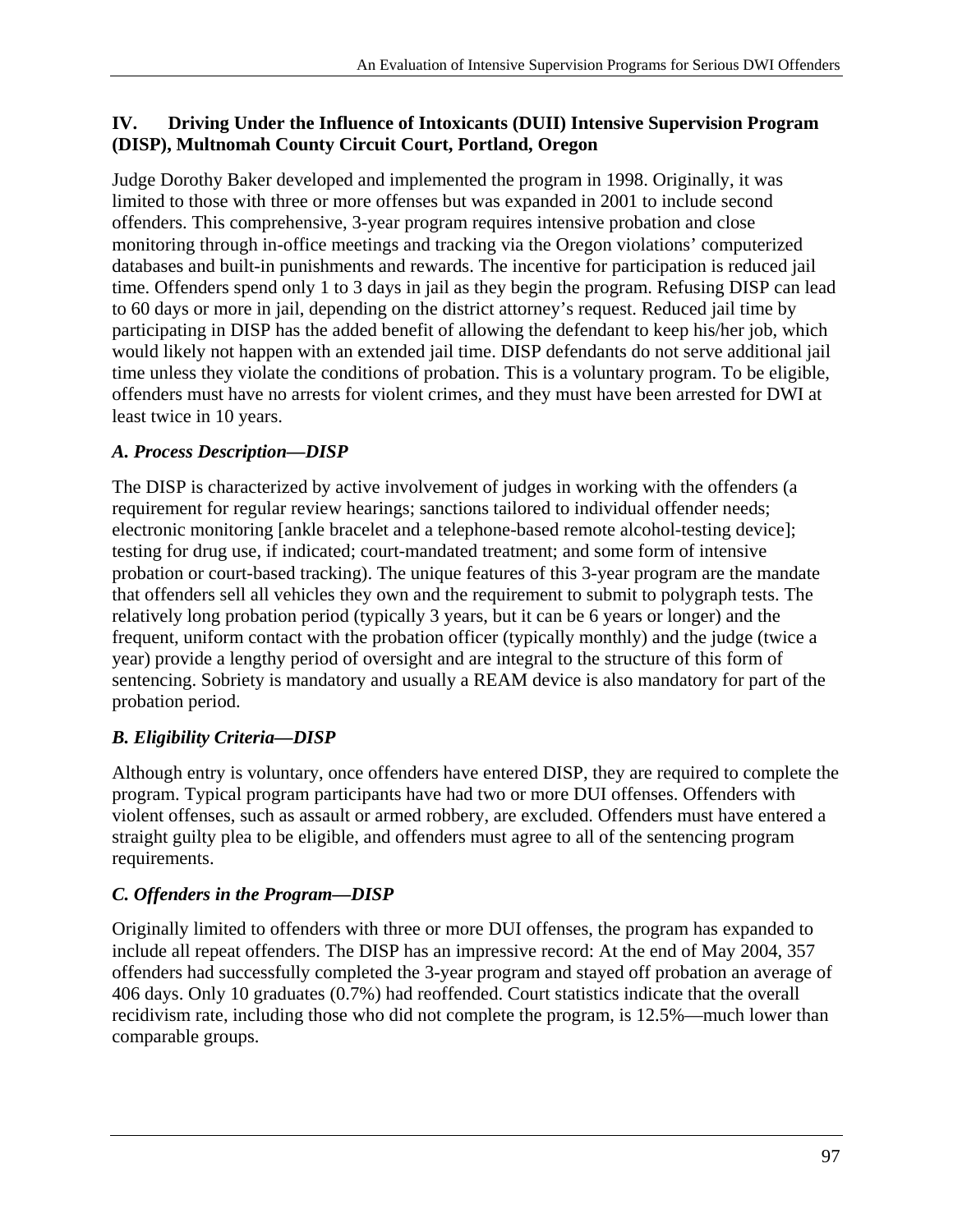## IV. Driving Under the Influence of Intoxicants (DUII) Intensive Supervision Program (DISP), Multnomah County Circuit Court, Portland, Oregon

Judge Dorothy Baker developed and implemented the program in 1998. Originally, it was limited to those with three or more offenses but was expanded in 2001 to include second offenders. This comprehensive, 3-year program requires intensive probation and close monitoring through in-office meetings and tracking via the Oregon violations' computerized databases and built-in punishments and rewards. The incentive for participation is reduced jail time. Offenders spend only 1 to 3 days in jail as they begin the program. Refusing DISP can lead to 60 days or more in jail, depending on the district attorney's request. Reduced jail time by participating in DISP has the added benefit of allowing the defendant to keep his/her job, which would likely not happen with an extended jail time. DISP defendants do not serve additional jail time unless they violate the conditions of probation. This is a voluntary program. To be eligible, offenders must have no arrests for violent crimes, and they must have been arrested for DWI at least twice in 10 years.

### *A. Process Description—DISP*

The DISP is characterized by active involvement of judges in working with the offenders (a requirement for regular review hearings; sanctions tailored to individual offender needs; electronic monitoring [ankle bracelet and a telephone-based remote alcohol-testing device]; testing for drug use, if indicated; court-mandated treatment; and some form of intensive probation or court-based tracking). The unique features of this 3-year program are the mandate that offenders sell all vehicles they own and the requirement to submit to polygraph tests. The relatively long probation period (typically 3 years, but it can be 6 years or longer) and the frequent, uniform contact with the probation officer (typically monthly) and the judge (twice a year) provide a lengthy period of oversight and are integral to the structure of this form of sentencing. Sobriety is mandatory and usually a REAM device is also mandatory for part of the probation period.

### *B. Eligibility Criteria—DISP*

Although entry is voluntary, once offenders have entered DISP, they are required to complete the program. Typical program participants have had two or more DUI offenses. Offenders with violent offenses, such as assault or armed robbery, are excluded. Offenders must have entered a straight guilty plea to be eligible, and offenders must agree to all of the sentencing program requirements.

### *C. Offenders in the Program—DISP*

Originally limited to offenders with three or more DUI offenses, the program has expanded to include all repeat offenders. The DISP has an impressive record: At the end of May 2004, 357 offenders had successfully completed the 3-year program and stayed off probation an average of 406 days. Only 10 graduates (0.7%) had reoffended. Court statistics indicate that the overall recidivism rate, including those who did not complete the program, is 12.5%—much lower than comparable groups.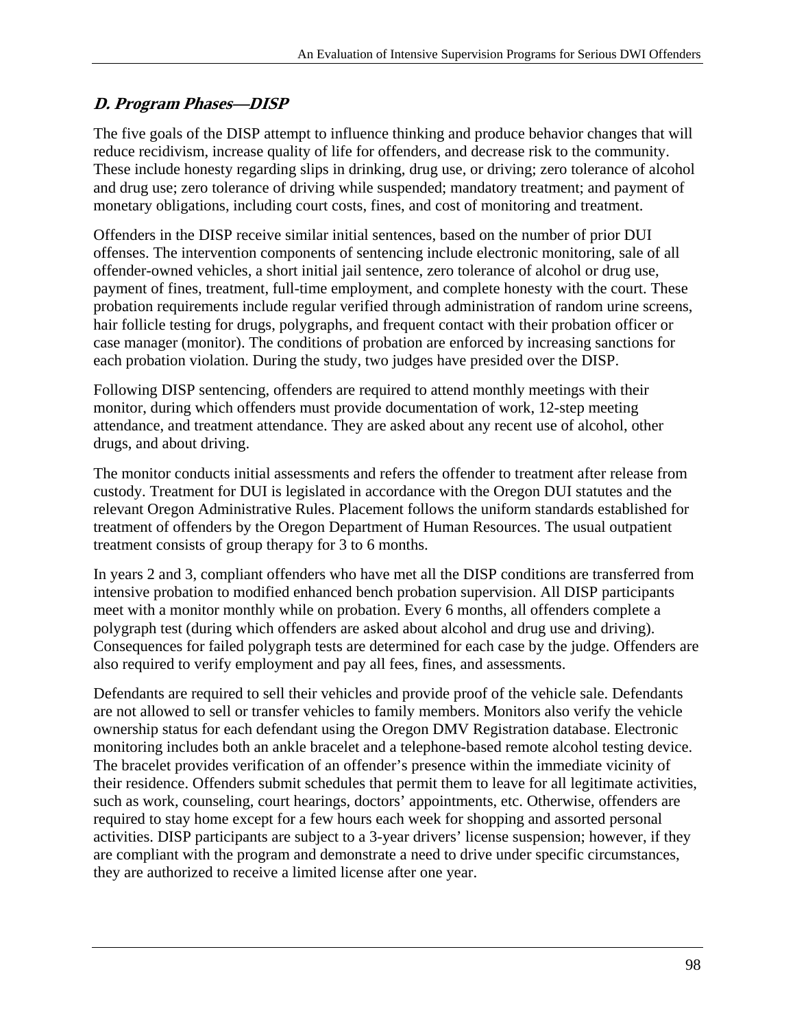### *D. Program Phases—DISP*

The five goals of the DISP attempt to influence thinking and produce behavior changes that will reduce recidivism, increase quality of life for offenders, and decrease risk to the community. These include honesty regarding slips in drinking, drug use, or driving; zero tolerance of alcohol and drug use; zero tolerance of driving while suspended; mandatory treatment; and payment of monetary obligations, including court costs, fines, and cost of monitoring and treatment.

Offenders in the DISP receive similar initial sentences, based on the number of prior DUI offenses. The intervention components of sentencing include electronic monitoring, sale of all offender-owned vehicles, a short initial jail sentence, zero tolerance of alcohol or drug use, payment of fines, treatment, full-time employment, and complete honesty with the court. These probation requirements include regular verified through administration of random urine screens, hair follicle testing for drugs, polygraphs, and frequent contact with their probation officer or case manager (monitor). The conditions of probation are enforced by increasing sanctions for each probation violation. During the study, two judges have presided over the DISP.

Following DISP sentencing, offenders are required to attend monthly meetings with their monitor, during which offenders must provide documentation of work, 12-step meeting attendance, and treatment attendance. They are asked about any recent use of alcohol, other drugs, and about driving.

The monitor conducts initial assessments and refers the offender to treatment after release from custody. Treatment for DUI is legislated in accordance with the Oregon DUI statutes and the relevant Oregon Administrative Rules. Placement follows the uniform standards established for treatment of offenders by the Oregon Department of Human Resources. The usual outpatient treatment consists of group therapy for 3 to 6 months.

In years 2 and 3, compliant offenders who have met all the DISP conditions are transferred from intensive probation to modified enhanced bench probation supervision. All DISP participants meet with a monitor monthly while on probation. Every 6 months, all offenders complete a polygraph test (during which offenders are asked about alcohol and drug use and driving). Consequences for failed polygraph tests are determined for each case by the judge. Offenders are also required to verify employment and pay all fees, fines, and assessments.

Defendants are required to sell their vehicles and provide proof of the vehicle sale. Defendants are not allowed to sell or transfer vehicles to family members. Monitors also verify the vehicle ownership status for each defendant using the Oregon DMV Registration database. Electronic monitoring includes both an ankle bracelet and a telephone-based remote alcohol testing device. The bracelet provides verification of an offender's presence within the immediate vicinity of their residence. Offenders submit schedules that permit them to leave for all legitimate activities, such as work, counseling, court hearings, doctors' appointments, etc. Otherwise, offenders are required to stay home except for a few hours each week for shopping and assorted personal activities. DISP participants are subject to a 3-year drivers' license suspension; however, if they are compliant with the program and demonstrate a need to drive under specific circumstances, they are authorized to receive a limited license after one year.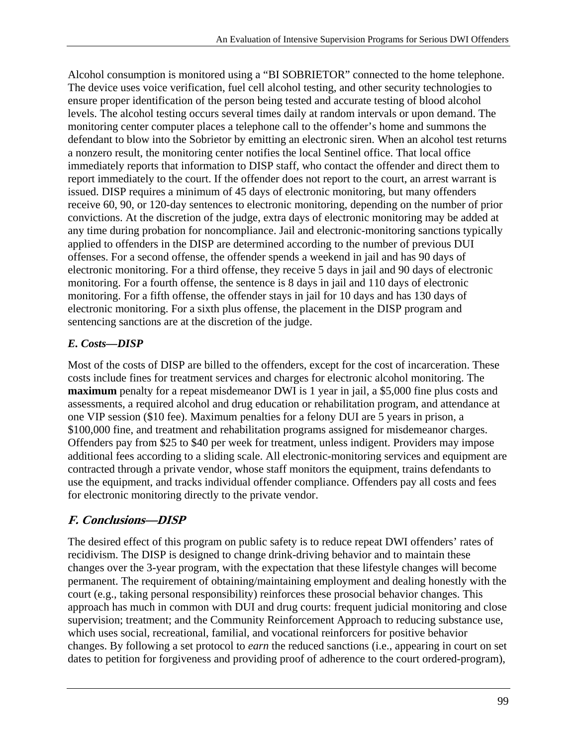Alcohol consumption is monitored using a “BI SOBRIETOR” connected to the home telephone. The device uses voice verification, fuel cell alcohol testing, and other security technologies to ensure proper identification of the person being tested and accurate testing of blood alcohol levels. The alcohol testing occurs several times daily at random intervals or upon demand. The monitoring center computer places a telephone call to the offender’s home and summons the defendant to blow into the Sobrietor by emitting an electronic siren. When an alcohol test returns a nonzero result, the monitoring center notifies the local Sentinel office. That local office immediately reports that information to DISP staff, who contact the offender and direct them to report immediately to the court. If the offender does not report to the court, an arrest warrant is issued. DISP requires a minimum of 45 days of electronic monitoring, but many offenders receive 60, 90, or 120-day sentences to electronic monitoring, depending on the number of prior convictions. At the discretion of the judge, extra days of electronic monitoring may be added at any time during probation for noncompliance. Jail and electronic-monitoring sanctions typically applied to offenders in the DISP are determined according to the number of previous DUI offenses. For a second offense, the offender spends a weekend in jail and has 90 days of electronic monitoring. For a third offense, they receive 5 days in jail and 90 days of electronic monitoring. For a fourth offense, the sentence is 8 days in jail and 110 days of electronic monitoring. For a fifth offense, the offender stays in jail for 10 days and has 130 days of electronic monitoring. For a sixth plus offense, the placement in the DISP program and sentencing sanctions are at the discretion of the judge.

### *E. Costs—DISP*

Most of the costs of DISP are billed to the offenders, except for the cost of incarceration. These costs include fines for treatment services and charges for electronic alcohol monitoring. The **maximum** penalty for a repeat misdemeanor DWI is 1 year in jail, a $5,000 fine plus costs and assessments, a required alcohol and drug education or rehabilitation program, and attendance at one VIP session ($10 fee). Maximum penalties for a felony DUI are 5 years in prison, a $100,000 fine, and treatment and rehabilitation programs assigned for misdemeanor charges. Offenders pay from $25 to $40 per week for treatment, unless indigent. Providers may impose additional fees according to a sliding scale. All electronic-monitoring services and equipment are contracted through a private vendor, whose staff monitors the equipment, trains defendants to use the equipment, and tracks individual offender compliance. Offenders pay all costs and fees for electronic monitoring directly to the private vendor.

## *F. Conclusions—DISP*

The desired effect of this program on public safety is to reduce repeat DWI offenders’ rates of recidivism. The DISP is designed to change drink-driving behavior and to maintain these changes over the 3-year program, with the expectation that these lifestyle changes will become permanent. The requirement of obtaining/maintaining employment and dealing honestly with the court (e.g., taking personal responsibility) reinforces these prosocial behavior changes. This approach has much in common with DUI and drug courts: frequent judicial monitoring and close supervision; treatment; and the Community Reinforcement Approach to reducing substance use, which uses social, recreational, familial, and vocational reinforcers for positive behavior changes. By following a set protocol to *earn* the reduced sanctions (i.e., appearing in court on set dates to petition for forgiveness and providing proof of adherence to the court ordered-program),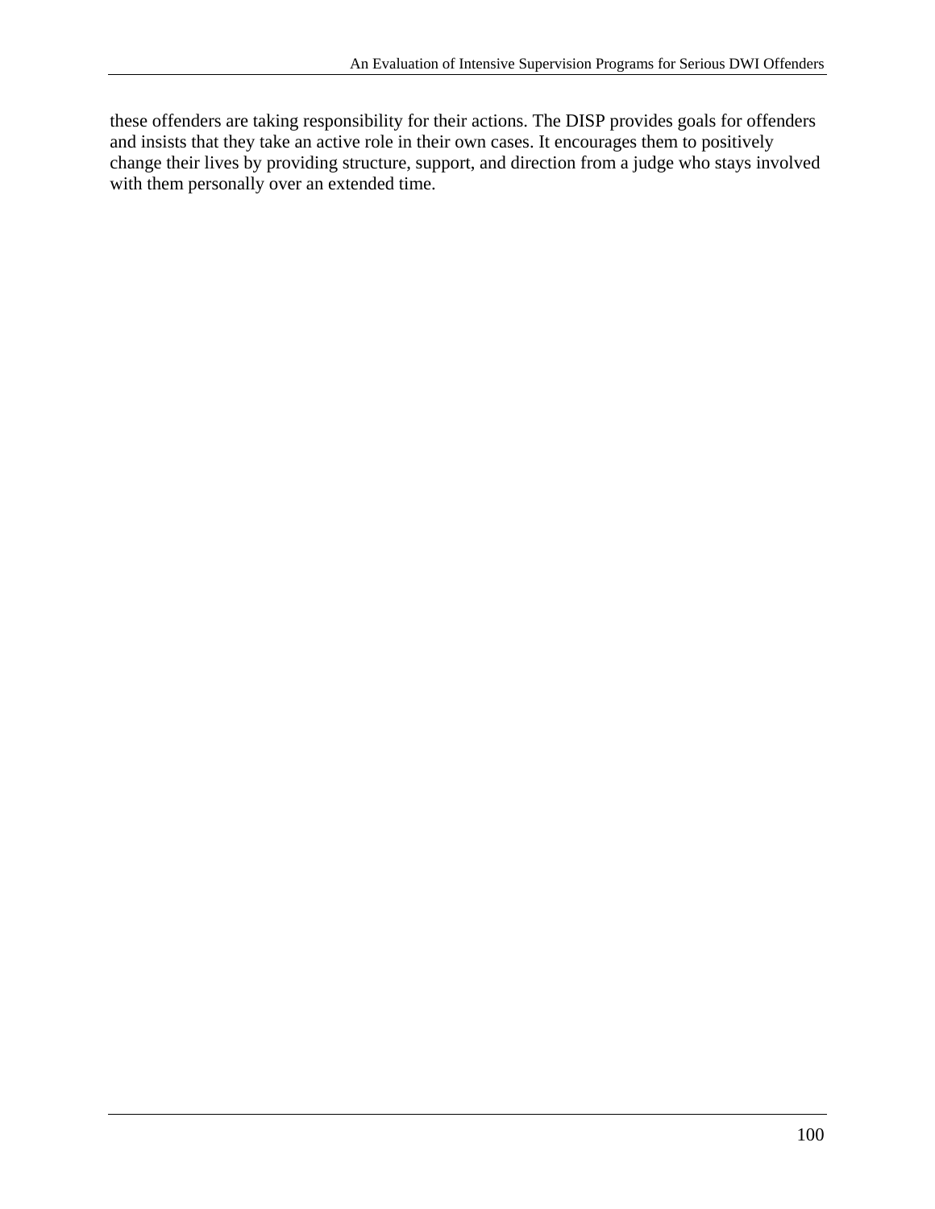these offenders are taking responsibility for their actions. The DISP provides goals for offenders and insists that they take an active role in their own cases. It encourages them to positively change their lives by providing structure, support, and direction from a judge who stays involved with them personally over an extended time.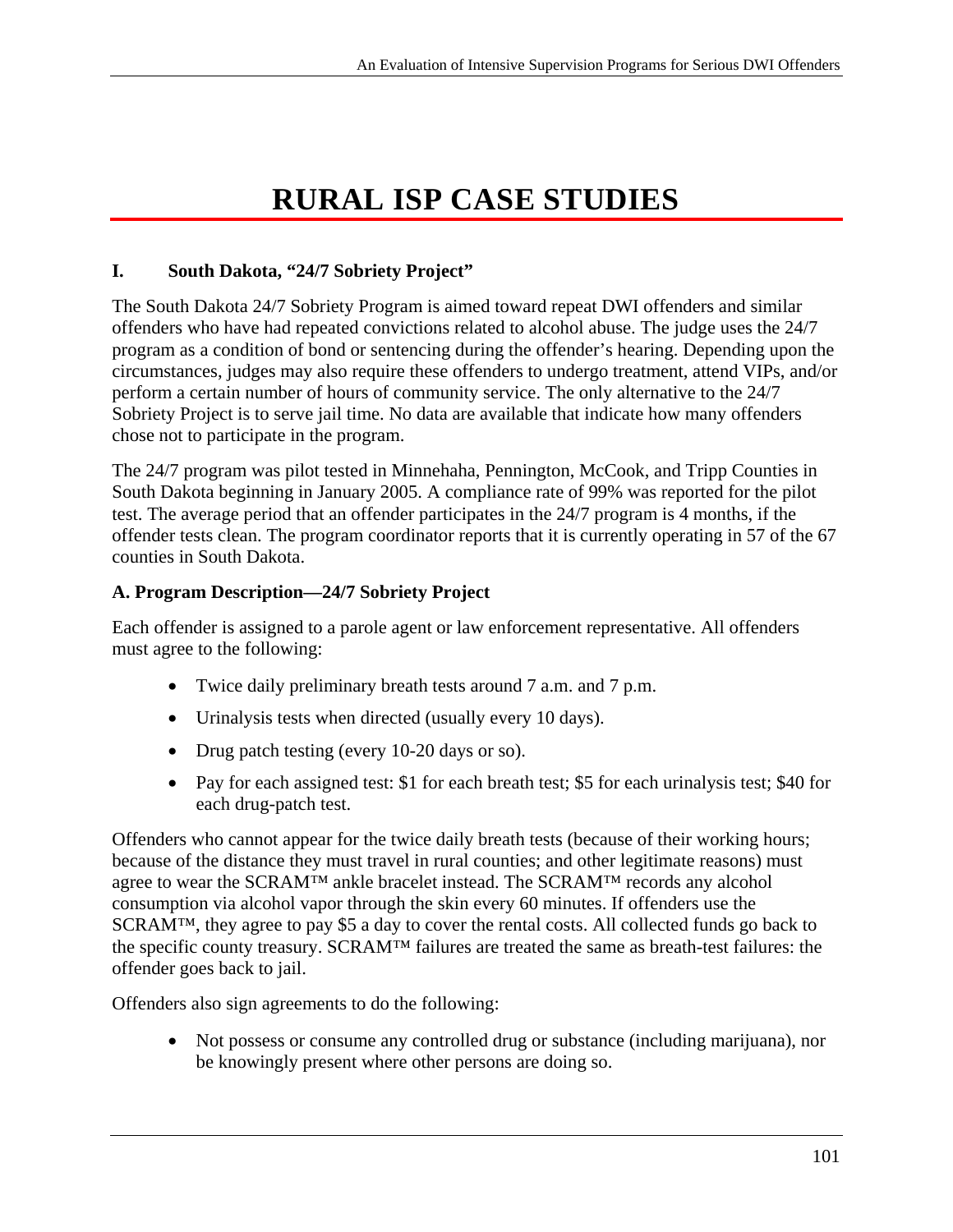# RURAL ISP CASE STUDIES

## I. South Dakota, "24/7 Sobriety Project"

The South Dakota 24/7 Sobriety Program is aimed toward repeat DWI offenders and similar offenders who have had repeated convictions related to alcohol abuse. The judge uses the 24/7 program as a condition of bond or sentencing during the offender's hearing. Depending upon the circumstances, judges may also require these offenders to undergo treatment, attend VIPs, and/or perform a certain number of hours of community service. The only alternative to the 24/7 Sobriety Project is to serve jail time. No data are available that indicate how many offenders chose not to participate in the program.

The 24/7 program was pilot tested in Minnehaha, Pennington, McCook, and Tripp Counties in South Dakota beginning in January 2005. A compliance rate of 99% was reported for the pilot test. The average period that an offender participates in the 24/7 program is 4 months, if the offender tests clean. The program coordinator reports that it is currently operating in 57 of the 67 counties in South Dakota.

### A. Program Description—24/7 Sobriety Project

Each offender is assigned to a parole agent or law enforcement representative. All offenders must agree to the following:

- Twice daily preliminary breath tests around 7 a.m. and 7 p.m.
- Urinalysis tests when directed (usually every 10 days).
- Drug patch testing (every 10-20 days or so).
- Pay for each assigned test: $1 for each breath test; $5 for each urinalysis test; $40 for each drug-patch test.

Offenders who cannot appear for the twice daily breath tests (because of their working hours; because of the distance they must travel in rural counties; and other legitimate reasons) must agree to wear the SCRAM™ ankle bracelet instead. The SCRAM™ records any alcohol consumption via alcohol vapor through the skin every 60 minutes. If offenders use the SCRAM™, they agree to pay $5 a day to cover the rental costs. All collected funds go back to the specific county treasury. SCRAM™ failures are treated the same as breath-test failures: the offender goes back to jail.

Offenders also sign agreements to do the following:

- Not possess or consume any controlled drug or substance (including marijuana), nor be knowingly present where other persons are doing so.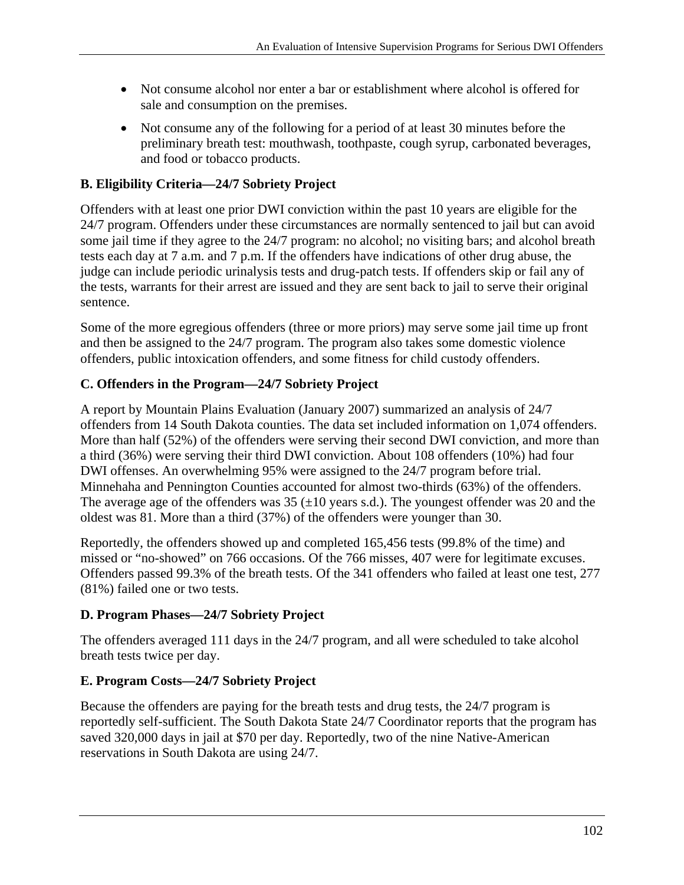- Not consume alcohol nor enter a bar or establishment where alcohol is offered for sale and consumption on the premises.
- Not consume any of the following for a period of at least 30 minutes before the preliminary breath test: mouthwash, toothpaste, cough syrup, carbonated beverages, and food or tobacco products.

### B. Eligibility Criteria—24/7 Sobriety Project

Offenders with at least one prior DWI conviction within the past 10 years are eligible for the 24/7 program. Offenders under these circumstances are normally sentenced to jail but can avoid some jail time if they agree to the 24/7 program: no alcohol; no visiting bars; and alcohol breath tests each day at 7 a.m. and 7 p.m. If the offenders have indications of other drug abuse, the judge can include periodic urinalysis tests and drug-patch tests. If offenders skip or fail any of the tests, warrants for their arrest are issued and they are sent back to jail to serve their original sentence.

Some of the more egregious offenders (three or more priors) may serve some jail time up front and then be assigned to the 24/7 program. The program also takes some domestic violence offenders, public intoxication offenders, and some fitness for child custody offenders.

### C. Offenders in the Program—24/7 Sobriety Project

A report by Mountain Plains Evaluation (January 2007) summarized an analysis of 24/7 offenders from 14 South Dakota counties. The data set included information on 1,074 offenders. More than half (52%) of the offenders were serving their second DWI conviction, and more than a third (36%) were serving their third DWI conviction. About 108 offenders (10%) had four DWI offenses. An overwhelming 95% were assigned to the 24/7 program before trial. Minnehaha and Pennington Counties accounted for almost two-thirds (63%) of the offenders. The average age of the offenders was 35 (±10 years s.d.). The youngest offender was 20 and the oldest was 81. More than a third (37%) of the offenders were younger than 30.

Reportedly, the offenders showed up and completed 165,456 tests (99.8% of the time) and missed or "no-showed" on 766 occasions. Of the 766 misses, 407 were for legitimate excuses. Offenders passed 99.3% of the breath tests. Of the 341 offenders who failed at least one test, 277 (81%) failed one or two tests.

### D. Program Phases—24/7 Sobriety Project

The offenders averaged 111 days in the 24/7 program, and all were scheduled to take alcohol breath tests twice per day.

### E. Program Costs—24/7 Sobriety Project

Because the offenders are paying for the breath tests and drug tests, the 24/7 program is reportedly self-sufficient. The South Dakota State 24/7 Coordinator reports that the program has saved 320,000 days in jail at $70 per day. Reportedly, two of the nine Native-American reservations in South Dakota are using 24/7.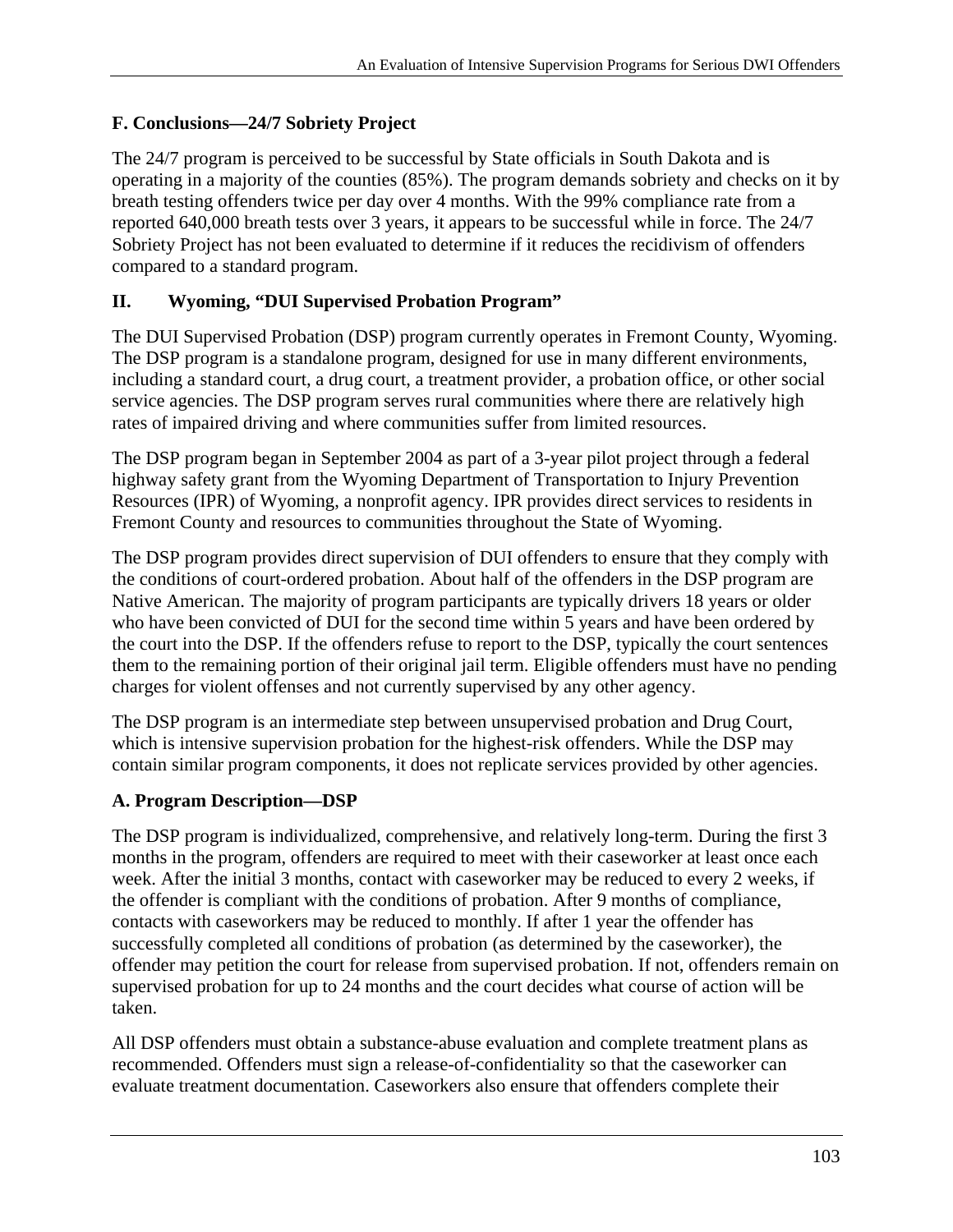### F. Conclusions—24/7 Sobriety Project

The 24/7 program is perceived to be successful by State officials in South Dakota and is operating in a majority of the counties (85%). The program demands sobriety and checks on it by breath testing offenders twice per day over 4 months. With the 99% compliance rate from a reported 640,000 breath tests over 3 years, it appears to be successful while in force. The 24/7 Sobriety Project has not been evaluated to determine if it reduces the recidivism of offenders compared to a standard program.

## II. Wyoming, "DUI Supervised Probation Program"

The DUI Supervised Probation (DSP) program currently operates in Fremont County, Wyoming. The DSP program is a standalone program, designed for use in many different environments, including a standard court, a drug court, a treatment provider, a probation office, or other social service agencies. The DSP program serves rural communities where there are relatively high rates of impaired driving and where communities suffer from limited resources.

The DSP program began in September 2004 as part of a 3-year pilot project through a federal highway safety grant from the Wyoming Department of Transportation to Injury Prevention Resources (IPR) of Wyoming, a nonprofit agency. IPR provides direct services to residents in Fremont County and resources to communities throughout the State of Wyoming.

The DSP program provides direct supervision of DUI offenders to ensure that they comply with the conditions of court-ordered probation. About half of the offenders in the DSP program are Native American. The majority of program participants are typically drivers 18 years or older who have been convicted of DUI for the second time within 5 years and have been ordered by the court into the DSP. If the offenders refuse to report to the DSP, typically the court sentences them to the remaining portion of their original jail term. Eligible offenders must have no pending charges for violent offenses and not currently supervised by any other agency.

The DSP program is an intermediate step between unsupervised probation and Drug Court, which is intensive supervision probation for the highest-risk offenders. While the DSP may contain similar program components, it does not replicate services provided by other agencies.

### A. Program Description—DSP

The DSP program is individualized, comprehensive, and relatively long-term. During the first 3 months in the program, offenders are required to meet with their caseworker at least once each week. After the initial 3 months, contact with caseworker may be reduced to every 2 weeks, if the offender is compliant with the conditions of probation. After 9 months of compliance, contacts with caseworkers may be reduced to monthly. If after 1 year the offender has successfully completed all conditions of probation (as determined by the caseworker), the offender may petition the court for release from supervised probation. If not, offenders remain on supervised probation for up to 24 months and the court decides what course of action will be taken.

All DSP offenders must obtain a substance-abuse evaluation and complete treatment plans as recommended. Offenders must sign a release-of-confidentiality so that the caseworker can evaluate treatment documentation. Caseworkers also ensure that offenders complete their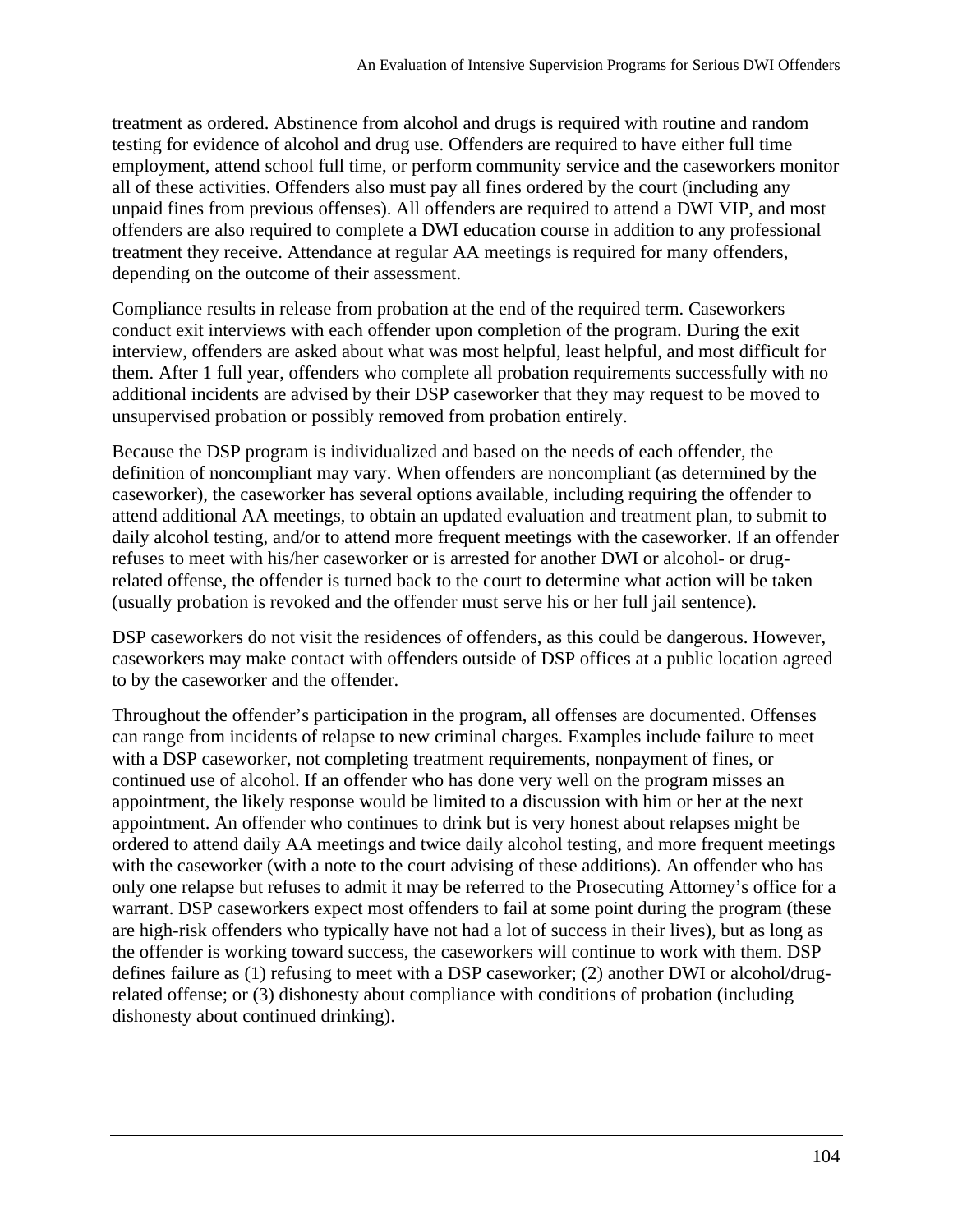treatment as ordered. Abstinence from alcohol and drugs is required with routine and random testing for evidence of alcohol and drug use. Offenders are required to have either full time employment, attend school full time, or perform community service and the caseworkers monitor all of these activities. Offenders also must pay all fines ordered by the court (including any unpaid fines from previous offenses). All offenders are required to attend a DWI VIP, and most offenders are also required to complete a DWI education course in addition to any professional treatment they receive. Attendance at regular AA meetings is required for many offenders, depending on the outcome of their assessment.

Compliance results in release from probation at the end of the required term. Caseworkers conduct exit interviews with each offender upon completion of the program. During the exit interview, offenders are asked about what was most helpful, least helpful, and most difficult for them. After 1 full year, offenders who complete all probation requirements successfully with no additional incidents are advised by their DSP caseworker that they may request to be moved to unsupervised probation or possibly removed from probation entirely.

Because the DSP program is individualized and based on the needs of each offender, the definition of noncompliant may vary. When offenders are noncompliant (as determined by the caseworker), the caseworker has several options available, including requiring the offender to attend additional AA meetings, to obtain an updated evaluation and treatment plan, to submit to daily alcohol testing, and/or to attend more frequent meetings with the caseworker. If an offender refuses to meet with his/her caseworker or is arrested for another DWI or alcohol- or drug-related offense, the offender is turned back to the court to determine what action will be taken (usually probation is revoked and the offender must serve his or her full jail sentence).

DSP caseworkers do not visit the residences of offenders, as this could be dangerous. However, caseworkers may make contact with offenders outside of DSP offices at a public location agreed to by the caseworker and the offender.

Throughout the offender's participation in the program, all offenses are documented. Offenses can range from incidents of relapse to new criminal charges. Examples include failure to meet with a DSP caseworker, not completing treatment requirements, nonpayment of fines, or continued use of alcohol. If an offender who has done very well on the program misses an appointment, the likely response would be limited to a discussion with him or her at the next appointment. An offender who continues to drink but is very honest about relapses might be ordered to attend daily AA meetings and twice daily alcohol testing, and more frequent meetings with the caseworker (with a note to the court advising of these additions). An offender who has only one relapse but refuses to admit it may be referred to the Prosecuting Attorney's office for a warrant. DSP caseworkers expect most offenders to fail at some point during the program (these are high-risk offenders who typically have not had a lot of success in their lives), but as long as the offender is working toward success, the caseworkers will continue to work with them. DSP defines failure as (1) refusing to meet with a DSP caseworker; (2) another DWI or alcohol/drug-related offense; or (3) dishonesty about compliance with conditions of probation (including dishonesty about continued drinking).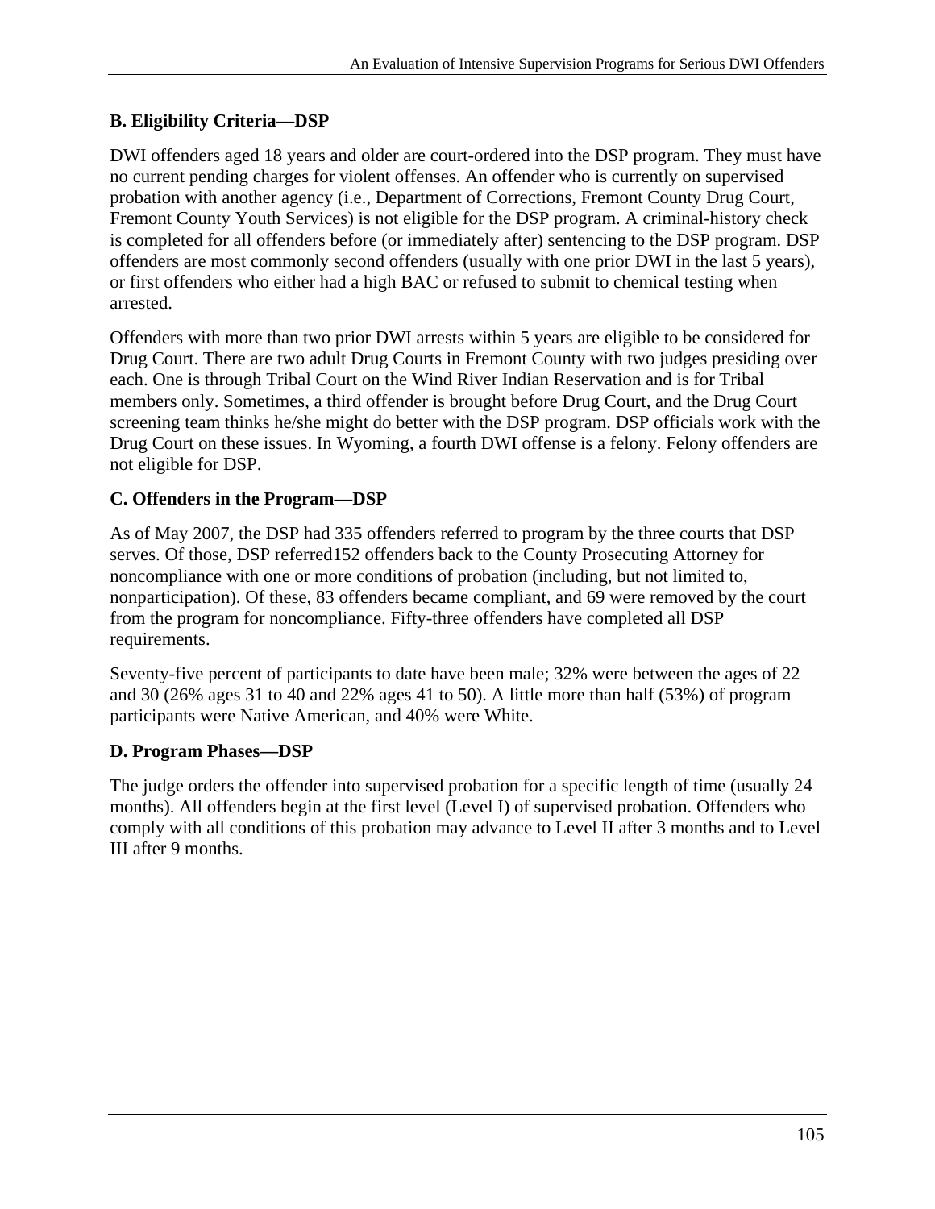### B. Eligibility Criteria—DSP

DWI offenders aged 18 years and older are court-ordered into the DSP program. They must have no current pending charges for violent offenses. An offender who is currently on supervised probation with another agency (i.e., Department of Corrections, Fremont County Drug Court, Fremont County Youth Services) is not eligible for the DSP program. A criminal-history check is completed for all offenders before (or immediately after) sentencing to the DSP program. DSP offenders are most commonly second offenders (usually with one prior DWI in the last 5 years), or first offenders who either had a high BAC or refused to submit to chemical testing when arrested.

Offenders with more than two prior DWI arrests within 5 years are eligible to be considered for Drug Court. There are two adult Drug Courts in Fremont County with two judges presiding over each. One is through Tribal Court on the Wind River Indian Reservation and is for Tribal members only. Sometimes, a third offender is brought before Drug Court, and the Drug Court screening team thinks he/she might do better with the DSP program. DSP officials work with the Drug Court on these issues. In Wyoming, a fourth DWI offense is a felony. Felony offenders are not eligible for DSP.

### C. Offenders in the Program—DSP

As of May 2007, the DSP had 335 offenders referred to program by the three courts that DSP serves. Of those, DSP referred152 offenders back to the County Prosecuting Attorney for noncompliance with one or more conditions of probation (including, but not limited to, nonparticipation). Of these, 83 offenders became compliant, and 69 were removed by the court from the program for noncompliance. Fifty-three offenders have completed all DSP requirements.

Seventy-five percent of participants to date have been male; 32% were between the ages of 22 and 30 (26% ages 31 to 40 and 22% ages 41 to 50). A little more than half (53%) of program participants were Native American, and 40% were White.

### D. Program Phases—DSP

The judge orders the offender into supervised probation for a specific length of time (usually 24 months). All offenders begin at the first level (Level I) of supervised probation. Offenders who comply with all conditions of this probation may advance to Level II after 3 months and to Level III after 9 months.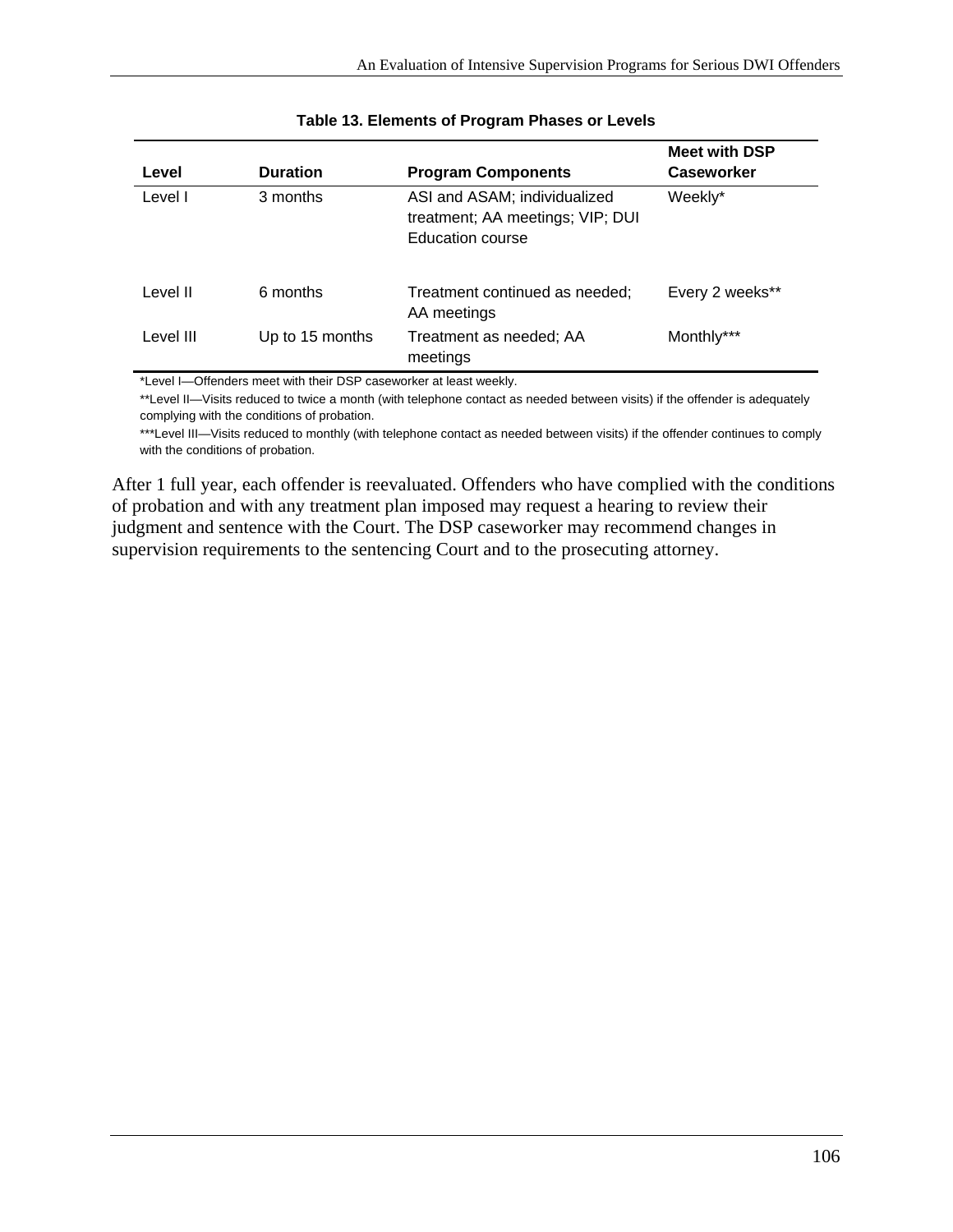**Table 13. Elements of Program Phases or Levels**

| Level | Duration | Program Components | Meet with DSP Caseworker |
|---|---|---|---|
| Level I | 3 months | ASI and ASAM; individualized treatment; AA meetings; VIP; DUI Education course | Weekly* |
| Level II | 6 months | Treatment continued as needed; AA meetings | Every 2 weeks** |
| Level III | Up to 15 months | Treatment as needed; AA meetings | Monthly*** |

*Level I—Offenders meet with their DSP caseworker at least weekly.

**Level II—Visits reduced to twice a month (with telephone contact as needed between visits) if the offender is adequately complying with the conditions of probation.

***Level III—Visits reduced to monthly (with telephone contact as needed between visits) if the offender continues to comply with the conditions of probation.

After 1 full year, each offender is reevaluated. Offenders who have complied with the conditions of probation and with any treatment plan imposed may request a hearing to review their judgment and sentence with the Court. The DSP caseworker may recommend changes in supervision requirements to the sentencing Court and to the prosecuting attorney.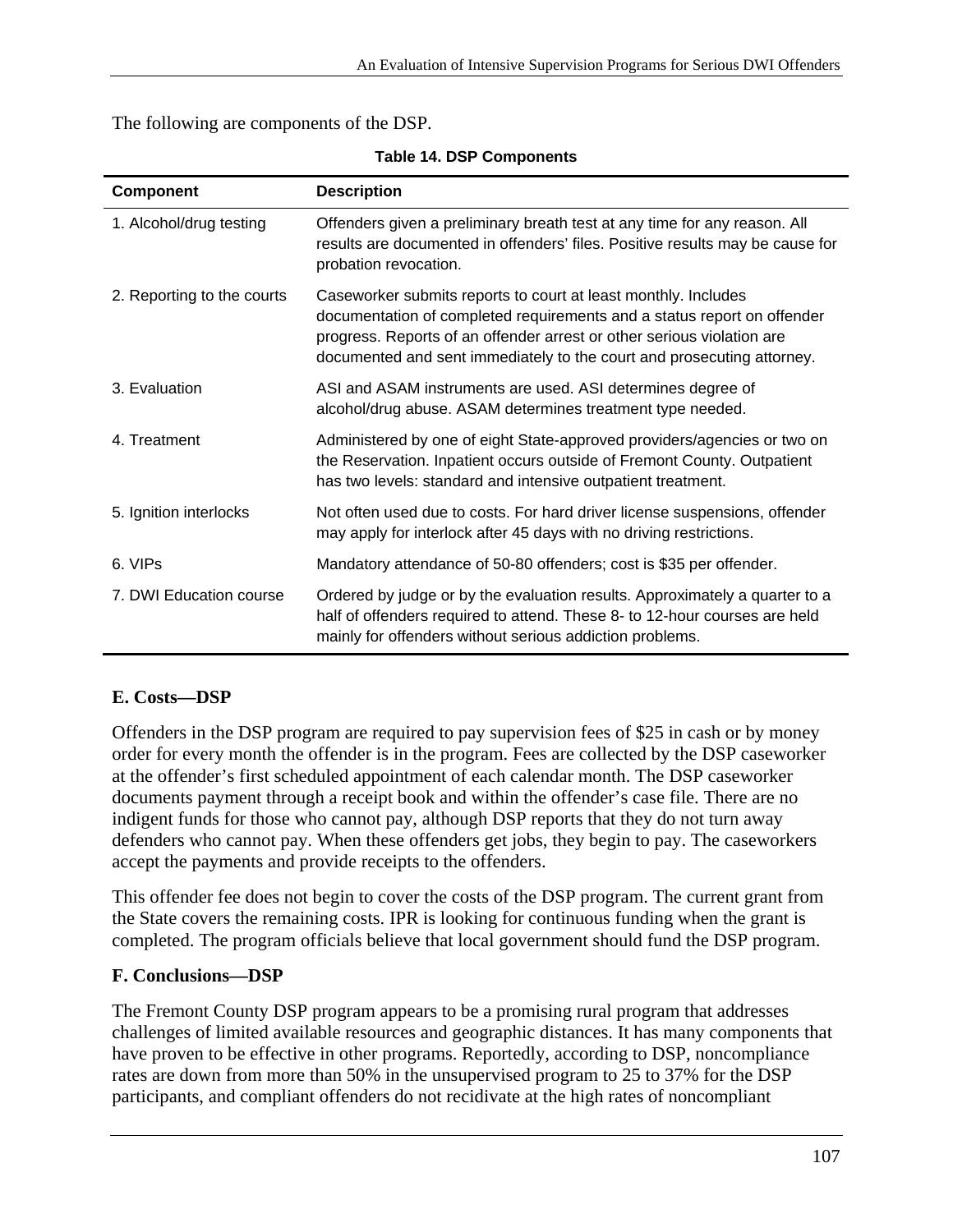The following are components of the DSP.

**Table 14. DSP Components**

| Component | Description |
|---|---|
| 1. Alcohol/drug testing | Offenders given a preliminary breath test at any time for any reason. All results are documented in offenders' files. Positive results may be cause for probation revocation. |
| 2. Reporting to the courts | Caseworker submits reports to court at least monthly. Includes documentation of completed requirements and a status report on offender progress. Reports of an offender arrest or other serious violation are documented and sent immediately to the court and prosecuting attorney. |
| 3. Evaluation | ASI and ASAM instruments are used. ASI determines degree of alcohol/drug abuse. ASAM determines treatment type needed. |
| 4. Treatment | Administered by one of eight State-approved providers/agencies or two on the Reservation. Inpatient occurs outside of Fremont County. Outpatient has two levels: standard and intensive outpatient treatment. |
| 5. Ignition interlocks | Not often used due to costs. For hard driver license suspensions, offender may apply for interlock after 45 days with no driving restrictions. |
| 6. VIPs | Mandatory attendance of 50-80 offenders; cost is $35 per offender. |
| 7. DWI Education course | Ordered by judge or by the evaluation results. Approximately a quarter to a half of offenders required to attend. These 8- to 12-hour courses are held mainly for offenders without serious addiction problems. |

### E. Costs—DSP

Offenders in the DSP program are required to pay supervision fees of $25 in cash or by money order for every month the offender is in the program. Fees are collected by the DSP caseworker at the offender's first scheduled appointment of each calendar month. The DSP caseworker documents payment through a receipt book and within the offender's case file. There are no indigent funds for those who cannot pay, although DSP reports that they do not turn away defenders who cannot pay. When these offenders get jobs, they begin to pay. The caseworkers accept the payments and provide receipts to the offenders.

This offender fee does not begin to cover the costs of the DSP program. The current grant from the State covers the remaining costs. IPR is looking for continuous funding when the grant is completed. The program officials believe that local government should fund the DSP program.

### F. Conclusions—DSP

The Fremont County DSP program appears to be a promising rural program that addresses challenges of limited available resources and geographic distances. It has many components that have proven to be effective in other programs. Reportedly, according to DSP, noncompliance rates are down from more than 50% in the unsupervised program to 25 to 37% for the DSP participants, and compliant offenders do not recidivate at the high rates of noncompliant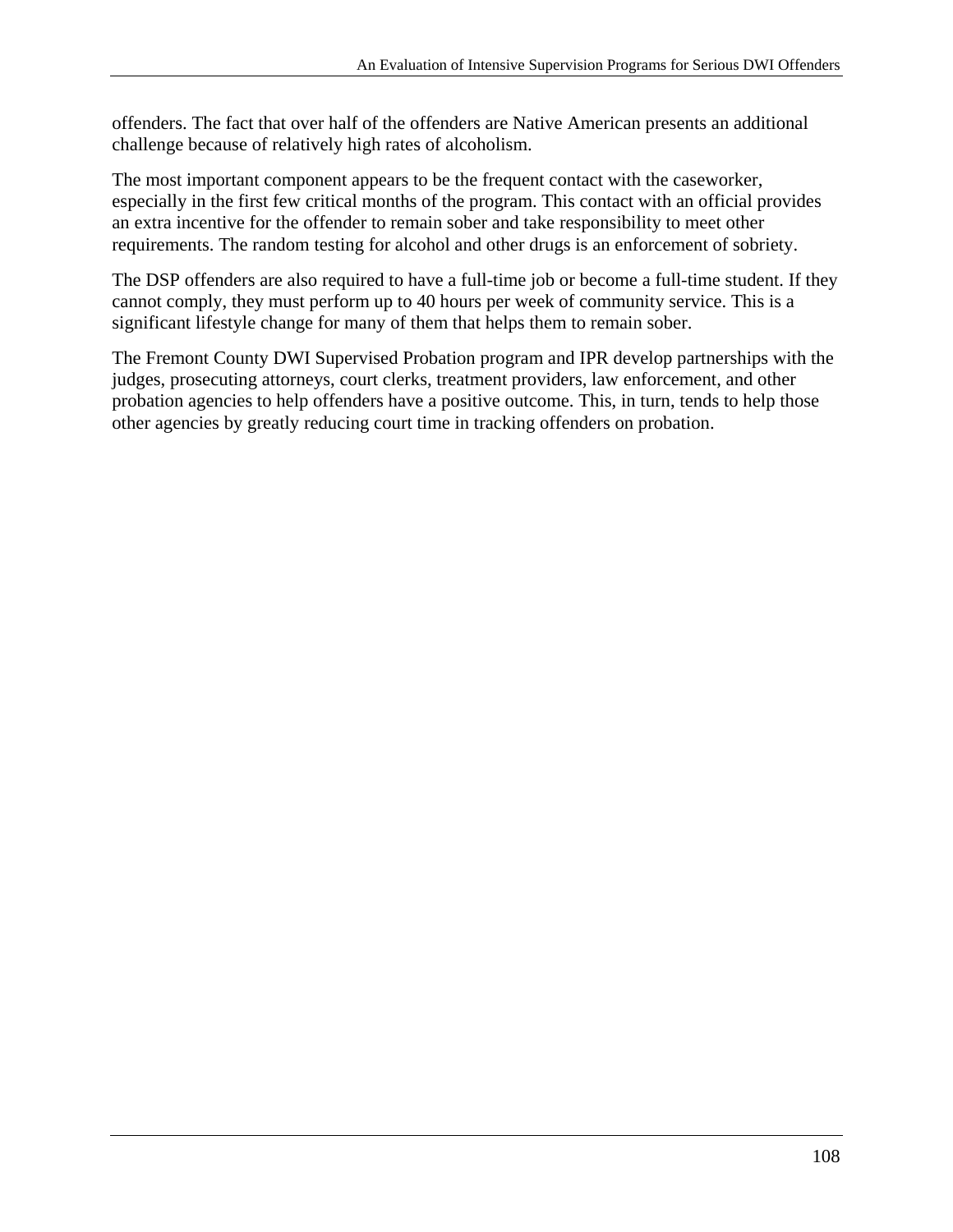offenders. The fact that over half of the offenders are Native American presents an additional challenge because of relatively high rates of alcoholism.

The most important component appears to be the frequent contact with the caseworker, especially in the first few critical months of the program. This contact with an official provides an extra incentive for the offender to remain sober and take responsibility to meet other requirements. The random testing for alcohol and other drugs is an enforcement of sobriety.

The DSP offenders are also required to have a full-time job or become a full-time student. If they cannot comply, they must perform up to 40 hours per week of community service. This is a significant lifestyle change for many of them that helps them to remain sober.

The Fremont County DWI Supervised Probation program and IPR develop partnerships with the judges, prosecuting attorneys, court clerks, treatment providers, law enforcement, and other probation agencies to help offenders have a positive outcome. This, in turn, tends to help those other agencies by greatly reducing court time in tracking offenders on probation.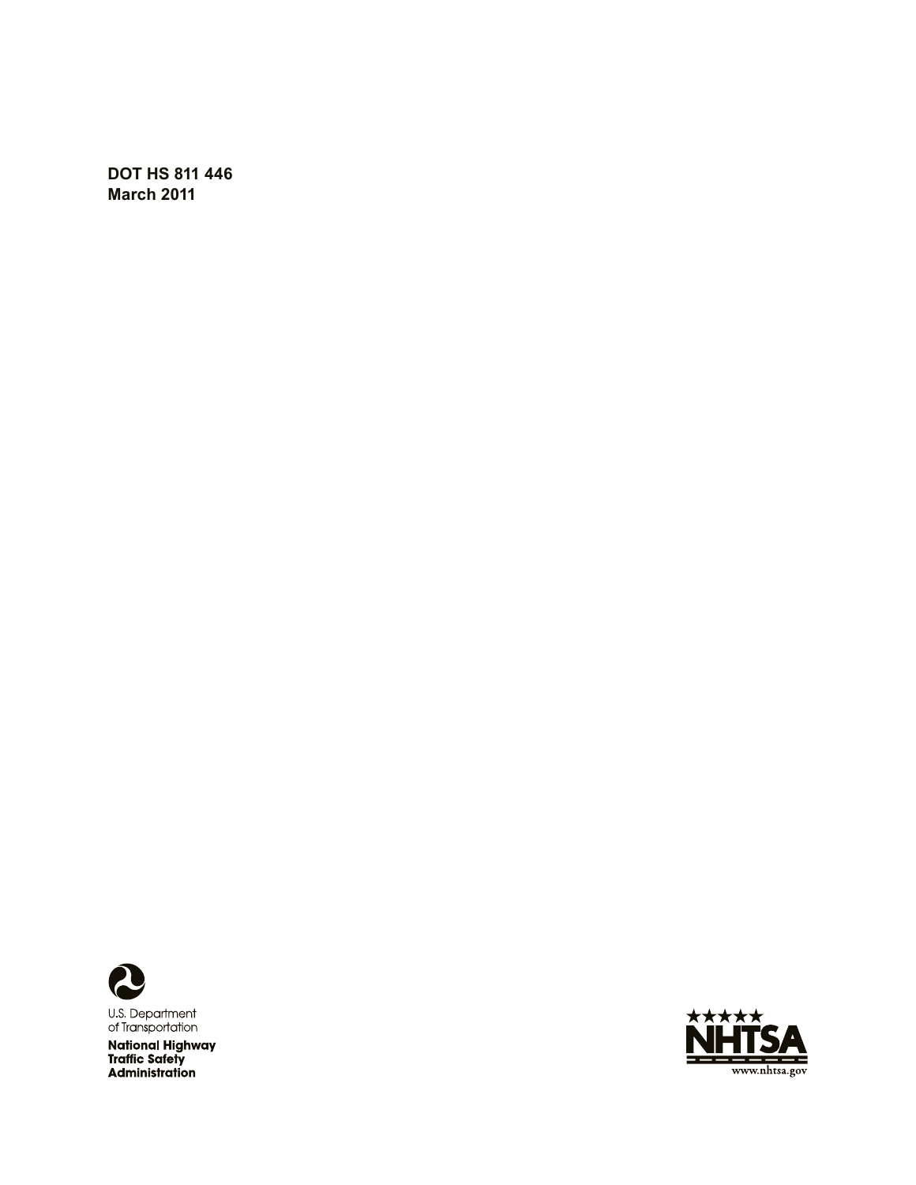**DOT HS 811 446**
**March 2011**

U.S. Department
of Transportation

**National Highway
Traffic Safety
Administration**

NHTSA

www.nhtsa.gov